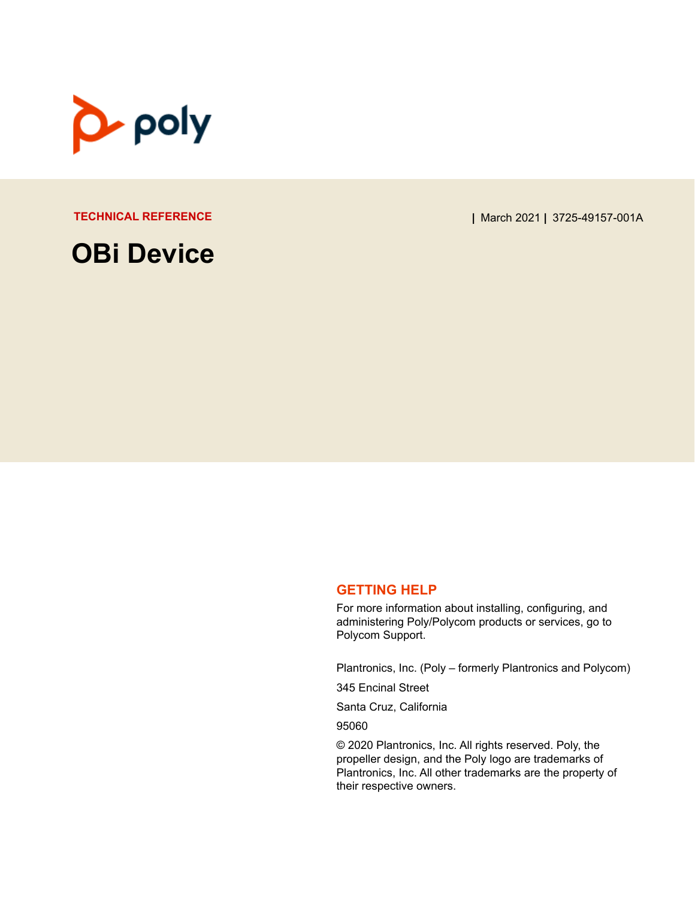TECHNICAL REFERENCE | March 2021 | 3725-49157-001A

# OBi Device

## GETTING HELP

For more information about installing, configuring, and administering Poly/Polycom products or services, go to Polycom Support.

Plantronics, Inc. (Poly – formerly Plantronics and Polycom)

345 Encinal Street

Santa Cruz, California

95060

© 2020 Plantronics, Inc. All rights reserved. Poly, the propeller design, and the Poly logo are trademarks of Plantronics, Inc. All other trademarks are the property of their respective owners.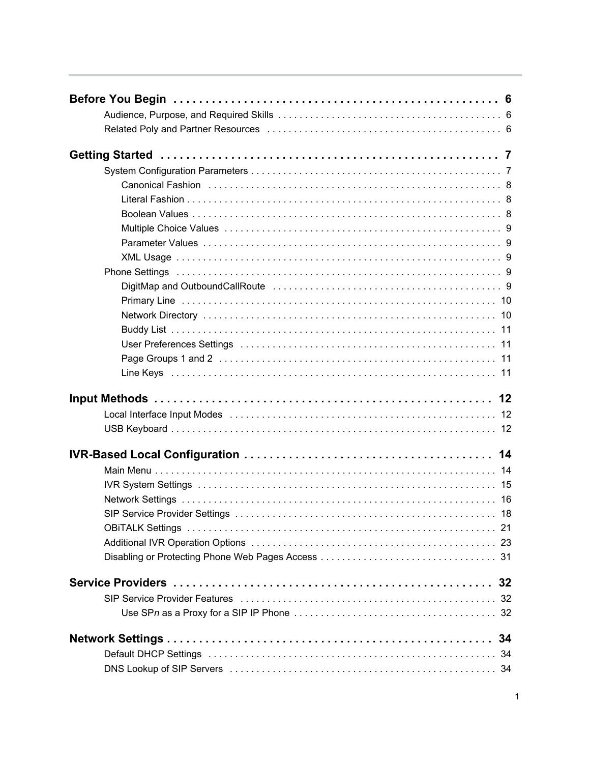**Before You Begin** . . . . . . . . . . . . . . . . . . . . . . . . . . . . . . . . . . . . . . . . . . . . . . . . . . 6

- Audience, Purpose, and Required Skills . . . . . . . . . . . . . . . . . . . . . . . . . . . . . . . . . . . . . . . . . 6
- Related Poly and Partner Resources . . . . . . . . . . . . . . . . . . . . . . . . . . . . . . . . . . . . . . . . . . . 6

**Getting Started** . . . . . . . . . . . . . . . . . . . . . . . . . . . . . . . . . . . . . . . . . . . . . . . . . . . . 7

- System Configuration Parameters . . . . . . . . . . . . . . . . . . . . . . . . . . . . . . . . . . . . . . . . . . . . . . 7
  - Canonical Fashion . . . . . . . . . . . . . . . . . . . . . . . . . . . . . . . . . . . . . . . . . . . . . . . . . . . . . . 8
  - Literal Fashion . . . . . . . . . . . . . . . . . . . . . . . . . . . . . . . . . . . . . . . . . . . . . . . . . . . . . . . . . . 8
  - Boolean Values . . . . . . . . . . . . . . . . . . . . . . . . . . . . . . . . . . . . . . . . . . . . . . . . . . . . . . . . . 8
  - Multiple Choice Values . . . . . . . . . . . . . . . . . . . . . . . . . . . . . . . . . . . . . . . . . . . . . . . . . . . 9
  - Parameter Values . . . . . . . . . . . . . . . . . . . . . . . . . . . . . . . . . . . . . . . . . . . . . . . . . . . . . . . 9
  - XML Usage . . . . . . . . . . . . . . . . . . . . . . . . . . . . . . . . . . . . . . . . . . . . . . . . . . . . . . . . . . . . 9
- Phone Settings . . . . . . . . . . . . . . . . . . . . . . . . . . . . . . . . . . . . . . . . . . . . . . . . . . . . . . . . . . . . 9
  - DigitMap and OutboundCallRoute . . . . . . . . . . . . . . . . . . . . . . . . . . . . . . . . . . . . . . . . . . 9
  - Primary Line . . . . . . . . . . . . . . . . . . . . . . . . . . . . . . . . . . . . . . . . . . . . . . . . . . . . . . . . . . 10
  - Network Directory . . . . . . . . . . . . . . . . . . . . . . . . . . . . . . . . . . . . . . . . . . . . . . . . . . . . . . 10
  - Buddy List . . . . . . . . . . . . . . . . . . . . . . . . . . . . . . . . . . . . . . . . . . . . . . . . . . . . . . . . . . . . 11
  - User Preferences Settings . . . . . . . . . . . . . . . . . . . . . . . . . . . . . . . . . . . . . . . . . . . . . . . 11
  - Page Groups 1 and 2 . . . . . . . . . . . . . . . . . . . . . . . . . . . . . . . . . . . . . . . . . . . . . . . . . . . 11
  - Line Keys . . . . . . . . . . . . . . . . . . . . . . . . . . . . . . . . . . . . . . . . . . . . . . . . . . . . . . . . . . . . . 11

**Input Methods** . . . . . . . . . . . . . . . . . . . . . . . . . . . . . . . . . . . . . . . . . . . . . . . . . . . . . 12

- Local Interface Input Modes . . . . . . . . . . . . . . . . . . . . . . . . . . . . . . . . . . . . . . . . . . . . . . . . . 12
- USB Keyboard . . . . . . . . . . . . . . . . . . . . . . . . . . . . . . . . . . . . . . . . . . . . . . . . . . . . . . . . . . . . 12

**IVR-Based Local Configuration** . . . . . . . . . . . . . . . . . . . . . . . . . . . . . . . . . . . . . . . 14

- Main Menu . . . . . . . . . . . . . . . . . . . . . . . . . . . . . . . . . . . . . . . . . . . . . . . . . . . . . . . . . . . . . . . 14
- IVR System Settings . . . . . . . . . . . . . . . . . . . . . . . . . . . . . . . . . . . . . . . . . . . . . . . . . . . . . . . . 15
- Network Settings . . . . . . . . . . . . . . . . . . . . . . . . . . . . . . . . . . . . . . . . . . . . . . . . . . . . . . . . . . . 16
- SIP Service Provider Settings . . . . . . . . . . . . . . . . . . . . . . . . . . . . . . . . . . . . . . . . . . . . . . . . . 18
- OBiTALK Settings . . . . . . . . . . . . . . . . . . . . . . . . . . . . . . . . . . . . . . . . . . . . . . . . . . . . . . . . . . 21
- Additional IVR Operation Options . . . . . . . . . . . . . . . . . . . . . . . . . . . . . . . . . . . . . . . . . . . . . 23
- Disabling or Protecting Phone Web Pages Access . . . . . . . . . . . . . . . . . . . . . . . . . . . . . . . . 31

**Service Providers** . . . . . . . . . . . . . . . . . . . . . . . . . . . . . . . . . . . . . . . . . . . . . . . . . . . 32

- SIP Service Provider Features . . . . . . . . . . . . . . . . . . . . . . . . . . . . . . . . . . . . . . . . . . . . . . . . 32
  - Use SP*n* as a Proxy for a SIP IP Phone . . . . . . . . . . . . . . . . . . . . . . . . . . . . . . . . . . . . . . 32

**Network Settings** . . . . . . . . . . . . . . . . . . . . . . . . . . . . . . . . . . . . . . . . . . . . . . . . . . . . 34

- Default DHCP Settings . . . . . . . . . . . . . . . . . . . . . . . . . . . . . . . . . . . . . . . . . . . . . . . . . . . . . . 34
- DNS Lookup of SIP Servers . . . . . . . . . . . . . . . . . . . . . . . . . . . . . . . . . . . . . . . . . . . . . . . . . . 34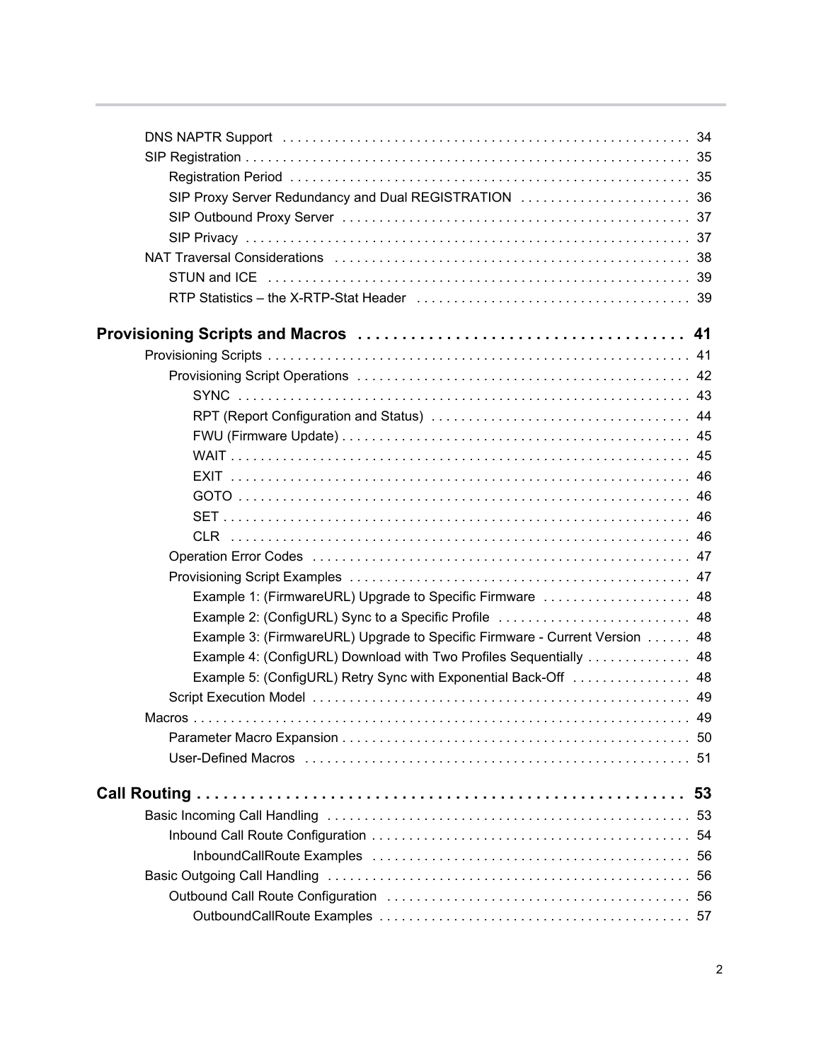- DNS NAPTR Support . . . . . 34
- SIP Registration . . . . . 35
  - Registration Period . . . . . 35
  - SIP Proxy Server Redundancy and Dual REGISTRATION . . . . . 36
  - SIP Outbound Proxy Server . . . . . 37
  - SIP Privacy . . . . . 37
- NAT Traversal Considerations . . . . . 38
  - STUN and ICE . . . . . 39
  - RTP Statistics – the X-RTP-Stat Header . . . . . 39

**Provisioning Scripts and Macros . . . . . 41**

- Provisioning Scripts . . . . . 41
  - Provisioning Script Operations . . . . . 42
    - SYNC . . . . . 43
    - RPT (Report Configuration and Status) . . . . . 44
    - FWU (Firmware Update) . . . . . 45
    - WAIT . . . . . 45
    - EXIT . . . . . 46
    - GOTO . . . . . 46
    - SET . . . . . 46
    - CLR . . . . . 46
  - Operation Error Codes . . . . . 47
  - Provisioning Script Examples . . . . . 47
    - Example 1: (FirmwareURL) Upgrade to Specific Firmware . . . . . 48
    - Example 2: (ConfigURL) Sync to a Specific Profile . . . . . 48
    - Example 3: (FirmwareURL) Upgrade to Specific Firmware - Current Version . . . . . 48
    - Example 4: (ConfigURL) Download with Two Profiles Sequentially . . . . . 48
    - Example 5: (ConfigURL) Retry Sync with Exponential Back-Off . . . . . 48
  - Script Execution Model . . . . . 49
- Macros . . . . . 49
  - Parameter Macro Expansion . . . . . 50
  - User-Defined Macros . . . . . 51

**Call Routing . . . . . 53**

- Basic Incoming Call Handling . . . . . 53
  - Inbound Call Route Configuration . . . . . 54
    - InboundCallRoute Examples . . . . . 56
- Basic Outgoing Call Handling . . . . . 56
  - Outbound Call Route Configuration . . . . . 56
    - OutboundCallRoute Examples . . . . . 57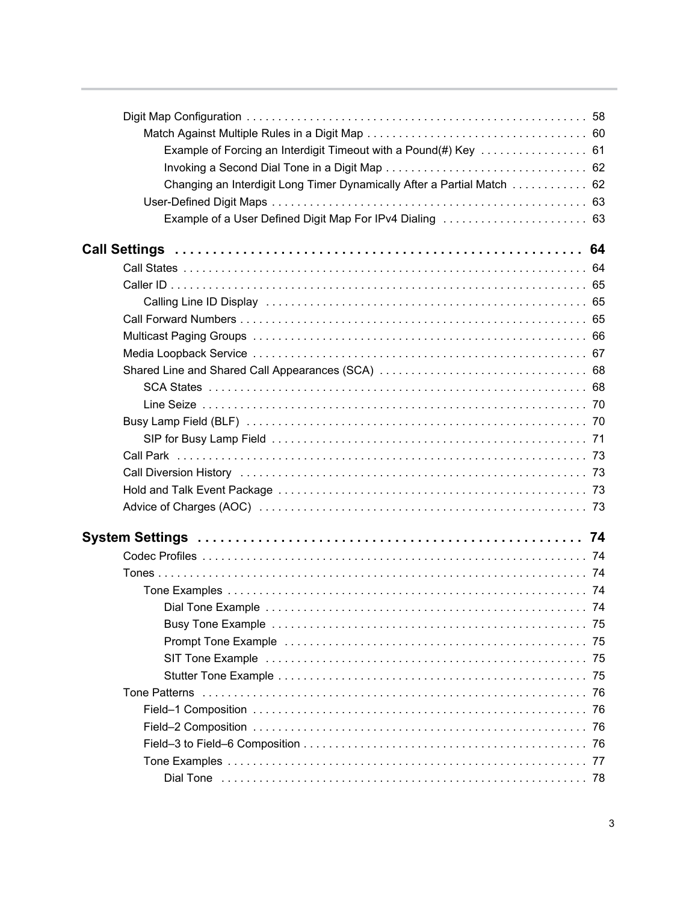- Digit Map Configuration . . . . . . . . . . 58
  - Match Against Multiple Rules in a Digit Map . . . . . . . . . . 60
    - Example of Forcing an Interdigit Timeout with a Pound(#) Key . . . . . . . . . . 61
    - Invoking a Second Dial Tone in a Digit Map . . . . . . . . . . 62
    - Changing an Interdigit Long Timer Dynamically After a Partial Match . . . . . . . . . . 62
  - User-Defined Digit Maps . . . . . . . . . . 63
    - Example of a User Defined Digit Map For IPv4 Dialing . . . . . . . . . . 63

**Call Settings . . . . . . . . . . 64**

- Call States . . . . . . . . . . 64
- Caller ID . . . . . . . . . . 65
  - Calling Line ID Display . . . . . . . . . . 65
- Call Forward Numbers . . . . . . . . . . 65
- Multicast Paging Groups . . . . . . . . . . 66
- Media Loopback Service . . . . . . . . . . 67
- Shared Line and Shared Call Appearances (SCA) . . . . . . . . . . 68
  - SCA States . . . . . . . . . . 68
  - Line Seize . . . . . . . . . . 70
- Busy Lamp Field (BLF) . . . . . . . . . . 70
  - SIP for Busy Lamp Field . . . . . . . . . . 71
- Call Park . . . . . . . . . . 73
- Call Diversion History . . . . . . . . . . 73
- Hold and Talk Event Package . . . . . . . . . . 73
- Advice of Charges (AOC) . . . . . . . . . . 73

**System Settings . . . . . . . . . . 74**

- Codec Profiles . . . . . . . . . . 74
- Tones . . . . . . . . . . 74
  - Tone Examples . . . . . . . . . . 74
    - Dial Tone Example . . . . . . . . . . 74
    - Busy Tone Example . . . . . . . . . . 75
    - Prompt Tone Example . . . . . . . . . . 75
    - SIT Tone Example . . . . . . . . . . 75
    - Stutter Tone Example . . . . . . . . . . 75
- Tone Patterns . . . . . . . . . . 76
  - Field–1 Composition . . . . . . . . . . 76
  - Field–2 Composition . . . . . . . . . . 76
  - Field–3 to Field–6 Composition . . . . . . . . . . 76
  - Tone Examples . . . . . . . . . . 77
    - Dial Tone . . . . . . . . . . 78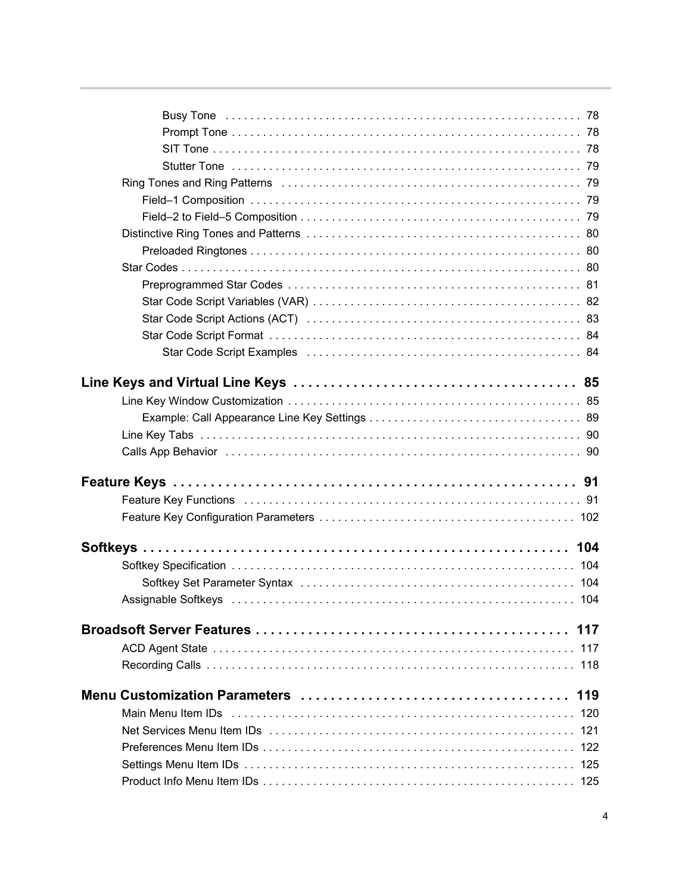- Busy Tone . . . . . . . . . . . . . . . . . . . . . . . . . . . . . . . . . . . . . . . . . . . . . . . . . . . . . . . . . 78
- Prompt Tone . . . . . . . . . . . . . . . . . . . . . . . . . . . . . . . . . . . . . . . . . . . . . . . . . . . . . . . . . 78
- SIT Tone . . . . . . . . . . . . . . . . . . . . . . . . . . . . . . . . . . . . . . . . . . . . . . . . . . . . . . . . . . . 78
- Stutter Tone . . . . . . . . . . . . . . . . . . . . . . . . . . . . . . . . . . . . . . . . . . . . . . . . . . . . . . . . . 79

Ring Tones and Ring Patterns . . . . . . . . . . . . . . . . . . . . . . . . . . . . . . . . . . . . . . . . . . . . . . . . 79

- Field–1 Composition . . . . . . . . . . . . . . . . . . . . . . . . . . . . . . . . . . . . . . . . . . . . . . . . . . . . . . 79
- Field–2 to Field–5 Composition . . . . . . . . . . . . . . . . . . . . . . . . . . . . . . . . . . . . . . . . . . . . . 79

Distinctive Ring Tones and Patterns . . . . . . . . . . . . . . . . . . . . . . . . . . . . . . . . . . . . . . . . . . . . 80

- Preloaded Ringtones . . . . . . . . . . . . . . . . . . . . . . . . . . . . . . . . . . . . . . . . . . . . . . . . . . . . . 80

Star Codes . . . . . . . . . . . . . . . . . . . . . . . . . . . . . . . . . . . . . . . . . . . . . . . . . . . . . . . . . . . . . . . 80

- Preprogrammed Star Codes . . . . . . . . . . . . . . . . . . . . . . . . . . . . . . . . . . . . . . . . . . . . . . . 81
- Star Code Script Variables (VAR) . . . . . . . . . . . . . . . . . . . . . . . . . . . . . . . . . . . . . . . . . . . 82
- Star Code Script Actions (ACT) . . . . . . . . . . . . . . . . . . . . . . . . . . . . . . . . . . . . . . . . . . . . 83
- Star Code Script Format . . . . . . . . . . . . . . . . . . . . . . . . . . . . . . . . . . . . . . . . . . . . . . . . . . 84
  - Star Code Script Examples . . . . . . . . . . . . . . . . . . . . . . . . . . . . . . . . . . . . . . . . . . . . 84

**Line Keys and Virtual Line Keys . . . . . . . . . . . . . . . . . . . . . . . . . . . . . . . . . . . . . 85**

Line Key Window Customization . . . . . . . . . . . . . . . . . . . . . . . . . . . . . . . . . . . . . . . . . . . . . . . 85

- Example: Call Appearance Line Key Settings . . . . . . . . . . . . . . . . . . . . . . . . . . . . . . . . . . 89

Line Key Tabs . . . . . . . . . . . . . . . . . . . . . . . . . . . . . . . . . . . . . . . . . . . . . . . . . . . . . . . . . . . . 90

Calls App Behavior . . . . . . . . . . . . . . . . . . . . . . . . . . . . . . . . . . . . . . . . . . . . . . . . . . . . . . . . 90

**Feature Keys . . . . . . . . . . . . . . . . . . . . . . . . . . . . . . . . . . . . . . . . . . . . . . . . . . . . . 91**

Feature Key Functions . . . . . . . . . . . . . . . . . . . . . . . . . . . . . . . . . . . . . . . . . . . . . . . . . . . . . . 91

Feature Key Configuration Parameters . . . . . . . . . . . . . . . . . . . . . . . . . . . . . . . . . . . . . . . . . 102

**Softkeys . . . . . . . . . . . . . . . . . . . . . . . . . . . . . . . . . . . . . . . . . . . . . . . . . . . . . . . . . 104**

Softkey Specification . . . . . . . . . . . . . . . . . . . . . . . . . . . . . . . . . . . . . . . . . . . . . . . . . . . . . . . 104

- Softkey Set Parameter Syntax . . . . . . . . . . . . . . . . . . . . . . . . . . . . . . . . . . . . . . . . . . . . . 104

Assignable Softkeys . . . . . . . . . . . . . . . . . . . . . . . . . . . . . . . . . . . . . . . . . . . . . . . . . . . . . . . . 104

**Broadsoft Server Features . . . . . . . . . . . . . . . . . . . . . . . . . . . . . . . . . . . . . . . . . . 117**

ACD Agent State . . . . . . . . . . . . . . . . . . . . . . . . . . . . . . . . . . . . . . . . . . . . . . . . . . . . . . . . . . 117

Recording Calls . . . . . . . . . . . . . . . . . . . . . . . . . . . . . . . . . . . . . . . . . . . . . . . . . . . . . . . . . . . 118

**Menu Customization Parameters . . . . . . . . . . . . . . . . . . . . . . . . . . . . . . . . . . . . 119**

Main Menu Item IDs . . . . . . . . . . . . . . . . . . . . . . . . . . . . . . . . . . . . . . . . . . . . . . . . . . . . . . . 120

Net Services Menu Item IDs . . . . . . . . . . . . . . . . . . . . . . . . . . . . . . . . . . . . . . . . . . . . . . . . . 121

Preferences Menu Item IDs . . . . . . . . . . . . . . . . . . . . . . . . . . . . . . . . . . . . . . . . . . . . . . . . . . 122

Settings Menu Item IDs . . . . . . . . . . . . . . . . . . . . . . . . . . . . . . . . . . . . . . . . . . . . . . . . . . . . . 125

Product Info Menu Item IDs . . . . . . . . . . . . . . . . . . . . . . . . . . . . . . . . . . . . . . . . . . . . . . . . . . 125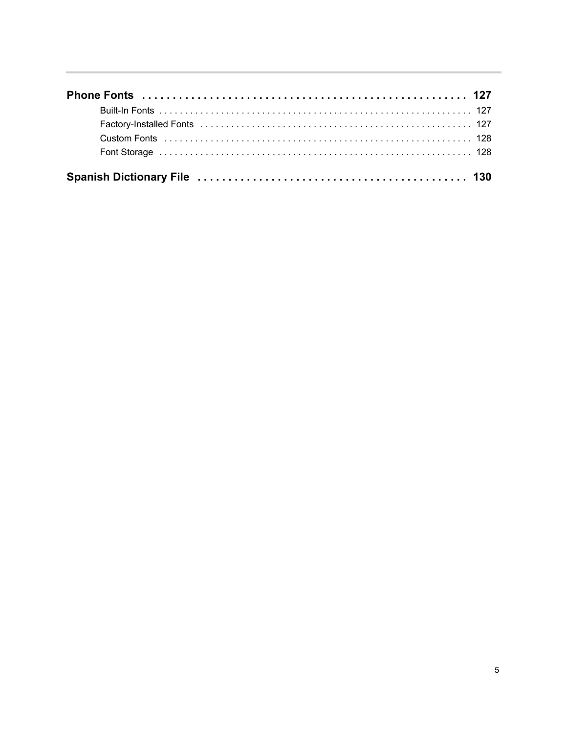**Phone Fonts . . . . . . . . . . . . . . . . . . . . . . . . . . . . . . . . . . . . . . . . . . . . . . . . . . . 127**

- Built-In Fonts . . . . . . . . . . . . . . . . . . . . . . . . . . . . . . . . . . . . . . . . . . . . . . . . . . . . . . . . . . . 127
- Factory-Installed Fonts . . . . . . . . . . . . . . . . . . . . . . . . . . . . . . . . . . . . . . . . . . . . . . . . . . . . 127
- Custom Fonts . . . . . . . . . . . . . . . . . . . . . . . . . . . . . . . . . . . . . . . . . . . . . . . . . . . . . . . . . . . 128
- Font Storage . . . . . . . . . . . . . . . . . . . . . . . . . . . . . . . . . . . . . . . . . . . . . . . . . . . . . . . . . . . . 128

**Spanish Dictionary File . . . . . . . . . . . . . . . . . . . . . . . . . . . . . . . . . . . . . . . . . . . 130**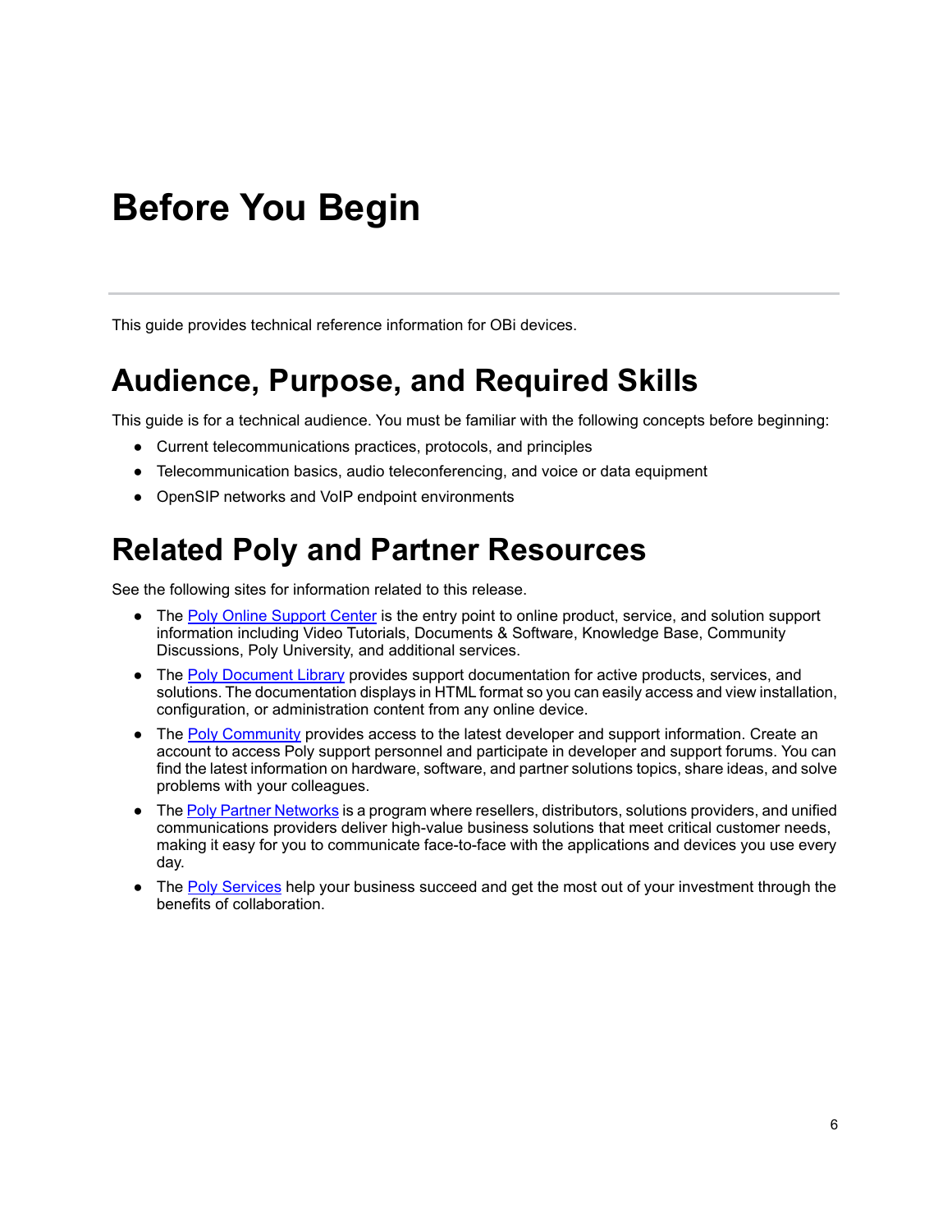# Before You Begin

This guide provides technical reference information for OBi devices.

## Audience, Purpose, and Required Skills

This guide is for a technical audience. You must be familiar with the following concepts before beginning:

- Current telecommunications practices, protocols, and principles
- Telecommunication basics, audio teleconferencing, and voice or data equipment
- OpenSIP networks and VoIP endpoint environments

## Related Poly and Partner Resources

See the following sites for information related to this release.

- The Poly Online Support Center is the entry point to online product, service, and solution support information including Video Tutorials, Documents & Software, Knowledge Base, Community Discussions, Poly University, and additional services.
- The Poly Document Library provides support documentation for active products, services, and solutions. The documentation displays in HTML format so you can easily access and view installation, configuration, or administration content from any online device.
- The Poly Community provides access to the latest developer and support information. Create an account to access Poly support personnel and participate in developer and support forums. You can find the latest information on hardware, software, and partner solutions topics, share ideas, and solve problems with your colleagues.
- The Poly Partner Networks is a program where resellers, distributors, solutions providers, and unified communications providers deliver high-value business solutions that meet critical customer needs, making it easy for you to communicate face-to-face with the applications and devices you use every day.
- The Poly Services help your business succeed and get the most out of your investment through the benefits of collaboration.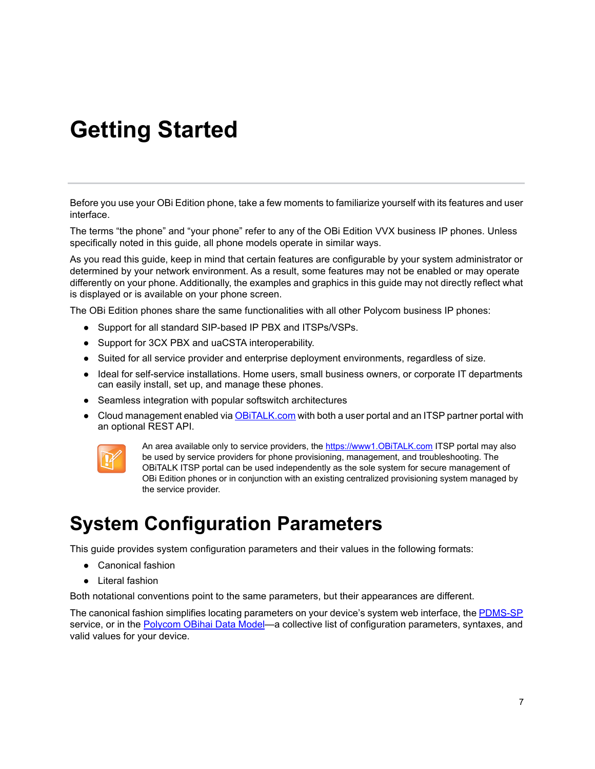# Getting Started

Before you use your OBi Edition phone, take a few moments to familiarize yourself with its features and user interface.

The terms "the phone" and "your phone" refer to any of the OBi Edition VVX business IP phones. Unless specifically noted in this guide, all phone models operate in similar ways.

As you read this guide, keep in mind that certain features are configurable by your system administrator or determined by your network environment. As a result, some features may not be enabled or may operate differently on your phone. Additionally, the examples and graphics in this guide may not directly reflect what is displayed or is available on your phone screen.

The OBi Edition phones share the same functionalities with all other Polycom business IP phones:

- Support for all standard SIP-based IP PBX and ITSPs/VSPs.
- Support for 3CX PBX and uaCSTA interoperability.
- Suited for all service provider and enterprise deployment environments, regardless of size.
- Ideal for self-service installations. Home users, small business owners, or corporate IT departments can easily install, set up, and manage these phones.
- Seamless integration with popular softswitch architectures
- Cloud management enabled via OBiTALK.com with both a user portal and an ITSP partner portal with an optional REST API.

An area available only to service providers, the https://www1.OBiTALK.com ITSP portal may also be used by service providers for phone provisioning, management, and troubleshooting. The OBiTALK ITSP portal can be used independently as the sole system for secure management of OBi Edition phones or in conjunction with an existing centralized provisioning system managed by the service provider.

## System Configuration Parameters

This guide provides system configuration parameters and their values in the following formats:

- Canonical fashion
- Literal fashion

Both notational conventions point to the same parameters, but their appearances are different.

The canonical fashion simplifies locating parameters on your device's system web interface, the PDMS-SP service, or in the Polycom OBihai Data Model—a collective list of configuration parameters, syntaxes, and valid values for your device.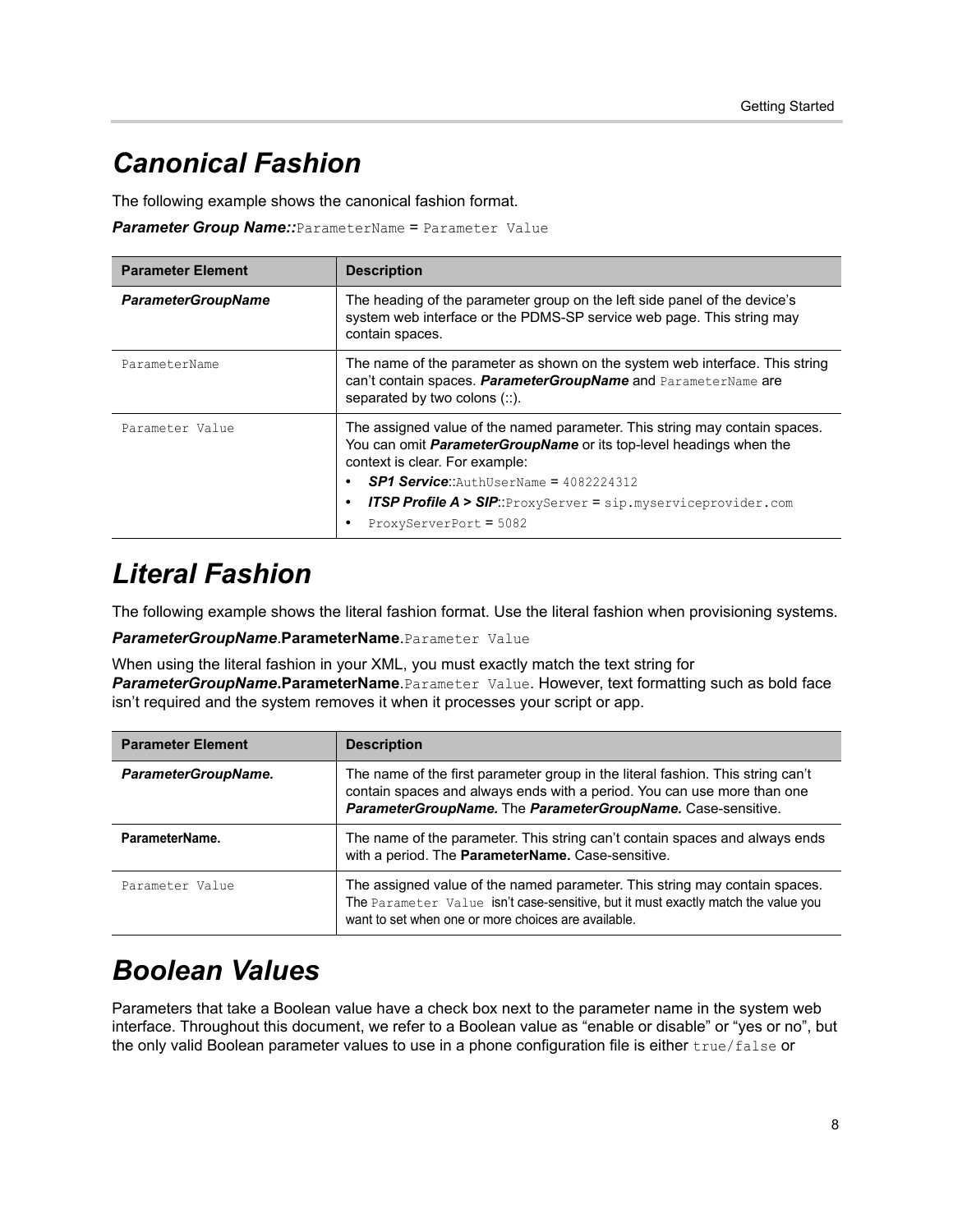# Canonical Fashion

The following example shows the canonical fashion format.

***Parameter Group Name::***`ParameterName` = `Parameter Value`

| Parameter Element | Description |
|---|---|
| ***ParameterGroupName*** | The heading of the parameter group on the left side panel of the device's system web interface or the PDMS-SP service web page. This string may contain spaces. |
| `ParameterName` | The name of the parameter as shown on the system web interface. This string can't contain spaces. ***ParameterGroupName*** and `ParameterName` are separated by two colons (::). |
| `Parameter Value` | The assigned value of the named parameter. This string may contain spaces. You can omit ***ParameterGroupName*** or its top-level headings when the context is clear. For example: <br>• ***SP1 Service***::`AuthUserName` = `4082224312` <br>• ***ITSP Profile A > SIP***::`ProxyServer` = `sip.myserviceprovider.com` <br>• `ProxyServerPort` = `5082` |

# Literal Fashion

The following example shows the literal fashion format. Use the literal fashion when provisioning systems.

***ParameterGroupName*.ParameterName**.`Parameter Value`

When using the literal fashion in your XML, you must exactly match the text string for ***ParameterGroupName*.ParameterName**.`Parameter Value`. However, text formatting such as bold face isn't required and the system removes it when it processes your script or app.

| Parameter Element | Description |
|---|---|
| ***ParameterGroupName.*** | The name of the first parameter group in the literal fashion. This string can't contain spaces and always ends with a period. You can use more than one ***ParameterGroupName.*** The ***ParameterGroupName.*** Case-sensitive. |
| **ParameterName.** | The name of the parameter. This string can't contain spaces and always ends with a period. The **ParameterName.** Case-sensitive. |
| `Parameter Value` | The assigned value of the named parameter. This string may contain spaces. The `Parameter Value` isn't case-sensitive, but it must exactly match the value you want to set when one or more choices are available. |

# Boolean Values

Parameters that take a Boolean value have a check box next to the parameter name in the system web interface. Throughout this document, we refer to a Boolean value as "enable or disable" or "yes or no", but the only valid Boolean parameter values to use in a phone configuration file is either `true/false` or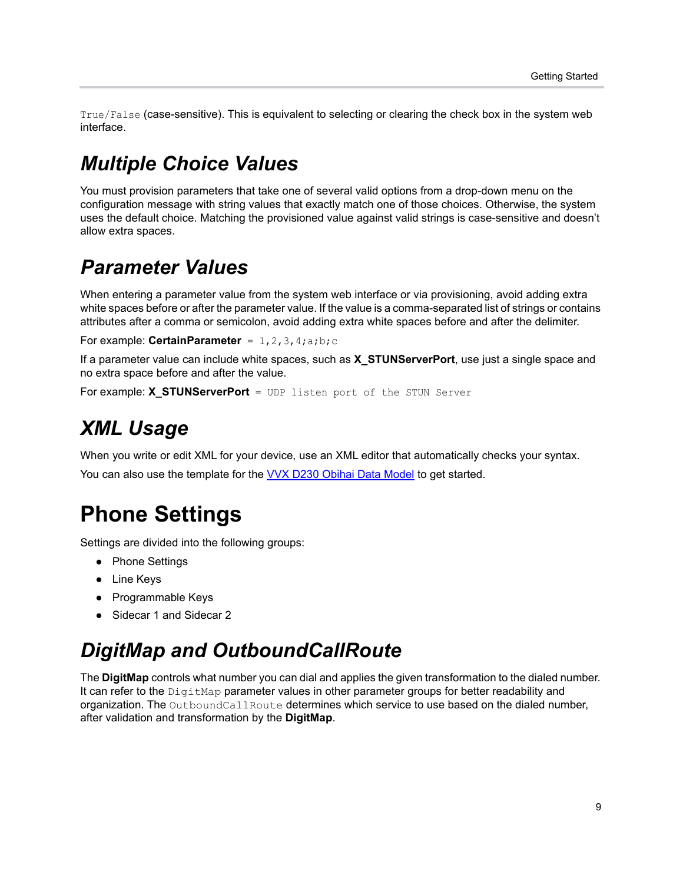`True/False` (case-sensitive). This is equivalent to selecting or clearing the check box in the system web interface.

## *Multiple Choice Values*

You must provision parameters that take one of several valid options from a drop-down menu on the configuration message with string values that exactly match one of those choices. Otherwise, the system uses the default choice. Matching the provisioned value against valid strings is case-sensitive and doesn't allow extra spaces.

## *Parameter Values*

When entering a parameter value from the system web interface or via provisioning, avoid adding extra white spaces before or after the parameter value. If the value is a comma-separated list of strings or contains attributes after a comma or semicolon, avoid adding extra white spaces before and after the delimiter.

For example: **CertainParameter** `= 1,2,3,4;a;b;c`

If a parameter value can include white spaces, such as **X_STUNServerPort**, use just a single space and no extra space before and after the value.

For example: **X_STUNServerPort** `= UDP listen port of the STUN Server`

## *XML Usage*

When you write or edit XML for your device, use an XML editor that automatically checks your syntax.

You can also use the template for the VVX D230 Obihai Data Model to get started.

# Phone Settings

Settings are divided into the following groups:

- Phone Settings
- Line Keys
- Programmable Keys
- Sidecar 1 and Sidecar 2

## *DigitMap and OutboundCallRoute*

The **DigitMap** controls what number you can dial and applies the given transformation to the dialed number. It can refer to the `DigitMap` parameter values in other parameter groups for better readability and organization. The `OutboundCallRoute` determines which service to use based on the dialed number, after validation and transformation by the **DigitMap**.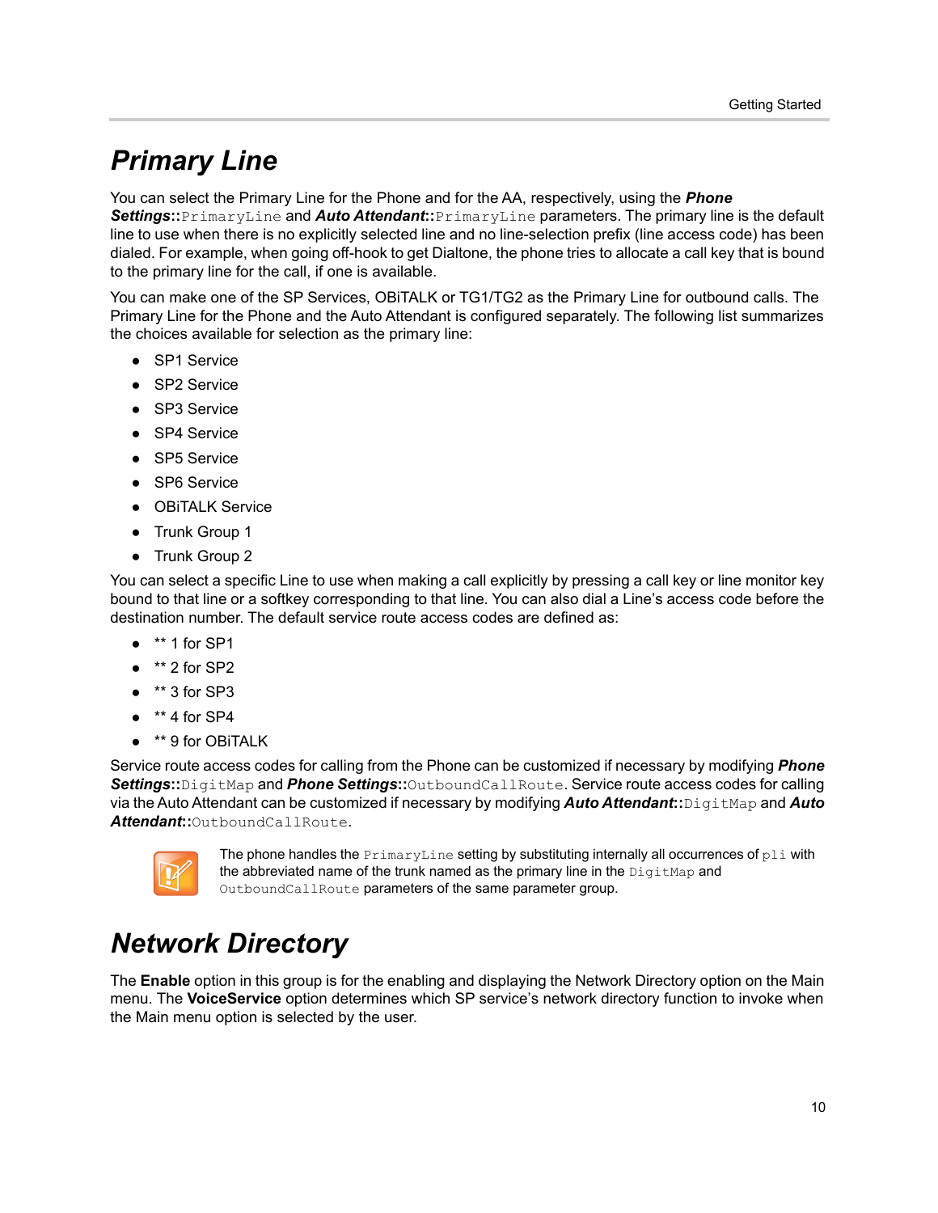# Primary Line

You can select the Primary Line for the Phone and for the AA, respectively, using the ***Phone Settings*::**`PrimaryLine` and ***Auto Attendant*::**`PrimaryLine` parameters. The primary line is the default line to use when there is no explicitly selected line and no line-selection prefix (line access code) has been dialed. For example, when going off-hook to get Dialtone, the phone tries to allocate a call key that is bound to the primary line for the call, if one is available.

You can make one of the SP Services, OBiTALK or TG1/TG2 as the Primary Line for outbound calls. The Primary Line for the Phone and the Auto Attendant is configured separately. The following list summarizes the choices available for selection as the primary line:

- SP1 Service
- SP2 Service
- SP3 Service
- SP4 Service
- SP5 Service
- SP6 Service
- OBiTALK Service
- Trunk Group 1
- Trunk Group 2

You can select a specific Line to use when making a call explicitly by pressing a call key or line monitor key bound to that line or a softkey corresponding to that line. You can also dial a Line's access code before the destination number. The default service route access codes are defined as:

- ** 1 for SP1
- ** 2 for SP2
- ** 3 for SP3
- ** 4 for SP4
- ** 9 for OBiTALK

Service route access codes for calling from the Phone can be customized if necessary by modifying ***Phone Settings*::**`DigitMap` and ***Phone Settings*::**`OutboundCallRoute`. Service route access codes for calling via the Auto Attendant can be customized if necessary by modifying ***Auto Attendant*::**`DigitMap` and ***Auto Attendant*::**`OutboundCallRoute`.

The phone handles the `PrimaryLine` setting by substituting internally all occurrences of `pli` with the abbreviated name of the trunk named as the primary line in the `DigitMap` and `OutboundCallRoute` parameters of the same parameter group.

# Network Directory

The **Enable** option in this group is for the enabling and displaying the Network Directory option on the Main menu. The **VoiceService** option determines which SP service's network directory function to invoke when the Main menu option is selected by the user.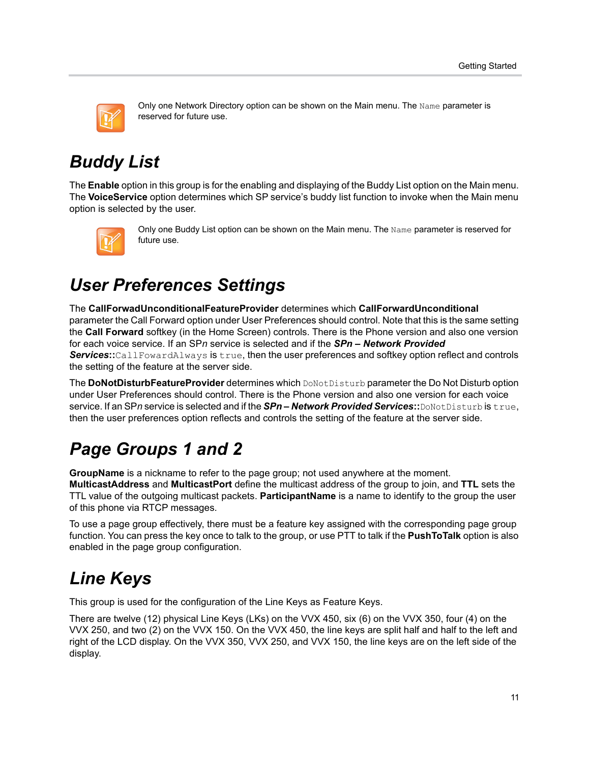Only one Network Directory option can be shown on the Main menu. The `Name` parameter is reserved for future use.

## Buddy List

The **Enable** option in this group is for the enabling and displaying of the Buddy List option on the Main menu. The **VoiceService** option determines which SP service's buddy list function to invoke when the Main menu option is selected by the user.

Only one Buddy List option can be shown on the Main menu. The `Name` parameter is reserved for future use.

## User Preferences Settings

The **CallForwadUnconditionalFeatureProvider** determines which **CallForwardUnconditional** parameter the Call Forward option under User Preferences should control. Note that this is the same setting the **Call Forward** softkey (in the Home Screen) controls. There is the Phone version and also one version for each voice service. If an SP*n* service is selected and if the ***SPn – Network Provided Services*****::**`CallFowardAlways` is `true`, then the user preferences and softkey option reflect and controls the setting of the feature at the server side.

The **DoNotDisturbFeatureProvider** determines which `DoNotDisturb` parameter the Do Not Disturb option under User Preferences should control. There is the Phone version and also one version for each voice service. If an SP*n* service is selected and if the ***SPn – Network Provided Services*****::**`DoNotDisturb` is `true`, then the user preferences option reflects and controls the setting of the feature at the server side.

## Page Groups 1 and 2

**GroupName** is a nickname to refer to the page group; not used anywhere at the moment. **MulticastAddress** and **MulticastPort** define the multicast address of the group to join, and **TTL** sets the TTL value of the outgoing multicast packets. **ParticipantName** is a name to identify to the group the user of this phone via RTCP messages.

To use a page group effectively, there must be a feature key assigned with the corresponding page group function. You can press the key once to talk to the group, or use PTT to talk if the **PushToTalk** option is also enabled in the page group configuration.

## Line Keys

This group is used for the configuration of the Line Keys as Feature Keys.

There are twelve (12) physical Line Keys (LKs) on the VVX 450, six (6) on the VVX 350, four (4) on the VVX 250, and two (2) on the VVX 150. On the VVX 450, the line keys are split half and half to the left and right of the LCD display. On the VVX 350, VVX 250, and VVX 150, the line keys are on the left side of the display.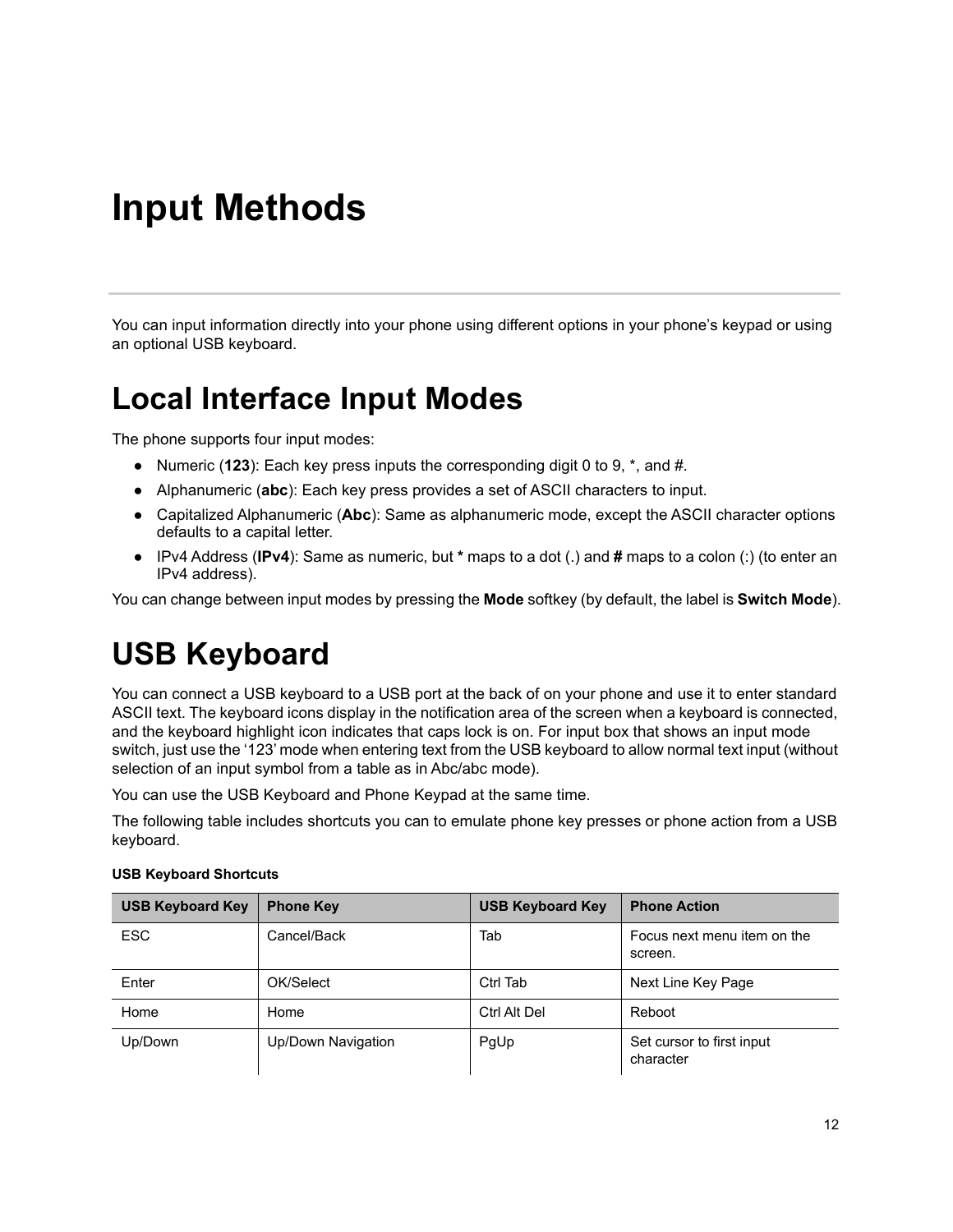# Input Methods

You can input information directly into your phone using different options in your phone's keypad or using an optional USB keyboard.

## Local Interface Input Modes

The phone supports four input modes:

- Numeric (**123**): Each key press inputs the corresponding digit 0 to 9, *, and #.
- Alphanumeric (**abc**): Each key press provides a set of ASCII characters to input.
- Capitalized Alphanumeric (**Abc**): Same as alphanumeric mode, except the ASCII character options defaults to a capital letter.
- IPv4 Address (**IPv4**): Same as numeric, but ***** maps to a dot (.) and **#** maps to a colon (:) (to enter an IPv4 address).

You can change between input modes by pressing the **Mode** softkey (by default, the label is **Switch Mode**).

## USB Keyboard

You can connect a USB keyboard to a USB port at the back of on your phone and use it to enter standard ASCII text. The keyboard icons display in the notification area of the screen when a keyboard is connected, and the keyboard highlight icon indicates that caps lock is on. For input box that shows an input mode switch, just use the '123' mode when entering text from the USB keyboard to allow normal text input (without selection of an input symbol from a table as in Abc/abc mode).

You can use the USB Keyboard and Phone Keypad at the same time.

The following table includes shortcuts you can to emulate phone key presses or phone action from a USB keyboard.

**USB Keyboard Shortcuts**

| USB Keyboard Key | Phone Key | USB Keyboard Key | Phone Action |
|---|---|---|---|
| ESC | Cancel/Back | Tab | Focus next menu item on the screen. |
| Enter | OK/Select | Ctrl Tab | Next Line Key Page |
| Home | Home | Ctrl Alt Del | Reboot |
| Up/Down | Up/Down Navigation | PgUp | Set cursor to first input character |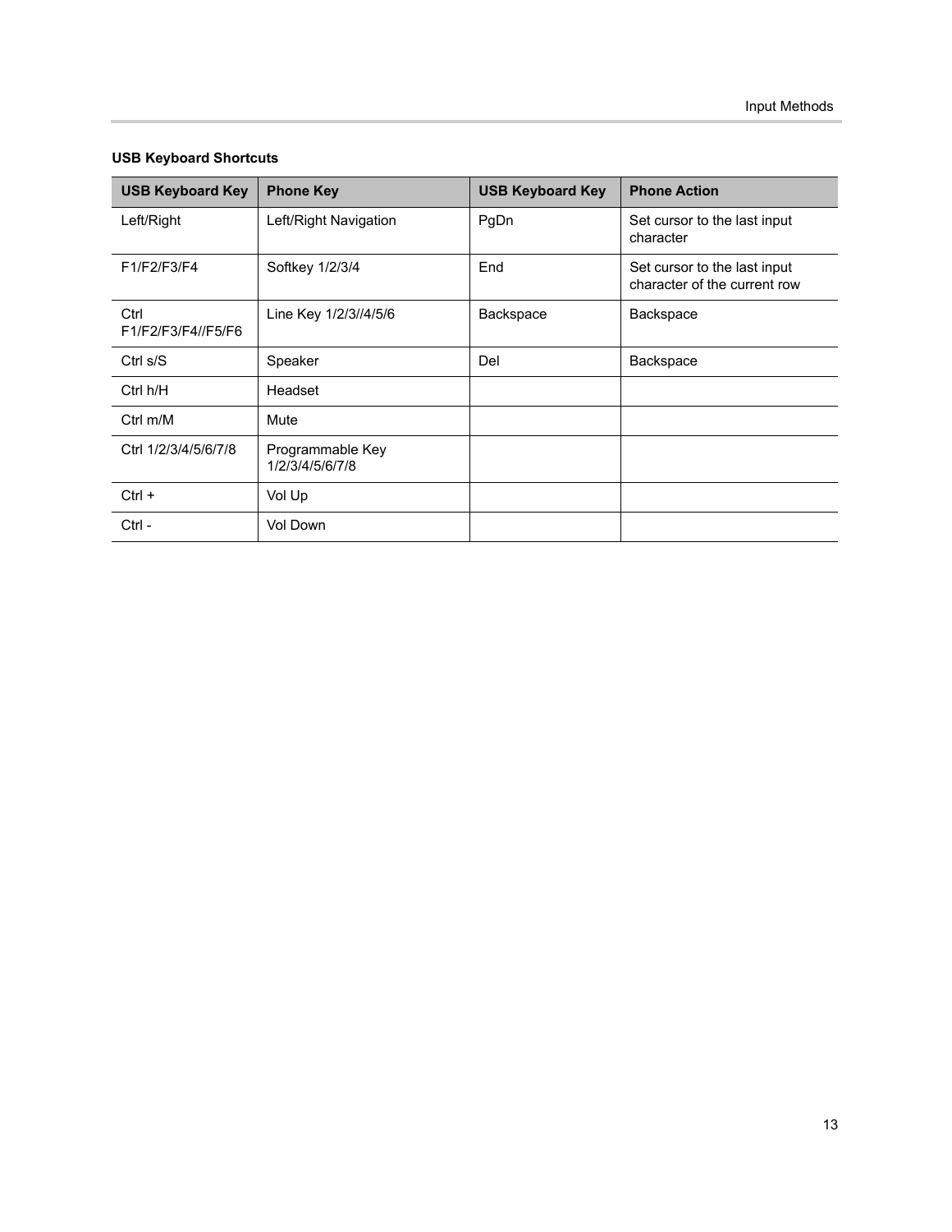**USB Keyboard Shortcuts**

| USB Keyboard Key | Phone Key | USB Keyboard Key | Phone Action |
|---|---|---|---|
| Left/Right | Left/Right Navigation | PgDn | Set cursor to the last input character |
| F1/F2/F3/F4 | Softkey 1/2/3/4 | End | Set cursor to the last input character of the current row |
| Ctrl F1/F2/F3/F4//F5/F6 | Line Key 1/2/3//4/5/6 | Backspace | Backspace |
| Ctrl s/S | Speaker | Del | Backspace |
| Ctrl h/H | Headset | | |
| Ctrl m/M | Mute | | |
| Ctrl 1/2/3/4/5/6/7/8 | Programmable Key 1/2/3/4/5/6/7/8 | | |
| Ctrl + | Vol Up | | |
| Ctrl - | Vol Down | | |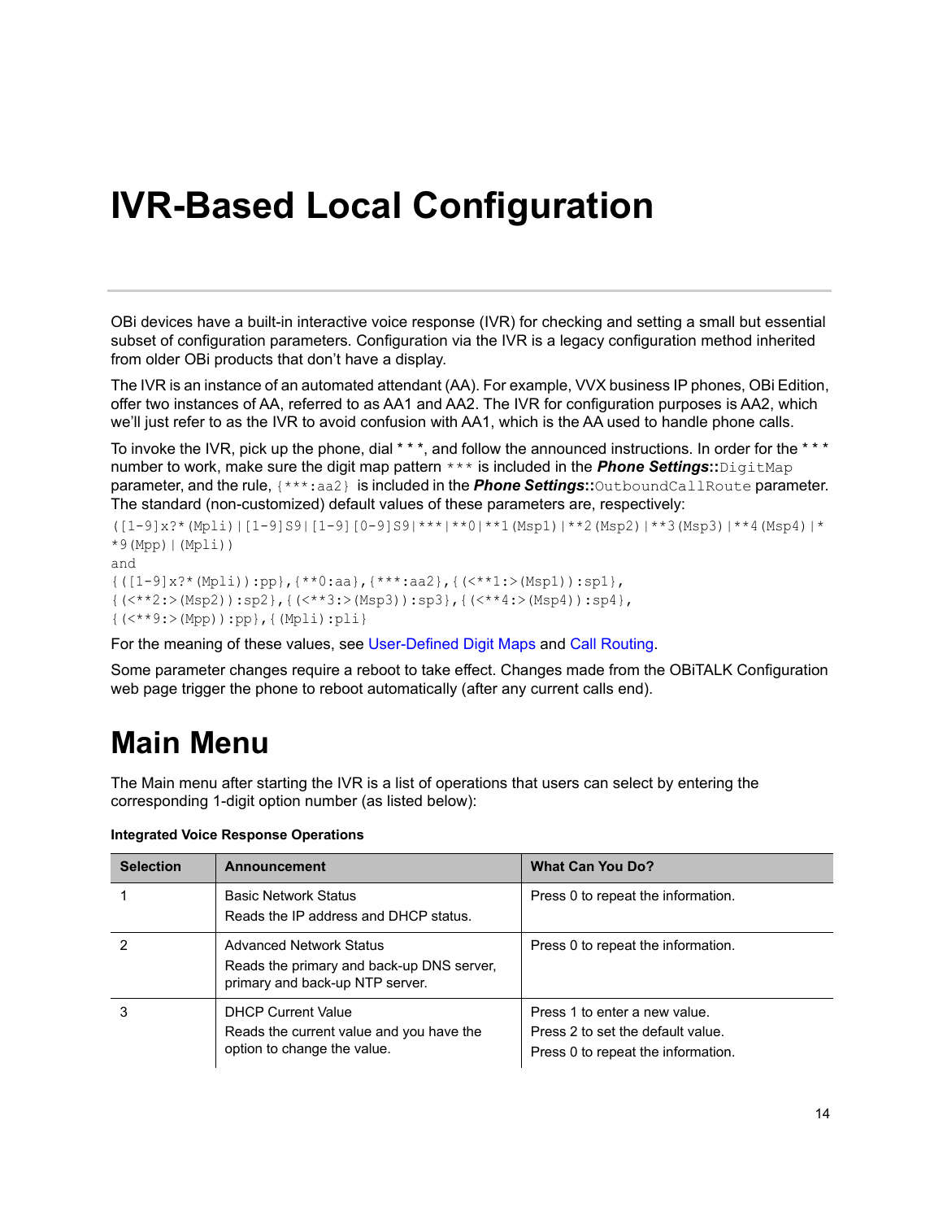# IVR-Based Local Configuration

OBi devices have a built-in interactive voice response (IVR) for checking and setting a small but essential subset of configuration parameters. Configuration via the IVR is a legacy configuration method inherited from older OBi products that don't have a display.

The IVR is an instance of an automated attendant (AA). For example, VVX business IP phones, OBi Edition, offer two instances of AA, referred to as AA1 and AA2. The IVR for configuration purposes is AA2, which we'll just refer to as the IVR to avoid confusion with AA1, which is the AA used to handle phone calls.

To invoke the IVR, pick up the phone, dial * * *, and follow the announced instructions. In order for the * * * number to work, make sure the digit map pattern `***` is included in the ***Phone Settings*****::**`DigitMap` parameter, and the rule, `{***:aa2}` is included in the ***Phone Settings*****::**`OutboundCallRoute` parameter. The standard (non-customized) default values of these parameters are, respectively:

```
([1-9]x?*(Mpli)|[1-9]S9|[1-9][0-9]S9|***|**0|**1(Msp1)|**2(Msp2)|**3(Msp3)|**4(Msp4)|**9(Mpp)|(Mpli))
```

and

```
{([1-9]x?*(Mpli)):pp},{**0:aa},{***:aa2},{(<**1:>(Msp1)):sp1},
{(<**2:>(Msp2)):sp2},{(<**3:>(Msp3)):sp3},{(<**4:>(Msp4)):sp4},
{(<**9:>(Mpp)):pp},{(Mpli):pli}
```

For the meaning of these values, see User-Defined Digit Maps and Call Routing.

Some parameter changes require a reboot to take effect. Changes made from the OBiTALK Configuration web page trigger the phone to reboot automatically (after any current calls end).

## Main Menu

The Main menu after starting the IVR is a list of operations that users can select by entering the corresponding 1-digit option number (as listed below):

**Integrated Voice Response Operations**

| Selection | Announcement | What Can You Do? |
| --- | --- | --- |
| 1 | Basic Network Status<br>Reads the IP address and DHCP status. | Press 0 to repeat the information. |
| 2 | Advanced Network Status<br>Reads the primary and back-up DNS server, primary and back-up NTP server. | Press 0 to repeat the information. |
| 3 | DHCP Current Value<br>Reads the current value and you have the option to change the value. | Press 1 to enter a new value.<br>Press 2 to set the default value.<br>Press 0 to repeat the information. |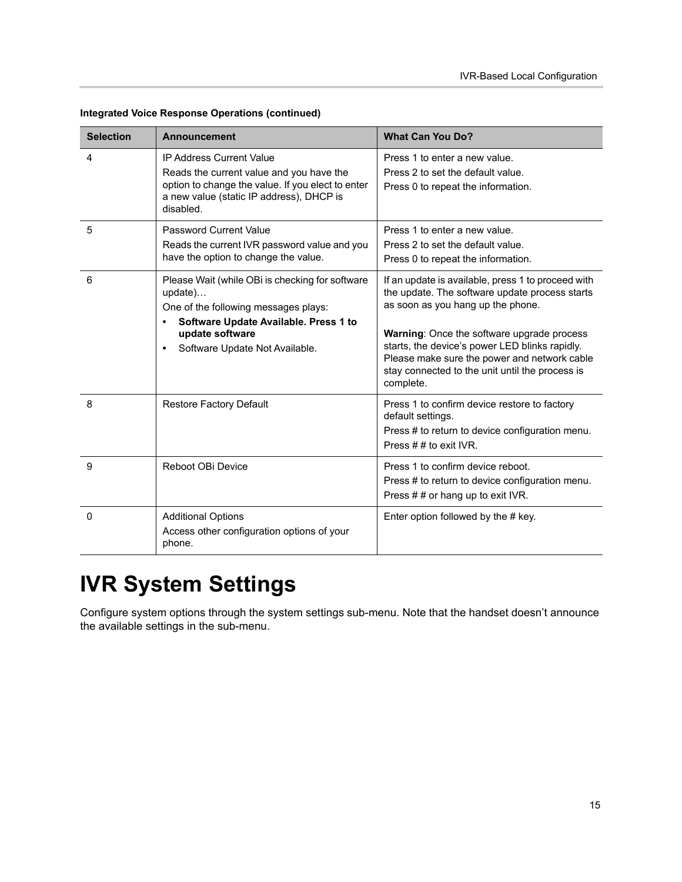**Integrated Voice Response Operations (continued)**

| Selection | Announcement | What Can You Do? |
|---|---|---|
| 4 | IP Address Current Value<br>Reads the current value and you have the option to change the value. If you elect to enter a new value (static IP address), DHCP is disabled. | Press 1 to enter a new value.<br>Press 2 to set the default value.<br>Press 0 to repeat the information. |
| 5 | Password Current Value<br>Reads the current IVR password value and you have the option to change the value. | Press 1 to enter a new value.<br>Press 2 to set the default value.<br>Press 0 to repeat the information. |
| 6 | Please Wait (while OBi is checking for software update)…<br>One of the following messages plays:<br>• **Software Update Available. Press 1 to update software**<br>• Software Update Not Available. | If an update is available, press 1 to proceed with the update. The software update process starts as soon as you hang up the phone.<br><br>**Warning**: Once the software upgrade process starts, the device's power LED blinks rapidly. Please make sure the power and network cable stay connected to the unit until the process is complete. |
| 8 | Restore Factory Default | Press 1 to confirm device restore to factory default settings.<br>Press # to return to device configuration menu.<br>Press # # to exit IVR. |
| 9 | Reboot OBi Device | Press 1 to confirm device reboot.<br>Press # to return to device configuration menu.<br>Press # # or hang up to exit IVR. |
| 0 | Additional Options<br>Access other configuration options of your phone. | Enter option followed by the # key. |

# IVR System Settings

Configure system options through the system settings sub-menu. Note that the handset doesn't announce the available settings in the sub-menu.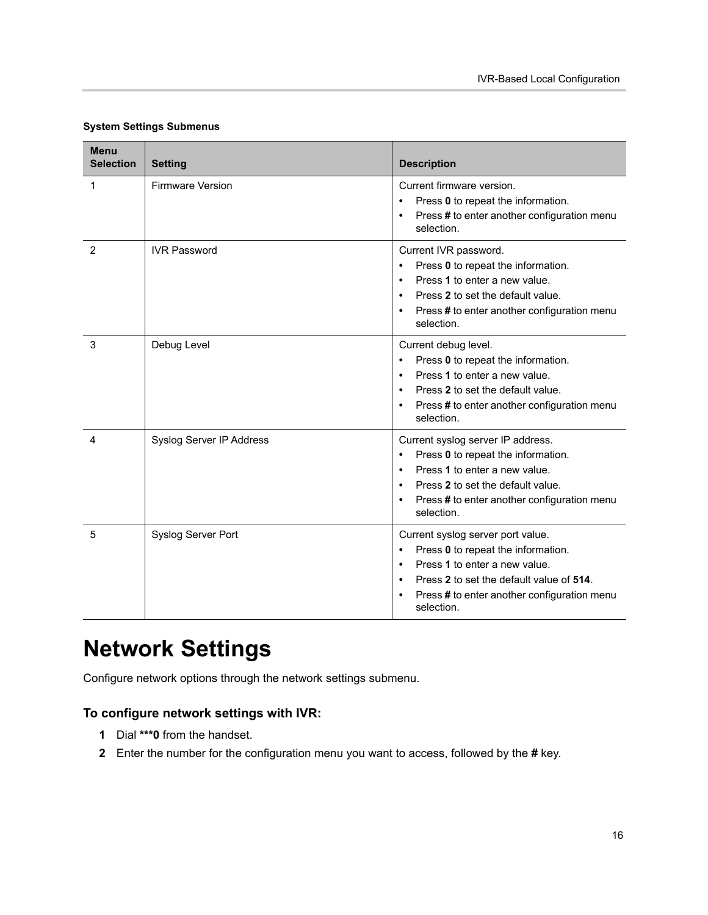**System Settings Submenus**

| Menu Selection | Setting | Description |
| --- | --- | --- |
| 1 | Firmware Version | Current firmware version.<br>• Press **0** to repeat the information.<br>• Press **#** to enter another configuration menu selection. |
| 2 | IVR Password | Current IVR password.<br>• Press **0** to repeat the information.<br>• Press **1** to enter a new value.<br>• Press **2** to set the default value.<br>• Press **#** to enter another configuration menu selection. |
| 3 | Debug Level | Current debug level.<br>• Press **0** to repeat the information.<br>• Press **1** to enter a new value.<br>• Press **2** to set the default value.<br>• Press **#** to enter another configuration menu selection. |
| 4 | Syslog Server IP Address | Current syslog server IP address.<br>• Press **0** to repeat the information.<br>• Press **1** to enter a new value.<br>• Press **2** to set the default value.<br>• Press **#** to enter another configuration menu selection. |
| 5 | Syslog Server Port | Current syslog server port value.<br>• Press **0** to repeat the information.<br>• Press **1** to enter a new value.<br>• Press **2** to set the default value of **514**.<br>• Press **#** to enter another configuration menu selection. |

# Network Settings

Configure network options through the network settings submenu.

### To configure network settings with IVR:

1. Dial **\*\*\*0** from the handset.
2. Enter the number for the configuration menu you want to access, followed by the **#** key.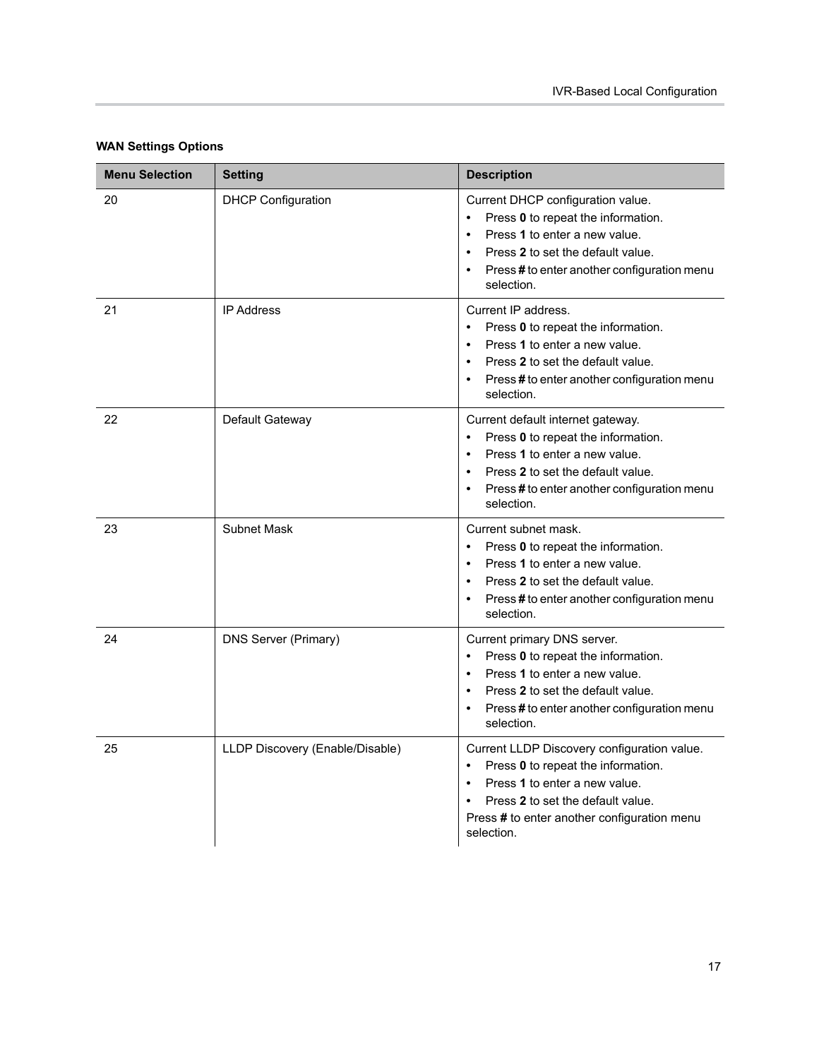**WAN Settings Options**

| Menu Selection | Setting | Description |
|---|---|---|
| 20 | DHCP Configuration | Current DHCP configuration value.<br>• Press **0** to repeat the information.<br>• Press **1** to enter a new value.<br>• Press **2** to set the default value.<br>• Press **#** to enter another configuration menu selection. |
| 21 | IP Address | Current IP address.<br>• Press **0** to repeat the information.<br>• Press **1** to enter a new value.<br>• Press **2** to set the default value.<br>• Press **#** to enter another configuration menu selection. |
| 22 | Default Gateway | Current default internet gateway.<br>• Press **0** to repeat the information.<br>• Press **1** to enter a new value.<br>• Press **2** to set the default value.<br>• Press **#** to enter another configuration menu selection. |
| 23 | Subnet Mask | Current subnet mask.<br>• Press **0** to repeat the information.<br>• Press **1** to enter a new value.<br>• Press **2** to set the default value.<br>• Press **#** to enter another configuration menu selection. |
| 24 | DNS Server (Primary) | Current primary DNS server.<br>• Press **0** to repeat the information.<br>• Press **1** to enter a new value.<br>• Press **2** to set the default value.<br>• Press **#** to enter another configuration menu selection. |
| 25 | LLDP Discovery (Enable/Disable) | Current LLDP Discovery configuration value.<br>• Press **0** to repeat the information.<br>• Press **1** to enter a new value.<br>• Press **2** to set the default value.<br>Press **#** to enter another configuration menu selection. |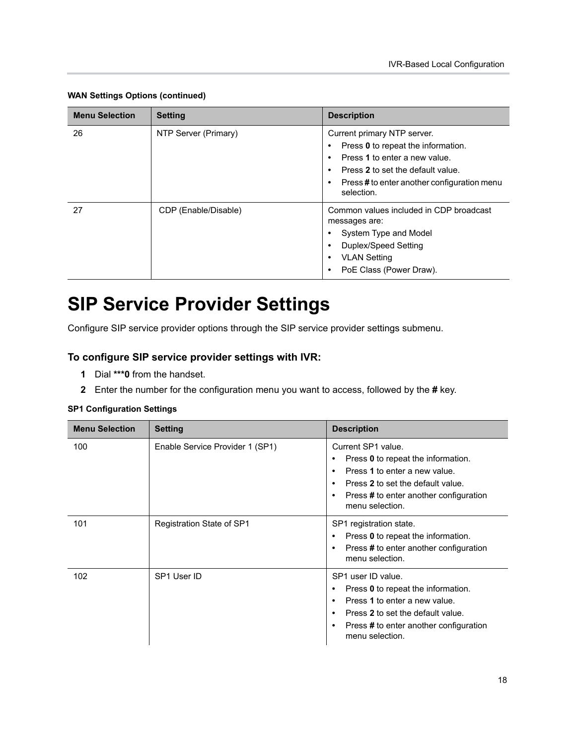**WAN Settings Options (continued)**

| Menu Selection | Setting | Description |
| --- | --- | --- |
| 26 | NTP Server (Primary) | Current primary NTP server.<br>• Press **0** to repeat the information.<br>• Press **1** to enter a new value.<br>• Press **2** to set the default value.<br>• Press **#** to enter another configuration menu selection. |
| 27 | CDP (Enable/Disable) | Common values included in CDP broadcast messages are:<br>• System Type and Model<br>• Duplex/Speed Setting<br>• VLAN Setting<br>• PoE Class (Power Draw). |

# SIP Service Provider Settings

Configure SIP service provider options through the SIP service provider settings submenu.

### To configure SIP service provider settings with IVR:

1. Dial ***0 from the handset.
2. Enter the number for the configuration menu you want to access, followed by the **#** key.

**SP1 Configuration Settings**

| Menu Selection | Setting | Description |
| --- | --- | --- |
| 100 | Enable Service Provider 1 (SP1) | Current SP1 value.<br>• Press **0** to repeat the information.<br>• Press **1** to enter a new value.<br>• Press **2** to set the default value.<br>• Press **#** to enter another configuration menu selection. |
| 101 | Registration State of SP1 | SP1 registration state.<br>• Press **0** to repeat the information.<br>• Press **#** to enter another configuration menu selection. |
| 102 | SP1 User ID | SP1 user ID value.<br>• Press **0** to repeat the information.<br>• Press **1** to enter a new value.<br>• Press **2** to set the default value.<br>• Press **#** to enter another configuration menu selection. |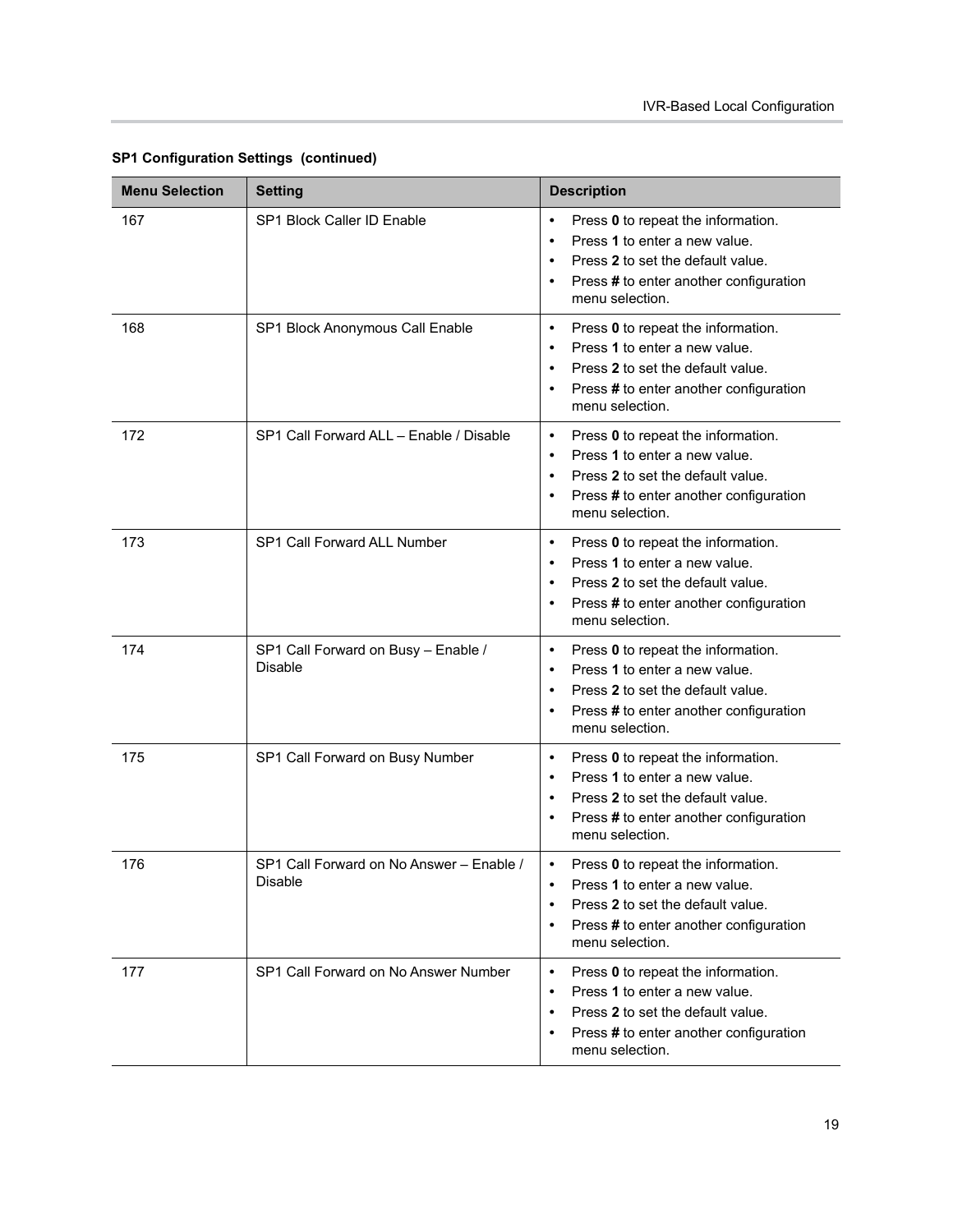**SP1 Configuration Settings (continued)**

| Menu Selection | Setting | Description |
|---|---|---|
| 167 | SP1 Block Caller ID Enable | • Press **0** to repeat the information.<br>• Press **1** to enter a new value.<br>• Press **2** to set the default value.<br>• Press **#** to enter another configuration menu selection. |
| 168 | SP1 Block Anonymous Call Enable | • Press **0** to repeat the information.<br>• Press **1** to enter a new value.<br>• Press **2** to set the default value.<br>• Press **#** to enter another configuration menu selection. |
| 172 | SP1 Call Forward ALL – Enable / Disable | • Press **0** to repeat the information.<br>• Press **1** to enter a new value.<br>• Press **2** to set the default value.<br>• Press **#** to enter another configuration menu selection. |
| 173 | SP1 Call Forward ALL Number | • Press **0** to repeat the information.<br>• Press **1** to enter a new value.<br>• Press **2** to set the default value.<br>• Press **#** to enter another configuration menu selection. |
| 174 | SP1 Call Forward on Busy – Enable / Disable | • Press **0** to repeat the information.<br>• Press **1** to enter a new value.<br>• Press **2** to set the default value.<br>• Press **#** to enter another configuration menu selection. |
| 175 | SP1 Call Forward on Busy Number | • Press **0** to repeat the information.<br>• Press **1** to enter a new value.<br>• Press **2** to set the default value.<br>• Press **#** to enter another configuration menu selection. |
| 176 | SP1 Call Forward on No Answer – Enable / Disable | • Press **0** to repeat the information.<br>• Press **1** to enter a new value.<br>• Press **2** to set the default value.<br>• Press **#** to enter another configuration menu selection. |
| 177 | SP1 Call Forward on No Answer Number | • Press **0** to repeat the information.<br>• Press **1** to enter a new value.<br>• Press **2** to set the default value.<br>• Press **#** to enter another configuration menu selection. |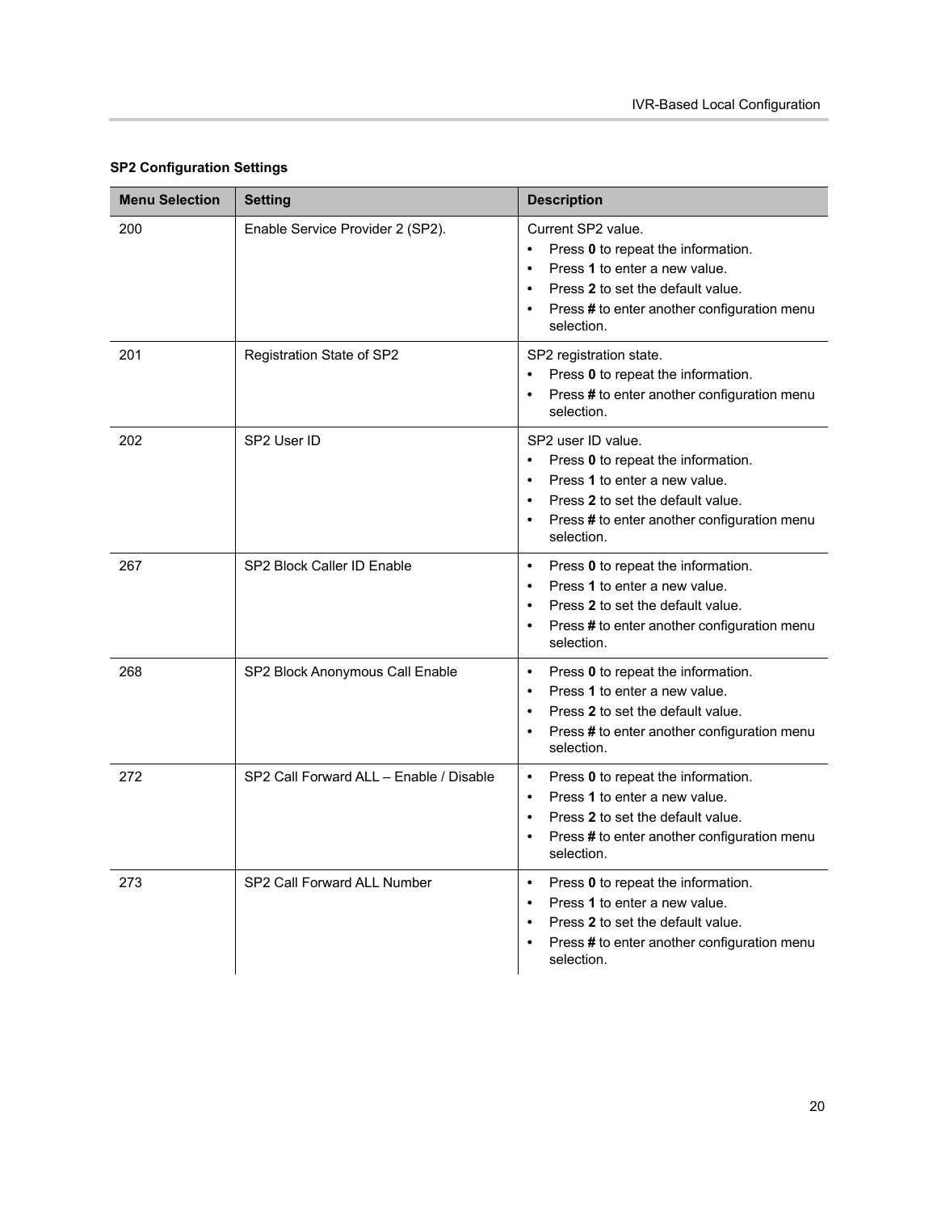**SP2 Configuration Settings**

| Menu Selection | Setting | Description |
| --- | --- | --- |
| 200 | Enable Service Provider 2 (SP2). | Current SP2 value.<br>• Press **0** to repeat the information.<br>• Press **1** to enter a new value.<br>• Press **2** to set the default value.<br>• Press **#** to enter another configuration menu selection. |
| 201 | Registration State of SP2 | SP2 registration state.<br>• Press **0** to repeat the information.<br>• Press **#** to enter another configuration menu selection. |
| 202 | SP2 User ID | SP2 user ID value.<br>• Press **0** to repeat the information.<br>• Press **1** to enter a new value.<br>• Press **2** to set the default value.<br>• Press **#** to enter another configuration menu selection. |
| 267 | SP2 Block Caller ID Enable | • Press **0** to repeat the information.<br>• Press **1** to enter a new value.<br>• Press **2** to set the default value.<br>• Press **#** to enter another configuration menu selection. |
| 268 | SP2 Block Anonymous Call Enable | • Press **0** to repeat the information.<br>• Press **1** to enter a new value.<br>• Press **2** to set the default value.<br>• Press **#** to enter another configuration menu selection. |
| 272 | SP2 Call Forward ALL – Enable / Disable | • Press **0** to repeat the information.<br>• Press **1** to enter a new value.<br>• Press **2** to set the default value.<br>• Press **#** to enter another configuration menu selection. |
| 273 | SP2 Call Forward ALL Number | • Press **0** to repeat the information.<br>• Press **1** to enter a new value.<br>• Press **2** to set the default value.<br>• Press **#** to enter another configuration menu selection. |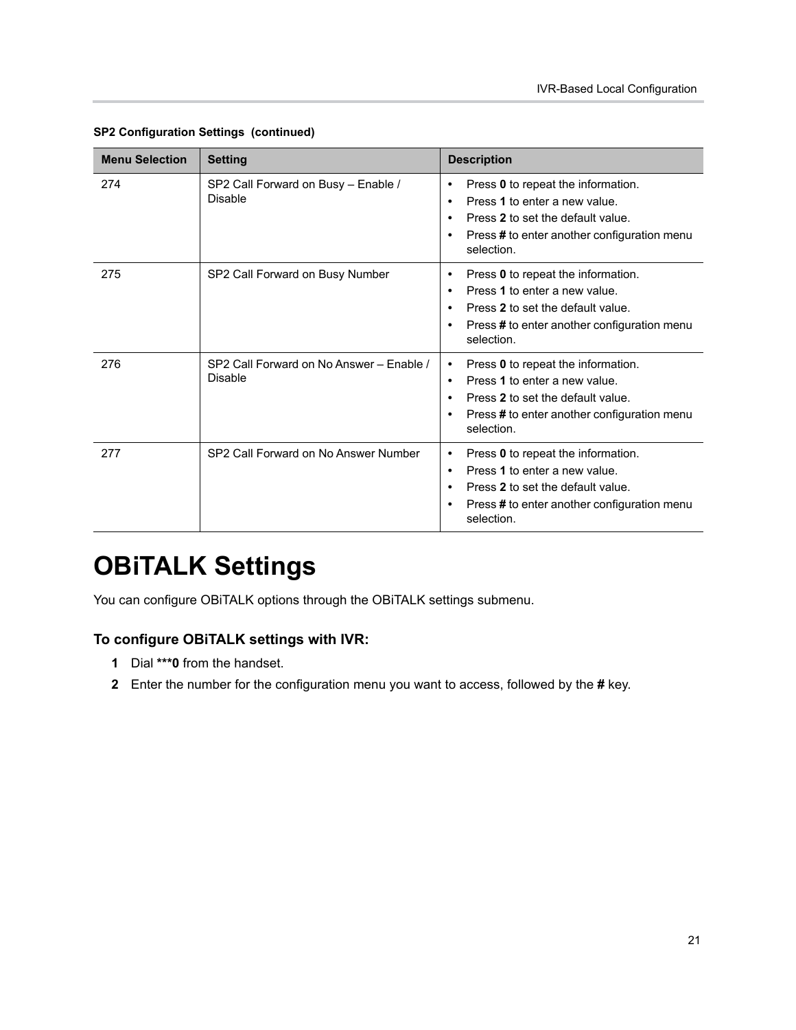**SP2 Configuration Settings (continued)**

| Menu Selection | Setting | Description |
|---|---|---|
| 274 | SP2 Call Forward on Busy – Enable / Disable | • Press **0** to repeat the information.<br>• Press **1** to enter a new value.<br>• Press **2** to set the default value.<br>• Press **#** to enter another configuration menu selection. |
| 275 | SP2 Call Forward on Busy Number | • Press **0** to repeat the information.<br>• Press **1** to enter a new value.<br>• Press **2** to set the default value.<br>• Press **#** to enter another configuration menu selection. |
| 276 | SP2 Call Forward on No Answer – Enable / Disable | • Press **0** to repeat the information.<br>• Press **1** to enter a new value.<br>• Press **2** to set the default value.<br>• Press **#** to enter another configuration menu selection. |
| 277 | SP2 Call Forward on No Answer Number | • Press **0** to repeat the information.<br>• Press **1** to enter a new value.<br>• Press **2** to set the default value.<br>• Press **#** to enter another configuration menu selection. |

# OBiTALK Settings

You can configure OBiTALK options through the OBiTALK settings submenu.

### To configure OBiTALK settings with IVR:

1. Dial *****0** from the handset.
2. Enter the number for the configuration menu you want to access, followed by the **#** key.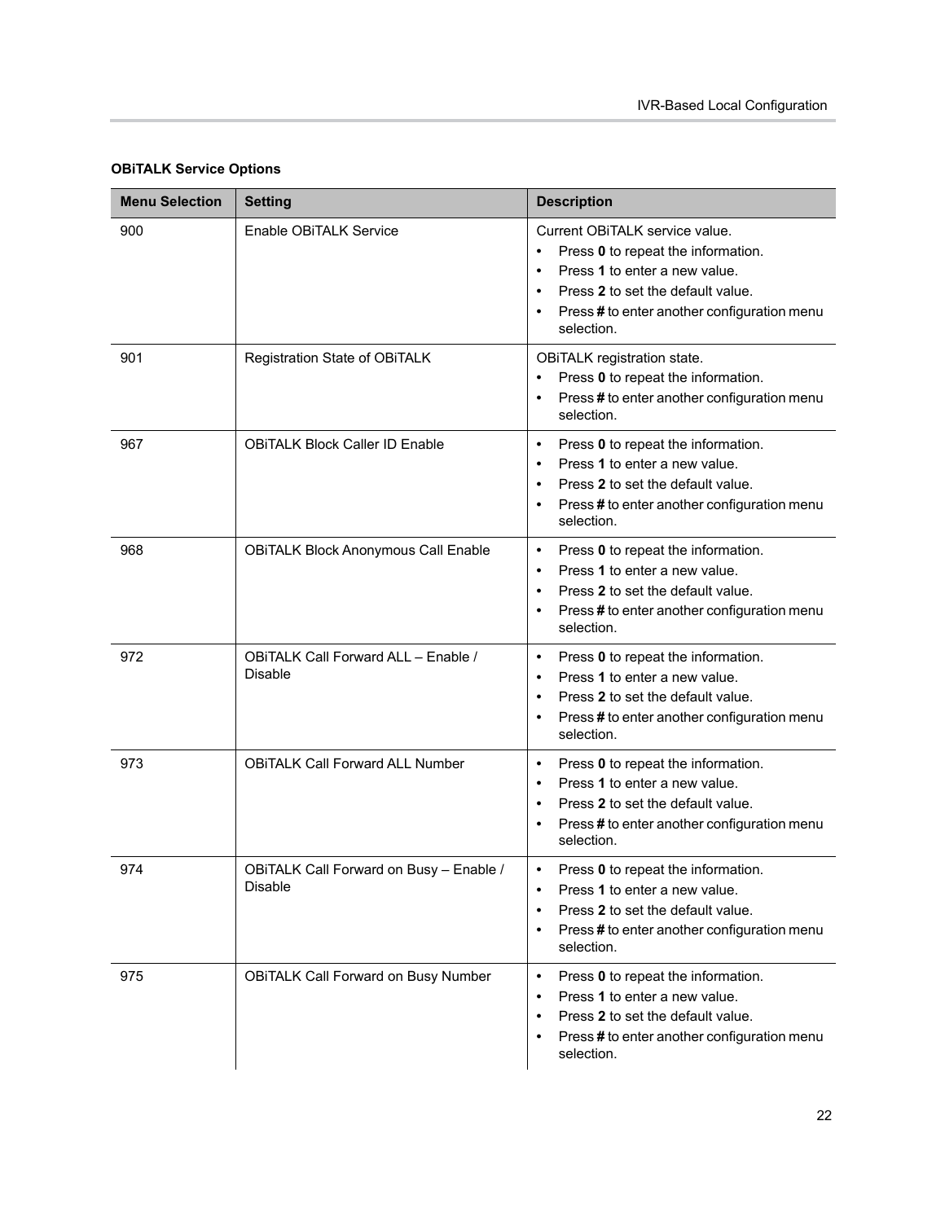**OBiTALK Service Options**

| Menu Selection | Setting | Description |
| --- | --- | --- |
| 900 | Enable OBiTALK Service | Current OBiTALK service value.<br>• Press **0** to repeat the information.<br>• Press **1** to enter a new value.<br>• Press **2** to set the default value.<br>• Press **#** to enter another configuration menu selection. |
| 901 | Registration State of OBiTALK | OBiTALK registration state.<br>• Press **0** to repeat the information.<br>• Press **#** to enter another configuration menu selection. |
| 967 | OBiTALK Block Caller ID Enable | • Press **0** to repeat the information.<br>• Press **1** to enter a new value.<br>• Press **2** to set the default value.<br>• Press **#** to enter another configuration menu selection. |
| 968 | OBiTALK Block Anonymous Call Enable | • Press **0** to repeat the information.<br>• Press **1** to enter a new value.<br>• Press **2** to set the default value.<br>• Press **#** to enter another configuration menu selection. |
| 972 | OBiTALK Call Forward ALL – Enable / Disable | • Press **0** to repeat the information.<br>• Press **1** to enter a new value.<br>• Press **2** to set the default value.<br>• Press **#** to enter another configuration menu selection. |
| 973 | OBiTALK Call Forward ALL Number | • Press **0** to repeat the information.<br>• Press **1** to enter a new value.<br>• Press **2** to set the default value.<br>• Press **#** to enter another configuration menu selection. |
| 974 | OBiTALK Call Forward on Busy – Enable / Disable | • Press **0** to repeat the information.<br>• Press **1** to enter a new value.<br>• Press **2** to set the default value.<br>• Press **#** to enter another configuration menu selection. |
| 975 | OBiTALK Call Forward on Busy Number | • Press **0** to repeat the information.<br>• Press **1** to enter a new value.<br>• Press **2** to set the default value.<br>• Press **#** to enter another configuration menu selection. |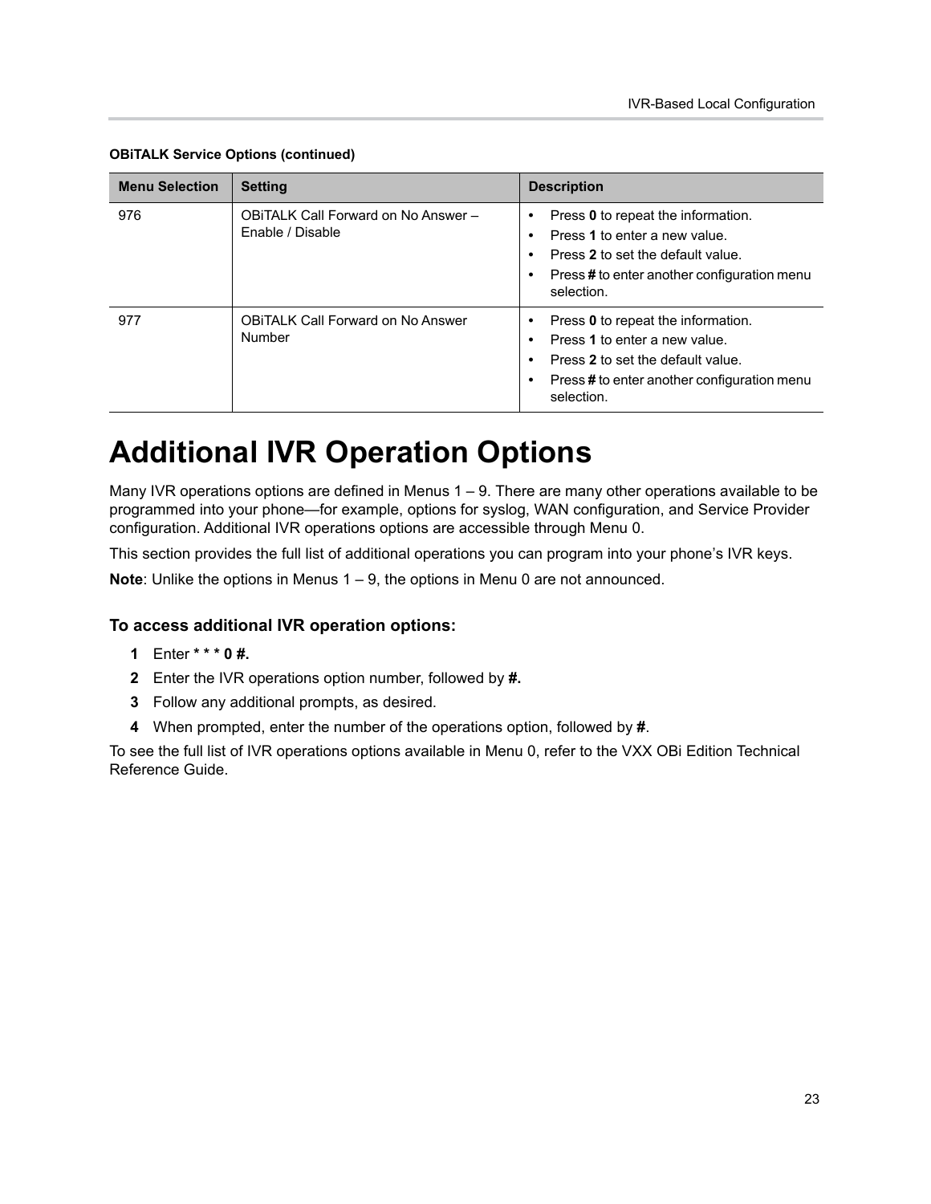**OBiTALK Service Options (continued)**

| Menu Selection | Setting | Description |
|---|---|---|
| 976 | OBiTALK Call Forward on No Answer – Enable / Disable | • Press **0** to repeat the information.<br>• Press **1** to enter a new value.<br>• Press **2** to set the default value.<br>• Press **#** to enter another configuration menu selection. |
| 977 | OBiTALK Call Forward on No Answer Number | • Press **0** to repeat the information.<br>• Press **1** to enter a new value.<br>• Press **2** to set the default value.<br>• Press **#** to enter another configuration menu selection. |

# Additional IVR Operation Options

Many IVR operations options are defined in Menus 1 – 9. There are many other operations available to be programmed into your phone—for example, options for syslog, WAN configuration, and Service Provider configuration. Additional IVR operations options are accessible through Menu 0.

This section provides the full list of additional operations you can program into your phone's IVR keys.

**Note**: Unlike the options in Menus 1 – 9, the options in Menu 0 are not announced.

### To access additional IVR operation options:

1. Enter *** * * 0 #.**
2. Enter the IVR operations option number, followed by **#.**
3. Follow any additional prompts, as desired.
4. When prompted, enter the number of the operations option, followed by **#**.

To see the full list of IVR operations options available in Menu 0, refer to the VXX OBi Edition Technical Reference Guide.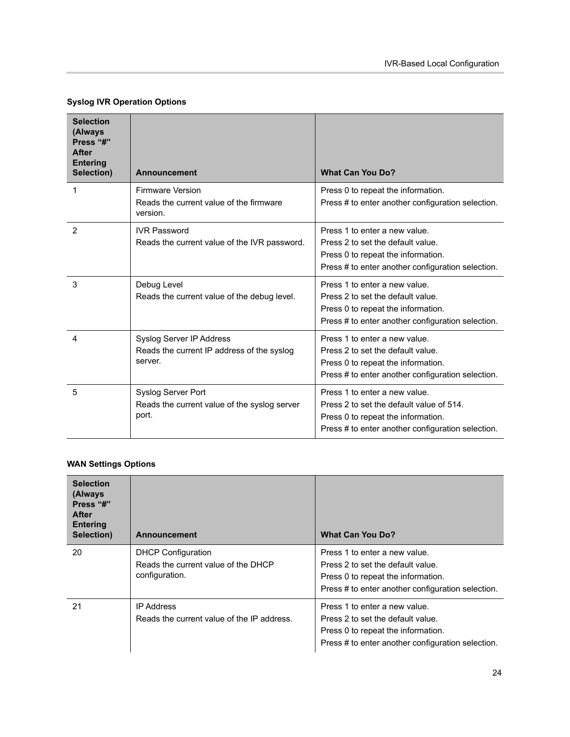**Syslog IVR Operation Options**

| Selection (Always Press "#" After Entering Selection) | Announcement | What Can You Do? |
|---|---|---|
| 1 | Firmware Version<br>Reads the current value of the firmware version. | Press 0 to repeat the information.<br>Press # to enter another configuration selection. |
| 2 | IVR Password<br>Reads the current value of the IVR password. | Press 1 to enter a new value.<br>Press 2 to set the default value.<br>Press 0 to repeat the information.<br>Press # to enter another configuration selection. |
| 3 | Debug Level<br>Reads the current value of the debug level. | Press 1 to enter a new value.<br>Press 2 to set the default value.<br>Press 0 to repeat the information.<br>Press # to enter another configuration selection. |
| 4 | Syslog Server IP Address<br>Reads the current IP address of the syslog server. | Press 1 to enter a new value.<br>Press 2 to set the default value.<br>Press 0 to repeat the information.<br>Press # to enter another configuration selection. |
| 5 | Syslog Server Port<br>Reads the current value of the syslog server port. | Press 1 to enter a new value.<br>Press 2 to set the default value of 514.<br>Press 0 to repeat the information.<br>Press # to enter another configuration selection. |

**WAN Settings Options**

| Selection (Always Press "#" After Entering Selection) | Announcement | What Can You Do? |
|---|---|---|
| 20 | DHCP Configuration<br>Reads the current value of the DHCP configuration. | Press 1 to enter a new value.<br>Press 2 to set the default value.<br>Press 0 to repeat the information.<br>Press # to enter another configuration selection. |
| 21 | IP Address<br>Reads the current value of the IP address. | Press 1 to enter a new value.<br>Press 2 to set the default value.<br>Press 0 to repeat the information.<br>Press # to enter another configuration selection. |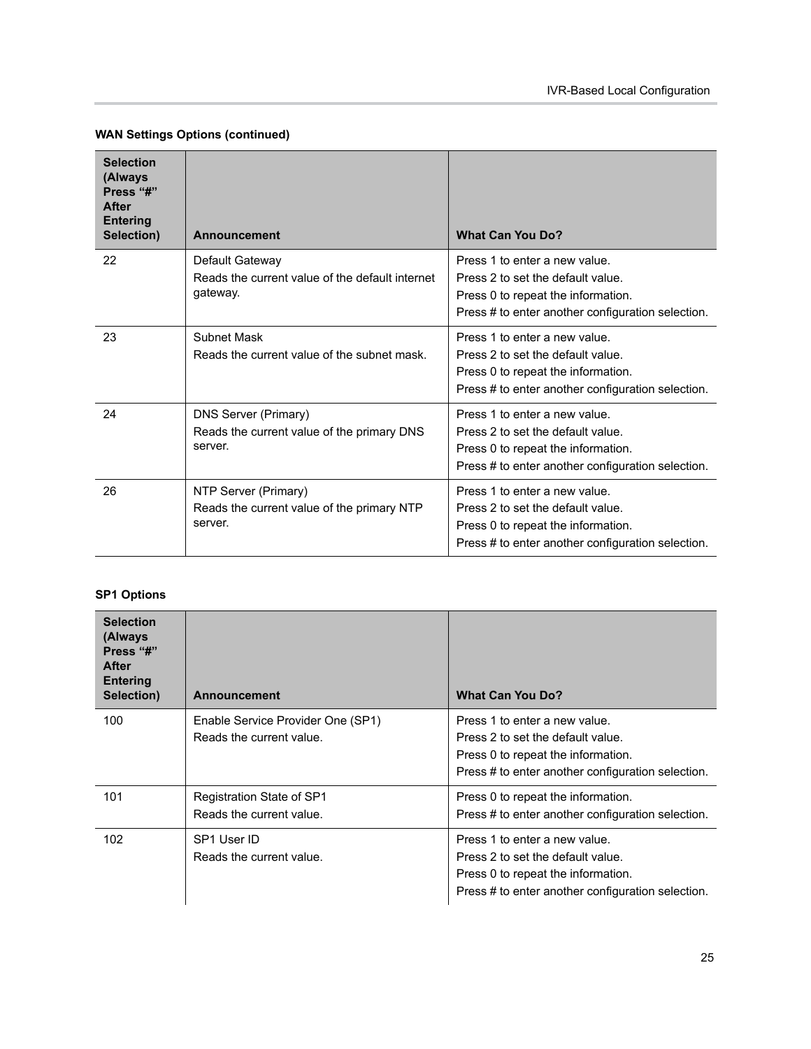**WAN Settings Options (continued)**

| Selection (Always Press “#” After Entering Selection) | Announcement | What Can You Do? |
|---|---|---|
| 22 | Default Gateway<br>Reads the current value of the default internet gateway. | Press 1 to enter a new value.<br>Press 2 to set the default value.<br>Press 0 to repeat the information.<br>Press # to enter another configuration selection. |
| 23 | Subnet Mask<br>Reads the current value of the subnet mask. | Press 1 to enter a new value.<br>Press 2 to set the default value.<br>Press 0 to repeat the information.<br>Press # to enter another configuration selection. |
| 24 | DNS Server (Primary)<br>Reads the current value of the primary DNS server. | Press 1 to enter a new value.<br>Press 2 to set the default value.<br>Press 0 to repeat the information.<br>Press # to enter another configuration selection. |
| 26 | NTP Server (Primary)<br>Reads the current value of the primary NTP server. | Press 1 to enter a new value.<br>Press 2 to set the default value.<br>Press 0 to repeat the information.<br>Press # to enter another configuration selection. |

**SP1 Options**

| Selection (Always Press “#” After Entering Selection) | Announcement | What Can You Do? |
|---|---|---|
| 100 | Enable Service Provider One (SP1)<br>Reads the current value. | Press 1 to enter a new value.<br>Press 2 to set the default value.<br>Press 0 to repeat the information.<br>Press # to enter another configuration selection. |
| 101 | Registration State of SP1<br>Reads the current value. | Press 0 to repeat the information.<br>Press # to enter another configuration selection. |
| 102 | SP1 User ID<br>Reads the current value. | Press 1 to enter a new value.<br>Press 2 to set the default value.<br>Press 0 to repeat the information.<br>Press # to enter another configuration selection. |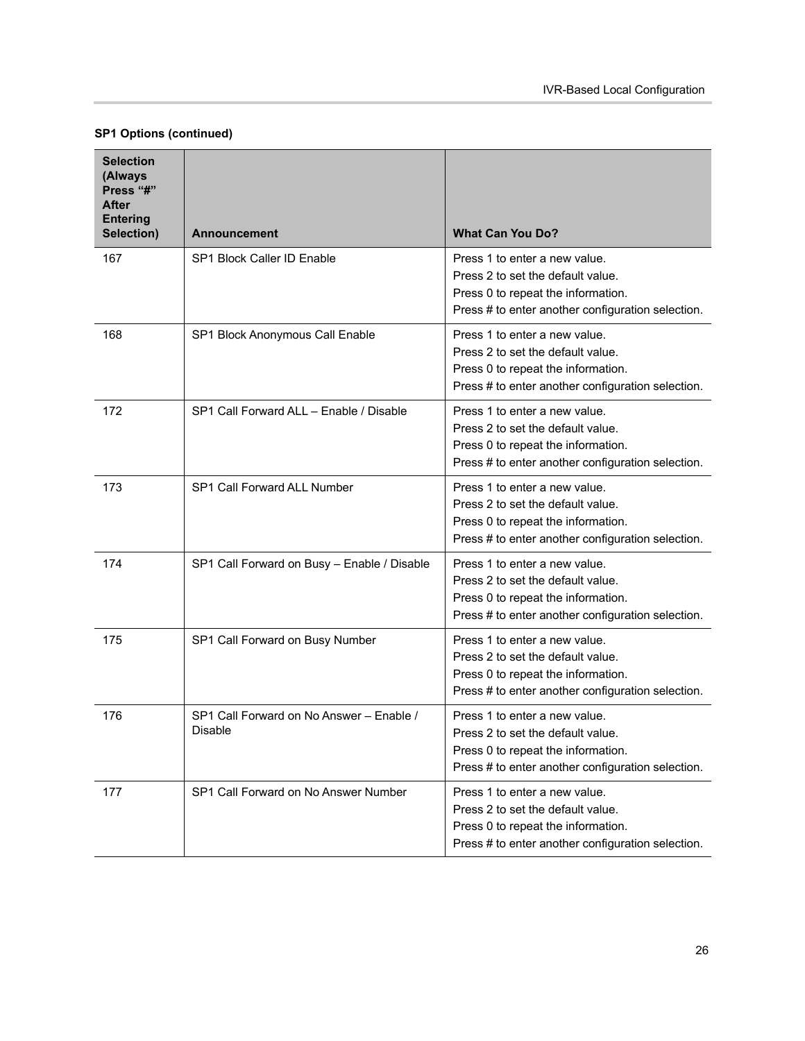**SP1 Options (continued)**

| Selection (Always Press "#" After Entering Selection) | Announcement | What Can You Do? |
| --- | --- | --- |
| 167 | SP1 Block Caller ID Enable | Press 1 to enter a new value.<br>Press 2 to set the default value.<br>Press 0 to repeat the information.<br>Press # to enter another configuration selection. |
| 168 | SP1 Block Anonymous Call Enable | Press 1 to enter a new value.<br>Press 2 to set the default value.<br>Press 0 to repeat the information.<br>Press # to enter another configuration selection. |
| 172 | SP1 Call Forward ALL – Enable / Disable | Press 1 to enter a new value.<br>Press 2 to set the default value.<br>Press 0 to repeat the information.<br>Press # to enter another configuration selection. |
| 173 | SP1 Call Forward ALL Number | Press 1 to enter a new value.<br>Press 2 to set the default value.<br>Press 0 to repeat the information.<br>Press # to enter another configuration selection. |
| 174 | SP1 Call Forward on Busy – Enable / Disable | Press 1 to enter a new value.<br>Press 2 to set the default value.<br>Press 0 to repeat the information.<br>Press # to enter another configuration selection. |
| 175 | SP1 Call Forward on Busy Number | Press 1 to enter a new value.<br>Press 2 to set the default value.<br>Press 0 to repeat the information.<br>Press # to enter another configuration selection. |
| 176 | SP1 Call Forward on No Answer – Enable / Disable | Press 1 to enter a new value.<br>Press 2 to set the default value.<br>Press 0 to repeat the information.<br>Press # to enter another configuration selection. |
| 177 | SP1 Call Forward on No Answer Number | Press 1 to enter a new value.<br>Press 2 to set the default value.<br>Press 0 to repeat the information.<br>Press # to enter another configuration selection. |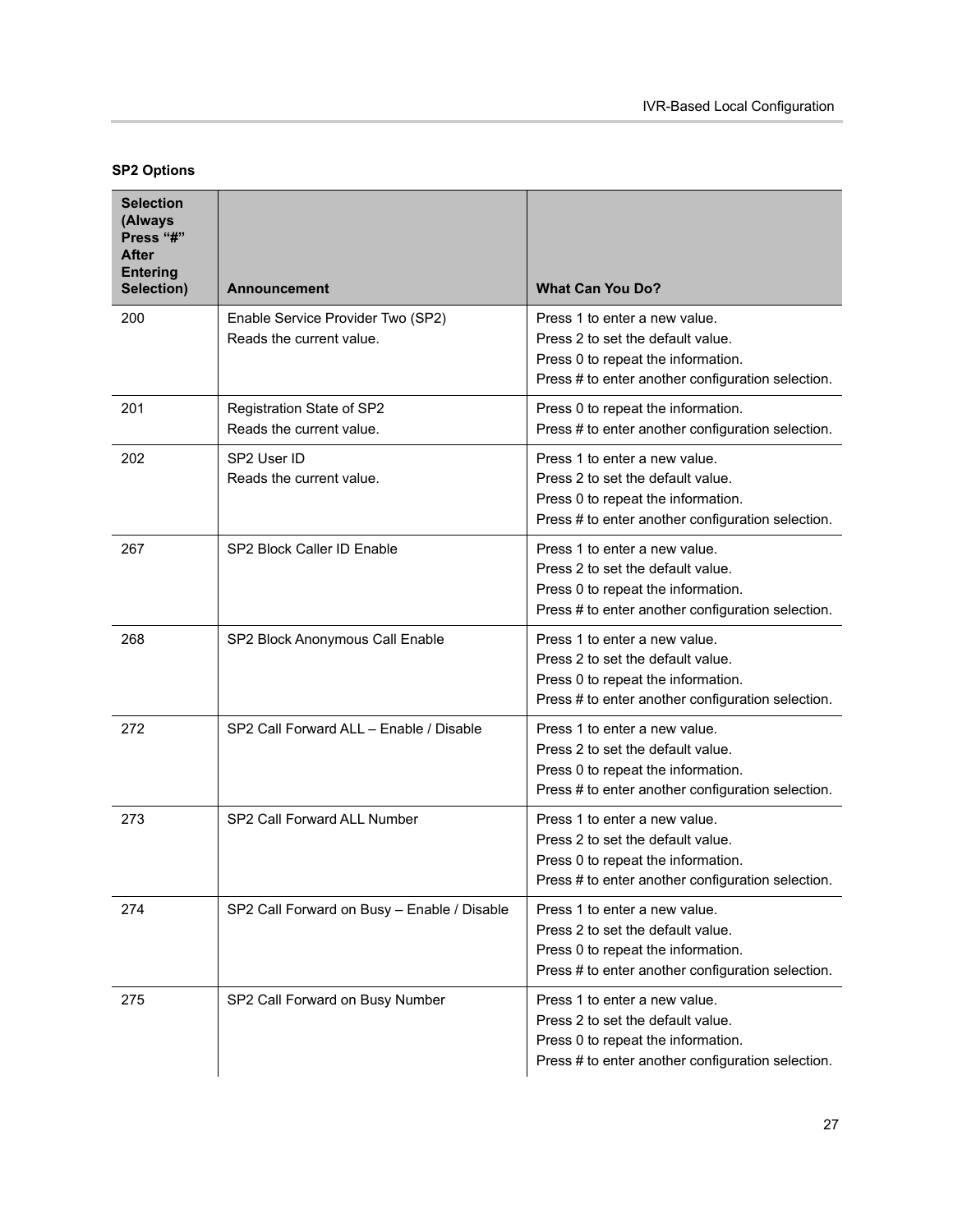**SP2 Options**

| Selection (Always Press "#" After Entering Selection) | Announcement | What Can You Do? |
|---|---|---|
| 200 | Enable Service Provider Two (SP2)<br>Reads the current value. | Press 1 to enter a new value.<br>Press 2 to set the default value.<br>Press 0 to repeat the information.<br>Press # to enter another configuration selection. |
| 201 | Registration State of SP2<br>Reads the current value. | Press 0 to repeat the information.<br>Press # to enter another configuration selection. |
| 202 | SP2 User ID<br>Reads the current value. | Press 1 to enter a new value.<br>Press 2 to set the default value.<br>Press 0 to repeat the information.<br>Press # to enter another configuration selection. |
| 267 | SP2 Block Caller ID Enable | Press 1 to enter a new value.<br>Press 2 to set the default value.<br>Press 0 to repeat the information.<br>Press # to enter another configuration selection. |
| 268 | SP2 Block Anonymous Call Enable | Press 1 to enter a new value.<br>Press 2 to set the default value.<br>Press 0 to repeat the information.<br>Press # to enter another configuration selection. |
| 272 | SP2 Call Forward ALL – Enable / Disable | Press 1 to enter a new value.<br>Press 2 to set the default value.<br>Press 0 to repeat the information.<br>Press # to enter another configuration selection. |
| 273 | SP2 Call Forward ALL Number | Press 1 to enter a new value.<br>Press 2 to set the default value.<br>Press 0 to repeat the information.<br>Press # to enter another configuration selection. |
| 274 | SP2 Call Forward on Busy – Enable / Disable | Press 1 to enter a new value.<br>Press 2 to set the default value.<br>Press 0 to repeat the information.<br>Press # to enter another configuration selection. |
| 275 | SP2 Call Forward on Busy Number | Press 1 to enter a new value.<br>Press 2 to set the default value.<br>Press 0 to repeat the information.<br>Press # to enter another configuration selection. |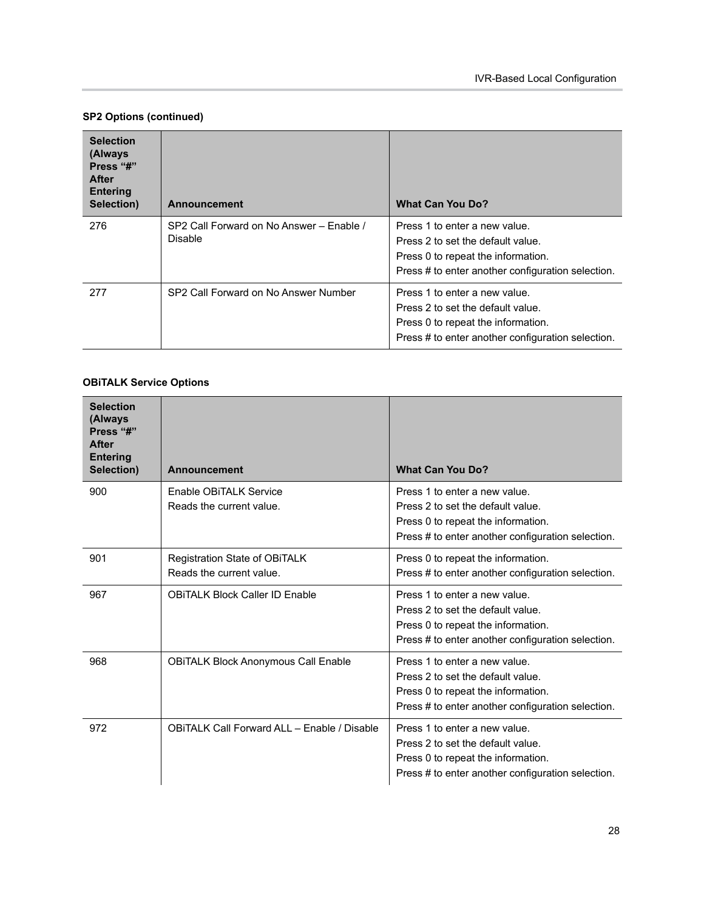**SP2 Options (continued)**

| Selection (Always Press "#" After Entering Selection) | Announcement | What Can You Do? |
|---|---|---|
| 276 | SP2 Call Forward on No Answer – Enable / Disable | Press 1 to enter a new value.<br>Press 2 to set the default value.<br>Press 0 to repeat the information.<br>Press # to enter another configuration selection. |
| 277 | SP2 Call Forward on No Answer Number | Press 1 to enter a new value.<br>Press 2 to set the default value.<br>Press 0 to repeat the information.<br>Press # to enter another configuration selection. |

**OBiTALK Service Options**

| Selection (Always Press "#" After Entering Selection) | Announcement | What Can You Do? |
|---|---|---|
| 900 | Enable OBiTALK Service<br>Reads the current value. | Press 1 to enter a new value.<br>Press 2 to set the default value.<br>Press 0 to repeat the information.<br>Press # to enter another configuration selection. |
| 901 | Registration State of OBiTALK<br>Reads the current value. | Press 0 to repeat the information.<br>Press # to enter another configuration selection. |
| 967 | OBiTALK Block Caller ID Enable | Press 1 to enter a new value.<br>Press 2 to set the default value.<br>Press 0 to repeat the information.<br>Press # to enter another configuration selection. |
| 968 | OBiTALK Block Anonymous Call Enable | Press 1 to enter a new value.<br>Press 2 to set the default value.<br>Press 0 to repeat the information.<br>Press # to enter another configuration selection. |
| 972 | OBiTALK Call Forward ALL – Enable / Disable | Press 1 to enter a new value.<br>Press 2 to set the default value.<br>Press 0 to repeat the information.<br>Press # to enter another configuration selection. |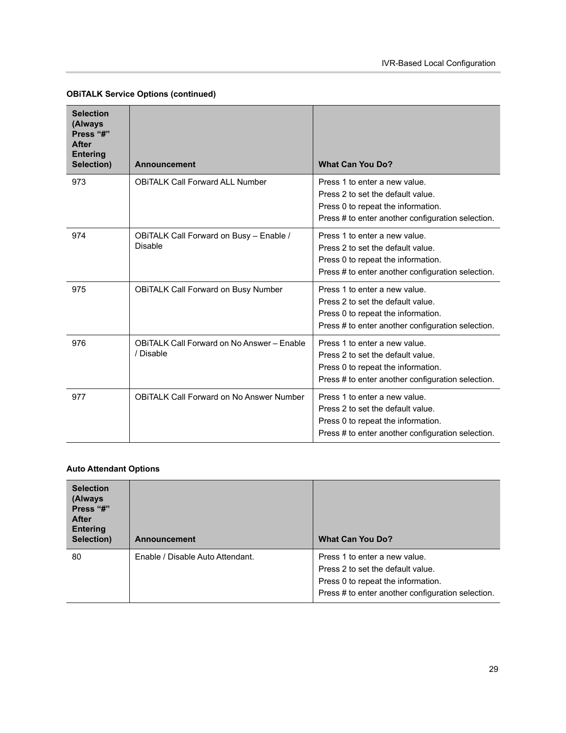**OBiTALK Service Options (continued)**

| Selection (Always Press "#" After Entering Selection) | Announcement | What Can You Do? |
|---|---|---|
| 973 | OBiTALK Call Forward ALL Number | Press 1 to enter a new value.<br>Press 2 to set the default value.<br>Press 0 to repeat the information.<br>Press # to enter another configuration selection. |
| 974 | OBiTALK Call Forward on Busy – Enable / Disable | Press 1 to enter a new value.<br>Press 2 to set the default value.<br>Press 0 to repeat the information.<br>Press # to enter another configuration selection. |
| 975 | OBiTALK Call Forward on Busy Number | Press 1 to enter a new value.<br>Press 2 to set the default value.<br>Press 0 to repeat the information.<br>Press # to enter another configuration selection. |
| 976 | OBiTALK Call Forward on No Answer – Enable / Disable | Press 1 to enter a new value.<br>Press 2 to set the default value.<br>Press 0 to repeat the information.<br>Press # to enter another configuration selection. |
| 977 | OBiTALK Call Forward on No Answer Number | Press 1 to enter a new value.<br>Press 2 to set the default value.<br>Press 0 to repeat the information.<br>Press # to enter another configuration selection. |

**Auto Attendant Options**

| Selection (Always Press "#" After Entering Selection) | Announcement | What Can You Do? |
|---|---|---|
| 80 | Enable / Disable Auto Attendant. | Press 1 to enter a new value.<br>Press 2 to set the default value.<br>Press 0 to repeat the information.<br>Press # to enter another configuration selection. |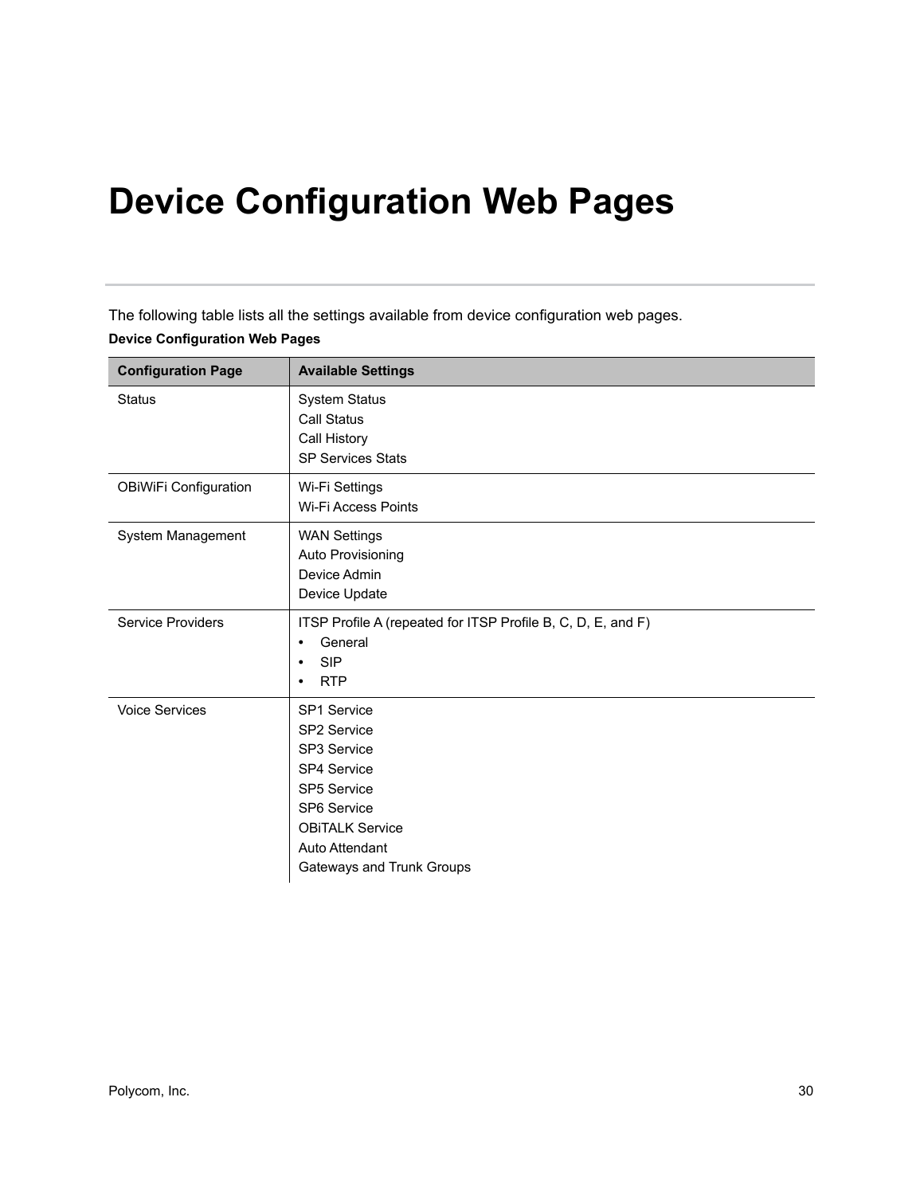# Device Configuration Web Pages

The following table lists all the settings available from device configuration web pages.

**Device Configuration Web Pages**

| Configuration Page | Available Settings |
|---|---|
| Status | System Status<br>Call Status<br>Call History<br>SP Services Stats |
| OBiWiFi Configuration | Wi-Fi Settings<br>Wi-Fi Access Points |
| System Management | WAN Settings<br>Auto Provisioning<br>Device Admin<br>Device Update |
| Service Providers | ITSP Profile A (repeated for ITSP Profile B, C, D, E, and F)<br>• General<br>• SIP<br>• RTP |
| Voice Services | SP1 Service<br>SP2 Service<br>SP3 Service<br>SP4 Service<br>SP5 Service<br>SP6 Service<br>OBiTALK Service<br>Auto Attendant<br>Gateways and Trunk Groups |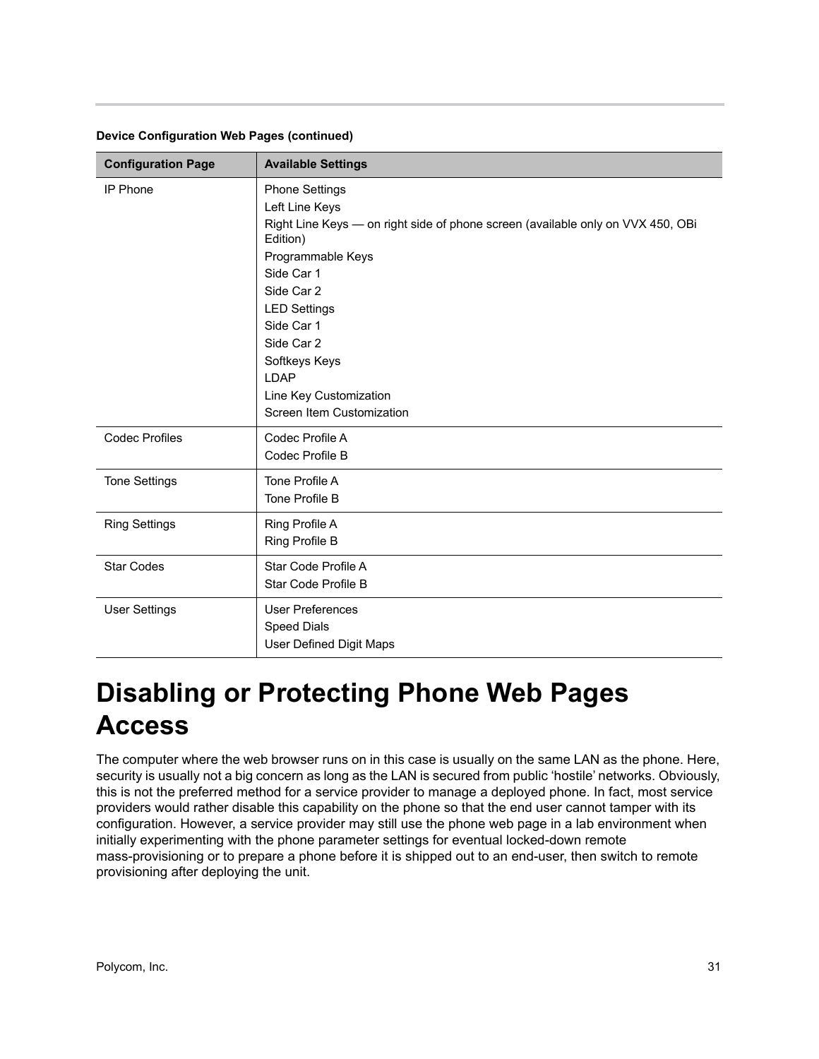**Device Configuration Web Pages (continued)**

| Configuration Page | Available Settings |
| --- | --- |
| IP Phone | Phone Settings<br>Left Line Keys<br>Right Line Keys — on right side of phone screen (available only on VVX 450, OBi Edition)<br>Programmable Keys<br>Side Car 1<br>Side Car 2<br>LED Settings<br>Side Car 1<br>Side Car 2<br>Softkeys Keys<br>LDAP<br>Line Key Customization<br>Screen Item Customization |
| Codec Profiles | Codec Profile A<br>Codec Profile B |
| Tone Settings | Tone Profile A<br>Tone Profile B |
| Ring Settings | Ring Profile A<br>Ring Profile B |
| Star Codes | Star Code Profile A<br>Star Code Profile B |
| User Settings | User Preferences<br>Speed Dials<br>User Defined Digit Maps |

# Disabling or Protecting Phone Web Pages Access

The computer where the web browser runs on in this case is usually on the same LAN as the phone. Here, security is usually not a big concern as long as the LAN is secured from public 'hostile' networks. Obviously, this is not the preferred method for a service provider to manage a deployed phone. In fact, most service providers would rather disable this capability on the phone so that the end user cannot tamper with its configuration. However, a service provider may still use the phone web page in a lab environment when initially experimenting with the phone parameter settings for eventual locked-down remote mass-provisioning or to prepare a phone before it is shipped out to an end-user, then switch to remote provisioning after deploying the unit.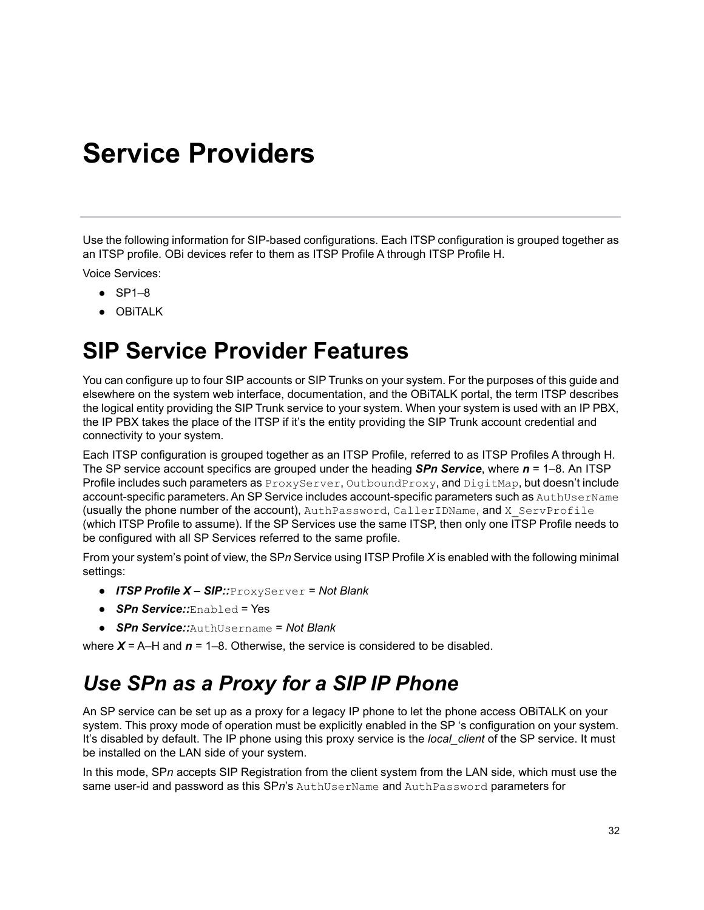# Service Providers

Use the following information for SIP-based configurations. Each ITSP configuration is grouped together as an ITSP profile. OBi devices refer to them as ITSP Profile A through ITSP Profile H.

Voice Services:

- SP1–8
- OBiTALK

## SIP Service Provider Features

You can configure up to four SIP accounts or SIP Trunks on your system. For the purposes of this guide and elsewhere on the system web interface, documentation, and the OBiTALK portal, the term ITSP describes the logical entity providing the SIP Trunk service to your system. When your system is used with an IP PBX, the IP PBX takes the place of the ITSP if it's the entity providing the SIP Trunk account credential and connectivity to your system.

Each ITSP configuration is grouped together as an ITSP Profile, referred to as ITSP Profiles A through H. The SP service account specifics are grouped under the heading ***SPn Service***, where ***n*** = 1–8. An ITSP Profile includes such parameters as `ProxyServer`, `OutboundProxy`, and `DigitMap`, but doesn't include account-specific parameters. An SP Service includes account-specific parameters such as `AuthUserName` (usually the phone number of the account), `AuthPassword`, `CallerIDName`, and `X_ServProfile` (which ITSP Profile to assume). If the SP Services use the same ITSP, then only one ITSP Profile needs to be configured with all SP Services referred to the same profile.

From your system's point of view, the SP*n* Service using ITSP Profile *X* is enabled with the following minimal settings:

- ***ITSP Profile X – SIP::***`ProxyServer` = *Not Blank*
- ***SPn Service::***`Enabled` = Yes
- ***SPn Service::***`AuthUsername` = *Not Blank*

where ***X*** = A–H and ***n*** = 1–8. Otherwise, the service is considered to be disabled.

## *Use SPn as a Proxy for a SIP IP Phone*

An SP service can be set up as a proxy for a legacy IP phone to let the phone access OBiTALK on your system. This proxy mode of operation must be explicitly enabled in the SP 's configuration on your system. It's disabled by default. The IP phone using this proxy service is the *local_client* of the SP service. It must be installed on the LAN side of your system.

In this mode, SP*n* accepts SIP Registration from the client system from the LAN side, which must use the same user-id and password as this SP*n*'s `AuthUserName` and `AuthPassword` parameters for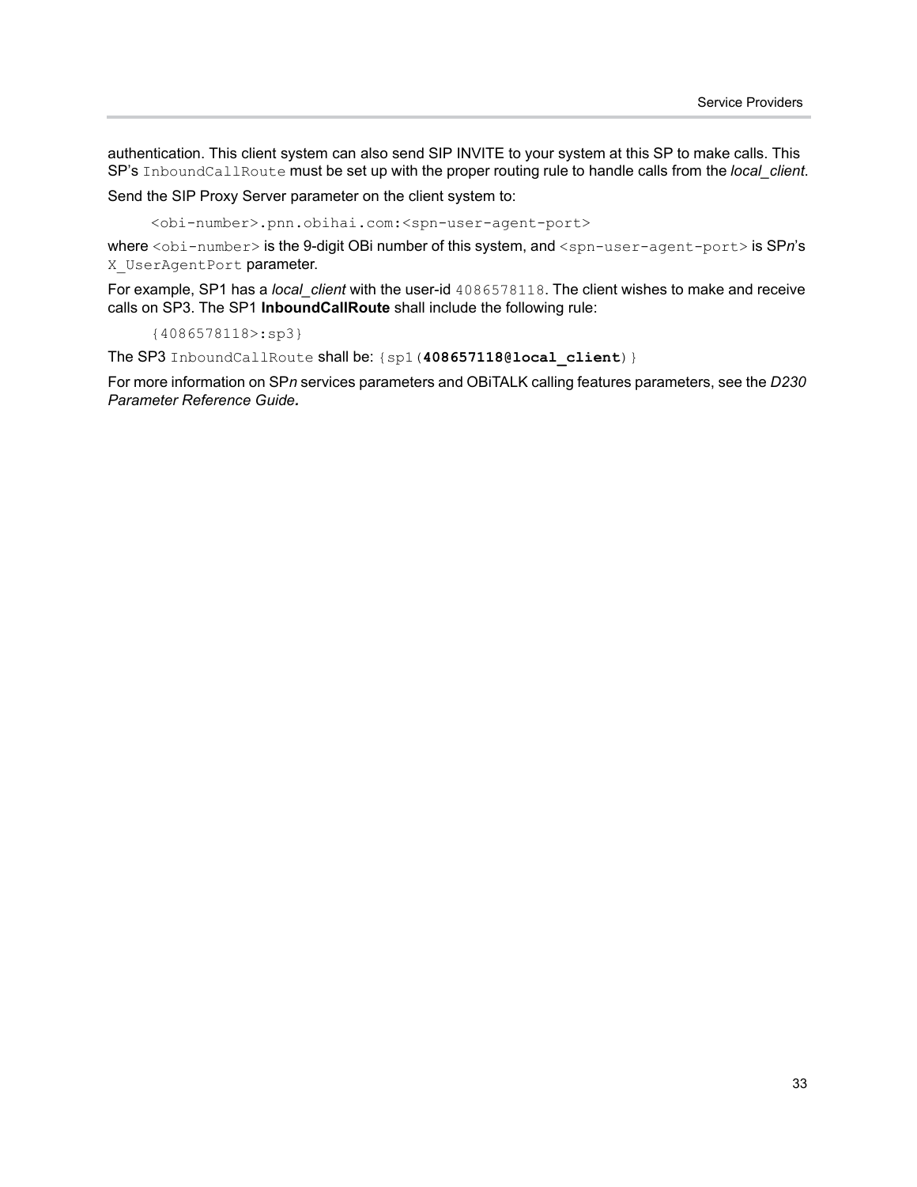authentication. This client system can also send SIP INVITE to your system at this SP to make calls. This SP's `InboundCallRoute` must be set up with the proper routing rule to handle calls from the *local_client*.

Send the SIP Proxy Server parameter on the client system to:

```
<obi-number>.pnn.obihai.com:<spn-user-agent-port>
```

where `<obi-number>` is the 9-digit OBi number of this system, and `<spn-user-agent-port>` is SP*n*'s `X_UserAgentPort` parameter.

For example, SP1 has a *local_client* with the user-id `4086578118`. The client wishes to make and receive calls on SP3. The SP1 **InboundCallRoute** shall include the following rule:

```
{4086578118>:sp3}
```

The SP3 `InboundCallRoute` shall be: `{sp1(`**`408657118@local_client`**`)}`

For more information on SP*n* services parameters and OBiTALK calling features parameters, see the *D230 Parameter Reference Guide.*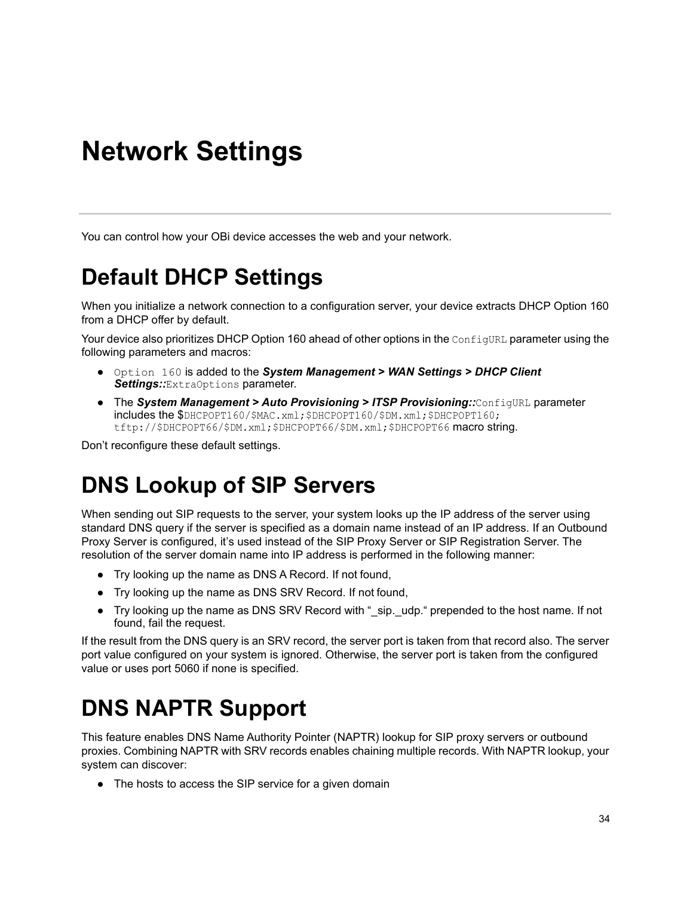# Network Settings

You can control how your OBi device accesses the web and your network.

## Default DHCP Settings

When you initialize a network connection to a configuration server, your device extracts DHCP Option 160 from a DHCP offer by default.

Your device also prioritizes DHCP Option 160 ahead of other options in the `ConfigURL` parameter using the following parameters and macros:

- `Option 160` is added to the ***System Management > WAN Settings > DHCP Client Settings::***`ExtraOptions` parameter.
- The ***System Management > Auto Provisioning > ITSP Provisioning::***`ConfigURL` parameter includes the $`DHCPOPT160/$MAC.xml;$DHCPOPT160/$DM.xml;$DHCPOPT160;tftp://$DHCPOPT66/$DM.xml;$DHCPOPT66/$DM.xml;$DHCPOPT66` macro string.

Don't reconfigure these default settings.

## DNS Lookup of SIP Servers

When sending out SIP requests to the server, your system looks up the IP address of the server using standard DNS query if the server is specified as a domain name instead of an IP address. If an Outbound Proxy Server is configured, it's used instead of the SIP Proxy Server or SIP Registration Server. The resolution of the server domain name into IP address is performed in the following manner:

- Try looking up the name as DNS A Record. If not found,
- Try looking up the name as DNS SRV Record. If not found,
- Try looking up the name as DNS SRV Record with "_sip._udp." prepended to the host name. If not found, fail the request.

If the result from the DNS query is an SRV record, the server port is taken from that record also. The server port value configured on your system is ignored. Otherwise, the server port is taken from the configured value or uses port 5060 if none is specified.

## DNS NAPTR Support

This feature enables DNS Name Authority Pointer (NAPTR) lookup for SIP proxy servers or outbound proxies. Combining NAPTR with SRV records enables chaining multiple records. With NAPTR lookup, your system can discover:

- The hosts to access the SIP service for a given domain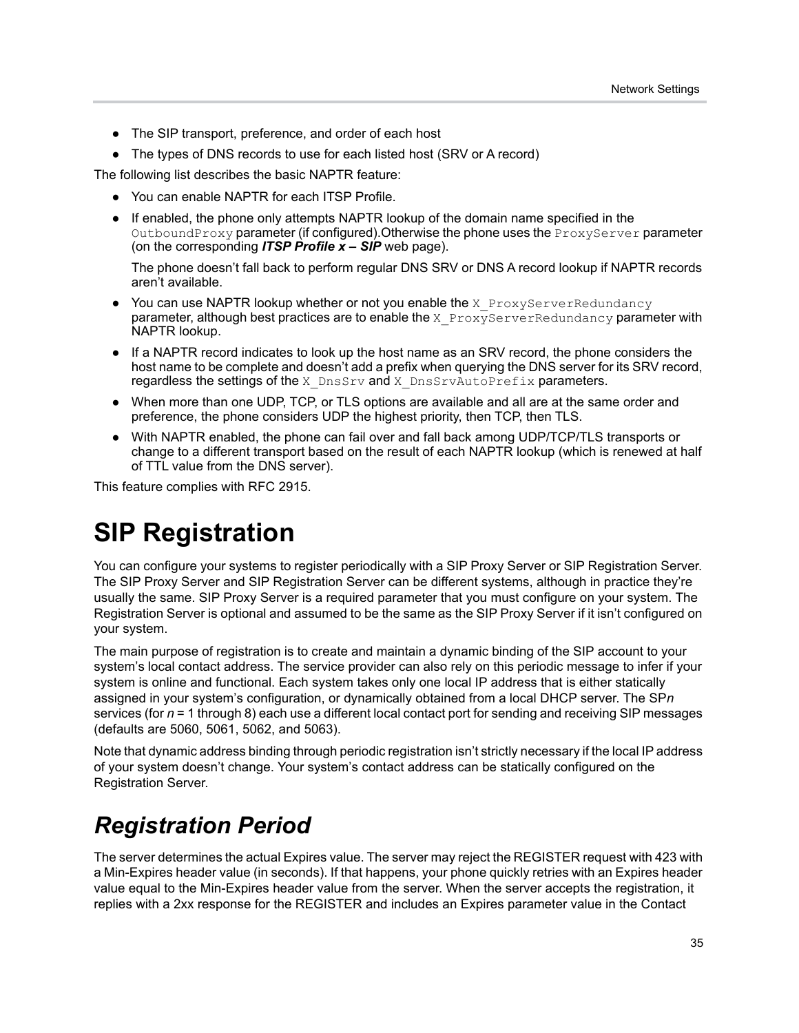- The SIP transport, preference, and order of each host
- The types of DNS records to use for each listed host (SRV or A record)

The following list describes the basic NAPTR feature:

- You can enable NAPTR for each ITSP Profile.
- If enabled, the phone only attempts NAPTR lookup of the domain name specified in the `OutboundProxy` parameter (if configured).Otherwise the phone uses the `ProxyServer` parameter (on the corresponding ***ITSP Profile x – SIP*** web page).

  The phone doesn't fall back to perform regular DNS SRV or DNS A record lookup if NAPTR records aren't available.
- You can use NAPTR lookup whether or not you enable the `X_ProxyServerRedundancy` parameter, although best practices are to enable the `X_ProxyServerRedundancy` parameter with NAPTR lookup.
- If a NAPTR record indicates to look up the host name as an SRV record, the phone considers the host name to be complete and doesn't add a prefix when querying the DNS server for its SRV record, regardless the settings of the `X_DnsSrv` and `X_DnsSrvAutoPrefix` parameters.
- When more than one UDP, TCP, or TLS options are available and all are at the same order and preference, the phone considers UDP the highest priority, then TCP, then TLS.
- With NAPTR enabled, the phone can fail over and fall back among UDP/TCP/TLS transports or change to a different transport based on the result of each NAPTR lookup (which is renewed at half of TTL value from the DNS server).

This feature complies with RFC 2915.

# SIP Registration

You can configure your systems to register periodically with a SIP Proxy Server or SIP Registration Server. The SIP Proxy Server and SIP Registration Server can be different systems, although in practice they're usually the same. SIP Proxy Server is a required parameter that you must configure on your system. The Registration Server is optional and assumed to be the same as the SIP Proxy Server if it isn't configured on your system.

The main purpose of registration is to create and maintain a dynamic binding of the SIP account to your system's local contact address. The service provider can also rely on this periodic message to infer if your system is online and functional. Each system takes only one local IP address that is either statically assigned in your system's configuration, or dynamically obtained from a local DHCP server. The SP*n* services (for *n* = 1 through 8) each use a different local contact port for sending and receiving SIP messages (defaults are 5060, 5061, 5062, and 5063).

Note that dynamic address binding through periodic registration isn't strictly necessary if the local IP address of your system doesn't change. Your system's contact address can be statically configured on the Registration Server.

## *Registration Period*

The server determines the actual Expires value. The server may reject the REGISTER request with 423 with a Min-Expires header value (in seconds). If that happens, your phone quickly retries with an Expires header value equal to the Min-Expires header value from the server. When the server accepts the registration, it replies with a 2xx response for the REGISTER and includes an Expires parameter value in the Contact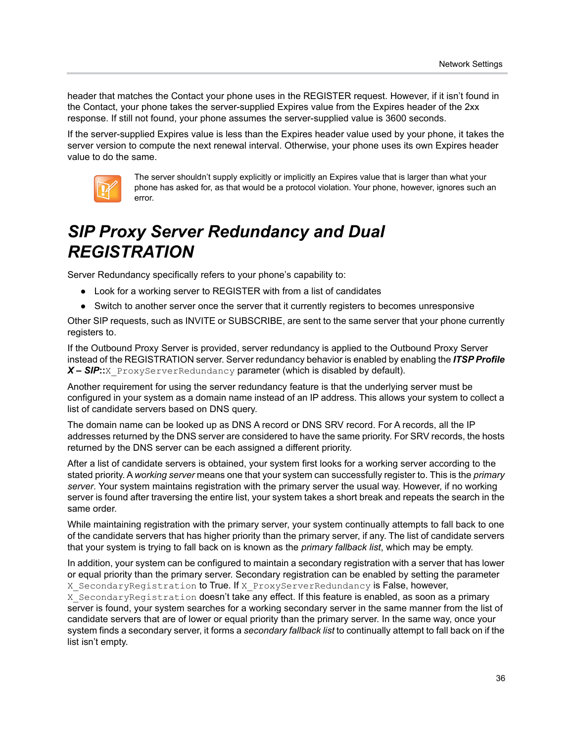header that matches the Contact your phone uses in the REGISTER request. However, if it isn't found in the Contact, your phone takes the server-supplied Expires value from the Expires header of the 2xx response. If still not found, your phone assumes the server-supplied value is 3600 seconds.

If the server-supplied Expires value is less than the Expires header value used by your phone, it takes the server version to compute the next renewal interval. Otherwise, your phone uses its own Expires header value to do the same.

The server shouldn't supply explicitly or implicitly an Expires value that is larger than what your phone has asked for, as that would be a protocol violation. Your phone, however, ignores such an error.

# SIP Proxy Server Redundancy and Dual REGISTRATION

Server Redundancy specifically refers to your phone's capability to:

- Look for a working server to REGISTER with from a list of candidates
- Switch to another server once the server that it currently registers to becomes unresponsive

Other SIP requests, such as INVITE or SUBSCRIBE, are sent to the same server that your phone currently registers to.

If the Outbound Proxy Server is provided, server redundancy is applied to the Outbound Proxy Server instead of the REGISTRATION server. Server redundancy behavior is enabled by enabling the ***ITSP Profile X – SIP***::`X_ProxyServerRedundancy` parameter (which is disabled by default).

Another requirement for using the server redundancy feature is that the underlying server must be configured in your system as a domain name instead of an IP address. This allows your system to collect a list of candidate servers based on DNS query.

The domain name can be looked up as DNS A record or DNS SRV record. For A records, all the IP addresses returned by the DNS server are considered to have the same priority. For SRV records, the hosts returned by the DNS server can be each assigned a different priority.

After a list of candidate servers is obtained, your system first looks for a working server according to the stated priority. A *working server* means one that your system can successfully register to. This is the *primary server*. Your system maintains registration with the primary server the usual way. However, if no working server is found after traversing the entire list, your system takes a short break and repeats the search in the same order.

While maintaining registration with the primary server, your system continually attempts to fall back to one of the candidate servers that has higher priority than the primary server, if any. The list of candidate servers that your system is trying to fall back on is known as the *primary fallback list*, which may be empty.

In addition, your system can be configured to maintain a secondary registration with a server that has lower or equal priority than the primary server. Secondary registration can be enabled by setting the parameter `X_SecondaryRegistration` to True. If `X_ProxyServerRedundancy` is False, however, `X_SecondaryRegistration` doesn't take any effect. If this feature is enabled, as soon as a primary server is found, your system searches for a working secondary server in the same manner from the list of candidate servers that are of lower or equal priority than the primary server. In the same way, once your system finds a secondary server, it forms a *secondary fallback list* to continually attempt to fall back on if the list isn't empty.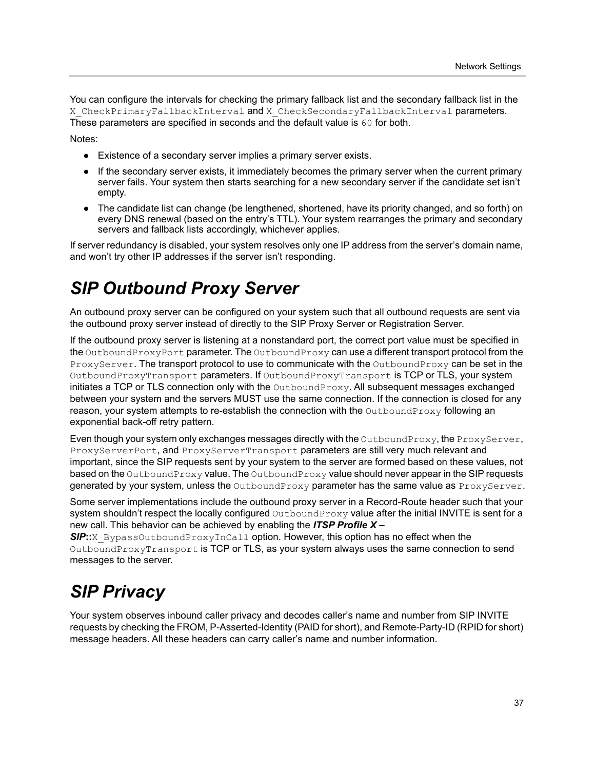You can configure the intervals for checking the primary fallback list and the secondary fallback list in the `X_CheckPrimaryFallbackInterval` and `X_CheckSecondaryFallbackInterval` parameters. These parameters are specified in seconds and the default value is `60` for both.

Notes:

- Existence of a secondary server implies a primary server exists.
- If the secondary server exists, it immediately becomes the primary server when the current primary server fails. Your system then starts searching for a new secondary server if the candidate set isn't empty.
- The candidate list can change (be lengthened, shortened, have its priority changed, and so forth) on every DNS renewal (based on the entry's TTL). Your system rearranges the primary and secondary servers and fallback lists accordingly, whichever applies.

If server redundancy is disabled, your system resolves only one IP address from the server's domain name, and won't try other IP addresses if the server isn't responding.

# SIP Outbound Proxy Server

An outbound proxy server can be configured on your system such that all outbound requests are sent via the outbound proxy server instead of directly to the SIP Proxy Server or Registration Server.

If the outbound proxy server is listening at a nonstandard port, the correct port value must be specified in the `OutboundProxyPort` parameter. The `OutboundProxy` can use a different transport protocol from the `ProxyServer`. The transport protocol to use to communicate with the `OutboundProxy` can be set in the `OutboundProxyTransport` parameters. If `OutboundProxyTransport` is TCP or TLS, your system initiates a TCP or TLS connection only with the `OutboundProxy`. All subsequent messages exchanged between your system and the servers MUST use the same connection. If the connection is closed for any reason, your system attempts to re-establish the connection with the `OutboundProxy` following an exponential back-off retry pattern.

Even though your system only exchanges messages directly with the `OutboundProxy`, the `ProxyServer`, `ProxyServerPort`, and `ProxyServerTransport` parameters are still very much relevant and important, since the SIP requests sent by your system to the server are formed based on these values, not based on the `OutboundProxy` value. The `OutboundProxy` value should never appear in the SIP requests generated by your system, unless the `OutboundProxy` parameter has the same value as `ProxyServer`.

Some server implementations include the outbound proxy server in a Record-Route header such that your system shouldn't respect the locally configured `OutboundProxy` value after the initial INVITE is sent for a new call. This behavior can be achieved by enabling the ***ITSP Profile X – SIP*::**`X_BypassOutboundProxyInCall` option. However, this option has no effect when the `OutboundProxyTransport` is TCP or TLS, as your system always uses the same connection to send messages to the server.

# SIP Privacy

Your system observes inbound caller privacy and decodes caller's name and number from SIP INVITE requests by checking the FROM, P-Asserted-Identity (PAID for short), and Remote-Party-ID (RPID for short) message headers. All these headers can carry caller's name and number information.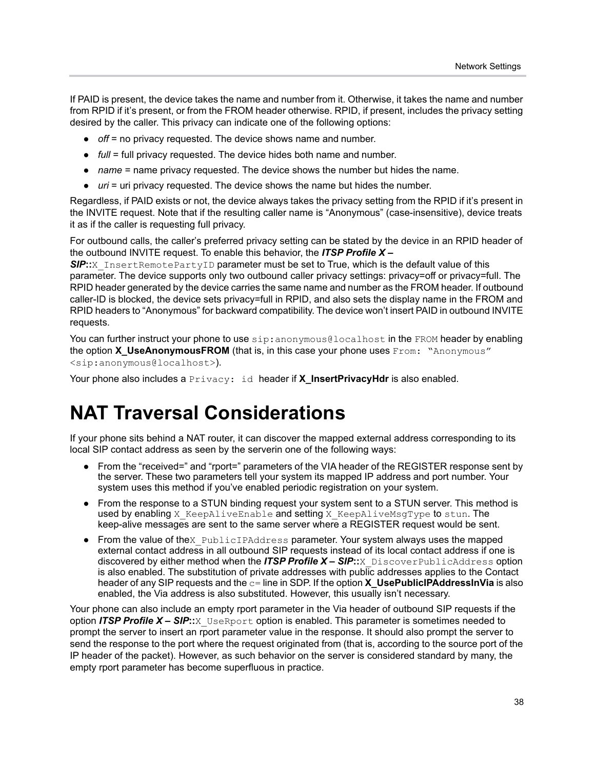If PAID is present, the device takes the name and number from it. Otherwise, it takes the name and number from RPID if it's present, or from the FROM header otherwise. RPID, if present, includes the privacy setting desired by the caller. This privacy can indicate one of the following options:

- *off* = no privacy requested. The device shows name and number.
- *full* = full privacy requested. The device hides both name and number.
- *name* = name privacy requested. The device shows the number but hides the name.
- *uri* = uri privacy requested. The device shows the name but hides the number.

Regardless, if PAID exists or not, the device always takes the privacy setting from the RPID if it's present in the INVITE request. Note that if the resulting caller name is "Anonymous" (case-insensitive), device treats it as if the caller is requesting full privacy.

For outbound calls, the caller's preferred privacy setting can be stated by the device in an RPID header of the outbound INVITE request. To enable this behavior, the ***ITSP Profile X – SIP*::**`X_InsertRemotePartyID` parameter must be set to True, which is the default value of this parameter. The device supports only two outbound caller privacy settings: privacy=off or privacy=full. The RPID header generated by the device carries the same name and number as the FROM header. If outbound caller-ID is blocked, the device sets privacy=full in RPID, and also sets the display name in the FROM and RPID headers to "Anonymous" for backward compatibility. The device won't insert PAID in outbound INVITE requests.

You can further instruct your phone to use `sip:anonymous@localhost` in the `FROM` header by enabling the option **X_UseAnonymousFROM** (that is, in this case your phone uses `From: "Anonymous" <sip:anonymous@localhost>`).

Your phone also includes a `Privacy: id` header if **X_InsertPrivacyHdr** is also enabled.

# NAT Traversal Considerations

If your phone sits behind a NAT router, it can discover the mapped external address corresponding to its local SIP contact address as seen by the serverin one of the following ways:

- From the "received=" and "rport=" parameters of the VIA header of the REGISTER response sent by the server. These two parameters tell your system its mapped IP address and port number. Your system uses this method if you've enabled periodic registration on your system.
- From the response to a STUN binding request your system sent to a STUN server. This method is used by enabling `X_KeepAliveEnable` and setting `X_KeepAliveMsgType` to `stun`. The keep-alive messages are sent to the same server where a REGISTER request would be sent.
- From the value of the`X_PublicIPAddress` parameter. Your system always uses the mapped external contact address in all outbound SIP requests instead of its local contact address if one is discovered by either method when the ***ITSP Profile X – SIP*::**`X_DiscoverPublicAddress` option is also enabled. The substitution of private addresses with public addresses applies to the Contact header of any SIP requests and the `c=` line in SDP. If the option **X_UsePublicIPAddressInVia** is also enabled, the Via address is also substituted. However, this usually isn't necessary.

Your phone can also include an empty rport parameter in the Via header of outbound SIP requests if the option ***ITSP Profile X – SIP*::**`X_UseRport` option is enabled. This parameter is sometimes needed to prompt the server to insert an rport parameter value in the response. It should also prompt the server to send the response to the port where the request originated from (that is, according to the source port of the IP header of the packet). However, as such behavior on the server is considered standard by many, the empty rport parameter has become superfluous in practice.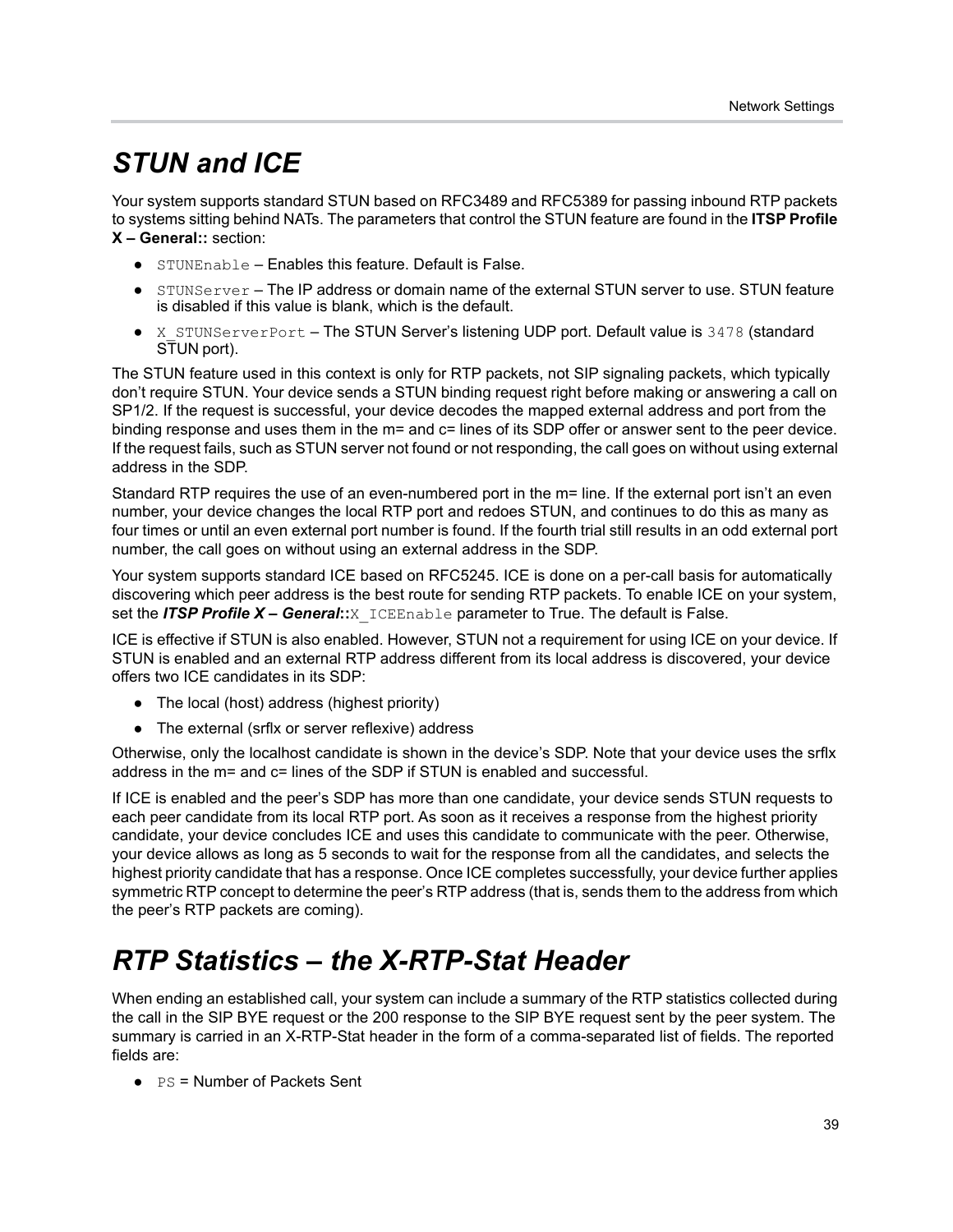# STUN and ICE

Your system supports standard STUN based on RFC3489 and RFC5389 for passing inbound RTP packets to systems sitting behind NATs. The parameters that control the STUN feature are found in the **ITSP Profile X – General::** section:

- `STUNEnable` – Enables this feature. Default is False.
- `STUNServer` – The IP address or domain name of the external STUN server to use. STUN feature is disabled if this value is blank, which is the default.
- `X_STUNServerPort` – The STUN Server's listening UDP port. Default value is `3478` (standard STUN port).

The STUN feature used in this context is only for RTP packets, not SIP signaling packets, which typically don't require STUN. Your device sends a STUN binding request right before making or answering a call on SP1/2. If the request is successful, your device decodes the mapped external address and port from the binding response and uses them in the m= and c= lines of its SDP offer or answer sent to the peer device. If the request fails, such as STUN server not found or not responding, the call goes on without using external address in the SDP.

Standard RTP requires the use of an even-numbered port in the m= line. If the external port isn't an even number, your device changes the local RTP port and redoes STUN, and continues to do this as many as four times or until an even external port number is found. If the fourth trial still results in an odd external port number, the call goes on without using an external address in the SDP.

Your system supports standard ICE based on RFC5245. ICE is done on a per-call basis for automatically discovering which peer address is the best route for sending RTP packets. To enable ICE on your system, set the ***ITSP Profile X – General*****::**`X_ICEEnable` parameter to True. The default is False.

ICE is effective if STUN is also enabled. However, STUN not a requirement for using ICE on your device. If STUN is enabled and an external RTP address different from its local address is discovered, your device offers two ICE candidates in its SDP:

- The local (host) address (highest priority)
- The external (srflx or server reflexive) address

Otherwise, only the localhost candidate is shown in the device's SDP. Note that your device uses the srflx address in the m= and c= lines of the SDP if STUN is enabled and successful.

If ICE is enabled and the peer's SDP has more than one candidate, your device sends STUN requests to each peer candidate from its local RTP port. As soon as it receives a response from the highest priority candidate, your device concludes ICE and uses this candidate to communicate with the peer. Otherwise, your device allows as long as 5 seconds to wait for the response from all the candidates, and selects the highest priority candidate that has a response. Once ICE completes successfully, your device further applies symmetric RTP concept to determine the peer's RTP address (that is, sends them to the address from which the peer's RTP packets are coming).

# RTP Statistics – the X-RTP-Stat Header

When ending an established call, your system can include a summary of the RTP statistics collected during the call in the SIP BYE request or the 200 response to the SIP BYE request sent by the peer system. The summary is carried in an X-RTP-Stat header in the form of a comma-separated list of fields. The reported fields are:

- `PS` = Number of Packets Sent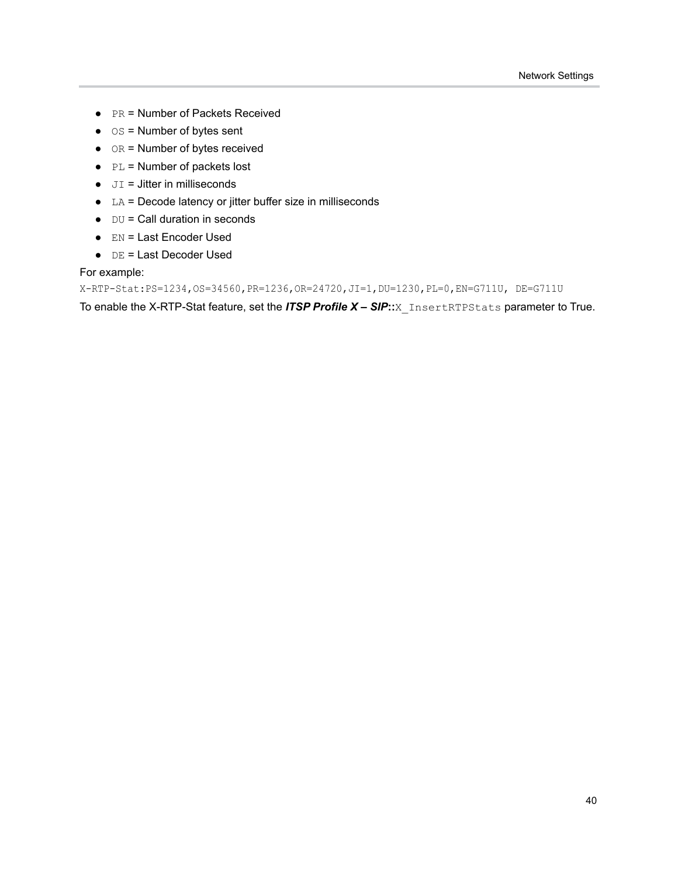- `PR` = Number of Packets Received
- `OS` = Number of bytes sent
- `OR` = Number of bytes received
- `PL` = Number of packets lost
- `JI` = Jitter in milliseconds
- `LA` = Decode latency or jitter buffer size in milliseconds
- `DU` = Call duration in seconds
- `EN` = Last Encoder Used
- `DE` = Last Decoder Used

For example:

`X-RTP-Stat:PS=1234,OS=34560,PR=1236,OR=24720,JI=1,DU=1230,PL=0,EN=G711U, DE=G711U`

To enable the X-RTP-Stat feature, set the ***ITSP Profile X – SIP*****::**`X_InsertRTPStats` parameter to True.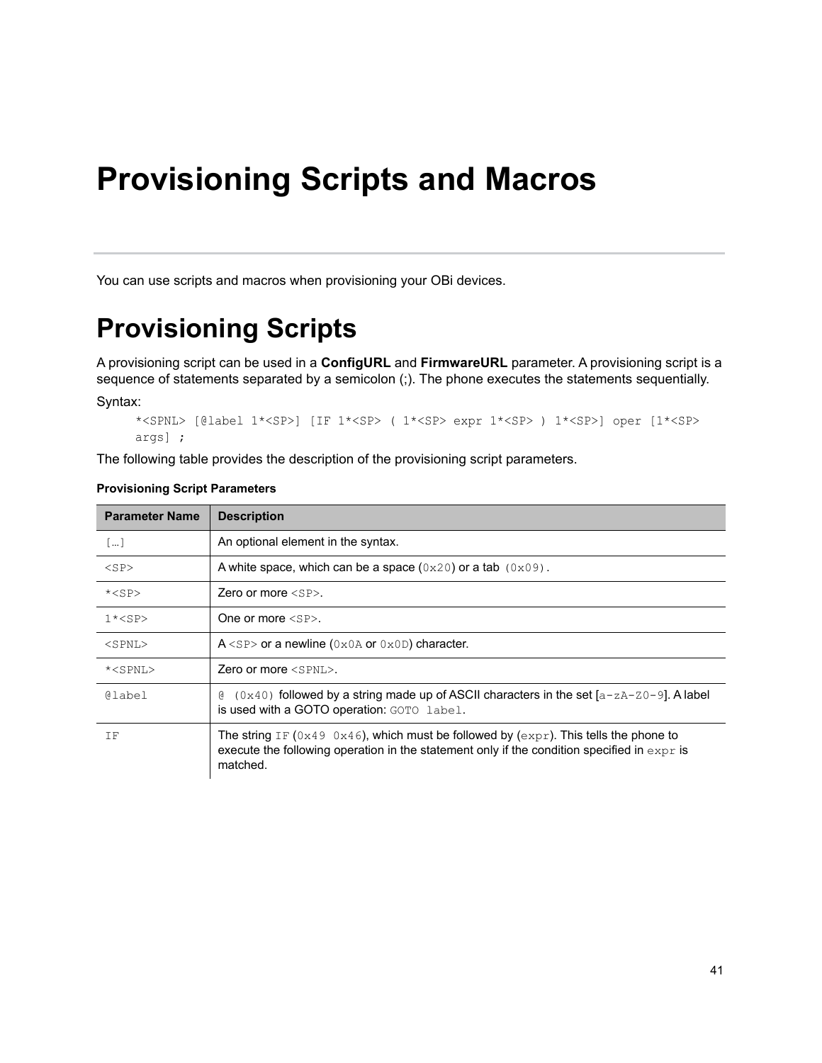# Provisioning Scripts and Macros

You can use scripts and macros when provisioning your OBi devices.

## Provisioning Scripts

A provisioning script can be used in a **ConfigURL** and **FirmwareURL** parameter. A provisioning script is a sequence of statements separated by a semicolon (;). The phone executes the statements sequentially.

Syntax:

```
*<SPNL> [@label 1*<SP>] [IF 1*<SP> ( 1*<SP> expr 1*<SP> ) 1*<SP>] oper [1*<SP>
args] ;
```

The following table provides the description of the provisioning script parameters.

**Provisioning Script Parameters**

| Parameter Name | Description |
|---|---|
| `[…]` | An optional element in the syntax. |
| `<SP>` | A white space, which can be a space (`0x20`) or a tab `(0x09)`. |
| `*<SP>` | Zero or more `<SP>`. |
| `1*<SP>` | One or more `<SP>`. |
| `<SPNL>` | A `<SP>` or a newline (`0x0A` or `0x0D`) character. |
| `*<SPNL>` | Zero or more `<SPNL>`. |
| `@label` | `@ (0x40)` followed by a string made up of ASCII characters in the set [`a-zA-Z0-9`]. A label is used with a GOTO operation: `GOTO label`. |
| `IF` | The string `IF` (`0x49 0x46`), which must be followed by (`expr`). This tells the phone to execute the following operation in the statement only if the condition specified in `expr` is matched. |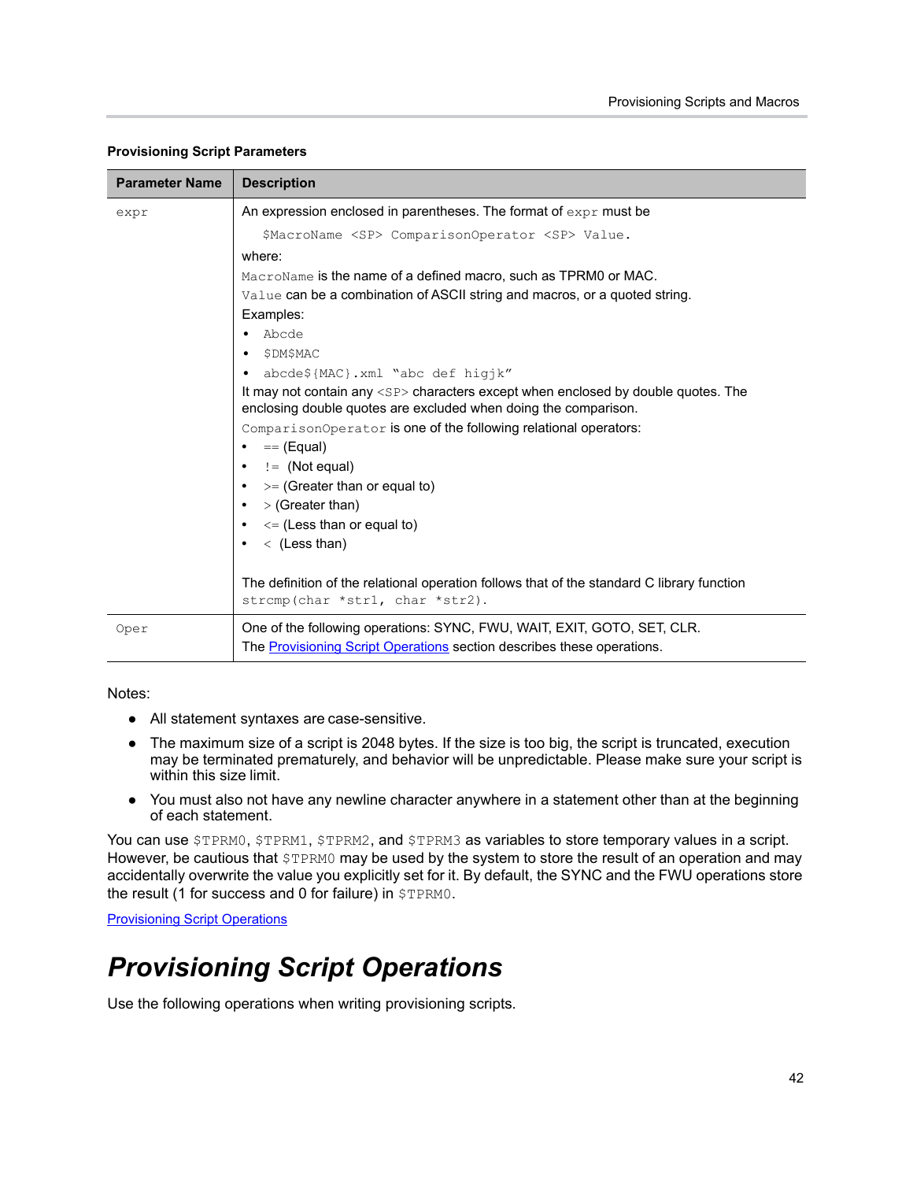**Provisioning Script Parameters**

| Parameter Name | Description |
|---|---|
| `expr` | An expression enclosed in parentheses. The format of `expr` must be<br>`$MacroName <SP> ComparisonOperator <SP> Value.`<br>where:<br>`MacroName` is the name of a defined macro, such as TPRM0 or MAC.<br>`Value` can be a combination of ASCII string and macros, or a quoted string.<br>Examples:<br>• `Abcde`<br>• `$DM$MAC`<br>• `abcde${MAC}.xml "abc def higjk"`<br>It may not contain any `<SP>` characters except when enclosed by double quotes. The enclosing double quotes are excluded when doing the comparison.<br>`ComparisonOperator` is one of the following relational operators:<br>• `==` (Equal)<br>• `!=` (Not equal)<br>• `>=` (Greater than or equal to)<br>• `>` (Greater than)<br>• `<=` (Less than or equal to)<br>• `<` (Less than)<br><br>The definition of the relational operation follows that of the standard C library function `strcmp(char *str1, char *str2).` |
| `Oper` | One of the following operations: SYNC, FWU, WAIT, EXIT, GOTO, SET, CLR.<br>The Provisioning Script Operations section describes these operations. |

Notes:

- All statement syntaxes are case-sensitive.
- The maximum size of a script is 2048 bytes. If the size is too big, the script is truncated, execution may be terminated prematurely, and behavior will be unpredictable. Please make sure your script is within this size limit.
- You must also not have any newline character anywhere in a statement other than at the beginning of each statement.

You can use `$TPRM0`, `$TPRM1`, `$TPRM2`, and `$TPRM3` as variables to store temporary values in a script. However, be cautious that `$TPRM0` may be used by the system to store the result of an operation and may accidentally overwrite the value you explicitly set for it. By default, the SYNC and the FWU operations store the result (1 for success and 0 for failure) in `$TPRM0`.

Provisioning Script Operations

# *Provisioning Script Operations*

Use the following operations when writing provisioning scripts.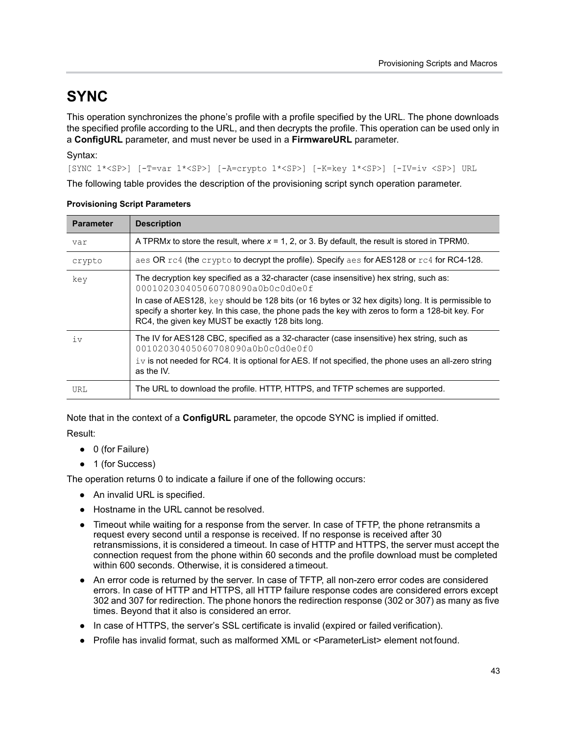# SYNC

This operation synchronizes the phone's profile with a profile specified by the URL. The phone downloads the specified profile according to the URL, and then decrypts the profile. This operation can be used only in a **ConfigURL** parameter, and must never be used in a **FirmwareURL** parameter.

Syntax:

```
[SYNC 1*<SP>] [-T=var 1*<SP>] [-A=crypto 1*<SP>] [-K=key 1*<SP>] [-IV=iv <SP>] URL
```

The following table provides the description of the provisioning script synch operation parameter.

**Provisioning Script Parameters**

| Parameter | Description |
|---|---|
| `var` | A TPRM*x* to store the result, where *x* = 1, 2, or 3. By default, the result is stored in TPRM0. |
| `crypto` | `aes` OR `rc4` (the `crypto` to decrypt the profile). Specify `aes` for AES128 or `rc4` for RC4-128. |
| `key` | The decryption key specified as a 32-character (case insensitive) hex string, such as: `000102030405060708090a0b0c0d0e0f`<br>In case of AES128, `key` should be 128 bits (or 16 bytes or 32 hex digits) long. It is permissible to specify a shorter key. In this case, the phone pads the key with zeros to form a 128-bit key. For RC4, the given key MUST be exactly 128 bits long. |
| `iv` | The IV for AES128 CBC, specified as a 32-character (case insensitive) hex string, such as `0010203040506070809 0a0b0c0d0e0f0`<br>`iv` is not needed for RC4. It is optional for AES. If not specified, the phone uses an all-zero string as the IV. |
| `URL` | The URL to download the profile. HTTP, HTTPS, and TFTP schemes are supported. |

Note that in the context of a **ConfigURL** parameter, the opcode SYNC is implied if omitted.

Result:

- 0 (for Failure)
- 1 (for Success)

The operation returns 0 to indicate a failure if one of the following occurs:

- An invalid URL is specified.
- Hostname in the URL cannot be resolved.
- Timeout while waiting for a response from the server. In case of TFTP, the phone retransmits a request every second until a response is received. If no response is received after 30 retransmissions, it is considered a timeout. In case of HTTP and HTTPS, the server must accept the connection request from the phone within 60 seconds and the profile download must be completed within 600 seconds. Otherwise, it is considered a timeout.
- An error code is returned by the server. In case of TFTP, all non-zero error codes are considered errors. In case of HTTP and HTTPS, all HTTP failure response codes are considered errors except 302 and 307 for redirection. The phone honors the redirection response (302 or 307) as many as five times. Beyond that it also is considered an error.
- In case of HTTPS, the server's SSL certificate is invalid (expired or failed verification).
- Profile has invalid format, such as malformed XML or <ParameterList> element not found.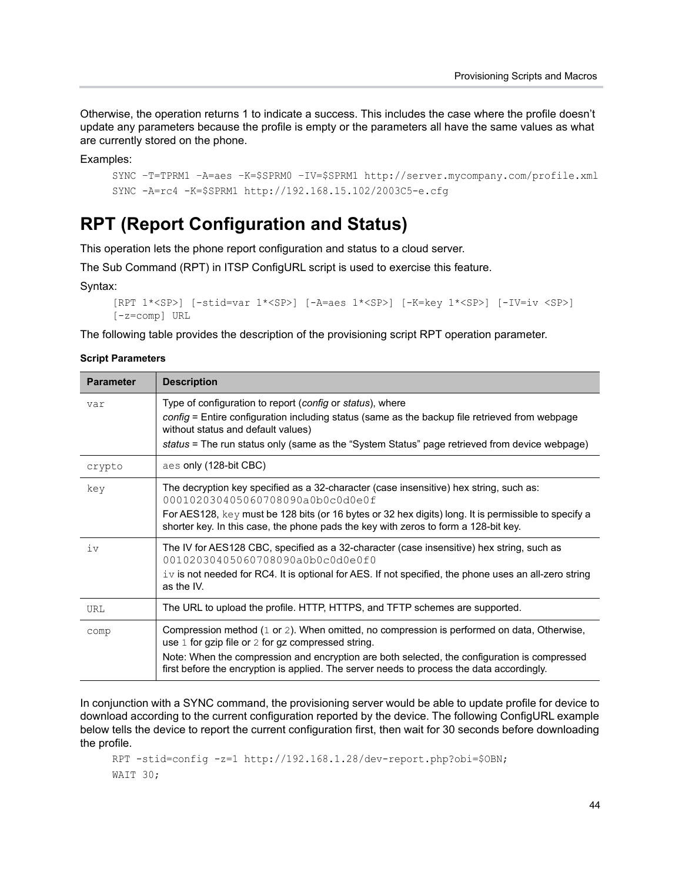Otherwise, the operation returns 1 to indicate a success. This includes the case where the profile doesn't update any parameters because the profile is empty or the parameters all have the same values as what are currently stored on the phone.

Examples:

```
SYNC –T=TPRM1 –A=aes –K=$SPRM0 –IV=$SPRM1 http://server.mycompany.com/profile.xml
SYNC -A=rc4 -K=$SPRM1 http://192.168.15.102/2003C5-e.cfg
```

# RPT (Report Configuration and Status)

This operation lets the phone report configuration and status to a cloud server.

The Sub Command (RPT) in ITSP ConfigURL script is used to exercise this feature.

Syntax:

```
[RPT 1*<SP>] [-stid=var 1*<SP>] [-A=aes 1*<SP>] [-K=key 1*<SP>] [-IV=iv <SP>]
[-z=comp] URL
```

The following table provides the description of the provisioning script RPT operation parameter.

**Script Parameters**

| Parameter | Description |
|---|---|
| `var` | Type of configuration to report (*config* or *status*), where<br>*config* = Entire configuration including status (same as the backup file retrieved from webpage without status and default values)<br>*status* = The run status only (same as the "System Status" page retrieved from device webpage) |
| `crypto` | `aes` only (128-bit CBC) |
| `key` | The decryption key specified as a 32-character (case insensitive) hex string, such as: `000102030405060708090a0b0c0d0e0f`<br>For AES128, `key` must be 128 bits (or 16 bytes or 32 hex digits) long. It is permissible to specify a shorter key. In this case, the phone pads the key with zeros to form a 128-bit key. |
| `iv` | The IV for AES128 CBC, specified as a 32-character (case insensitive) hex string, such as `00102030405060708090a0b0c0d0e0f0`<br>`iv` is not needed for RC4. It is optional for AES. If not specified, the phone uses an all-zero string as the IV. |
| `URL` | The URL to upload the profile. HTTP, HTTPS, and TFTP schemes are supported. |
| `comp` | Compression method (`1` or `2`). When omitted, no compression is performed on data, Otherwise, use `1` for gzip file or `2` for gz compressed string.<br>Note: When the compression and encryption are both selected, the configuration is compressed first before the encryption is applied. The server needs to process the data accordingly. |

In conjunction with a SYNC command, the provisioning server would be able to update profile for device to download according to the current configuration reported by the device. The following ConfigURL example below tells the device to report the current configuration first, then wait for 30 seconds before downloading the profile.

```
RPT -stid=config -z=1 http://192.168.1.28/dev-report.php?obi=$OBN;
WAIT 30;
```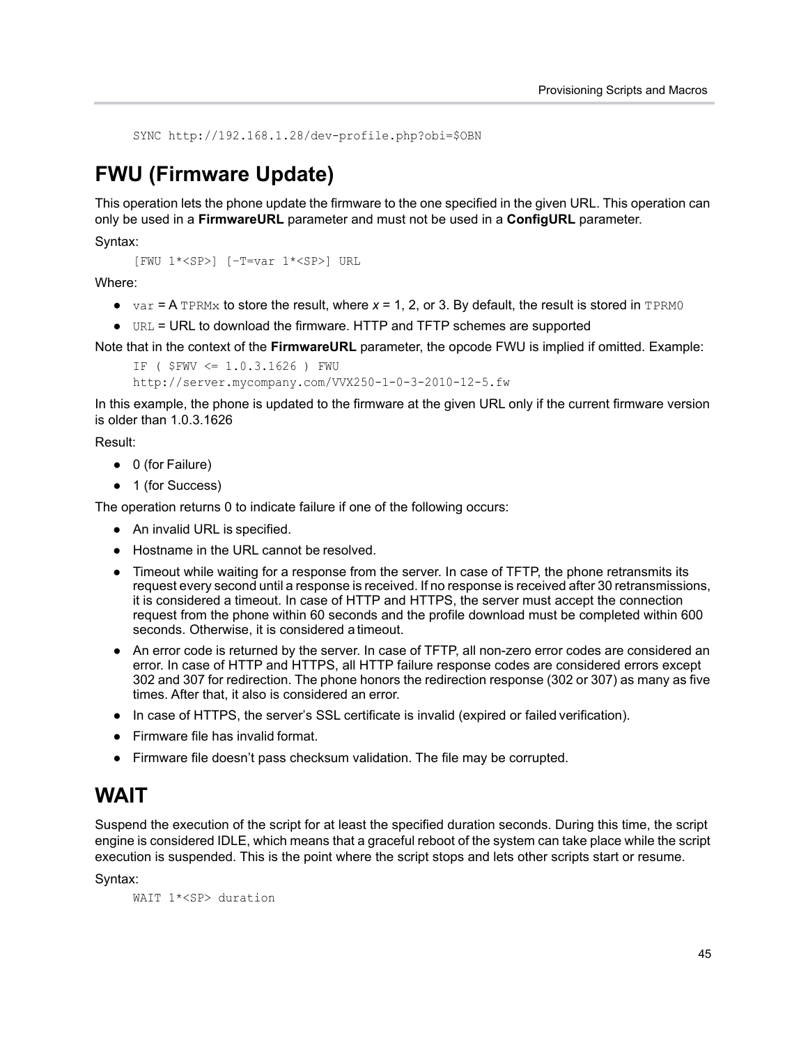```
SYNC http://192.168.1.28/dev-profile.php?obi=$OBN
```

# FWU (Firmware Update)

This operation lets the phone update the firmware to the one specified in the given URL. This operation can only be used in a **FirmwareURL** parameter and must not be used in a **ConfigURL** parameter.

Syntax:

```
[FWU 1*<SP>] [-T=var 1*<SP>] URL
```

Where:

- `var` = A `TPRMx` to store the result, where *x* = 1, 2, or 3. By default, the result is stored in `TPRM0`
- `URL` = URL to download the firmware. HTTP and TFTP schemes are supported

Note that in the context of the **FirmwareURL** parameter, the opcode FWU is implied if omitted. Example:

```
IF ( $FWV <= 1.0.3.1626 ) FWU
http://server.mycompany.com/VVX250-1-0-3-2010-12-5.fw
```

In this example, the phone is updated to the firmware at the given URL only if the current firmware version is older than 1.0.3.1626

Result:

- 0 (for Failure)
- 1 (for Success)

The operation returns 0 to indicate failure if one of the following occurs:

- An invalid URL is specified.
- Hostname in the URL cannot be resolved.
- Timeout while waiting for a response from the server. In case of TFTP, the phone retransmits its request every second until a response is received. If no response is received after 30 retransmissions, it is considered a timeout. In case of HTTP and HTTPS, the server must accept the connection request from the phone within 60 seconds and the profile download must be completed within 600 seconds. Otherwise, it is considered a timeout.
- An error code is returned by the server. In case of TFTP, all non-zero error codes are considered an error. In case of HTTP and HTTPS, all HTTP failure response codes are considered errors except 302 and 307 for redirection. The phone honors the redirection response (302 or 307) as many as five times. After that, it also is considered an error.
- In case of HTTPS, the server's SSL certificate is invalid (expired or failed verification).
- Firmware file has invalid format.
- Firmware file doesn't pass checksum validation. The file may be corrupted.

# WAIT

Suspend the execution of the script for at least the specified duration seconds. During this time, the script engine is considered IDLE, which means that a graceful reboot of the system can take place while the script execution is suspended. This is the point where the script stops and lets other scripts start or resume.

Syntax:

```
WAIT 1*<SP> duration
```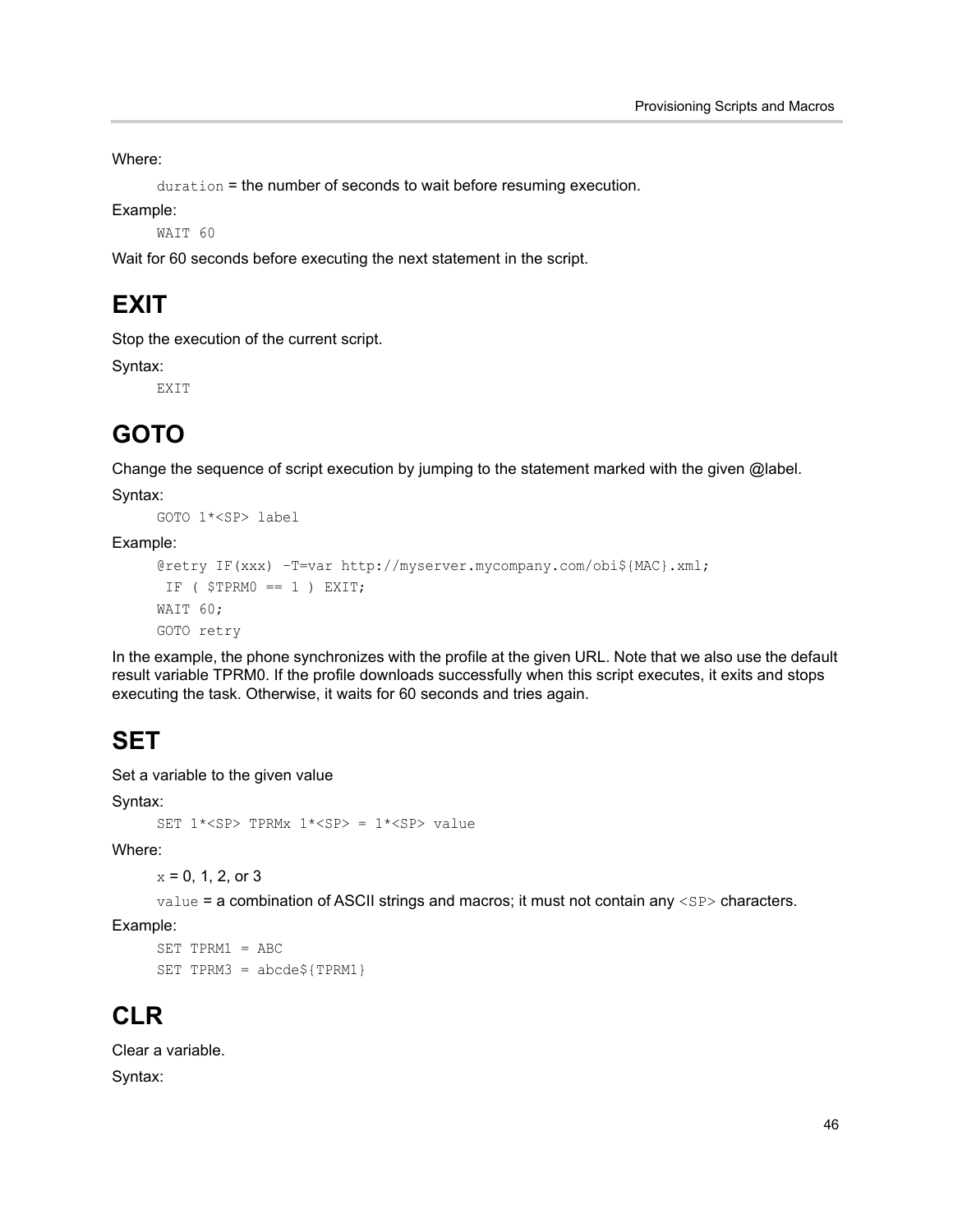Where:

`duration` = the number of seconds to wait before resuming execution.

Example:

```
WAIT 60
```

Wait for 60 seconds before executing the next statement in the script.

# EXIT

Stop the execution of the current script.

Syntax:

```
EXIT
```

# GOTO

Change the sequence of script execution by jumping to the statement marked with the given @label.

Syntax:

```
GOTO 1*<SP> label
```

Example:

```
@retry IF(xxx) –T=var http://myserver.mycompany.com/obi${MAC}.xml;
 IF ( $TPRM0 == 1 ) EXIT;
WAIT 60;
GOTO retry
```

In the example, the phone synchronizes with the profile at the given URL. Note that we also use the default result variable TPRM0. If the profile downloads successfully when this script executes, it exits and stops executing the task. Otherwise, it waits for 60 seconds and tries again.

# SET

Set a variable to the given value

Syntax:

```
SET 1*<SP> TPRMx 1*<SP> = 1*<SP> value
```

Where:

`x` = 0, 1, 2, or 3

`value` = a combination of ASCII strings and macros; it must not contain any `<SP>` characters.

Example:

```
SET TPRM1 = ABC
SET TPRM3 = abcde${TPRM1}
```

# CLR

Clear a variable.

Syntax: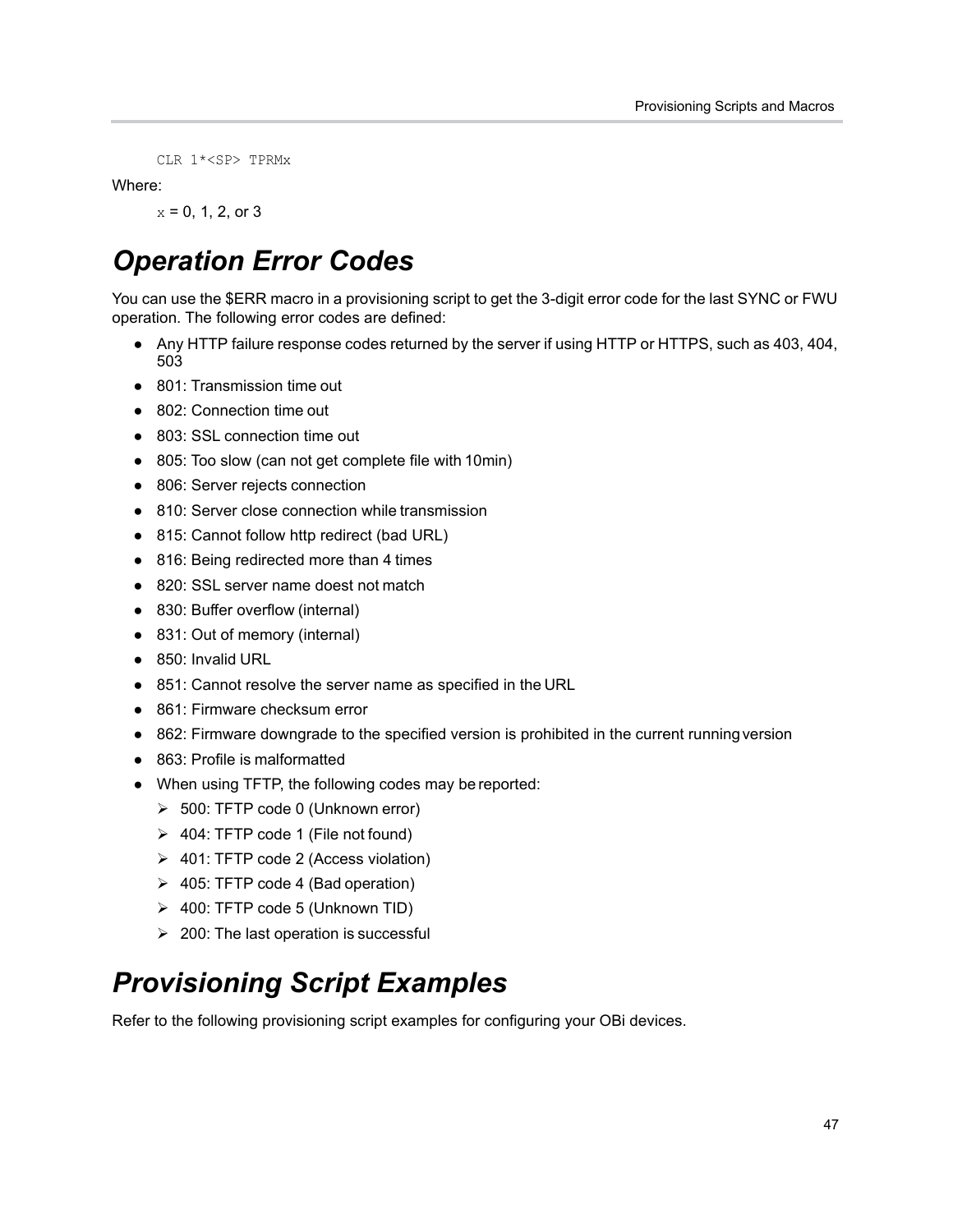```
CLR 1*<SP> TPRMx
```

Where:

x = 0, 1, 2, or 3

# Operation Error Codes

You can use the $ERR macro in a provisioning script to get the 3-digit error code for the last SYNC or FWU operation. The following error codes are defined:

- Any HTTP failure response codes returned by the server if using HTTP or HTTPS, such as 403, 404, 503
- 801: Transmission time out
- 802: Connection time out
- 803: SSL connection time out
- 805: Too slow (can not get complete file with 10min)
- 806: Server rejects connection
- 810: Server close connection while transmission
- 815: Cannot follow http redirect (bad URL)
- 816: Being redirected more than 4 times
- 820: SSL server name doest not match
- 830: Buffer overflow (internal)
- 831: Out of memory (internal)
- 850: Invalid URL
- 851: Cannot resolve the server name as specified in the URL
- 861: Firmware checksum error
- 862: Firmware downgrade to the specified version is prohibited in the current running version
- 863: Profile is malformatted
- When using TFTP, the following codes may be reported:
  - 500: TFTP code 0 (Unknown error)
  - 404: TFTP code 1 (File not found)
  - 401: TFTP code 2 (Access violation)
  - 405: TFTP code 4 (Bad operation)
  - 400: TFTP code 5 (Unknown TID)
  - 200: The last operation is successful

# Provisioning Script Examples

Refer to the following provisioning script examples for configuring your OBi devices.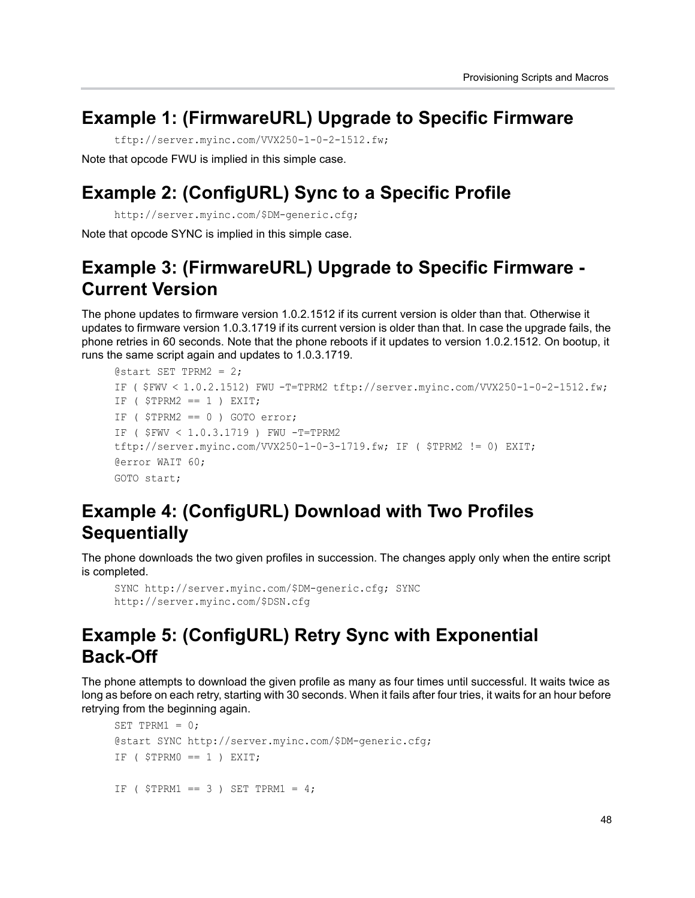## Example 1: (FirmwareURL) Upgrade to Specific Firmware

```
tftp://server.myinc.com/VVX250-1-0-2-1512.fw;
```

Note that opcode FWU is implied in this simple case.

## Example 2: (ConfigURL) Sync to a Specific Profile

```
http://server.myinc.com/$DM-generic.cfg;
```

Note that opcode SYNC is implied in this simple case.

## Example 3: (FirmwareURL) Upgrade to Specific Firmware - Current Version

The phone updates to firmware version 1.0.2.1512 if its current version is older than that. Otherwise it updates to firmware version 1.0.3.1719 if its current version is older than that. In case the upgrade fails, the phone retries in 60 seconds. Note that the phone reboots if it updates to version 1.0.2.1512. On bootup, it runs the same script again and updates to 1.0.3.1719.

```
@start SET TPRM2 = 2;
IF ( $FWV < 1.0.2.1512) FWU -T=TPRM2 tftp://server.myinc.com/VVX250-1-0-2-1512.fw;
IF ( $TPRM2 == 1 ) EXIT;
IF ( $TPRM2 == 0 ) GOTO error;
IF ( $FWV < 1.0.3.1719 ) FWU -T=TPRM2
tftp://server.myinc.com/VVX250-1-0-3-1719.fw; IF ( $TPRM2 != 0) EXIT;
@error WAIT 60;
GOTO start;
```

## Example 4: (ConfigURL) Download with Two Profiles Sequentially

The phone downloads the two given profiles in succession. The changes apply only when the entire script is completed.

```
SYNC http://server.myinc.com/$DM-generic.cfg; SYNC
http://server.myinc.com/$DSN.cfg
```

## Example 5: (ConfigURL) Retry Sync with Exponential Back-Off

The phone attempts to download the given profile as many as four times until successful. It waits twice as long as before on each retry, starting with 30 seconds. When it fails after four tries, it waits for an hour before retrying from the beginning again.

```
SET TPRM1 = 0;
@start SYNC http://server.myinc.com/$DM-generic.cfg;
IF ( $TPRM0 == 1 ) EXIT;

IF ( $TPRM1 == 3 ) SET TPRM1 = 4;
```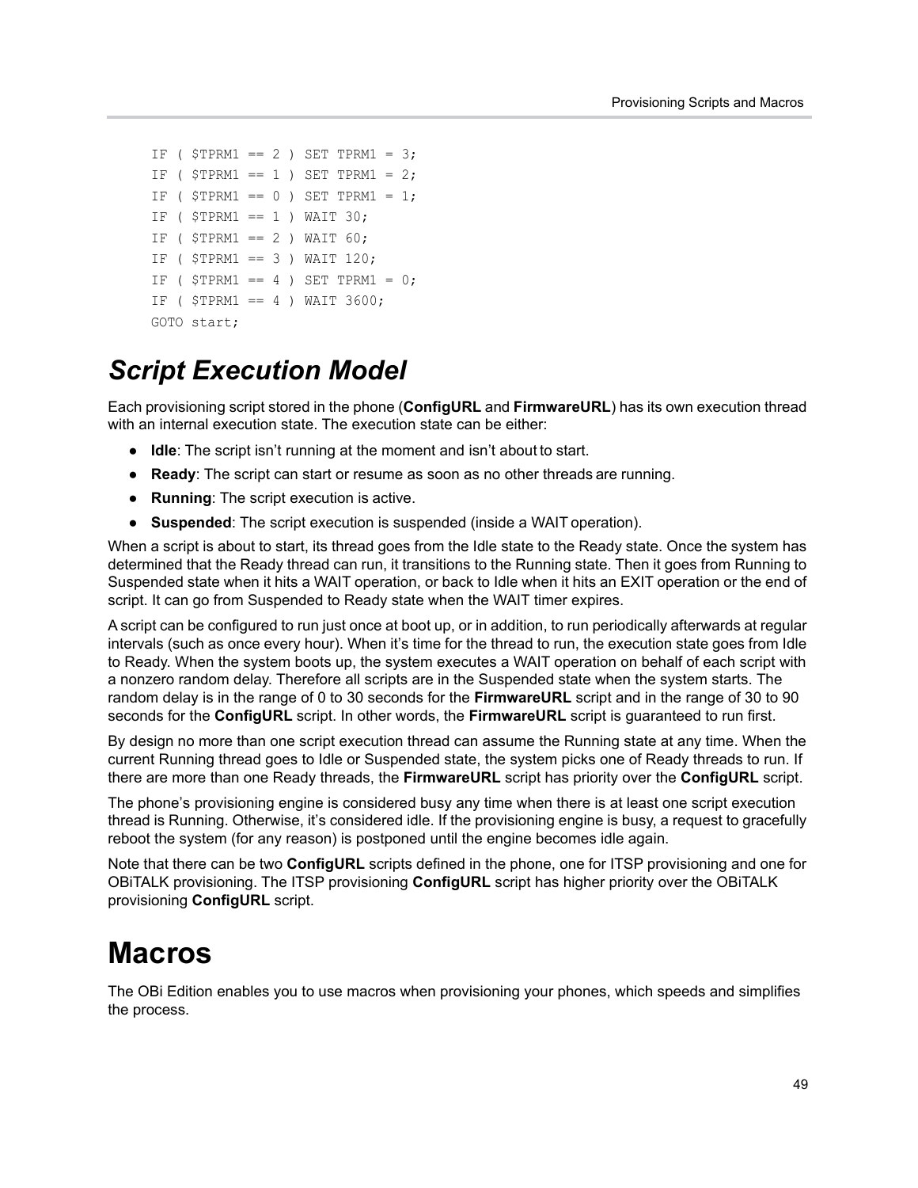```
IF ( $TPRM1 == 2 ) SET TPRM1 = 3;
IF ( $TPRM1 == 1 ) SET TPRM1 = 2;
IF ( $TPRM1 == 0 ) SET TPRM1 = 1;
IF ( $TPRM1 == 1 ) WAIT 30;
IF ( $TPRM1 == 2 ) WAIT 60;
IF ( $TPRM1 == 3 ) WAIT 120;
IF ( $TPRM1 == 4 ) SET TPRM1 = 0;
IF ( $TPRM1 == 4 ) WAIT 3600;
GOTO start;
```

## *Script Execution Model*

Each provisioning script stored in the phone (**ConfigURL** and **FirmwareURL**) has its own execution thread with an internal execution state. The execution state can be either:

- **Idle**: The script isn't running at the moment and isn't about to start.
- **Ready**: The script can start or resume as soon as no other threads are running.
- **Running**: The script execution is active.
- **Suspended**: The script execution is suspended (inside a WAIT operation).

When a script is about to start, its thread goes from the Idle state to the Ready state. Once the system has determined that the Ready thread can run, it transitions to the Running state. Then it goes from Running to Suspended state when it hits a WAIT operation, or back to Idle when it hits an EXIT operation or the end of script. It can go from Suspended to Ready state when the WAIT timer expires.

A script can be configured to run just once at boot up, or in addition, to run periodically afterwards at regular intervals (such as once every hour). When it's time for the thread to run, the execution state goes from Idle to Ready. When the system boots up, the system executes a WAIT operation on behalf of each script with a nonzero random delay. Therefore all scripts are in the Suspended state when the system starts. The random delay is in the range of 0 to 30 seconds for the **FirmwareURL** script and in the range of 30 to 90 seconds for the **ConfigURL** script. In other words, the **FirmwareURL** script is guaranteed to run first.

By design no more than one script execution thread can assume the Running state at any time. When the current Running thread goes to Idle or Suspended state, the system picks one of Ready threads to run. If there are more than one Ready threads, the **FirmwareURL** script has priority over the **ConfigURL** script.

The phone's provisioning engine is considered busy any time when there is at least one script execution thread is Running. Otherwise, it's considered idle. If the provisioning engine is busy, a request to gracefully reboot the system (for any reason) is postponed until the engine becomes idle again.

Note that there can be two **ConfigURL** scripts defined in the phone, one for ITSP provisioning and one for OBiTALK provisioning. The ITSP provisioning **ConfigURL** script has higher priority over the OBiTALK provisioning **ConfigURL** script.

# Macros

The OBi Edition enables you to use macros when provisioning your phones, which speeds and simplifies the process.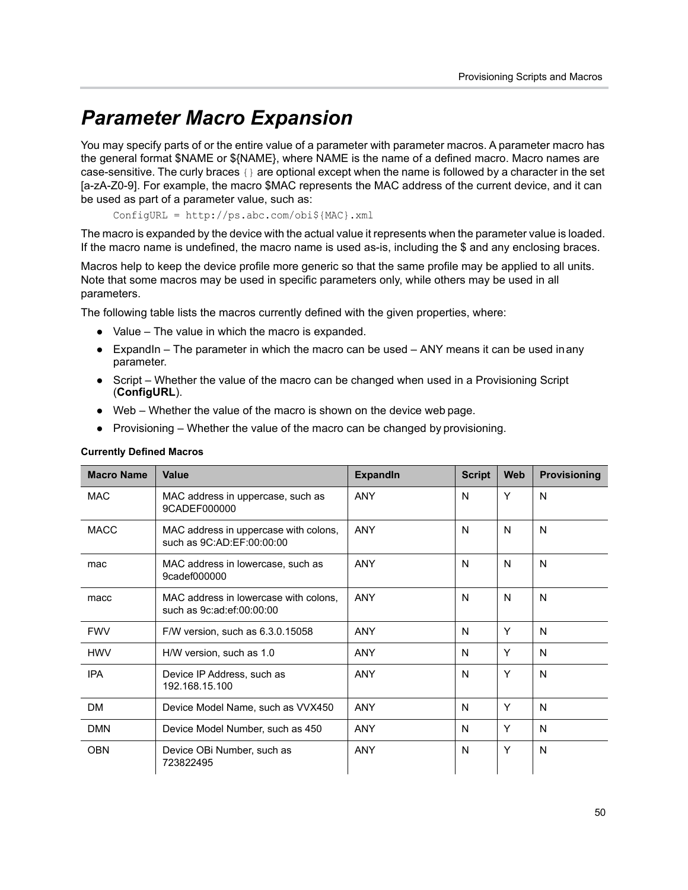# Parameter Macro Expansion

You may specify parts of or the entire value of a parameter with parameter macros. A parameter macro has the general format $NAME or ${NAME}, where NAME is the name of a defined macro. Macro names are case-sensitive. The curly braces {} are optional except when the name is followed by a character in the set [a-zA-Z0-9]. For example, the macro $MAC represents the MAC address of the current device, and it can be used as part of a parameter value, such as:

```
ConfigURL = http://ps.abc.com/obi${MAC}.xml
```

The macro is expanded by the device with the actual value it represents when the parameter value is loaded. If the macro name is undefined, the macro name is used as-is, including the $ and any enclosing braces.

Macros help to keep the device profile more generic so that the same profile may be applied to all units. Note that some macros may be used in specific parameters only, while others may be used in all parameters.

The following table lists the macros currently defined with the given properties, where:

- Value – The value in which the macro is expanded.
- ExpandIn – The parameter in which the macro can be used – ANY means it can be used in any parameter.
- Script – Whether the value of the macro can be changed when used in a Provisioning Script (**ConfigURL**).
- Web – Whether the value of the macro is shown on the device web page.
- Provisioning – Whether the value of the macro can be changed by provisioning.

**Currently Defined Macros**

| Macro Name | Value | ExpandIn | Script | Web | Provisioning |
|---|---|---|---|---|---|
| MAC | MAC address in uppercase, such as 9CADEF000000 | ANY | N | Y | N |
| MACC | MAC address in uppercase with colons, such as 9C:AD:EF:00:00:00 | ANY | N | N | N |
| mac | MAC address in lowercase, such as 9cadef000000 | ANY | N | N | N |
| macc | MAC address in lowercase with colons, such as 9c:ad:ef:00:00:00 | ANY | N | N | N |
| FWV | F/W version, such as 6.3.0.15058 | ANY | N | Y | N |
| HWV | H/W version, such as 1.0 | ANY | N | Y | N |
| IPA | Device IP Address, such as 192.168.15.100 | ANY | N | Y | N |
| DM | Device Model Name, such as VVX450 | ANY | N | Y | N |
| DMN | Device Model Number, such as 450 | ANY | N | Y | N |
| OBN | Device OBi Number, such as 723822495 | ANY | N | Y | N |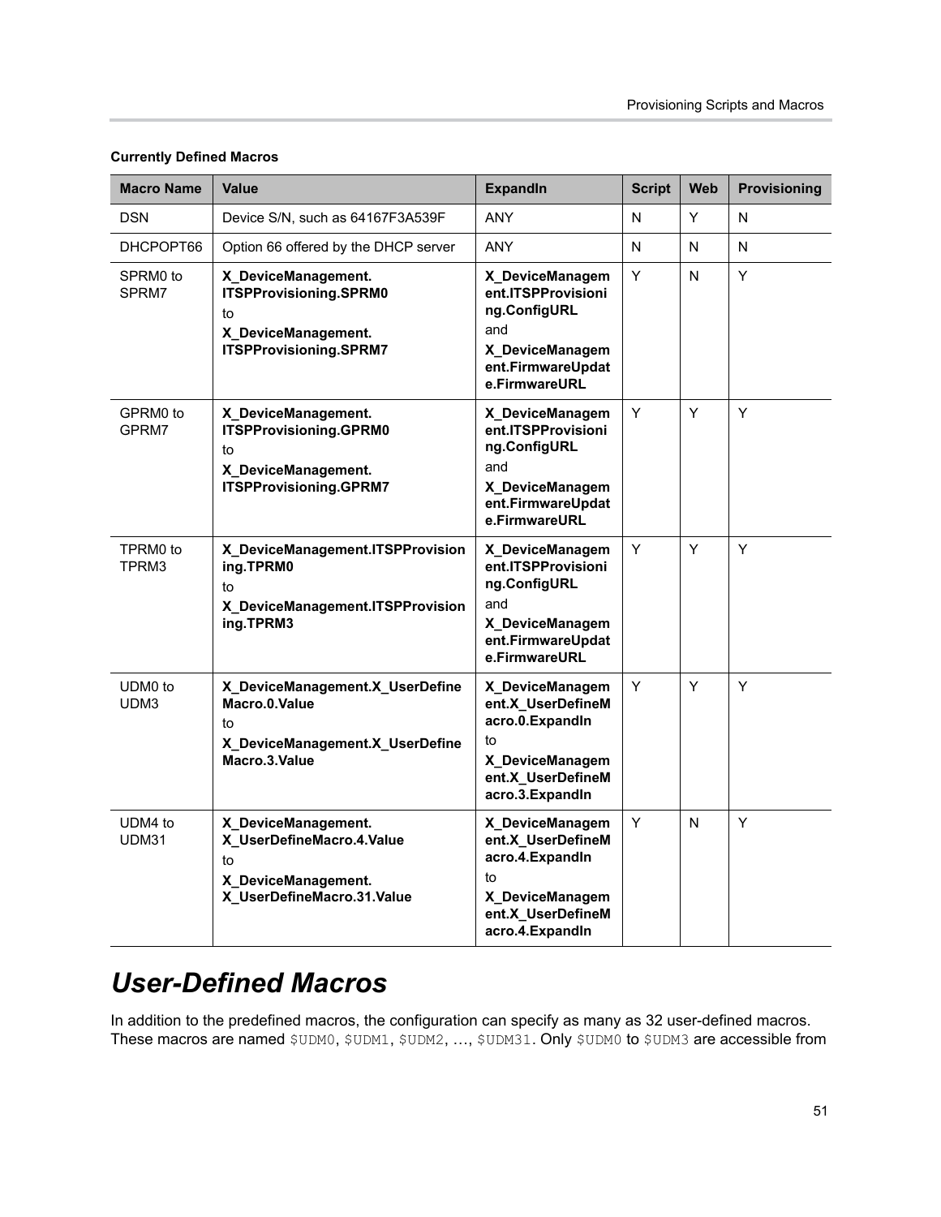**Currently Defined Macros**

| Macro Name | Value | ExpandIn | Script | Web | Provisioning |
|---|---|---|---|---|---|
| DSN | Device S/N, such as 64167F3A539F | ANY | N | Y | N |
| DHCPOPT66 | Option 66 offered by the DHCP server | ANY | N | N | N |
| SPRM0 to SPRM7 | **X_DeviceManagement. ITSPProvisioning.SPRM0** to **X_DeviceManagement. ITSPProvisioning.SPRM7** | **X_DeviceManagement.ITSPProvisioning.ConfigURL** and **X_DeviceManagement.FirmwareUpdate.FirmwareURL** | Y | N | Y |
| GPRM0 to GPRM7 | **X_DeviceManagement. ITSPProvisioning.GPRM0** to **X_DeviceManagement. ITSPProvisioning.GPRM7** | **X_DeviceManagement.ITSPProvisioning.ConfigURL** and **X_DeviceManagement.FirmwareUpdate.FirmwareURL** | Y | Y | Y |
| TPRM0 to TPRM3 | **X_DeviceManagement.ITSPProvisioning.TPRM0** to **X_DeviceManagement.ITSPProvisioning.TPRM3** | **X_DeviceManagement.ITSPProvisioning.ConfigURL** and **X_DeviceManagement.FirmwareUpdate.FirmwareURL** | Y | Y | Y |
| UDM0 to UDM3 | **X_DeviceManagement.X_UserDefineMacro.0.Value** to **X_DeviceManagement.X_UserDefineMacro.3.Value** | **X_DeviceManagement.X_UserDefineMacro.0.ExpandIn** to **X_DeviceManagement.X_UserDefineMacro.3.ExpandIn** | Y | Y | Y |
| UDM4 to UDM31 | **X_DeviceManagement. X_UserDefineMacro.4.Value** to **X_DeviceManagement. X_UserDefineMacro.31.Value** | **X_DeviceManagement.X_UserDefineMacro.4.ExpandIn** to **X_DeviceManagement.X_UserDefineMacro.4.ExpandIn** | Y | N | Y |

# *User-Defined Macros*

In addition to the predefined macros, the configuration can specify as many as 32 user-defined macros. These macros are named `$UDM0`, `$UDM1`, `$UDM2`, …, `$UDM31`. Only `$UDM0` to `$UDM3` are accessible from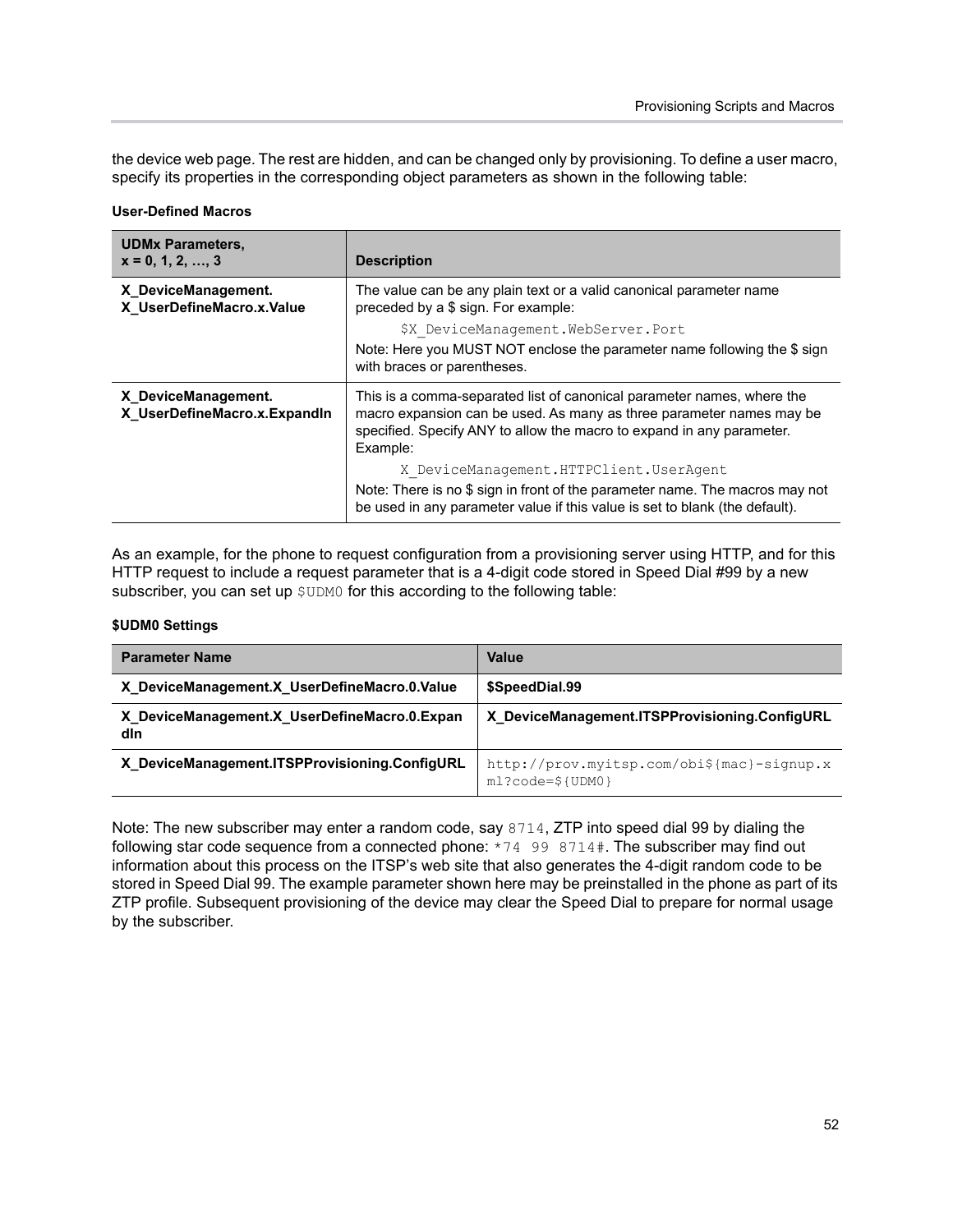the device web page. The rest are hidden, and can be changed only by provisioning. To define a user macro, specify its properties in the corresponding object parameters as shown in the following table:

**User-Defined Macros**

| UDMx Parameters, x = 0, 1, 2, …, 3 | Description |
|---|---|
| **X_DeviceManagement. X_UserDefineMacro.x.Value** | The value can be any plain text or a valid canonical parameter name preceded by a $ sign. For example:<br>`$X_DeviceManagement.WebServer.Port`<br>Note: Here you MUST NOT enclose the parameter name following the $ sign with braces or parentheses. |
| **X_DeviceManagement. X_UserDefineMacro.x.ExpandIn** | This is a comma-separated list of canonical parameter names, where the macro expansion can be used. As many as three parameter names may be specified. Specify ANY to allow the macro to expand in any parameter. Example:<br>`X_DeviceManagement.HTTPClient.UserAgent`<br>Note: There is no $ sign in front of the parameter name. The macros may not be used in any parameter value if this value is set to blank (the default). |

As an example, for the phone to request configuration from a provisioning server using HTTP, and for this HTTP request to include a request parameter that is a 4-digit code stored in Speed Dial #99 by a new subscriber, you can set up `$UDM0` for this according to the following table:

**$UDM0 Settings**

| Parameter Name | Value |
|---|---|
| **X_DeviceManagement.X_UserDefineMacro.0.Value** | **$SpeedDial.99** |
| **X_DeviceManagement.X_UserDefineMacro.0.ExpandIn** | **X_DeviceManagement.ITSPProvisioning.ConfigURL** |
| **X_DeviceManagement.ITSPProvisioning.ConfigURL** | `http://prov.myitsp.com/obi${mac}-signup.xml?code=${UDM0}` |

Note: The new subscriber may enter a random code, say `8714`, ZTP into speed dial 99 by dialing the following star code sequence from a connected phone: `*74 99 8714#`. The subscriber may find out information about this process on the ITSP's web site that also generates the 4-digit random code to be stored in Speed Dial 99. The example parameter shown here may be preinstalled in the phone as part of its ZTP profile. Subsequent provisioning of the device may clear the Speed Dial to prepare for normal usage by the subscriber.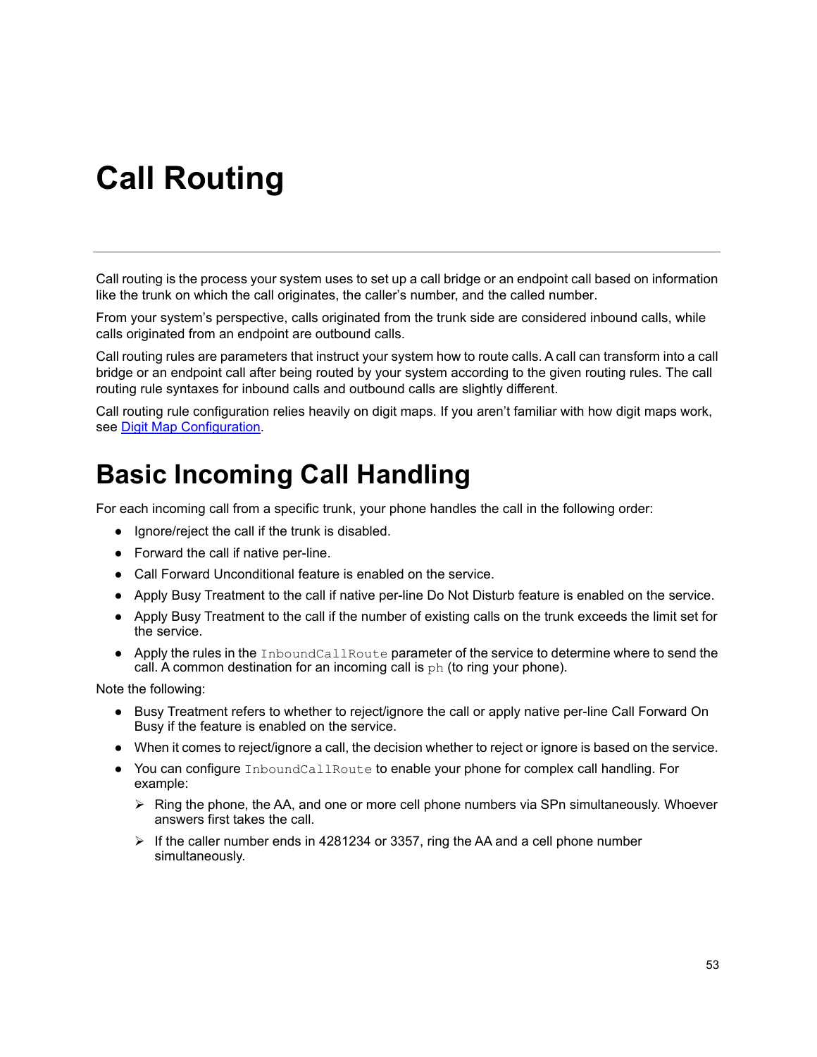# Call Routing

Call routing is the process your system uses to set up a call bridge or an endpoint call based on information like the trunk on which the call originates, the caller's number, and the called number.

From your system's perspective, calls originated from the trunk side are considered inbound calls, while calls originated from an endpoint are outbound calls.

Call routing rules are parameters that instruct your system how to route calls. A call can transform into a call bridge or an endpoint call after being routed by your system according to the given routing rules. The call routing rule syntaxes for inbound calls and outbound calls are slightly different.

Call routing rule configuration relies heavily on digit maps. If you aren't familiar with how digit maps work, see Digit Map Configuration.

# Basic Incoming Call Handling

For each incoming call from a specific trunk, your phone handles the call in the following order:

- Ignore/reject the call if the trunk is disabled.
- Forward the call if native per-line.
- Call Forward Unconditional feature is enabled on the service.
- Apply Busy Treatment to the call if native per-line Do Not Disturb feature is enabled on the service.
- Apply Busy Treatment to the call if the number of existing calls on the trunk exceeds the limit set for the service.
- Apply the rules in the `InboundCallRoute` parameter of the service to determine where to send the call. A common destination for an incoming call is `ph` (to ring your phone).

Note the following:

- Busy Treatment refers to whether to reject/ignore the call or apply native per-line Call Forward On Busy if the feature is enabled on the service.
- When it comes to reject/ignore a call, the decision whether to reject or ignore is based on the service.
- You can configure `InboundCallRoute` to enable your phone for complex call handling. For example:
  - Ring the phone, the AA, and one or more cell phone numbers via SPn simultaneously. Whoever answers first takes the call.
  - If the caller number ends in 4281234 or 3357, ring the AA and a cell phone number simultaneously.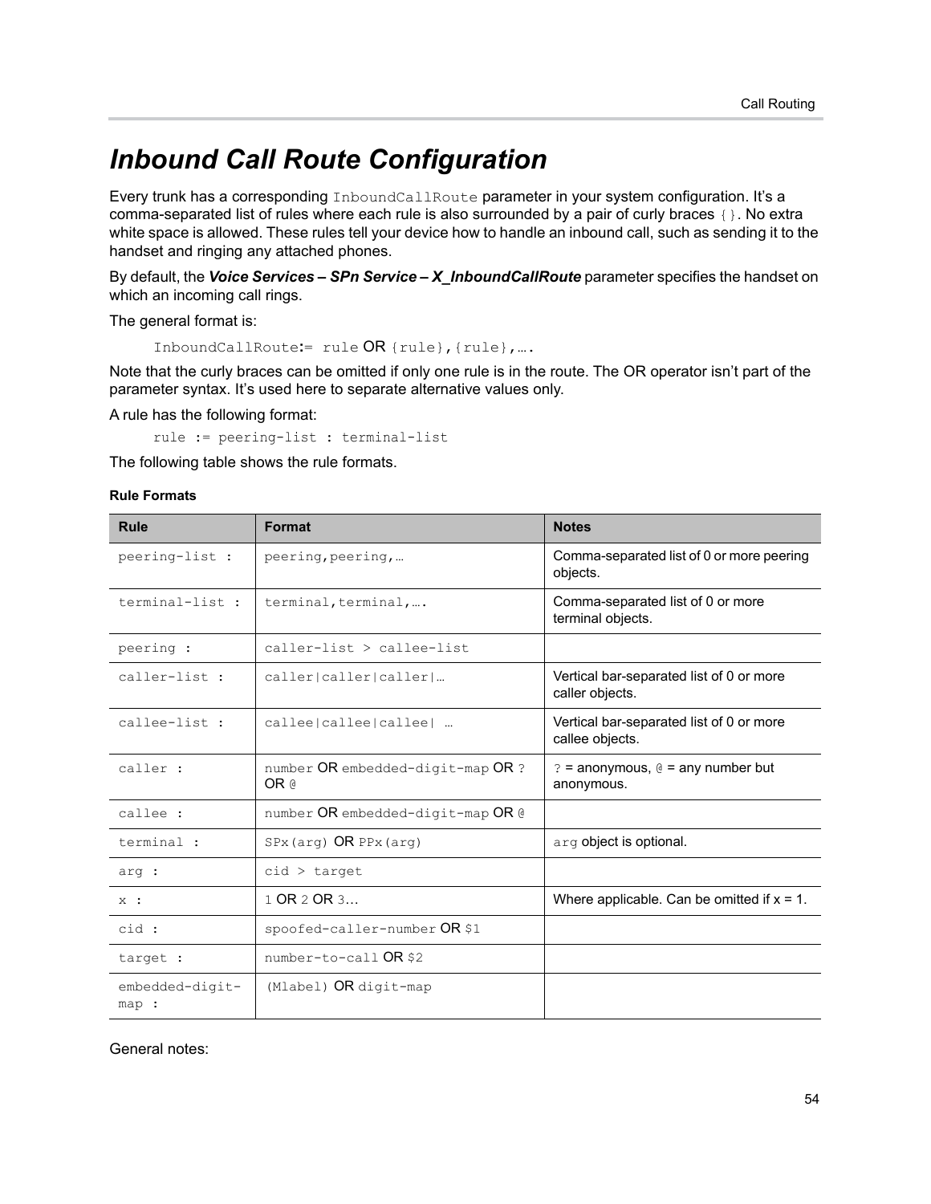# *Inbound Call Route Configuration*

Every trunk has a corresponding `InboundCallRoute` parameter in your system configuration. It's a comma-separated list of rules where each rule is also surrounded by a pair of curly braces `{}`. No extra white space is allowed. These rules tell your device how to handle an inbound call, such as sending it to the handset and ringing any attached phones.

By default, the ***Voice Services – SPn Service – X_InboundCallRoute*** parameter specifies the handset on which an incoming call rings.

The general format is:

`InboundCallRoute:= rule` OR `{rule},{rule},….`

Note that the curly braces can be omitted if only one rule is in the route. The OR operator isn't part of the parameter syntax. It's used here to separate alternative values only.

A rule has the following format:

```
rule := peering-list : terminal-list
```

The following table shows the rule formats.

**Rule Formats**

| Rule | Format | Notes |
|---|---|---|
| `peering-list :` | `peering,peering,…` | Comma-separated list of 0 or more peering objects. |
| `terminal-list :` | `terminal,terminal,….` | Comma-separated list of 0 or more terminal objects. |
| `peering :` | `caller-list > callee-list` | |
| `caller-list :` | `caller\|caller\|caller\|…` | Vertical bar-separated list of 0 or more caller objects. |
| `callee-list :` | `callee\|callee\|callee\| …` | Vertical bar-separated list of 0 or more callee objects. |
| `caller :` | `number` OR `embedded-digit-map` OR `?` OR `@` | `?` = anonymous, `@` = any number but anonymous. |
| `callee :` | `number` OR `embedded-digit-map` OR `@` | |
| `terminal :` | `SPx(arg)` OR `PPx(arg)` | `arg` object is optional. |
| `arg :` | `cid > target` | |
| `x :` | `1` OR `2` OR `3…` | Where applicable. Can be omitted if x = 1. |
| `cid :` | `spoofed-caller-number` OR `$1` | |
| `target :` | `number-to-call` OR `$2` | |
| `embedded-digit-map :` | `(Mlabel)` OR `digit-map` | |

General notes: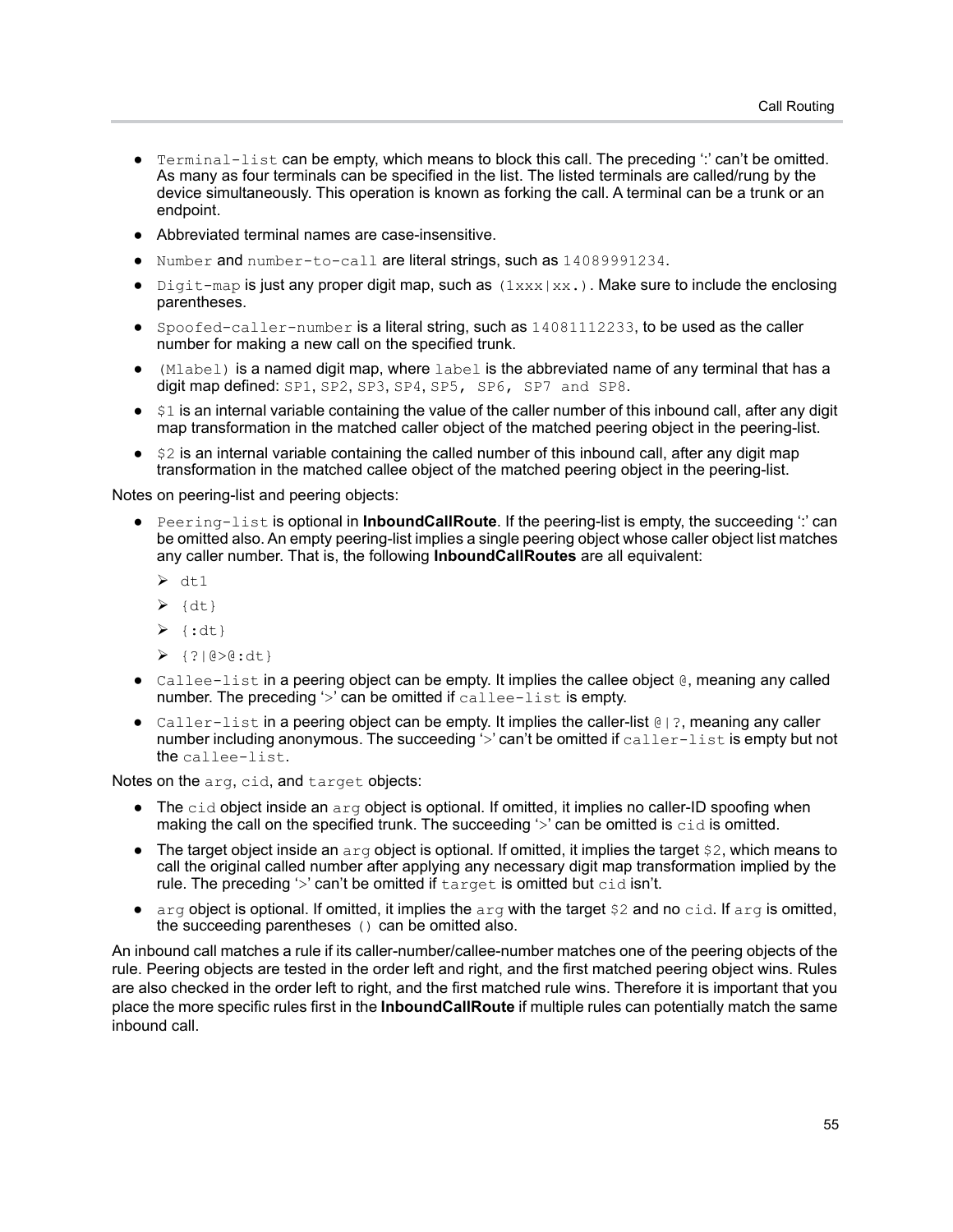- `Terminal-list` can be empty, which means to block this call. The preceding ':' can't be omitted. As many as four terminals can be specified in the list. The listed terminals are called/rung by the device simultaneously. This operation is known as forking the call. A terminal can be a trunk or an endpoint.
- Abbreviated terminal names are case-insensitive.
- `Number` and `number-to-call` are literal strings, such as `14089991234`.
- `Digit-map` is just any proper digit map, such as `(1xxx|xx.)`. Make sure to include the enclosing parentheses.
- `Spoofed-caller-number` is a literal string, such as `14081112233`, to be used as the caller number for making a new call on the specified trunk.
- `(Mlabel)` is a named digit map, where `label` is the abbreviated name of any terminal that has a digit map defined: `SP1`, `SP2`, `SP3`, `SP4`, `SP5, SP6, SP7 and SP8`.
- `$1` is an internal variable containing the value of the caller number of this inbound call, after any digit map transformation in the matched caller object of the matched peering object in the peering-list.
- `$2` is an internal variable containing the called number of this inbound call, after any digit map transformation in the matched callee object of the matched peering object in the peering-list.

Notes on peering-list and peering objects:

- `Peering-list` is optional in **InboundCallRoute**. If the peering-list is empty, the succeeding ':' can be omitted also. An empty peering-list implies a single peering object whose caller object list matches any caller number. That is, the following **InboundCallRoutes** are all equivalent:
  - `dt1`
  - `{dt}`
  - `{:dt}`
  - `{?|@>@:dt}`
- `Callee-list` in a peering object can be empty. It implies the callee object `@`, meaning any called number. The preceding '>' can be omitted if `callee-list` is empty.
- `Caller-list` in a peering object can be empty. It implies the caller-list `@|?`, meaning any caller number including anonymous. The succeeding '>' can't be omitted if `caller-list` is empty but not the `callee-list`.

Notes on the `arg`, `cid`, and `target` objects:

- The `cid` object inside an `arg` object is optional. If omitted, it implies no caller-ID spoofing when making the call on the specified trunk. The succeeding '>' can be omitted is `cid` is omitted.
- The target object inside an `arg` object is optional. If omitted, it implies the target `$2`, which means to call the original called number after applying any necessary digit map transformation implied by the rule. The preceding '>' can't be omitted if `target` is omitted but `cid` isn't.
- `arg` object is optional. If omitted, it implies the `arg` with the target `$2` and no `cid`. If `arg` is omitted, the succeeding parentheses `()` can be omitted also.

An inbound call matches a rule if its caller-number/callee-number matches one of the peering objects of the rule. Peering objects are tested in the order left and right, and the first matched peering object wins. Rules are also checked in the order left to right, and the first matched rule wins. Therefore it is important that you place the more specific rules first in the **InboundCallRoute** if multiple rules can potentially match the same inbound call.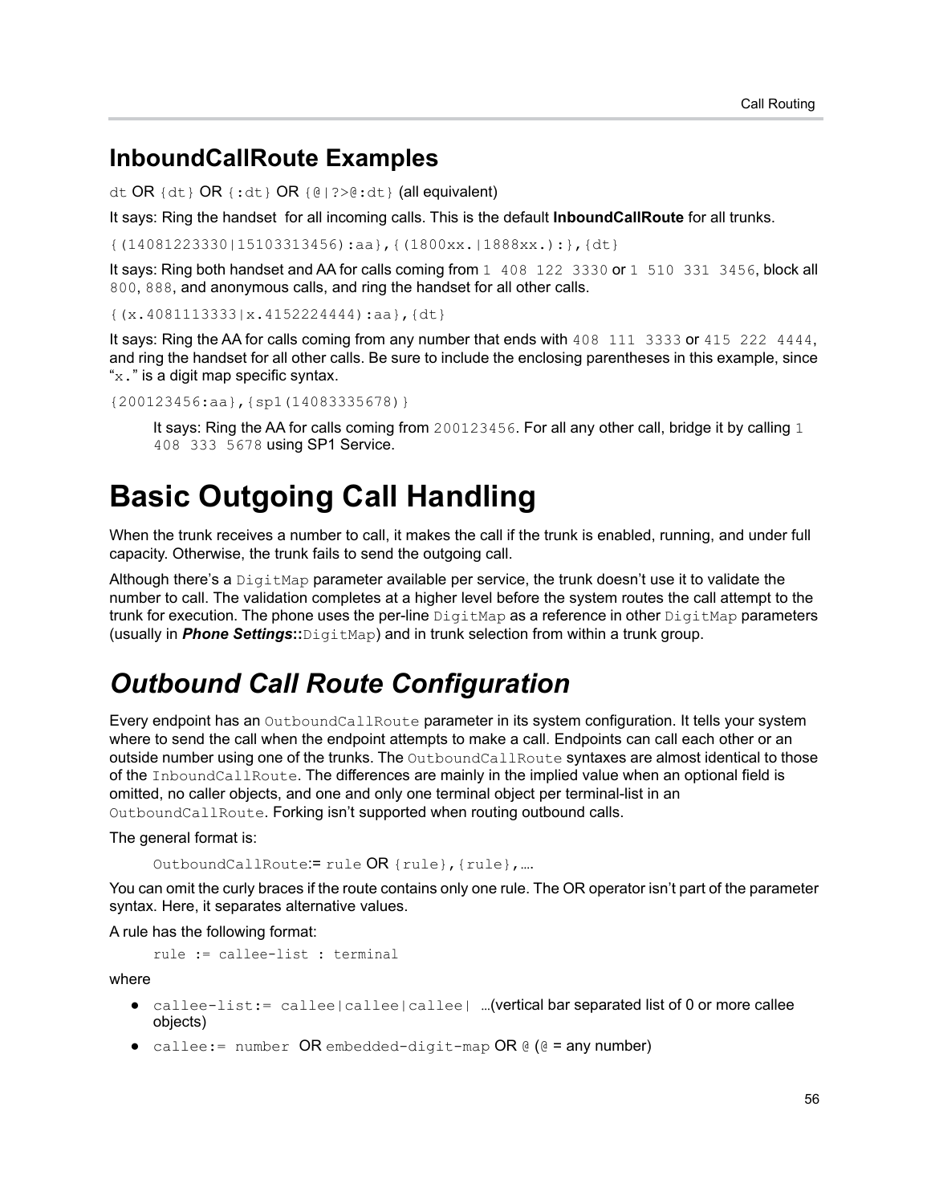## InboundCallRoute Examples

`dt` OR `{dt}` OR `{:dt}` OR `{@|?>@:dt}` (all equivalent)

It says: Ring the handset for all incoming calls. This is the default **InboundCallRoute** for all trunks.

`{(14081223330|15103313456):aa},{(1800xx.|1888xx.):},{dt}`

It says: Ring both handset and AA for calls coming from `1 408 122 3330` or `1 510 331 3456`, block all `800`, `888`, and anonymous calls, and ring the handset for all other calls.

`{(x.4081113333|x.4152224444):aa},{dt}`

It says: Ring the AA for calls coming from any number that ends with `408 111 3333` or `415 222 4444`, and ring the handset for all other calls. Be sure to include the enclosing parentheses in this example, since "`x.`" is a digit map specific syntax.

`{200123456:aa},{sp1(14083335678)}`

It says: Ring the AA for calls coming from `200123456`. For all any other call, bridge it by calling `1 408 333 5678` using SP1 Service.

# Basic Outgoing Call Handling

When the trunk receives a number to call, it makes the call if the trunk is enabled, running, and under full capacity. Otherwise, the trunk fails to send the outgoing call.

Although there's a `DigitMap` parameter available per service, the trunk doesn't use it to validate the number to call. The validation completes at a higher level before the system routes the call attempt to the trunk for execution. The phone uses the per-line `DigitMap` as a reference in other `DigitMap` parameters (usually in ***Phone Settings*****::**`DigitMap`) and in trunk selection from within a trunk group.

## *Outbound Call Route Configuration*

Every endpoint has an `OutboundCallRoute` parameter in its system configuration. It tells your system where to send the call when the endpoint attempts to make a call. Endpoints can call each other or an outside number using one of the trunks. The `OutboundCallRoute` syntaxes are almost identical to those of the `InboundCallRoute`. The differences are mainly in the implied value when an optional field is omitted, no caller objects, and one and only one terminal object per terminal-list in an `OutboundCallRoute`. Forking isn't supported when routing outbound calls.

The general format is:

`OutboundCallRoute`:= `rule` OR `{rule},{rule},`….

You can omit the curly braces if the route contains only one rule. The OR operator isn't part of the parameter syntax. Here, it separates alternative values.

A rule has the following format:

```
rule := callee-list : terminal
```

where

- `callee-list:= callee|callee|callee|` …(vertical bar separated list of 0 or more callee objects)
- `callee:= number` OR `embedded-digit-map` OR `@` (`@` = any number)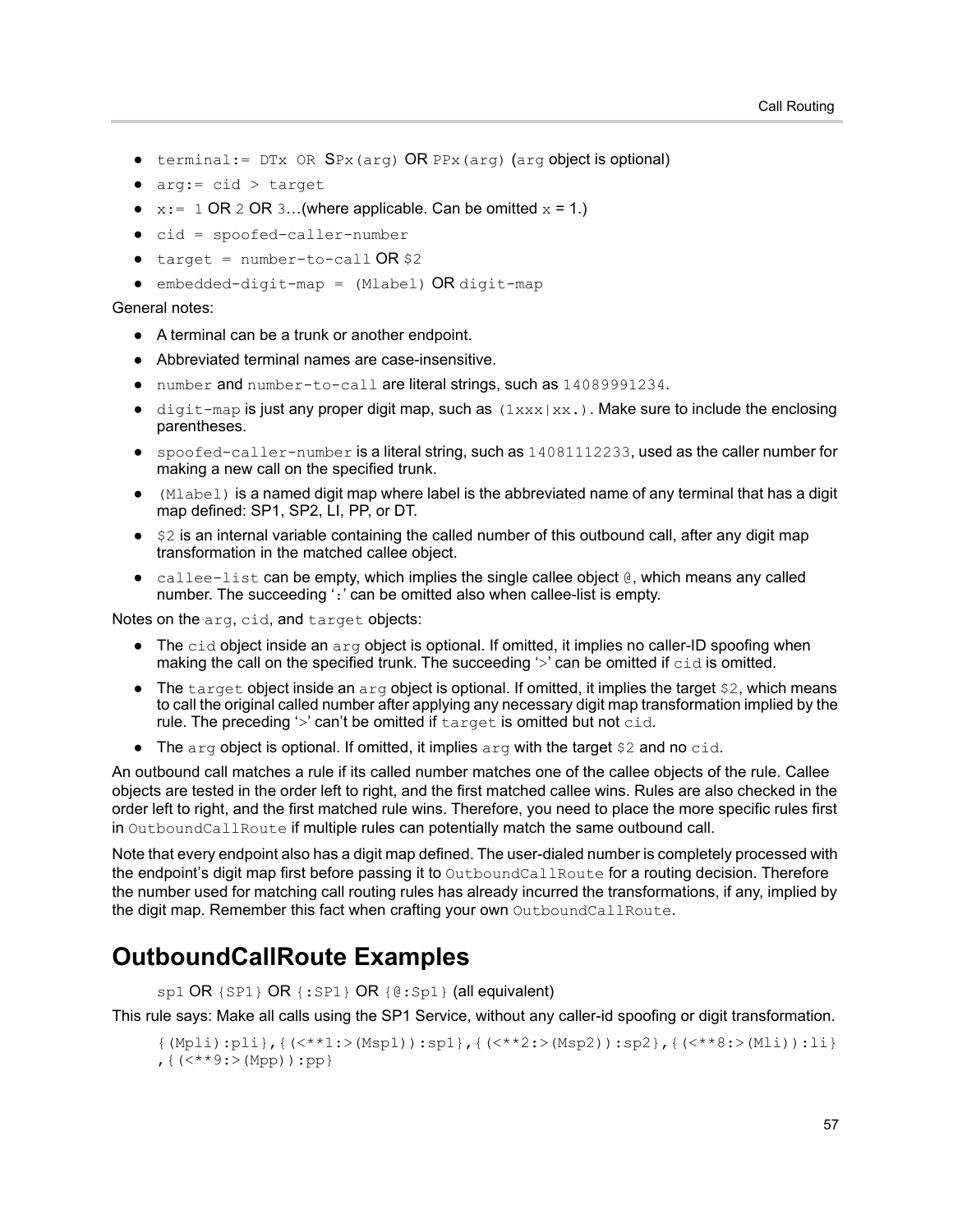- `terminal:= DTx OR SPx(arg) OR PPx(arg)` (`arg` object is optional)
- `arg:= cid > target`
- `x:= 1` OR `2` OR `3`…(where applicable. Can be omitted `x` = 1.)
- `cid = spoofed-caller-number`
- `target = number-to-call` OR `$2`
- `embedded-digit-map = (Mlabel)` OR `digit-map`

General notes:

- A terminal can be a trunk or another endpoint.
- Abbreviated terminal names are case-insensitive.
- `number` and `number-to-call` are literal strings, such as `14089991234`.
- `digit-map` is just any proper digit map, such as `(1xxx|xx.)`. Make sure to include the enclosing parentheses.
- `spoofed-caller-number` is a literal string, such as `14081112233`, used as the caller number for making a new call on the specified trunk.
- `(Mlabel)` is a named digit map where label is the abbreviated name of any terminal that has a digit map defined: SP1, SP2, LI, PP, or DT.
- `$2` is an internal variable containing the called number of this outbound call, after any digit map transformation in the matched callee object.
- `callee-list` can be empty, which implies the single callee object `@`, which means any called number. The succeeding '`:`' can be omitted also when callee-list is empty.

Notes on the `arg`, `cid`, and `target` objects:

- The `cid` object inside an `arg` object is optional. If omitted, it implies no caller-ID spoofing when making the call on the specified trunk. The succeeding '`>`' can be omitted if `cid` is omitted.
- The `target` object inside an `arg` object is optional. If omitted, it implies the target `$2`, which means to call the original called number after applying any necessary digit map transformation implied by the rule. The preceding '`>`' can't be omitted if `target` is omitted but not `cid`.
- The `arg` object is optional. If omitted, it implies `arg` with the target `$2` and no `cid`.

An outbound call matches a rule if its called number matches one of the callee objects of the rule. Callee objects are tested in the order left to right, and the first matched callee wins. Rules are also checked in the order left to right, and the first matched rule wins. Therefore, you need to place the more specific rules first in `OutboundCallRoute` if multiple rules can potentially match the same outbound call.

Note that every endpoint also has a digit map defined. The user-dialed number is completely processed with the endpoint's digit map first before passing it to `OutboundCallRoute` for a routing decision. Therefore the number used for matching call routing rules has already incurred the transformations, if any, implied by the digit map. Remember this fact when crafting your own `OutboundCallRoute`.

# OutboundCallRoute Examples

`sp1` OR `{SP1}` OR `{:SP1}` OR `{@:Sp1}` (all equivalent)

This rule says: Make all calls using the SP1 Service, without any caller-id spoofing or digit transformation.

```
{(Mpli):pli},{(<**1:>(Msp1)):sp1},{(<**2:>(Msp2)):sp2},{(<**8:>(Mli)):li}
,{(<**9:>(Mpp)):pp}
```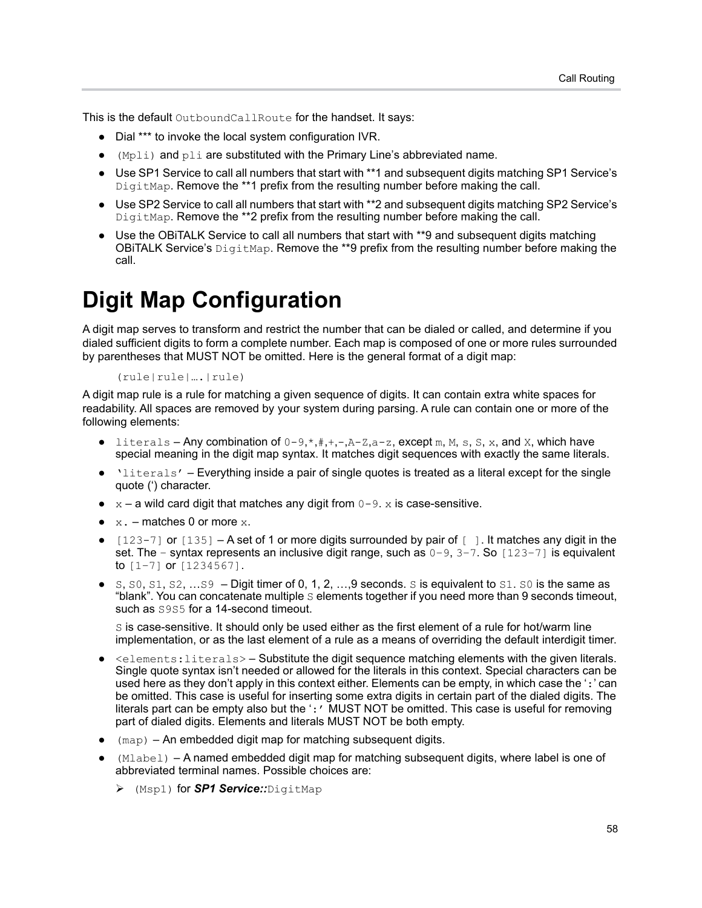This is the default `OutboundCallRoute` for the handset. It says:

- Dial *** to invoke the local system configuration IVR.
- `(Mpli)` and `pli` are substituted with the Primary Line's abbreviated name.
- Use SP1 Service to call all numbers that start with **1 and subsequent digits matching SP1 Service's `DigitMap`. Remove the **1 prefix from the resulting number before making the call.
- Use SP2 Service to call all numbers that start with **2 and subsequent digits matching SP2 Service's `DigitMap`. Remove the **2 prefix from the resulting number before making the call.
- Use the OBiTALK Service to call all numbers that start with **9 and subsequent digits matching OBiTALK Service's `DigitMap`. Remove the **9 prefix from the resulting number before making the call.

# Digit Map Configuration

A digit map serves to transform and restrict the number that can be dialed or called, and determine if you dialed sufficient digits to form a complete number. Each map is composed of one or more rules surrounded by parentheses that MUST NOT be omitted. Here is the general format of a digit map:

```
(rule|rule|….|rule)
```

A digit map rule is a rule for matching a given sequence of digits. It can contain extra white spaces for readability. All spaces are removed by your system during parsing. A rule can contain one or more of the following elements:

- `literals` – Any combination of `0-9`,`*`,`#`,`+`,`-`,`A-Z`,`a-z`, except `m`, `M`, `s`, `S`, `x`, and `X`, which have special meaning in the digit map syntax. It matches digit sequences with exactly the same literals.
- `'literals'` – Everything inside a pair of single quotes is treated as a literal except for the single quote (') character.
- `x` – a wild card digit that matches any digit from `0-9`. `x` is case-sensitive.
- `x.` – matches 0 or more `x`.
- `[123-7]` or `[135]` – A set of 1 or more digits surrounded by pair of `[ ]`. It matches any digit in the set. The `-` syntax represents an inclusive digit range, such as `0-9`, `3-7`. So `[123-7]` is equivalent to `[1-7]` or `[1234567]`.
- `S`, `S0`, `S1`, `S2`, …`S9` – Digit timer of 0, 1, 2, …,9 seconds. `S` is equivalent to `S1`. `S0` is the same as "blank". You can concatenate multiple `S` elements together if you need more than 9 seconds timeout, such as `S9S5` for a 14-second timeout.

  `S` is case-sensitive. It should only be used either as the first element of a rule for hot/warm line implementation, or as the last element of a rule as a means of overriding the default interdigit timer.
- `<elements:literals>` – Substitute the digit sequence matching elements with the given literals. Single quote syntax isn't needed or allowed for the literals in this context. Special characters can be used here as they don't apply in this context either. Elements can be empty, in which case the '`:`' can be omitted. This case is useful for inserting some extra digits in certain part of the dialed digits. The literals part can be empty also but the '`:`' MUST NOT be omitted. This case is useful for removing part of dialed digits. Elements and literals MUST NOT be both empty.
- `(map)` – An embedded digit map for matching subsequent digits.
- `(Mlabel)` – A named embedded digit map for matching subsequent digits, where label is one of abbreviated terminal names. Possible choices are:
  - `(Msp1)` for ***SP1 Service::***`DigitMap`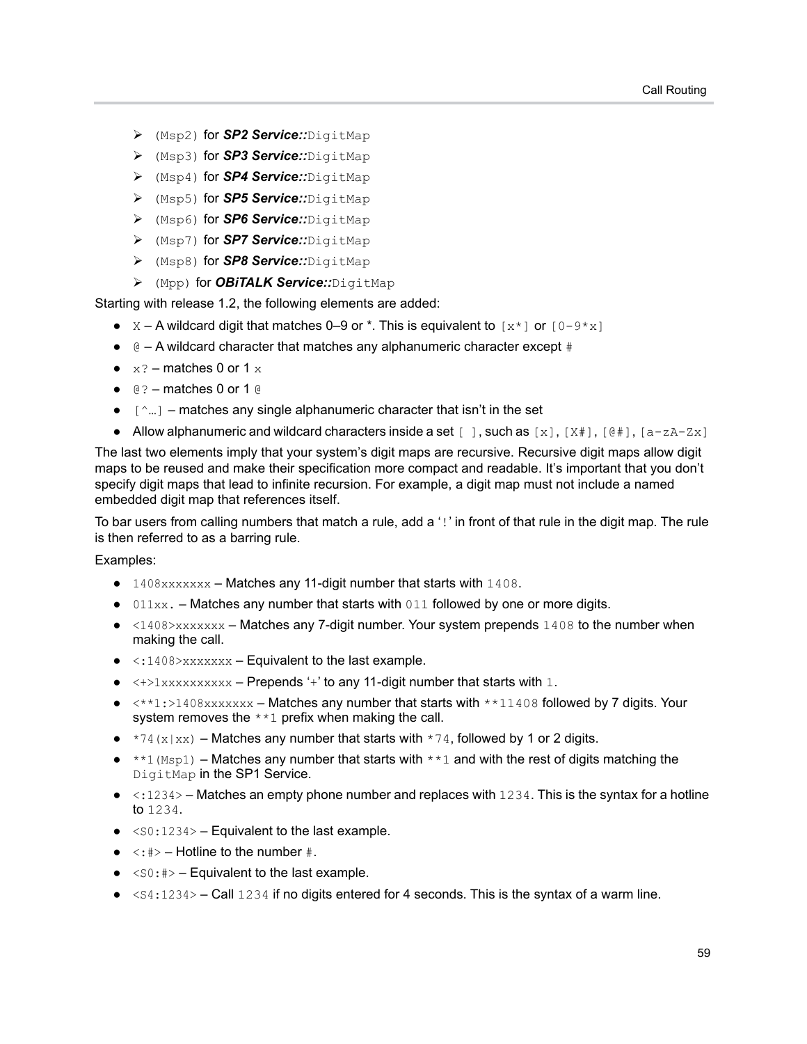- (Msp2) for ***SP2 Service::***DigitMap
- (Msp3) for ***SP3 Service::***DigitMap
- (Msp4) for ***SP4 Service::***DigitMap
- (Msp5) for ***SP5 Service::***DigitMap
- (Msp6) for ***SP6 Service::***DigitMap
- (Msp7) for ***SP7 Service::***DigitMap
- (Msp8) for ***SP8 Service::***DigitMap
- (Mpp) for ***OBiTALK Service::***DigitMap

Starting with release 1.2, the following elements are added:

- X – A wildcard digit that matches 0–9 or *. This is equivalent to [x*] or [0-9*x]
- @ – A wildcard character that matches any alphanumeric character except #
- x? – matches 0 or 1 x
- @? – matches 0 or 1 @
- [^…] – matches any single alphanumeric character that isn't in the set
- Allow alphanumeric and wildcard characters inside a set [ ], such as [x], [X#], [@#], [a-zA-Zx]

The last two elements imply that your system's digit maps are recursive. Recursive digit maps allow digit maps to be reused and make their specification more compact and readable. It's important that you don't specify digit maps that lead to infinite recursion. For example, a digit map must not include a named embedded digit map that references itself.

To bar users from calling numbers that match a rule, add a '!' in front of that rule in the digit map. The rule is then referred to as a barring rule.

Examples:

- 1408xxxxxxx – Matches any 11-digit number that starts with 1408.
- 011xx. – Matches any number that starts with 011 followed by one or more digits.
- <1408>xxxxxxx – Matches any 7-digit number. Your system prepends 1408 to the number when making the call.
- <:1408>xxxxxxx – Equivalent to the last example.
- <+>1xxxxxxxxxx – Prepends '+' to any 11-digit number that starts with 1.
- <**1:>1408xxxxxxx – Matches any number that starts with **11408 followed by 7 digits. Your system removes the **1 prefix when making the call.
- *74(x|xx) – Matches any number that starts with *74, followed by 1 or 2 digits.
- **1(Msp1) – Matches any number that starts with **1 and with the rest of digits matching the DigitMap in the SP1 Service.
- <:1234> – Matches an empty phone number and replaces with 1234. This is the syntax for a hotline to 1234.
- <S0:1234> – Equivalent to the last example.
- <:#> – Hotline to the number #.
- <S0:#> – Equivalent to the last example.
- <S4:1234> – Call 1234 if no digits entered for 4 seconds. This is the syntax of a warm line.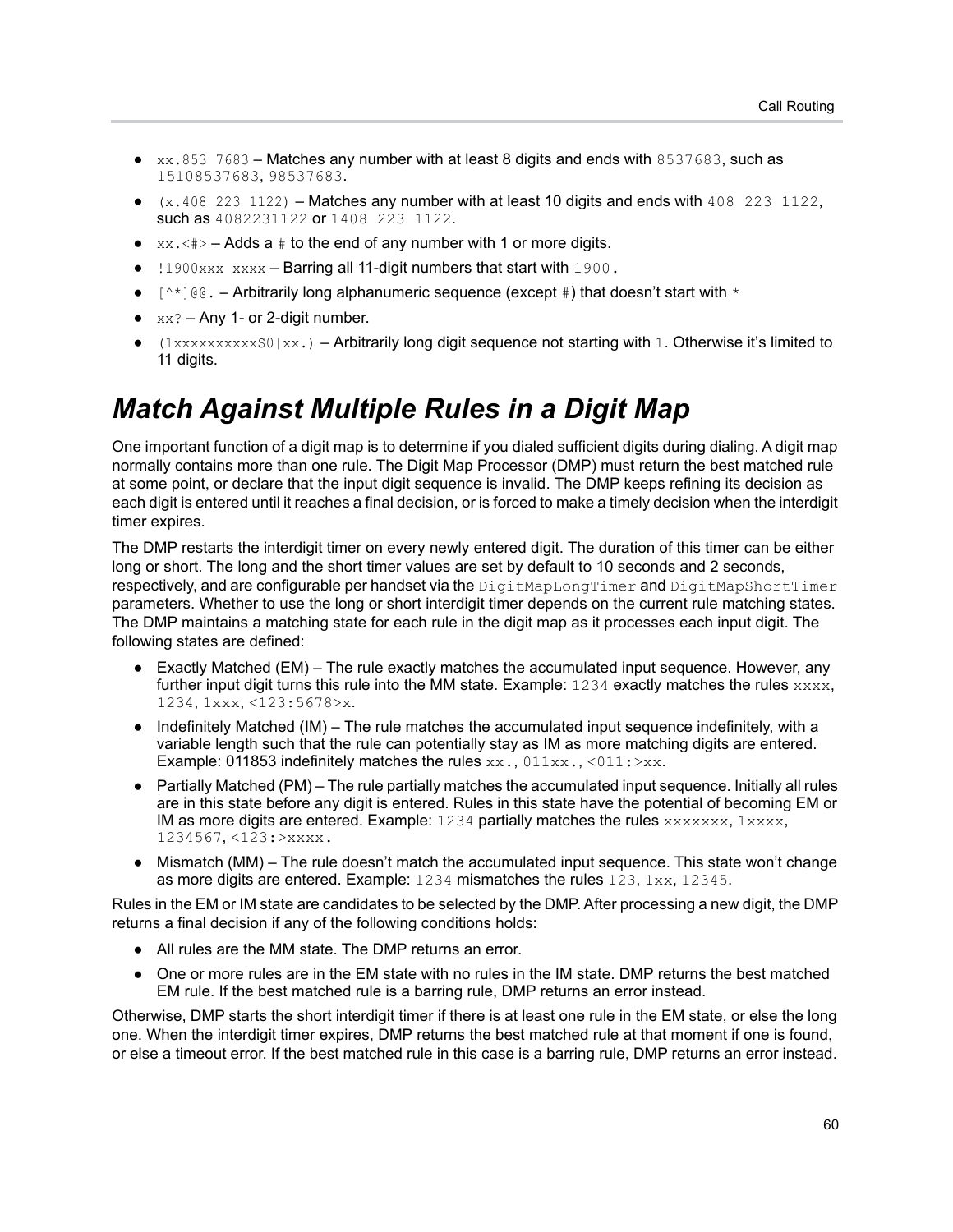- `xx.853 7683` – Matches any number with at least 8 digits and ends with `8537683`, such as `15108537683`, `98537683`.
- `(x.408 223 1122)` – Matches any number with at least 10 digits and ends with `408 223 1122`, such as `4082231122` or `1408 223 1122`.
- `xx.<#>` – Adds a `#` to the end of any number with 1 or more digits.
- `!1900xxx xxxx` – Barring all 11-digit numbers that start with `1900.`
- `[^*]@@.` – Arbitrarily long alphanumeric sequence (except `#`) that doesn't start with `*`
- `xx?` – Any 1- or 2-digit number.
- `(1xxxxxxxxxxS0|xx.)` – Arbitrarily long digit sequence not starting with `1`. Otherwise it's limited to 11 digits.

# Match Against Multiple Rules in a Digit Map

One important function of a digit map is to determine if you dialed sufficient digits during dialing. A digit map normally contains more than one rule. The Digit Map Processor (DMP) must return the best matched rule at some point, or declare that the input digit sequence is invalid. The DMP keeps refining its decision as each digit is entered until it reaches a final decision, or is forced to make a timely decision when the interdigit timer expires.

The DMP restarts the interdigit timer on every newly entered digit. The duration of this timer can be either long or short. The long and the short timer values are set by default to 10 seconds and 2 seconds, respectively, and are configurable per handset via the `DigitMapLongTimer` and `DigitMapShortTimer` parameters. Whether to use the long or short interdigit timer depends on the current rule matching states. The DMP maintains a matching state for each rule in the digit map as it processes each input digit. The following states are defined:

- Exactly Matched (EM) – The rule exactly matches the accumulated input sequence. However, any further input digit turns this rule into the MM state. Example: `1234` exactly matches the rules `xxxx`, `1234`, `1xxx`, `<123:5678>x`.
- Indefinitely Matched (IM) – The rule matches the accumulated input sequence indefinitely, with a variable length such that the rule can potentially stay as IM as more matching digits are entered. Example: 011853 indefinitely matches the rules `xx.`, `011xx.`, `<011:>xx`.
- Partially Matched (PM) – The rule partially matches the accumulated input sequence. Initially all rules are in this state before any digit is entered. Rules in this state have the potential of becoming EM or IM as more digits are entered. Example: `1234` partially matches the rules `xxxxxxx`, `1xxxx`, `1234567`, `<123:>xxxx.`
- Mismatch (MM) – The rule doesn't match the accumulated input sequence. This state won't change as more digits are entered. Example: `1234` mismatches the rules `123`, `1xx`, `12345`.

Rules in the EM or IM state are candidates to be selected by the DMP. After processing a new digit, the DMP returns a final decision if any of the following conditions holds:

- All rules are the MM state. The DMP returns an error.
- One or more rules are in the EM state with no rules in the IM state. DMP returns the best matched EM rule. If the best matched rule is a barring rule, DMP returns an error instead.

Otherwise, DMP starts the short interdigit timer if there is at least one rule in the EM state, or else the long one. When the interdigit timer expires, DMP returns the best matched rule at that moment if one is found, or else a timeout error. If the best matched rule in this case is a barring rule, DMP returns an error instead.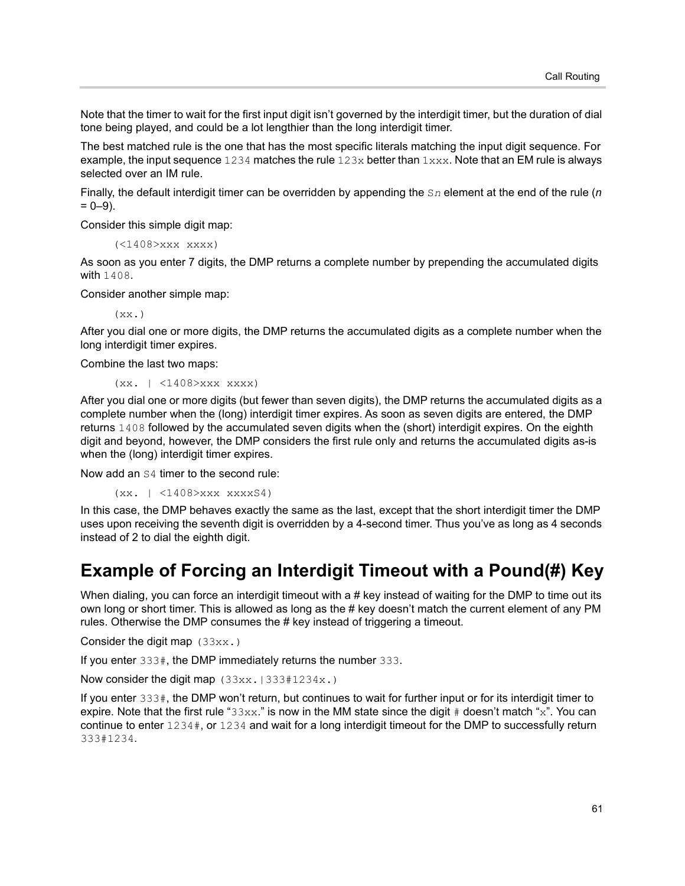Note that the timer to wait for the first input digit isn't governed by the interdigit timer, but the duration of dial tone being played, and could be a lot lengthier than the long interdigit timer.

The best matched rule is the one that has the most specific literals matching the input digit sequence. For example, the input sequence `1234` matches the rule `123x` better than `1xxx`. Note that an EM rule is always selected over an IM rule.

Finally, the default interdigit timer can be overridden by appending the `Sn` element at the end of the rule (*n* = 0–9).

Consider this simple digit map:

```
(<1408>xxx xxxx)
```

As soon as you enter 7 digits, the DMP returns a complete number by prepending the accumulated digits with `1408`.

Consider another simple map:

```
(xx.)
```

After you dial one or more digits, the DMP returns the accumulated digits as a complete number when the long interdigit timer expires.

Combine the last two maps:

```
(xx. | <1408>xxx xxxx)
```

After you dial one or more digits (but fewer than seven digits), the DMP returns the accumulated digits as a complete number when the (long) interdigit timer expires. As soon as seven digits are entered, the DMP returns `1408` followed by the accumulated seven digits when the (short) interdigit expires. On the eighth digit and beyond, however, the DMP considers the first rule only and returns the accumulated digits as-is when the (long) interdigit timer expires.

Now add an `S4` timer to the second rule:

```
(xx. | <1408>xxx xxxxS4)
```

In this case, the DMP behaves exactly the same as the last, except that the short interdigit timer the DMP uses upon receiving the seventh digit is overridden by a 4-second timer. Thus you've as long as 4 seconds instead of 2 to dial the eighth digit.

## Example of Forcing an Interdigit Timeout with a Pound(#) Key

When dialing, you can force an interdigit timeout with a # key instead of waiting for the DMP to time out its own long or short timer. This is allowed as long as the # key doesn't match the current element of any PM rules. Otherwise the DMP consumes the # key instead of triggering a timeout.

Consider the digit map `(33xx.)`

If you enter `333#`, the DMP immediately returns the number `333`.

Now consider the digit map `(33xx.|333#1234x.)`

If you enter `333#`, the DMP won't return, but continues to wait for further input or for its interdigit timer to expire. Note that the first rule "`33xx.`" is now in the MM state since the digit `#` doesn't match "`x`". You can continue to enter `1234#`, or `1234` and wait for a long interdigit timeout for the DMP to successfully return `333#1234`.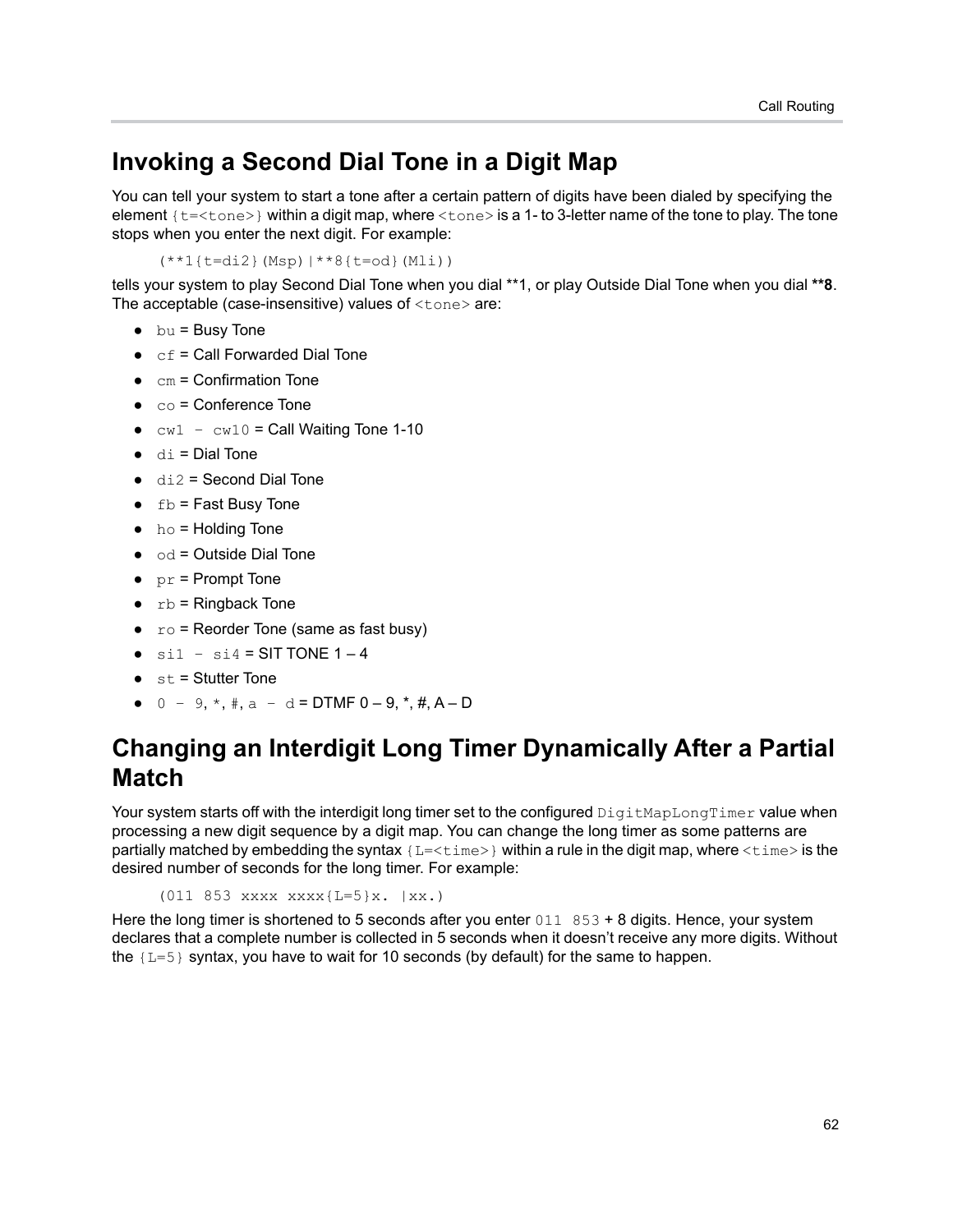## Invoking a Second Dial Tone in a Digit Map

You can tell your system to start a tone after a certain pattern of digits have been dialed by specifying the element `{t=<tone>}` within a digit map, where `<tone>` is a 1- to 3-letter name of the tone to play. The tone stops when you enter the next digit. For example:

```
(**1{t=di2}(Msp)|**8{t=od}(Mli))
```

tells your system to play Second Dial Tone when you dial **1, or play Outside Dial Tone when you dial **\*\*8**. The acceptable (case-insensitive) values of `<tone>` are:

- `bu` = Busy Tone
- `cf` = Call Forwarded Dial Tone
- `cm` = Confirmation Tone
- `co` = Conference Tone
- `cw1 – cw10` = Call Waiting Tone 1-10
- `di` = Dial Tone
- `di2` = Second Dial Tone
- `fb` = Fast Busy Tone
- `ho` = Holding Tone
- `od` = Outside Dial Tone
- `pr` = Prompt Tone
- `rb` = Ringback Tone
- `ro` = Reorder Tone (same as fast busy)
- `si1 – si4` = SIT TONE 1 – 4
- `st` = Stutter Tone
- `0 – 9`, `*`, `#`, `a – d` = DTMF 0 – 9, *, #, A – D

## Changing an Interdigit Long Timer Dynamically After a Partial Match

Your system starts off with the interdigit long timer set to the configured `DigitMapLongTimer` value when processing a new digit sequence by a digit map. You can change the long timer as some patterns are partially matched by embedding the syntax `{L=<time>}` within a rule in the digit map, where `<time>` is the desired number of seconds for the long timer. For example:

```
(011 853 xxxx xxxx{L=5}x. |xx.)
```

Here the long timer is shortened to 5 seconds after you enter `011 853` + 8 digits. Hence, your system declares that a complete number is collected in 5 seconds when it doesn't receive any more digits. Without the `{L=5}` syntax, you have to wait for 10 seconds (by default) for the same to happen.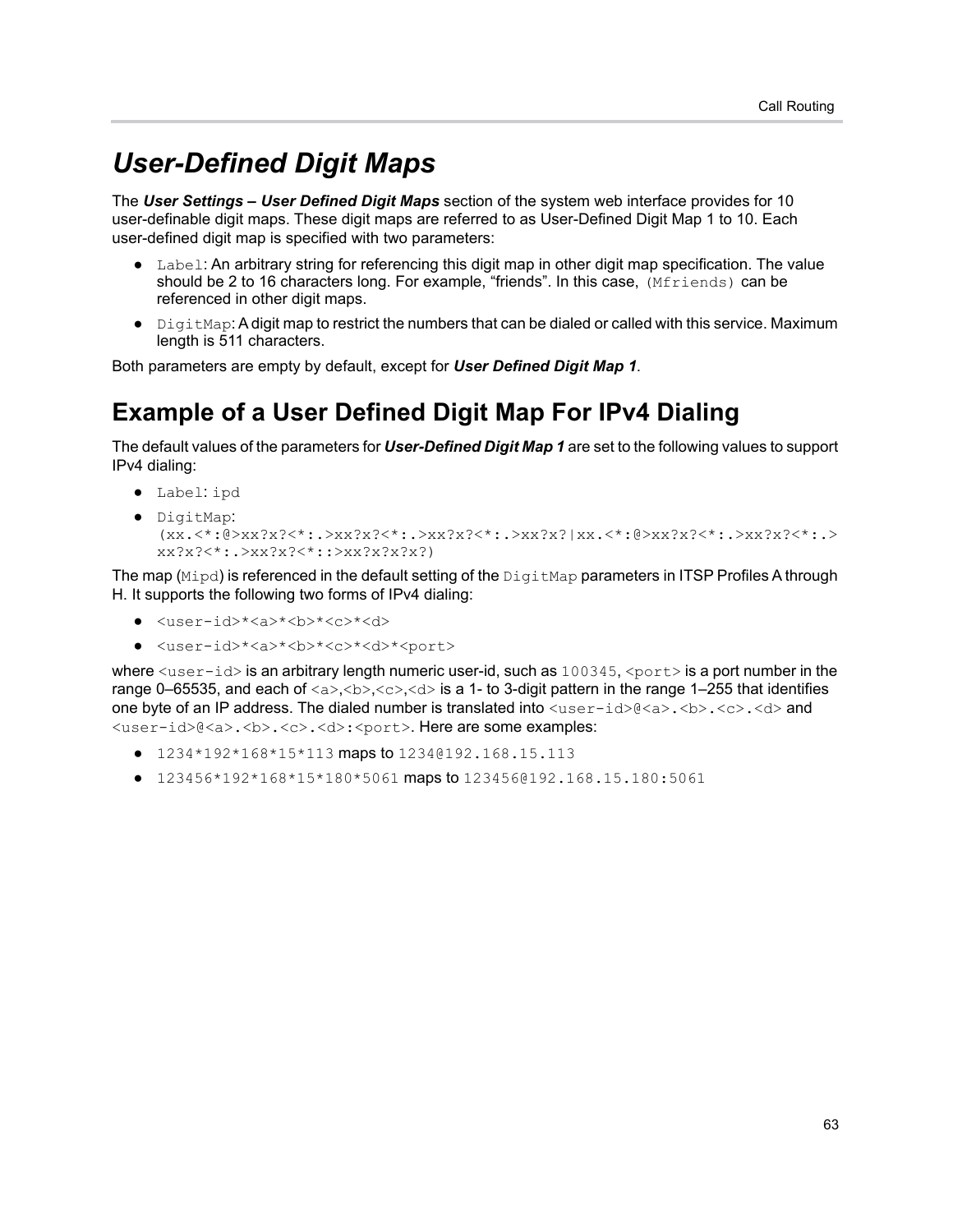# User-Defined Digit Maps

The ***User Settings – User Defined Digit Maps*** section of the system web interface provides for 10 user-definable digit maps. These digit maps are referred to as User-Defined Digit Map 1 to 10. Each user-defined digit map is specified with two parameters:

- `Label`: An arbitrary string for referencing this digit map in other digit map specification. The value should be 2 to 16 characters long. For example, "friends". In this case, `(Mfriends)` can be referenced in other digit maps.
- `DigitMap`: A digit map to restrict the numbers that can be dialed or called with this service. Maximum length is 511 characters.

Both parameters are empty by default, except for ***User Defined Digit Map 1***.

## Example of a User Defined Digit Map For IPv4 Dialing

The default values of the parameters for ***User-Defined Digit Map 1*** are set to the following values to support IPv4 dialing:

- `Label`: `ipd`
- `DigitMap`:
  `(xx.<*:@>xx?x?<*:.>xx?x?<*:.>xx?x?<*:.>xx?x?|xx.<*:@>xx?x?<*:.>xx?x?<*:.>xx?x?<*:.>xx?x?<*::>xx?x?x?x?)`

The map (`Mipd`) is referenced in the default setting of the `DigitMap` parameters in ITSP Profiles A through H. It supports the following two forms of IPv4 dialing:

- `<user-id>*<a>*<b>*<c>*<d>`
- `<user-id>*<a>*<b>*<c>*<d>*<port>`

where `<user-id>` is an arbitrary length numeric user-id, such as `100345`, `<port>` is a port number in the range 0–65535, and each of `<a>`,`<b>`,`<c>`,`<d>` is a 1- to 3-digit pattern in the range 1–255 that identifies one byte of an IP address. The dialed number is translated into `<user-id>@<a>.<b>.<c>.<d>` and `<user-id>@<a>.<b>.<c>.<d>:<port>`. Here are some examples:

- `1234*192*168*15*113` maps to `1234@192.168.15.113`
- `123456*192*168*15*180*5061` maps to `123456@192.168.15.180:5061`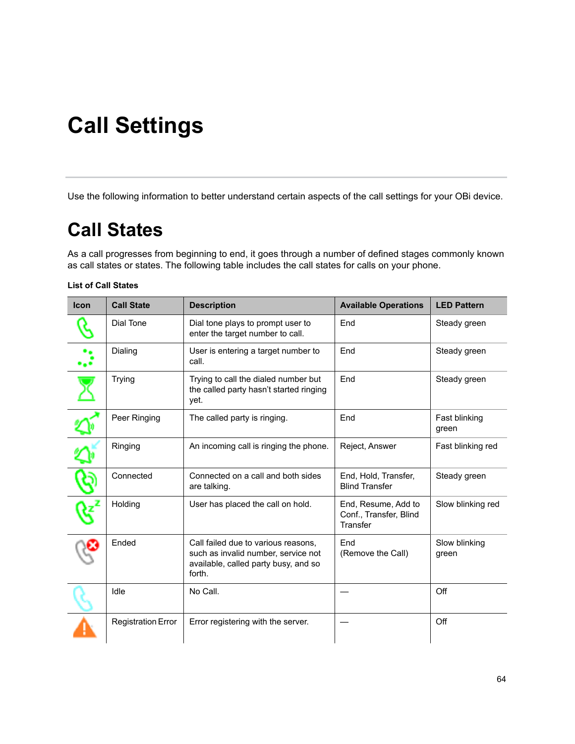# Call Settings

Use the following information to better understand certain aspects of the call settings for your OBi device.

## Call States

As a call progresses from beginning to end, it goes through a number of defined stages commonly known as call states or states. The following table includes the call states for calls on your phone.

**List of Call States**

| Icon | Call State | Description | Available Operations | LED Pattern |
|---|---|---|---|---|
| | Dial Tone | Dial tone plays to prompt user to enter the target number to call. | End | Steady green |
| | Dialing | User is entering a target number to call. | End | Steady green |
| | Trying | Trying to call the dialed number but the called party hasn't started ringing yet. | End | Steady green |
| | Peer Ringing | The called party is ringing. | End | Fast blinking green |
| | Ringing | An incoming call is ringing the phone. | Reject, Answer | Fast blinking red |
| | Connected | Connected on a call and both sides are talking. | End, Hold, Transfer, Blind Transfer | Steady green |
| | Holding | User has placed the call on hold. | End, Resume, Add to Conf., Transfer, Blind Transfer | Slow blinking red |
| | Ended | Call failed due to various reasons, such as invalid number, service not available, called party busy, and so forth. | End (Remove the Call) | Slow blinking green |
| | Idle | No Call. | — | Off |
| | Registration Error | Error registering with the server. | — | Off |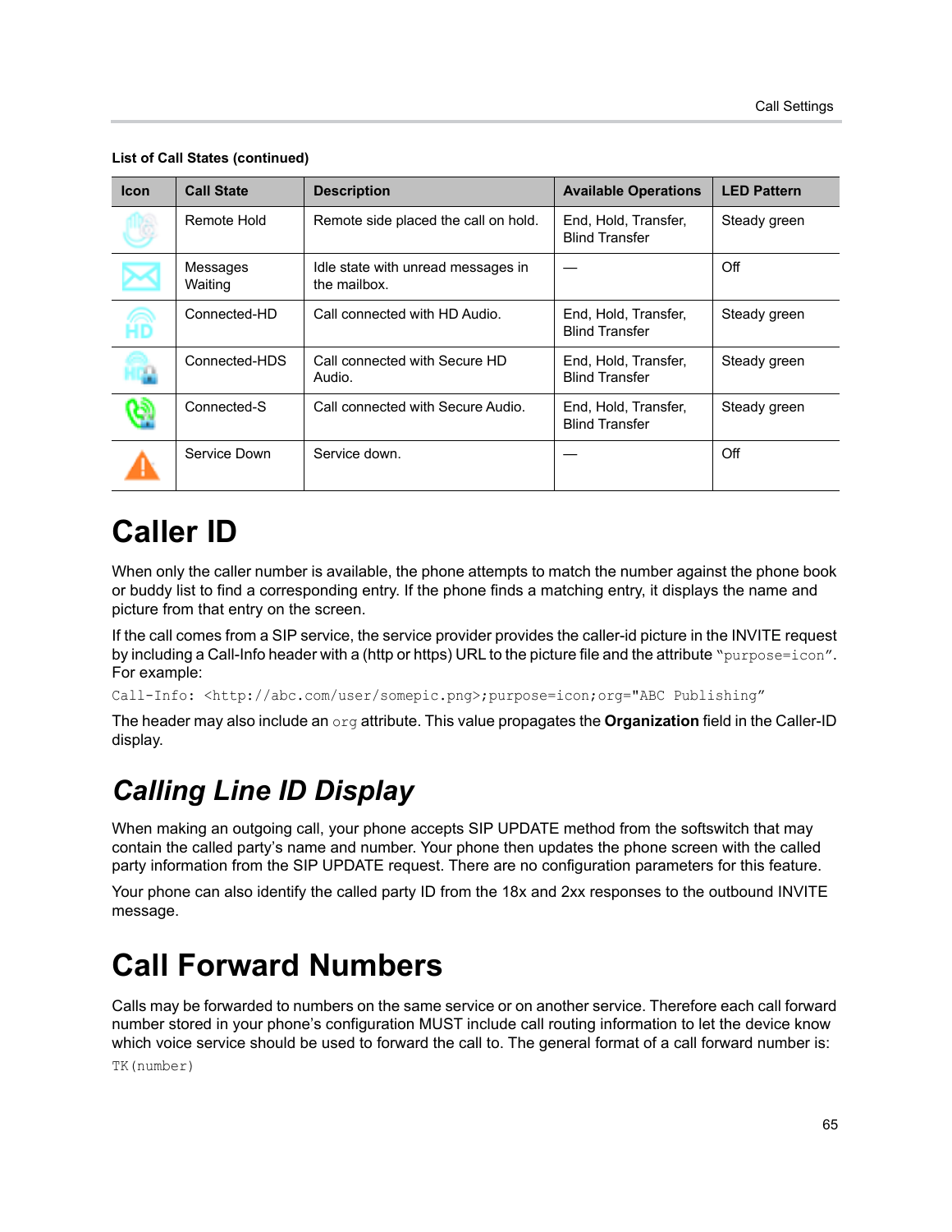**List of Call States (continued)**

| Icon | Call State | Description | Available Operations | LED Pattern |
|---|---|---|---|---|
| | Remote Hold | Remote side placed the call on hold. | End, Hold, Transfer, Blind Transfer | Steady green |
| | Messages Waiting | Idle state with unread messages in the mailbox. | — | Off |
| | Connected-HD | Call connected with HD Audio. | End, Hold, Transfer, Blind Transfer | Steady green |
| | Connected-HDS | Call connected with Secure HD Audio. | End, Hold, Transfer, Blind Transfer | Steady green |
| | Connected-S | Call connected with Secure Audio. | End, Hold, Transfer, Blind Transfer | Steady green |
| | Service Down | Service down. | — | Off |

# Caller ID

When only the caller number is available, the phone attempts to match the number against the phone book or buddy list to find a corresponding entry. If the phone finds a matching entry, it displays the name and picture from that entry on the screen.

If the call comes from a SIP service, the service provider provides the caller-id picture in the INVITE request by including a Call-Info header with a (http or https) URL to the picture file and the attribute "`purpose=icon`". For example:

```
Call-Info: <http://abc.com/user/somepic.png>;purpose=icon;org="ABC Publishing"
```

The header may also include an `org` attribute. This value propagates the **Organization** field in the Caller-ID display.

## *Calling Line ID Display*

When making an outgoing call, your phone accepts SIP UPDATE method from the softswitch that may contain the called party's name and number. Your phone then updates the phone screen with the called party information from the SIP UPDATE request. There are no configuration parameters for this feature.

Your phone can also identify the called party ID from the 18x and 2xx responses to the outbound INVITE message.

# Call Forward Numbers

Calls may be forwarded to numbers on the same service or on another service. Therefore each call forward number stored in your phone's configuration MUST include call routing information to let the device know which voice service should be used to forward the call to. The general format of a call forward number is:

```
TK(number)
```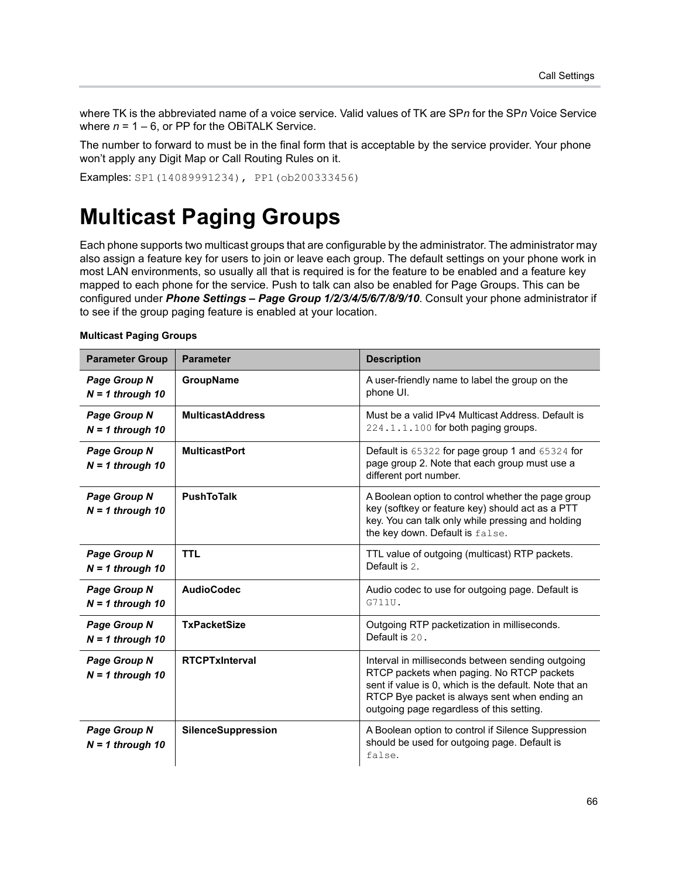where TK is the abbreviated name of a voice service. Valid values of TK are SP*n* for the SP*n* Voice Service where *n* = 1 – 6, or PP for the OBiTALK Service.

The number to forward to must be in the final form that is acceptable by the service provider. Your phone won't apply any Digit Map or Call Routing Rules on it.

Examples: `SP1(14089991234), PP1(ob200333456)`

# Multicast Paging Groups

Each phone supports two multicast groups that are configurable by the administrator. The administrator may also assign a feature key for users to join or leave each group. The default settings on your phone work in most LAN environments, so usually all that is required is for the feature to be enabled and a feature key mapped to each phone for the service. Push to talk can also be enabled for Page Groups. This can be configured under ***Phone Settings – Page Group 1/2/3/4/5/6/7/8/9/10***. Consult your phone administrator if to see if the group paging feature is enabled at your location.

**Multicast Paging Groups**

| Parameter Group | Parameter | Description |
|---|---|---|
| ***Page Group N N = 1 through 10*** | **GroupName** | A user-friendly name to label the group on the phone UI. |
| ***Page Group N N = 1 through 10*** | **MulticastAddress** | Must be a valid IPv4 Multicast Address. Default is `224.1.1.100` for both paging groups. |
| ***Page Group N N = 1 through 10*** | **MulticastPort** | Default is `65322` for page group 1 and `65324` for page group 2. Note that each group must use a different port number. |
| ***Page Group N N = 1 through 10*** | **PushToTalk** | A Boolean option to control whether the page group key (softkey or feature key) should act as a PTT key. You can talk only while pressing and holding the key down. Default is `false`. |
| ***Page Group N N = 1 through 10*** | **TTL** | TTL value of outgoing (multicast) RTP packets. Default is `2`. |
| ***Page Group N N = 1 through 10*** | **AudioCodec** | Audio codec to use for outgoing page. Default is `G711U`. |
| ***Page Group N N = 1 through 10*** | **TxPacketSize** | Outgoing RTP packetization in milliseconds. Default is `20`. |
| ***Page Group N N = 1 through 10*** | **RTCPTxInterval** | Interval in milliseconds between sending outgoing RTCP packets when paging. No RTCP packets sent if value is 0, which is the default. Note that an RTCP Bye packet is always sent when ending an outgoing page regardless of this setting. |
| ***Page Group N N = 1 through 10*** | **SilenceSuppression** | A Boolean option to control if Silence Suppression should be used for outgoing page. Default is `false`. |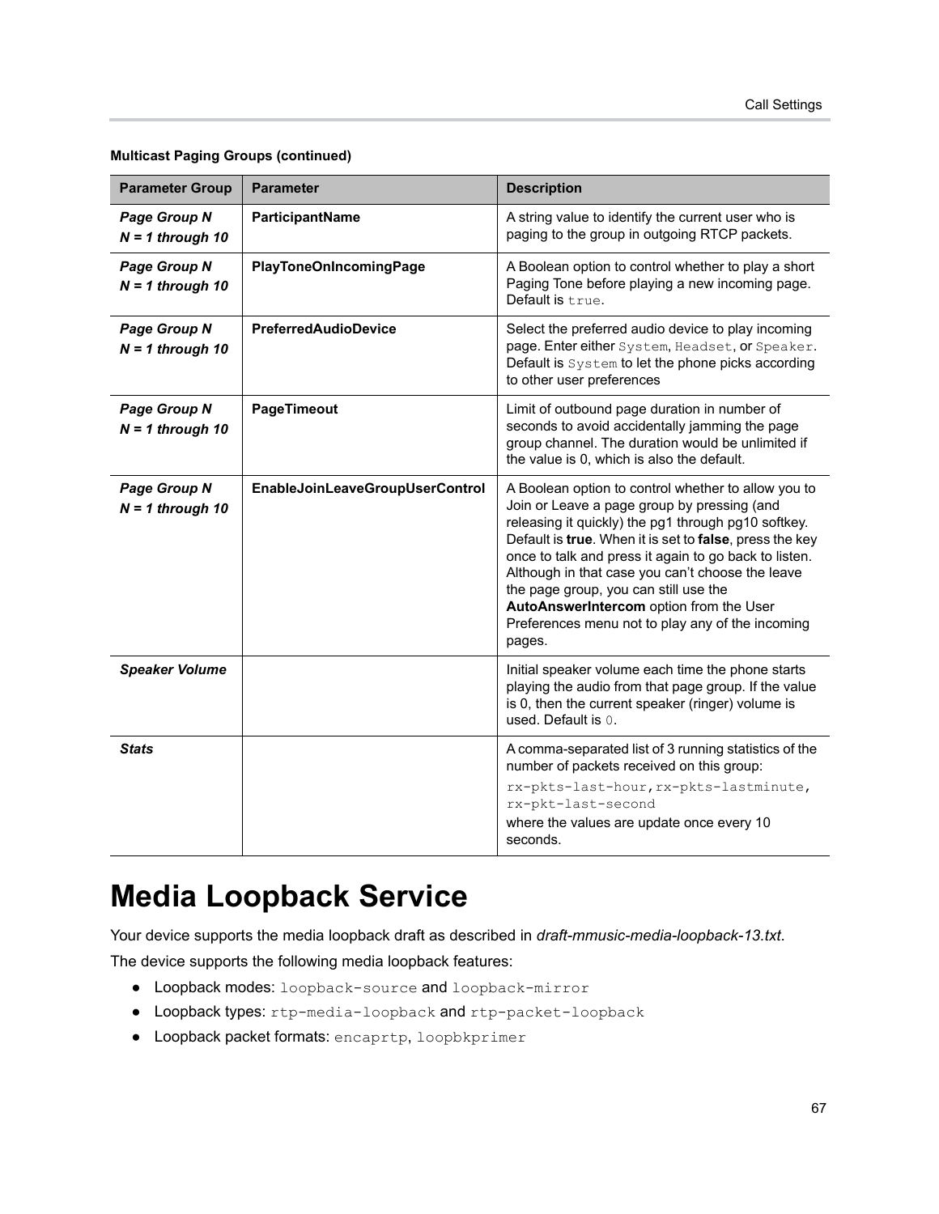**Multicast Paging Groups (continued)**

| Parameter Group | Parameter | Description |
|---|---|---|
| ***Page Group N*** ***N = 1 through 10*** | **ParticipantName** | A string value to identify the current user who is paging to the group in outgoing RTCP packets. |
| ***Page Group N*** ***N = 1 through 10*** | **PlayToneOnIncomingPage** | A Boolean option to control whether to play a short Paging Tone before playing a new incoming page. Default is `true`. |
| ***Page Group N*** ***N = 1 through 10*** | **PreferredAudioDevice** | Select the preferred audio device to play incoming page. Enter either `System`, `Headset`, or `Speaker`. Default is `System` to let the phone picks according to other user preferences |
| ***Page Group N*** ***N = 1 through 10*** | **PageTimeout** | Limit of outbound page duration in number of seconds to avoid accidentally jamming the page group channel. The duration would be unlimited if the value is 0, which is also the default. |
| ***Page Group N*** ***N = 1 through 10*** | **EnableJoinLeaveGroupUserControl** | A Boolean option to control whether to allow you to Join or Leave a page group by pressing (and releasing it quickly) the pg1 through pg10 softkey. Default is **true**. When it is set to **false**, press the key once to talk and press it again to go back to listen. Although in that case you can't choose the leave the page group, you can still use the **AutoAnswerIntercom** option from the User Preferences menu not to play any of the incoming pages. |
| ***Speaker Volume*** | | Initial speaker volume each time the phone starts playing the audio from that page group. If the value is 0, then the current speaker (ringer) volume is used. Default is `0`. |
| ***Stats*** | | A comma-separated list of 3 running statistics of the number of packets received on this group: `rx-pkts-last-hour,rx-pkts-lastminute, rx-pkt-last-second` where the values are update once every 10 seconds. |

# Media Loopback Service

Your device supports the media loopback draft as described in *draft-mmusic-media-loopback-13.txt*.

The device supports the following media loopback features:

- Loopback modes: `loopback-source` and `loopback-mirror`
- Loopback types: `rtp-media-loopback` and `rtp-packet-loopback`
- Loopback packet formats: `encaprtp`, `loopbkprimer`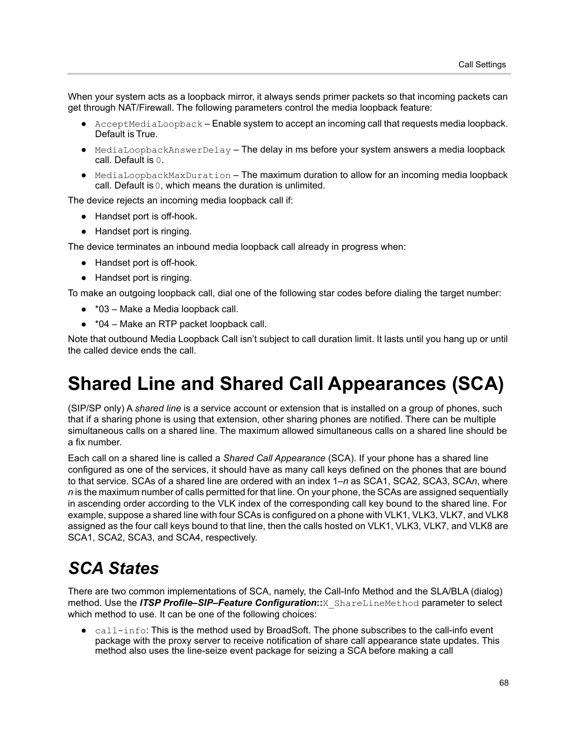When your system acts as a loopback mirror, it always sends primer packets so that incoming packets can get through NAT/Firewall. The following parameters control the media loopback feature:

- `AcceptMediaLoopback` – Enable system to accept an incoming call that requests media loopback. Default is True.
- `MediaLoopbackAnswerDelay` – The delay in ms before your system answers a media loopback call. Default is `0`.
- `MediaLoopbackMaxDuration` – The maximum duration to allow for an incoming media loopback call. Default is `0`, which means the duration is unlimited.

The device rejects an incoming media loopback call if:

- Handset port is off-hook.
- Handset port is ringing.

The device terminates an inbound media loopback call already in progress when:

- Handset port is off-hook.
- Handset port is ringing.

To make an outgoing loopback call, dial one of the following star codes before dialing the target number:

- *03 – Make a Media loopback call.
- *04 – Make an RTP packet loopback call.

Note that outbound Media Loopback Call isn't subject to call duration limit. It lasts until you hang up or until the called device ends the call.

# Shared Line and Shared Call Appearances (SCA)

(SIP/SP only) A *shared line* is a service account or extension that is installed on a group of phones, such that if a sharing phone is using that extension, other sharing phones are notified. There can be multiple simultaneous calls on a shared line. The maximum allowed simultaneous calls on a shared line should be a fix number.

Each call on a shared line is called a *Shared Call Appearance* (SCA). If your phone has a shared line configured as one of the services, it should have as many call keys defined on the phones that are bound to that service. SCAs of a shared line are ordered with an index 1–*n* as SCA1, SCA2, SCA3, SCA*n*, where *n* is the maximum number of calls permitted for that line. On your phone, the SCAs are assigned sequentially in ascending order according to the VLK index of the corresponding call key bound to the shared line. For example, suppose a shared line with four SCAs is configured on a phone with VLK1, VLK3, VLK7, and VLK8 assigned as the four call keys bound to that line, then the calls hosted on VLK1, VLK3, VLK7, and VLK8 are SCA1, SCA2, SCA3, and SCA4, respectively.

## *SCA States*

There are two common implementations of SCA, namely, the Call-Info Method and the SLA/BLA (dialog) method. Use the ***ITSP Profile–SIP–Feature Configuration*::**`X_ShareLineMethod` parameter to select which method to use. It can be one of the following choices:

- `call-info`: This is the method used by BroadSoft. The phone subscribes to the call-info event package with the proxy server to receive notification of share call appearance state updates. This method also uses the line-seize event package for seizing a SCA before making a call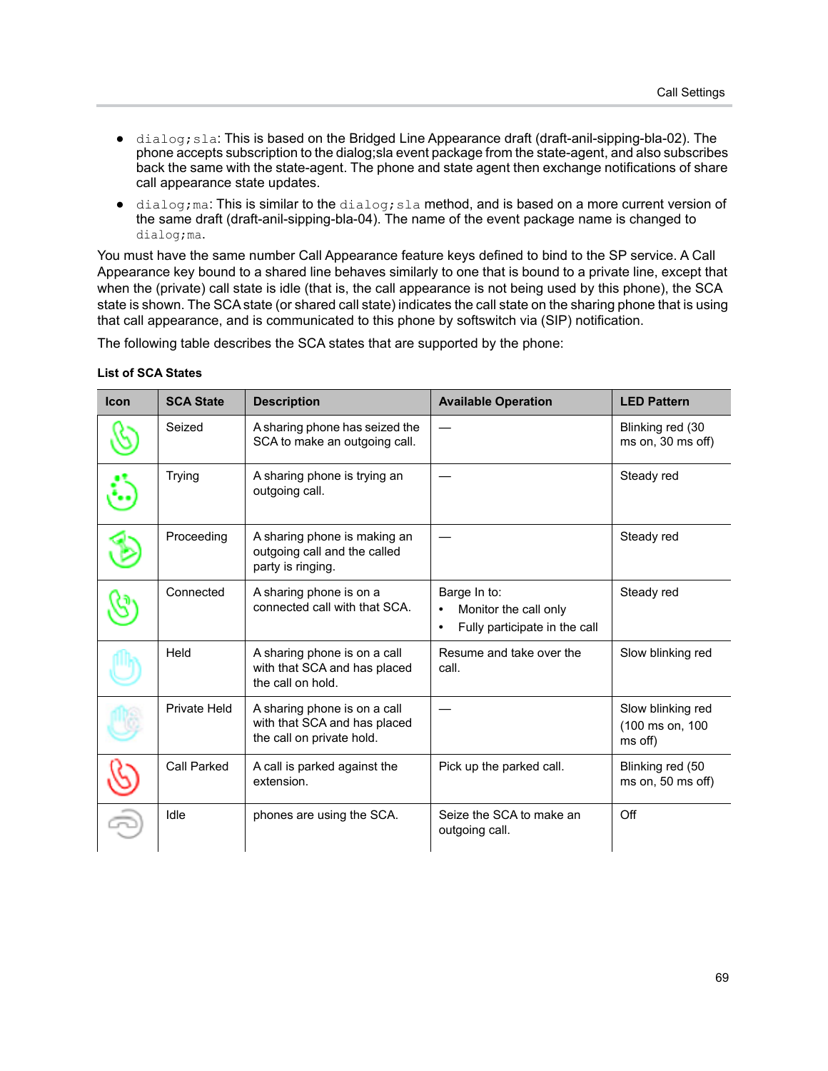- `dialog;sla`: This is based on the Bridged Line Appearance draft (draft-anil-sipping-bla-02). The phone accepts subscription to the dialog;sla event package from the state-agent, and also subscribes back the same with the state-agent. The phone and state agent then exchange notifications of share call appearance state updates.
- `dialog;ma`: This is similar to the `dialog;sla` method, and is based on a more current version of the same draft (draft-anil-sipping-bla-04). The name of the event package name is changed to `dialog;ma`.

You must have the same number Call Appearance feature keys defined to bind to the SP service. A Call Appearance key bound to a shared line behaves similarly to one that is bound to a private line, except that when the (private) call state is idle (that is, the call appearance is not being used by this phone), the SCA state is shown. The SCA state (or shared call state) indicates the call state on the sharing phone that is using that call appearance, and is communicated to this phone by softswitch via (SIP) notification.

The following table describes the SCA states that are supported by the phone:

**List of SCA States**

| Icon | SCA State | Description | Available Operation | LED Pattern |
|---|---|---|---|---|
| | Seized | A sharing phone has seized the SCA to make an outgoing call. | — | Blinking red (30 ms on, 30 ms off) |
| | Trying | A sharing phone is trying an outgoing call. | — | Steady red |
| | Proceeding | A sharing phone is making an outgoing call and the called party is ringing. | — | Steady red |
| | Connected | A sharing phone is on a connected call with that SCA. | Barge In to:<br>• Monitor the call only<br>• Fully participate in the call | Steady red |
| | Held | A sharing phone is on a call with that SCA and has placed the call on hold. | Resume and take over the call. | Slow blinking red |
| | Private Held | A sharing phone is on a call with that SCA and has placed the call on private hold. | — | Slow blinking red (100 ms on, 100 ms off) |
| | Call Parked | A call is parked against the extension. | Pick up the parked call. | Blinking red (50 ms on, 50 ms off) |
| | Idle | phones are using the SCA. | Seize the SCA to make an outgoing call. | Off |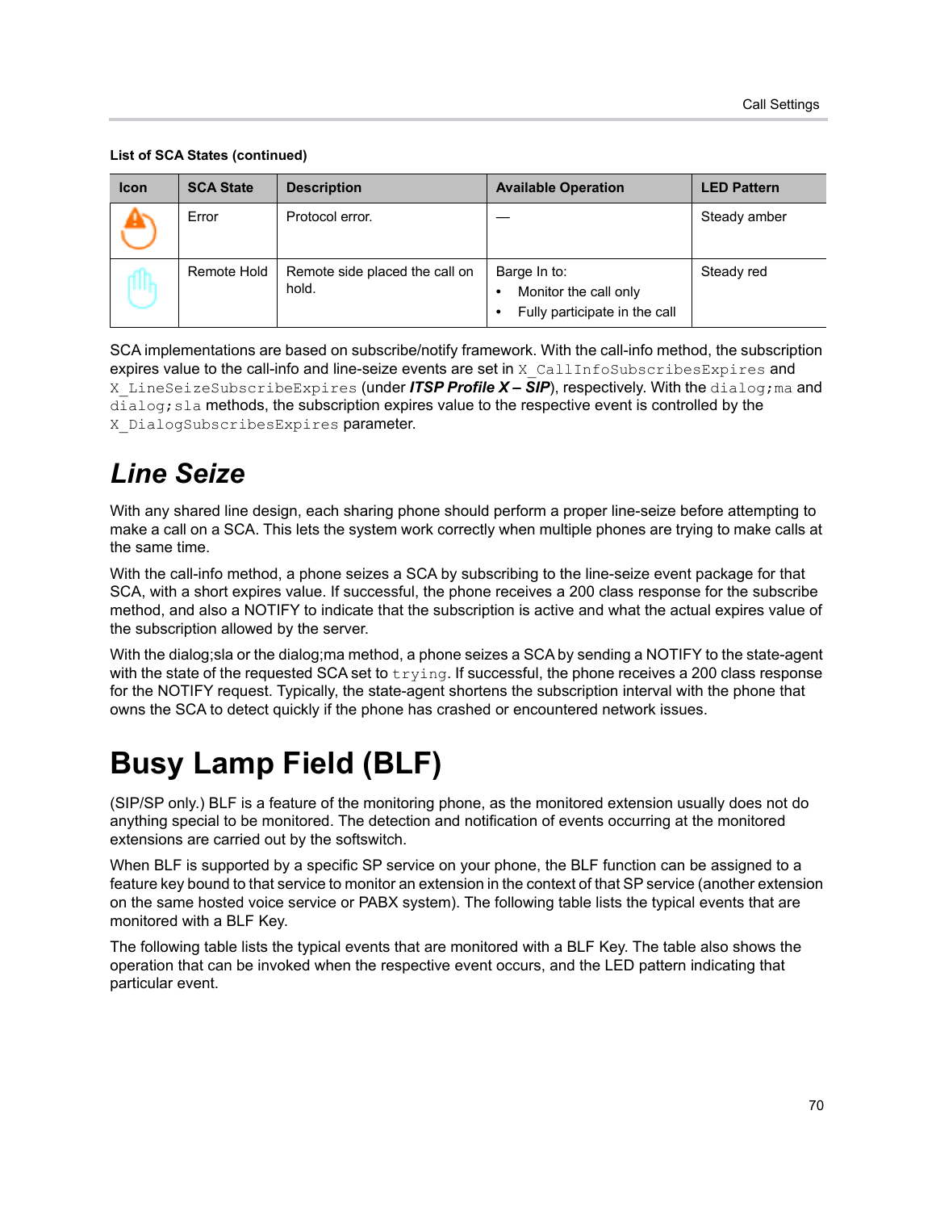**List of SCA States (continued)**

| Icon | SCA State | Description | Available Operation | LED Pattern |
| --- | --- | --- | --- | --- |
| | Error | Protocol error. | — | Steady amber |
| | Remote Hold | Remote side placed the call on hold. | Barge In to:<br>• Monitor the call only<br>• Fully participate in the call | Steady red |

SCA implementations are based on subscribe/notify framework. With the call-info method, the subscription expires value to the call-info and line-seize events are set in `X_CallInfoSubscribesExpires` and `X_LineSeizeSubscribeExpires` (under ***ITSP Profile X – SIP***), respectively. With the `dialog;ma` and `dialog;sla` methods, the subscription expires value to the respective event is controlled by the `X_DialogSubscribesExpires` parameter.

## *Line Seize*

With any shared line design, each sharing phone should perform a proper line-seize before attempting to make a call on a SCA. This lets the system work correctly when multiple phones are trying to make calls at the same time.

With the call-info method, a phone seizes a SCA by subscribing to the line-seize event package for that SCA, with a short expires value. If successful, the phone receives a 200 class response for the subscribe method, and also a NOTIFY to indicate that the subscription is active and what the actual expires value of the subscription allowed by the server.

With the dialog;sla or the dialog;ma method, a phone seizes a SCA by sending a NOTIFY to the state-agent with the state of the requested SCA set to `trying`. If successful, the phone receives a 200 class response for the NOTIFY request. Typically, the state-agent shortens the subscription interval with the phone that owns the SCA to detect quickly if the phone has crashed or encountered network issues.

# Busy Lamp Field (BLF)

(SIP/SP only.) BLF is a feature of the monitoring phone, as the monitored extension usually does not do anything special to be monitored. The detection and notification of events occurring at the monitored extensions are carried out by the softswitch.

When BLF is supported by a specific SP service on your phone, the BLF function can be assigned to a feature key bound to that service to monitor an extension in the context of that SP service (another extension on the same hosted voice service or PABX system). The following table lists the typical events that are monitored with a BLF Key.

The following table lists the typical events that are monitored with a BLF Key. The table also shows the operation that can be invoked when the respective event occurs, and the LED pattern indicating that particular event.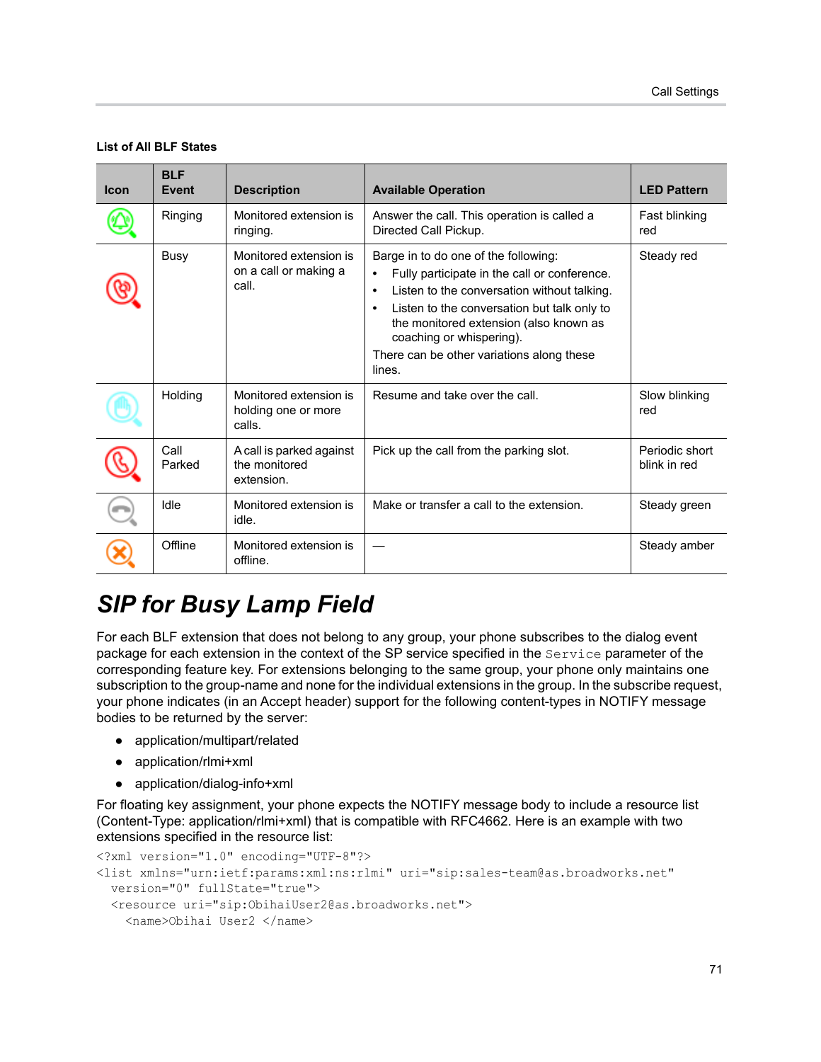**List of All BLF States**

| Icon | BLF Event | Description | Available Operation | LED Pattern |
|---|---|---|---|---|
| | Ringing | Monitored extension is ringing. | Answer the call. This operation is called a Directed Call Pickup. | Fast blinking red |
| | Busy | Monitored extension is on a call or making a call. | Barge in to do one of the following:<br>• Fully participate in the call or conference.<br>• Listen to the conversation without talking.<br>• Listen to the conversation but talk only to the monitored extension (also known as coaching or whispering).<br>There can be other variations along these lines. | Steady red |
| | Holding | Monitored extension is holding one or more calls. | Resume and take over the call. | Slow blinking red |
| | Call Parked | A call is parked against the monitored extension. | Pick up the call from the parking slot. | Periodic short blink in red |
| | Idle | Monitored extension is idle. | Make or transfer a call to the extension. | Steady green |
| | Offline | Monitored extension is offline. | — | Steady amber |

# SIP for Busy Lamp Field

For each BLF extension that does not belong to any group, your phone subscribes to the dialog event package for each extension in the context of the SP service specified in the `Service` parameter of the corresponding feature key. For extensions belonging to the same group, your phone only maintains one subscription to the group-name and none for the individual extensions in the group. In the subscribe request, your phone indicates (in an Accept header) support for the following content-types in NOTIFY message bodies to be returned by the server:

- application/multipart/related
- application/rlmi+xml
- application/dialog-info+xml

For floating key assignment, your phone expects the NOTIFY message body to include a resource list (Content-Type: application/rlmi+xml) that is compatible with RFC4662. Here is an example with two extensions specified in the resource list:

```
<?xml version="1.0" encoding="UTF-8"?>
<list xmlns="urn:ietf:params:xml:ns:rlmi" uri="sip:sales-team@as.broadworks.net"
  version="0" fullState="true">
  <resource uri="sip:ObihaiUser2@as.broadworks.net">
    <name>Obihai User2 </name>
```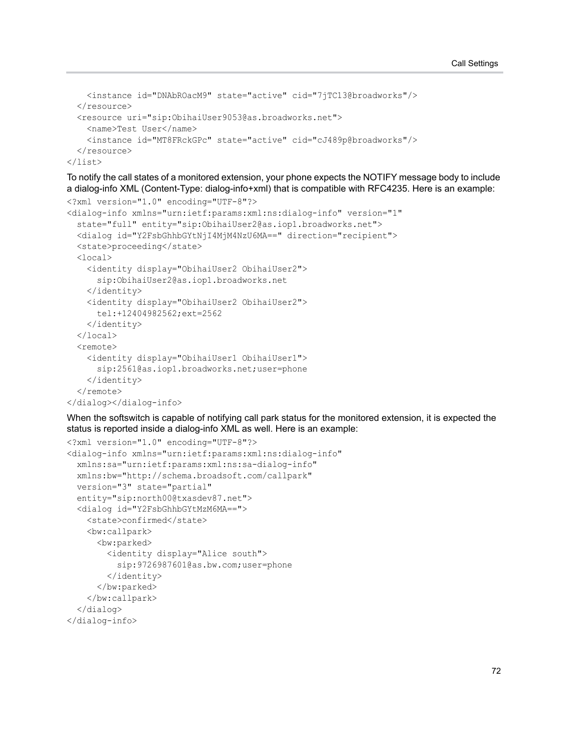```
    <instance id="DNAbROacM9" state="active" cid="7jTC13@broadworks"/>
  </resource>
  <resource uri="sip:ObihaiUser9053@as.broadworks.net">
    <name>Test User</name>
    <instance id="MT8FRckGPc" state="active" cid="cJ489p@broadworks"/>
  </resource>
</list>
```

To notify the call states of a monitored extension, your phone expects the NOTIFY message body to include a dialog-info XML (Content-Type: dialog-info+xml) that is compatible with RFC4235. Here is an example:

```
<?xml version="1.0" encoding="UTF-8"?>
<dialog-info xmlns="urn:ietf:params:xml:ns:dialog-info" version="1"
  state="full" entity="sip:ObihaiUser2@as.iop1.broadworks.net">
  <dialog id="Y2FsbGhhbGYtNjI4MjM4NzU6MA==" direction="recipient">
  <state>proceeding</state>
  <local>
    <identity display="ObihaiUser2 ObihaiUser2">
      sip:ObihaiUser2@as.iop1.broadworks.net
    </identity>
    <identity display="ObihaiUser2 ObihaiUser2">
      tel:+12404982562;ext=2562
    </identity>
  </local>
  <remote>
    <identity display="ObihaiUser1 ObihaiUser1">
      sip:2561@as.iop1.broadworks.net;user=phone
    </identity>
  </remote>
</dialog></dialog-info>
```

When the softswitch is capable of notifying call park status for the monitored extension, it is expected the status is reported inside a dialog-info XML as well. Here is an example:

```
<?xml version="1.0" encoding="UTF-8"?>
<dialog-info xmlns="urn:ietf:params:xml:ns:dialog-info"
  xmlns:sa="urn:ietf:params:xml:ns:sa-dialog-info"
  xmlns:bw="http://schema.broadsoft.com/callpark"
  version="3" state="partial"
  entity="sip:north00@txasdev87.net">
  <dialog id="Y2FsbGhhbGYtMzM6MA==">
    <state>confirmed</state>
    <bw:callpark>
      <bw:parked>
        <identity display="Alice south">
          sip:9726987601@as.bw.com;user=phone
        </identity>
      </bw:parked>
    </bw:callpark>
  </dialog>
</dialog-info>
```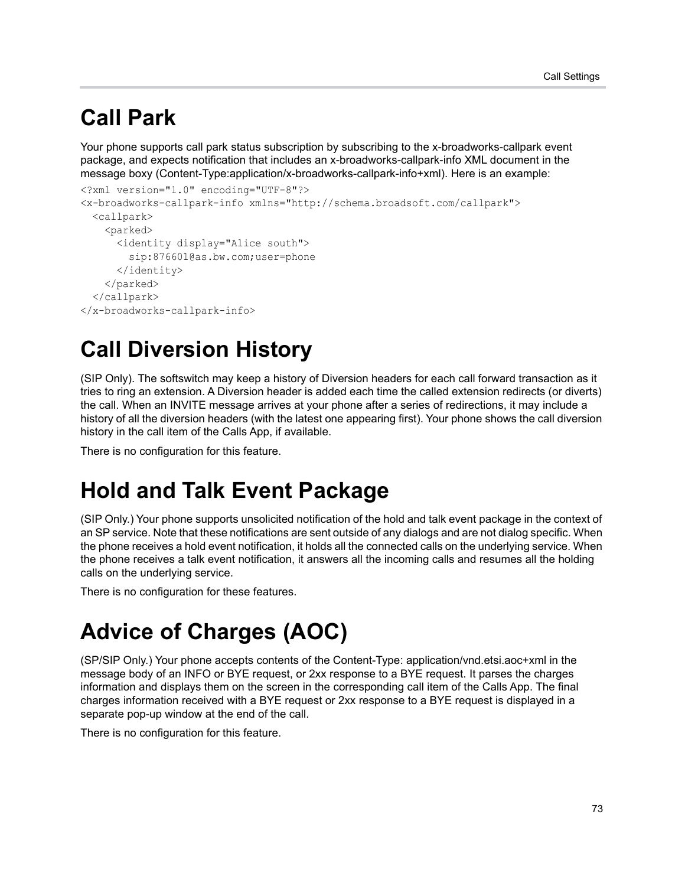# Call Park

Your phone supports call park status subscription by subscribing to the x-broadworks-callpark event package, and expects notification that includes an x-broadworks-callpark-info XML document in the message boxy (Content-Type:application/x-broadworks-callpark-info+xml). Here is an example:

```
<?xml version="1.0" encoding="UTF-8"?>
<x-broadworks-callpark-info xmlns="http://schema.broadsoft.com/callpark">
  <callpark>
    <parked>
      <identity display="Alice south">
        sip:876601@as.bw.com;user=phone
      </identity>
    </parked>
  </callpark>
</x-broadworks-callpark-info>
```

# Call Diversion History

(SIP Only). The softswitch may keep a history of Diversion headers for each call forward transaction as it tries to ring an extension. A Diversion header is added each time the called extension redirects (or diverts) the call. When an INVITE message arrives at your phone after a series of redirections, it may include a history of all the diversion headers (with the latest one appearing first). Your phone shows the call diversion history in the call item of the Calls App, if available.

There is no configuration for this feature.

# Hold and Talk Event Package

(SIP Only.) Your phone supports unsolicited notification of the hold and talk event package in the context of an SP service. Note that these notifications are sent outside of any dialogs and are not dialog specific. When the phone receives a hold event notification, it holds all the connected calls on the underlying service. When the phone receives a talk event notification, it answers all the incoming calls and resumes all the holding calls on the underlying service.

There is no configuration for these features.

# Advice of Charges (AOC)

(SP/SIP Only.) Your phone accepts contents of the Content-Type: application/vnd.etsi.aoc+xml in the message body of an INFO or BYE request, or 2xx response to a BYE request. It parses the charges information and displays them on the screen in the corresponding call item of the Calls App. The final charges information received with a BYE request or 2xx response to a BYE request is displayed in a separate pop-up window at the end of the call.

There is no configuration for this feature.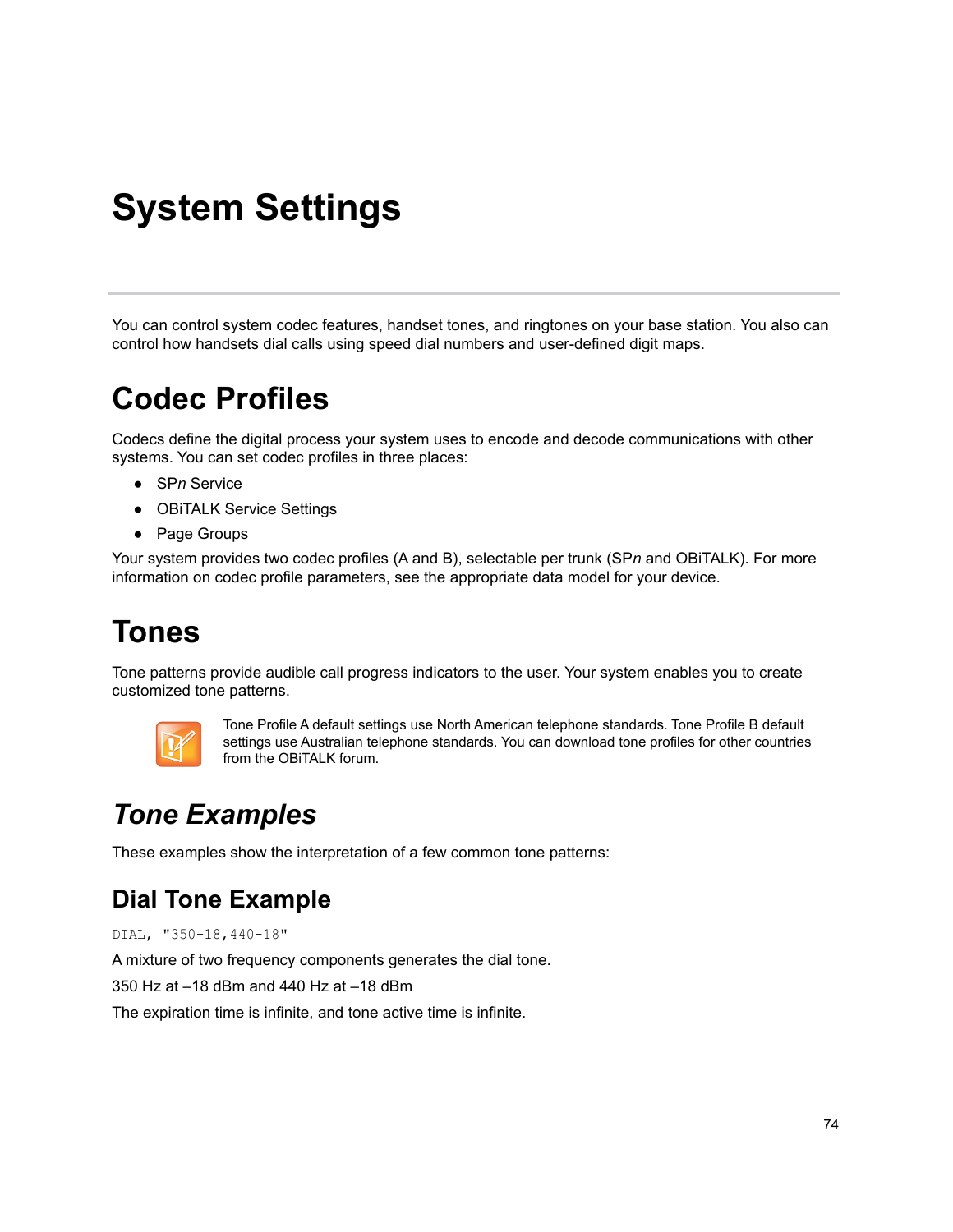# System Settings

You can control system codec features, handset tones, and ringtones on your base station. You also can control how handsets dial calls using speed dial numbers and user-defined digit maps.

## Codec Profiles

Codecs define the digital process your system uses to encode and decode communications with other systems. You can set codec profiles in three places:

- SP*n* Service
- OBiTALK Service Settings
- Page Groups

Your system provides two codec profiles (A and B), selectable per trunk (SP*n* and OBiTALK). For more information on codec profile parameters, see the appropriate data model for your device.

## Tones

Tone patterns provide audible call progress indicators to the user. Your system enables you to create customized tone patterns.

Tone Profile A default settings use North American telephone standards. Tone Profile B default settings use Australian telephone standards. You can download tone profiles for other countries from the OBiTALK forum.

### *Tone Examples*

These examples show the interpretation of a few common tone patterns:

#### Dial Tone Example

```
DIAL, "350-18,440-18"
```

A mixture of two frequency components generates the dial tone.

350 Hz at –18 dBm and 440 Hz at –18 dBm

The expiration time is infinite, and tone active time is infinite.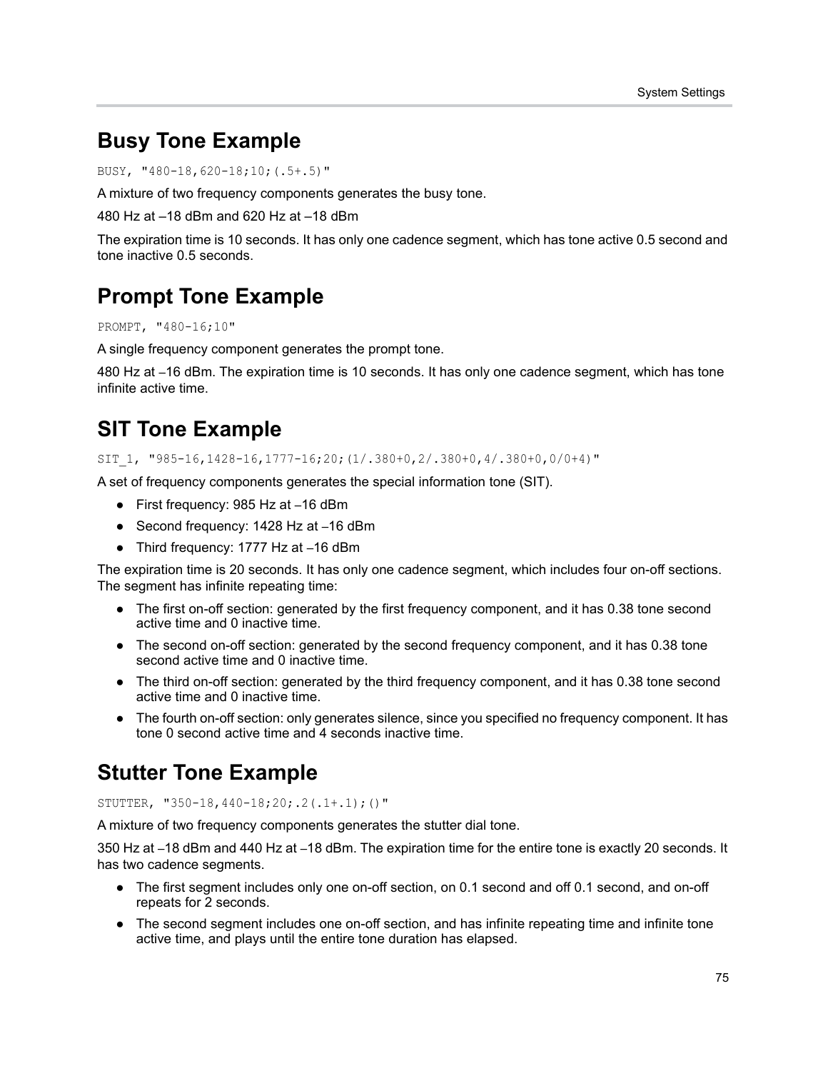## Busy Tone Example

```
BUSY, "480-18,620-18;10;(.5+.5)"
```

A mixture of two frequency components generates the busy tone.

480 Hz at –18 dBm and 620 Hz at –18 dBm

The expiration time is 10 seconds. It has only one cadence segment, which has tone active 0.5 second and tone inactive 0.5 seconds.

## Prompt Tone Example

```
PROMPT, "480-16;10"
```

A single frequency component generates the prompt tone.

480 Hz at –16 dBm. The expiration time is 10 seconds. It has only one cadence segment, which has tone infinite active time.

## SIT Tone Example

```
SIT_1, "985-16,1428-16,1777-16;20;(1/.380+0,2/.380+0,4/.380+0,0/0+4)"
```

A set of frequency components generates the special information tone (SIT).

- First frequency: 985 Hz at –16 dBm
- Second frequency: 1428 Hz at –16 dBm
- Third frequency: 1777 Hz at –16 dBm

The expiration time is 20 seconds. It has only one cadence segment, which includes four on-off sections. The segment has infinite repeating time:

- The first on-off section: generated by the first frequency component, and it has 0.38 tone second active time and 0 inactive time.
- The second on-off section: generated by the second frequency component, and it has 0.38 tone second active time and 0 inactive time.
- The third on-off section: generated by the third frequency component, and it has 0.38 tone second active time and 0 inactive time.
- The fourth on-off section: only generates silence, since you specified no frequency component. It has tone 0 second active time and 4 seconds inactive time.

## Stutter Tone Example

```
STUTTER, "350-18,440-18;20;.2(.1+.1);()"
```

A mixture of two frequency components generates the stutter dial tone.

350 Hz at –18 dBm and 440 Hz at –18 dBm. The expiration time for the entire tone is exactly 20 seconds. It has two cadence segments.

- The first segment includes only one on-off section, on 0.1 second and off 0.1 second, and on-off repeats for 2 seconds.
- The second segment includes one on-off section, and has infinite repeating time and infinite tone active time, and plays until the entire tone duration has elapsed.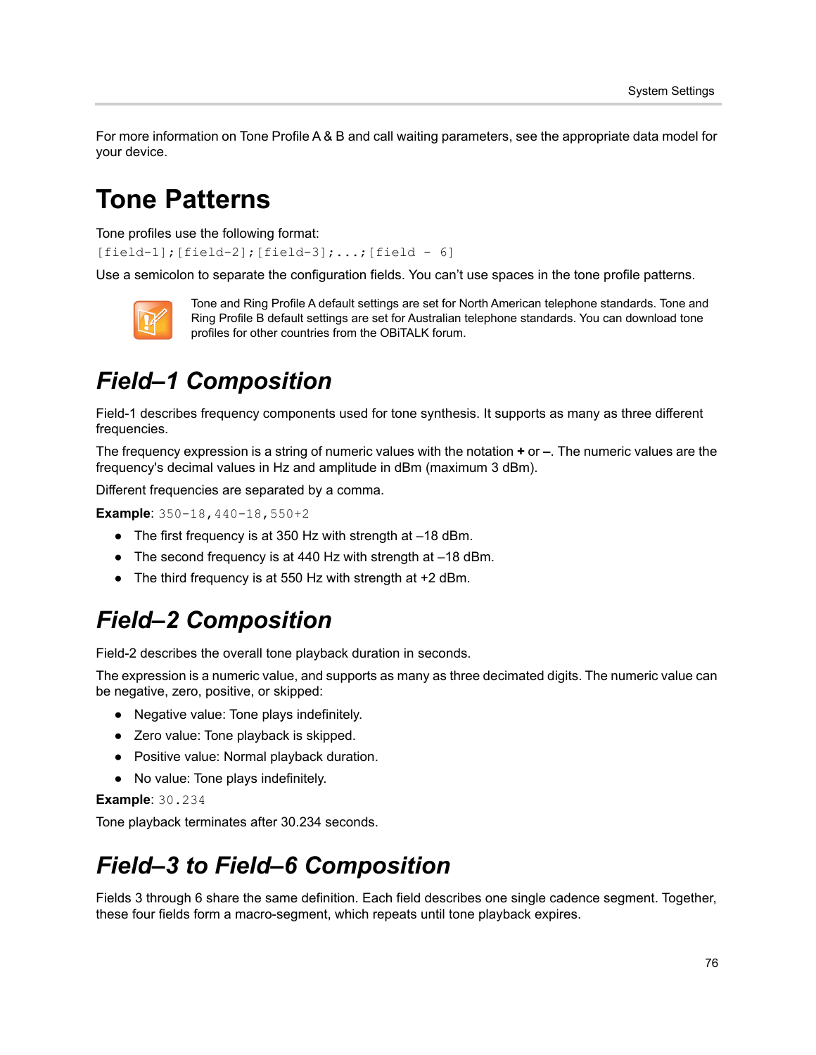For more information on Tone Profile A & B and call waiting parameters, see the appropriate data model for your device.

# Tone Patterns

Tone profiles use the following format:

```
[field-1];[field-2];[field-3];...;[field - 6]
```

Use a semicolon to separate the configuration fields. You can't use spaces in the tone profile patterns.

Tone and Ring Profile A default settings are set for North American telephone standards. Tone and Ring Profile B default settings are set for Australian telephone standards. You can download tone profiles for other countries from the OBiTALK forum.

## *Field–1 Composition*

Field-1 describes frequency components used for tone synthesis. It supports as many as three different frequencies.

The frequency expression is a string of numeric values with the notation **+** or **–**. The numeric values are the frequency's decimal values in Hz and amplitude in dBm (maximum 3 dBm).

Different frequencies are separated by a comma.

**Example**: `350-18,440-18,550+2`

- The first frequency is at 350 Hz with strength at –18 dBm.
- The second frequency is at 440 Hz with strength at –18 dBm.
- The third frequency is at 550 Hz with strength at +2 dBm.

## *Field–2 Composition*

Field-2 describes the overall tone playback duration in seconds.

The expression is a numeric value, and supports as many as three decimated digits. The numeric value can be negative, zero, positive, or skipped:

- Negative value: Tone plays indefinitely.
- Zero value: Tone playback is skipped.
- Positive value: Normal playback duration.
- No value: Tone plays indefinitely.

**Example**: `30.234`

Tone playback terminates after 30.234 seconds.

## *Field–3 to Field–6 Composition*

Fields 3 through 6 share the same definition. Each field describes one single cadence segment. Together, these four fields form a macro-segment, which repeats until tone playback expires.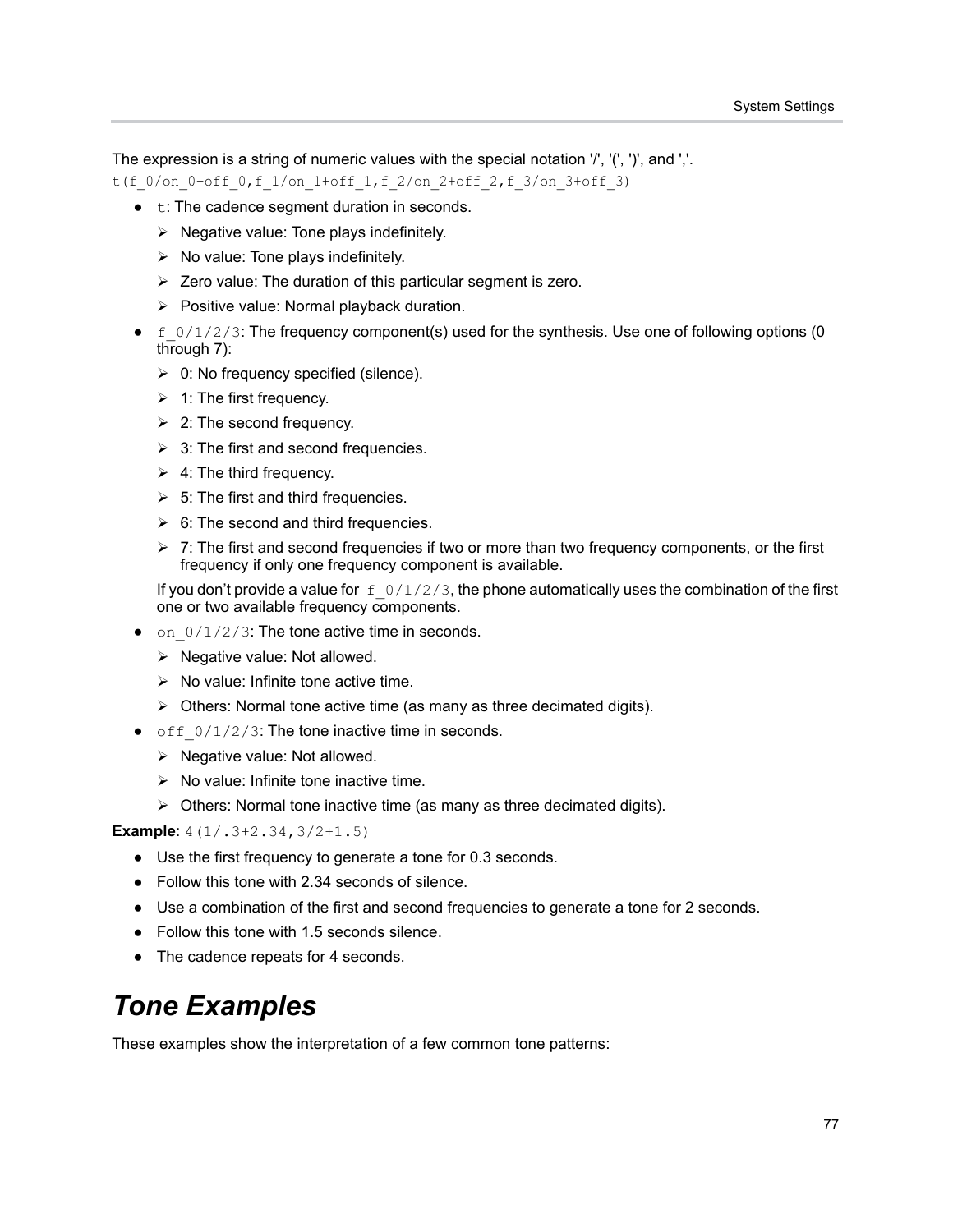The expression is a string of numeric values with the special notation '/', '(', ')', and ','.

`t(f_0/on_0+off_0,f_1/on_1+off_1,f_2/on_2+off_2,f_3/on_3+off_3)`

- `t`: The cadence segment duration in seconds.
  - Negative value: Tone plays indefinitely.
  - No value: Tone plays indefinitely.
  - Zero value: The duration of this particular segment is zero.
  - Positive value: Normal playback duration.
- `f_0/1/2/3`: The frequency component(s) used for the synthesis. Use one of following options (0 through 7):
  - 0: No frequency specified (silence).
  - 1: The first frequency.
  - 2: The second frequency.
  - 3: The first and second frequencies.
  - 4: The third frequency.
  - 5: The first and third frequencies.
  - 6: The second and third frequencies.
  - 7: The first and second frequencies if two or more than two frequency components, or the first frequency if only one frequency component is available.

  If you don't provide a value for `f_0/1/2/3`, the phone automatically uses the combination of the first one or two available frequency components.
- `on_0/1/2/3`: The tone active time in seconds.
  - Negative value: Not allowed.
  - No value: Infinite tone active time.
  - Others: Normal tone active time (as many as three decimated digits).
- `off_0/1/2/3`: The tone inactive time in seconds.
  - Negative value: Not allowed.
  - No value: Infinite tone inactive time.
  - Others: Normal tone inactive time (as many as three decimated digits).

**Example**: `4(1/.3+2.34,3/2+1.5)`

- Use the first frequency to generate a tone for 0.3 seconds.
- Follow this tone with 2.34 seconds of silence.
- Use a combination of the first and second frequencies to generate a tone for 2 seconds.
- Follow this tone with 1.5 seconds silence.
- The cadence repeats for 4 seconds.

## *Tone Examples*

These examples show the interpretation of a few common tone patterns: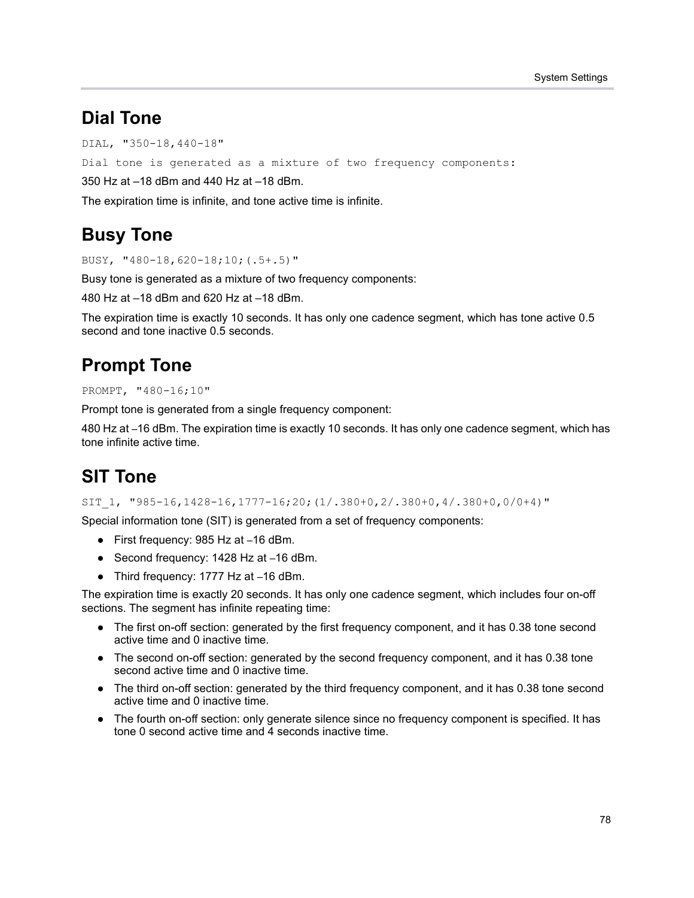## Dial Tone

```
DIAL, "350-18,440-18"
```

Dial tone is generated as a mixture of two frequency components:

350 Hz at –18 dBm and 440 Hz at –18 dBm.

The expiration time is infinite, and tone active time is infinite.

## Busy Tone

```
BUSY, "480-18,620-18;10;(.5+.5)"
```

Busy tone is generated as a mixture of two frequency components:

480 Hz at –18 dBm and 620 Hz at –18 dBm.

The expiration time is exactly 10 seconds. It has only one cadence segment, which has tone active 0.5 second and tone inactive 0.5 seconds.

## Prompt Tone

```
PROMPT, "480-16;10"
```

Prompt tone is generated from a single frequency component:

480 Hz at –16 dBm. The expiration time is exactly 10 seconds. It has only one cadence segment, which has tone infinite active time.

## SIT Tone

```
SIT_1, "985-16,1428-16,1777-16;20;(1/.380+0,2/.380+0,4/.380+0,0/0+4)"
```

Special information tone (SIT) is generated from a set of frequency components:

- First frequency: 985 Hz at –16 dBm.
- Second frequency: 1428 Hz at –16 dBm.
- Third frequency: 1777 Hz at –16 dBm.

The expiration time is exactly 20 seconds. It has only one cadence segment, which includes four on-off sections. The segment has infinite repeating time:

- The first on-off section: generated by the first frequency component, and it has 0.38 tone second active time and 0 inactive time.
- The second on-off section: generated by the second frequency component, and it has 0.38 tone second active time and 0 inactive time.
- The third on-off section: generated by the third frequency component, and it has 0.38 tone second active time and 0 inactive time.
- The fourth on-off section: only generate silence since no frequency component is specified. It has tone 0 second active time and 4 seconds inactive time.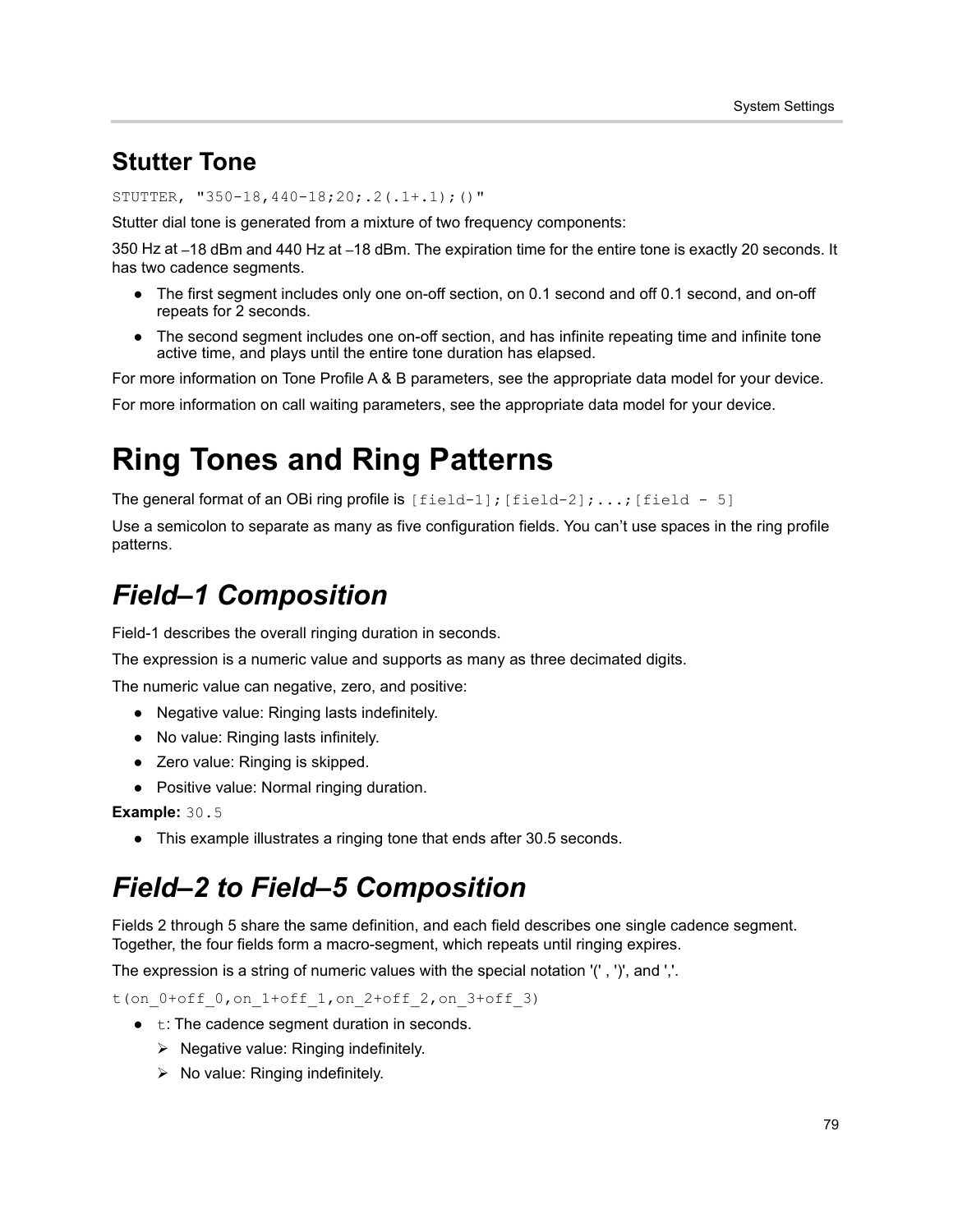## Stutter Tone

`STUTTER, "350-18,440-18;20;.2(.1+.1);()"`

Stutter dial tone is generated from a mixture of two frequency components:

350 Hz at –18 dBm and 440 Hz at –18 dBm. The expiration time for the entire tone is exactly 20 seconds. It has two cadence segments.

- The first segment includes only one on-off section, on 0.1 second and off 0.1 second, and on-off repeats for 2 seconds.
- The second segment includes one on-off section, and has infinite repeating time and infinite tone active time, and plays until the entire tone duration has elapsed.

For more information on Tone Profile A & B parameters, see the appropriate data model for your device.

For more information on call waiting parameters, see the appropriate data model for your device.

# Ring Tones and Ring Patterns

The general format of an OBi ring profile is `[field-1];[field-2];...;[field - 5]`

Use a semicolon to separate as many as five configuration fields. You can't use spaces in the ring profile patterns.

# *Field–1 Composition*

Field-1 describes the overall ringing duration in seconds.

The expression is a numeric value and supports as many as three decimated digits.

The numeric value can negative, zero, and positive:

- Negative value: Ringing lasts indefinitely.
- No value: Ringing lasts infinitely.
- Zero value: Ringing is skipped.
- Positive value: Normal ringing duration.

**Example:** `30.5`

- This example illustrates a ringing tone that ends after 30.5 seconds.

# *Field–2 to Field–5 Composition*

Fields 2 through 5 share the same definition, and each field describes one single cadence segment. Together, the four fields form a macro-segment, which repeats until ringing expires.

The expression is a string of numeric values with the special notation '(' , ')', and ','.

`t(on_0+off_0,on_1+off_1,on_2+off_2,on_3+off_3)`

- `t`: The cadence segment duration in seconds.
  - Negative value: Ringing indefinitely.
  - No value: Ringing indefinitely.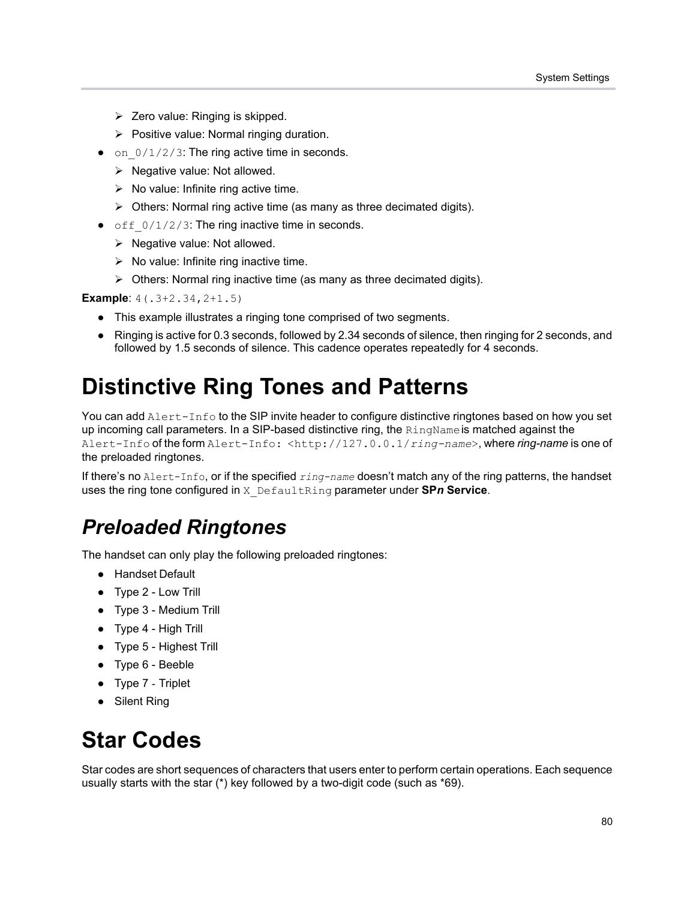- Zero value: Ringing is skipped.
  - Positive value: Normal ringing duration.
- `on_0/1/2/3`: The ring active time in seconds.
  - Negative value: Not allowed.
  - No value: Infinite ring active time.
  - Others: Normal ring active time (as many as three decimated digits).
- `off_0/1/2/3`: The ring inactive time in seconds.
  - Negative value: Not allowed.
  - No value: Infinite ring inactive time.
  - Others: Normal ring inactive time (as many as three decimated digits).

**Example**: `4(.3+2.34,2+1.5)`

- This example illustrates a ringing tone comprised of two segments.
- Ringing is active for 0.3 seconds, followed by 2.34 seconds of silence, then ringing for 2 seconds, and followed by 1.5 seconds of silence. This cadence operates repeatedly for 4 seconds.

# Distinctive Ring Tones and Patterns

You can add `Alert-Info` to the SIP invite header to configure distinctive ringtones based on how you set up incoming call parameters. In a SIP-based distinctive ring, the `RingName` is matched against the `Alert-Info` of the form `Alert-Info: <http://127.0.0.1/ring-name>`, where *ring-name* is one of the preloaded ringtones.

If there's no `Alert-Info`, or if the specified *`ring-name`* doesn't match any of the ring patterns, the handset uses the ring tone configured in `X_DefaultRing` parameter under **SP*n* Service**.

## *Preloaded Ringtones*

The handset can only play the following preloaded ringtones:

- Handset Default
- Type 2 - Low Trill
- Type 3 - Medium Trill
- Type 4 - High Trill
- Type 5 - Highest Trill
- Type 6 - Beeble
- Type 7 - Triplet
- Silent Ring

# Star Codes

Star codes are short sequences of characters that users enter to perform certain operations. Each sequence usually starts with the star (*) key followed by a two-digit code (such as *69).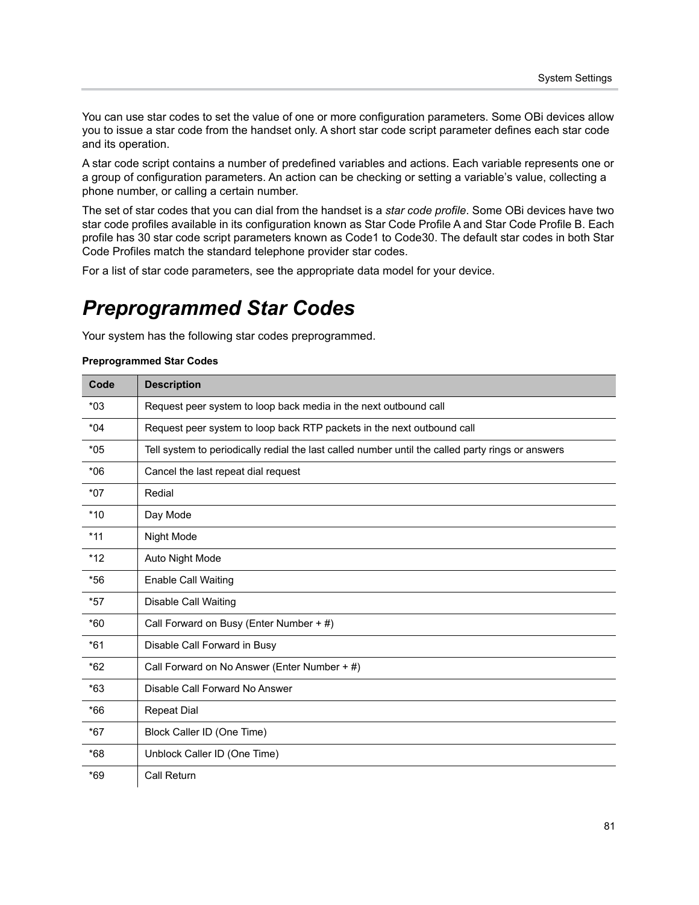You can use star codes to set the value of one or more configuration parameters. Some OBi devices allow you to issue a star code from the handset only. A short star code script parameter defines each star code and its operation.

A star code script contains a number of predefined variables and actions. Each variable represents one or a group of configuration parameters. An action can be checking or setting a variable's value, collecting a phone number, or calling a certain number.

The set of star codes that you can dial from the handset is a *star code profile*. Some OBi devices have two star code profiles available in its configuration known as Star Code Profile A and Star Code Profile B. Each profile has 30 star code script parameters known as Code1 to Code30. The default star codes in both Star Code Profiles match the standard telephone provider star codes.

For a list of star code parameters, see the appropriate data model for your device.

# Preprogrammed Star Codes

Your system has the following star codes preprogrammed.

**Preprogrammed Star Codes**

| Code | Description |
|---|---|
| *03 | Request peer system to loop back media in the next outbound call |
| *04 | Request peer system to loop back RTP packets in the next outbound call |
| *05 | Tell system to periodically redial the last called number until the called party rings or answers |
| *06 | Cancel the last repeat dial request |
| *07 | Redial |
| *10 | Day Mode |
| *11 | Night Mode |
| *12 | Auto Night Mode |
| *56 | Enable Call Waiting |
| *57 | Disable Call Waiting |
| *60 | Call Forward on Busy (Enter Number + #) |
| *61 | Disable Call Forward in Busy |
| *62 | Call Forward on No Answer (Enter Number + #) |
| *63 | Disable Call Forward No Answer |
| *66 | Repeat Dial |
| *67 | Block Caller ID (One Time) |
| *68 | Unblock Caller ID (One Time) |
| *69 | Call Return |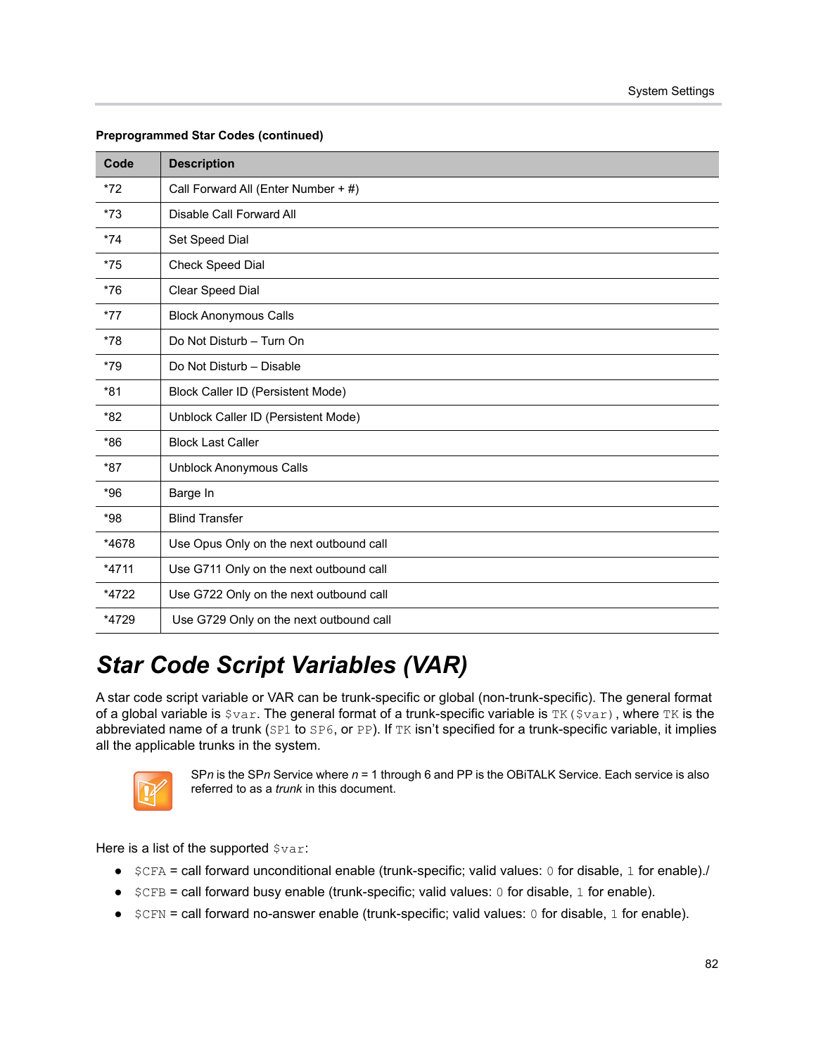**Preprogrammed Star Codes (continued)**

| Code | Description |
|---|---|
| *72 | Call Forward All (Enter Number + #) |
| *73 | Disable Call Forward All |
| *74 | Set Speed Dial |
| *75 | Check Speed Dial |
| *76 | Clear Speed Dial |
| *77 | Block Anonymous Calls |
| *78 | Do Not Disturb – Turn On |
| *79 | Do Not Disturb – Disable |
| *81 | Block Caller ID (Persistent Mode) |
| *82 | Unblock Caller ID (Persistent Mode) |
| *86 | Block Last Caller |
| *87 | Unblock Anonymous Calls |
| *96 | Barge In |
| *98 | Blind Transfer |
| *4678 | Use Opus Only on the next outbound call |
| *4711 | Use G711 Only on the next outbound call |
| *4722 | Use G722 Only on the next outbound call |
| *4729 | Use G729 Only on the next outbound call |

# *Star Code Script Variables (VAR)*

A star code script variable or VAR can be trunk-specific or global (non-trunk-specific). The general format of a global variable is `$var`. The general format of a trunk-specific variable is `TK($var)`, where `TK` is the abbreviated name of a trunk (`SP1` to `SP6`, or `PP`). If `TK` isn't specified for a trunk-specific variable, it implies all the applicable trunks in the system.

> SP*n* is the SP*n* Service where *n* = 1 through 6 and PP is the OBiTALK Service. Each service is also referred to as a *trunk* in this document.

Here is a list of the supported `$var`:

- `$CFA` = call forward unconditional enable (trunk-specific; valid values: `0` for disable, `1` for enable)./
- `$CFB` = call forward busy enable (trunk-specific; valid values: `0` for disable, `1` for enable).
- `$CFN` = call forward no-answer enable (trunk-specific; valid values: `0` for disable, `1` for enable).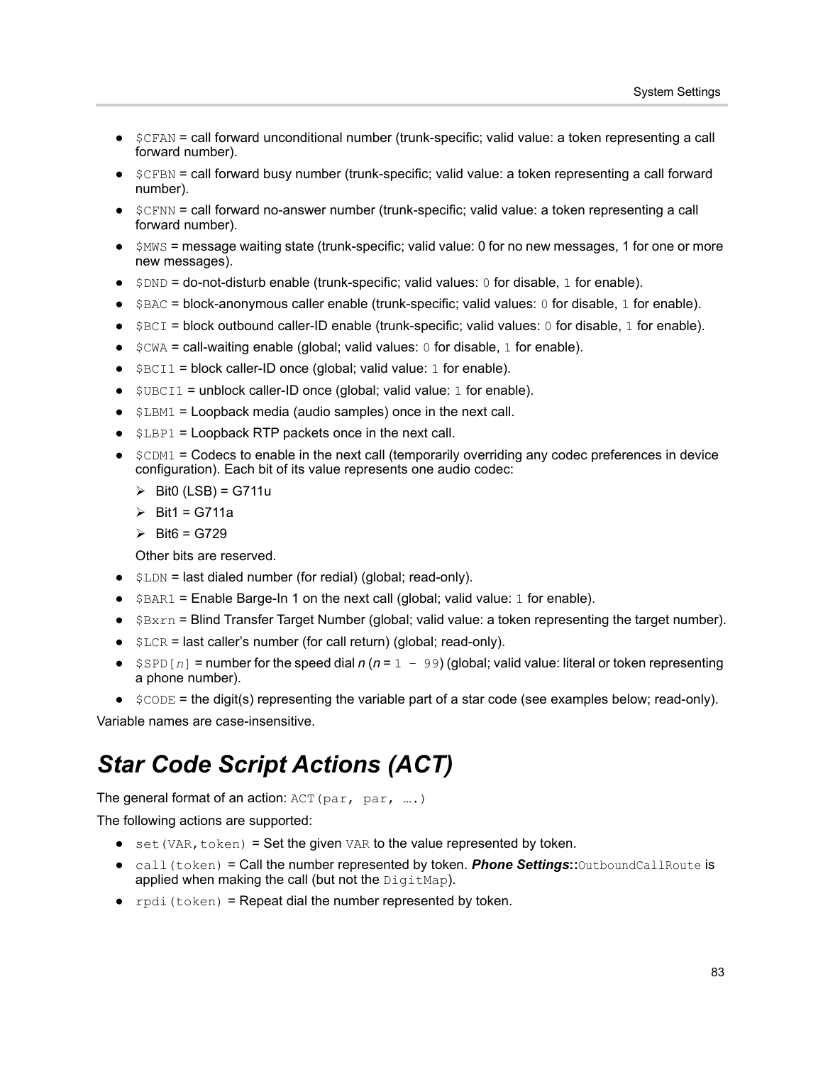- `$CFAN` = call forward unconditional number (trunk-specific; valid value: a token representing a call forward number).
- `$CFBN` = call forward busy number (trunk-specific; valid value: a token representing a call forward number).
- `$CFNN` = call forward no-answer number (trunk-specific; valid value: a token representing a call forward number).
- `$MWS` = message waiting state (trunk-specific; valid value: 0 for no new messages, 1 for one or more new messages).
- `$DND` = do-not-disturb enable (trunk-specific; valid values: `0` for disable, `1` for enable).
- `$BAC` = block-anonymous caller enable (trunk-specific; valid values: `0` for disable, `1` for enable).
- `$BCI` = block outbound caller-ID enable (trunk-specific; valid values: `0` for disable, `1` for enable).
- `$CWA` = call-waiting enable (global; valid values: `0` for disable, `1` for enable).
- `$BCI1` = block caller-ID once (global; valid value: `1` for enable).
- `$UBCI1` = unblock caller-ID once (global; valid value: `1` for enable).
- `$LBM1` = Loopback media (audio samples) once in the next call.
- `$LBP1` = Loopback RTP packets once in the next call.
- `$CDM1` = Codecs to enable in the next call (temporarily overriding any codec preferences in device configuration). Each bit of its value represents one audio codec:
  - Bit0 (LSB) = G711u
  - Bit1 = G711a
  - Bit6 = G729

  Other bits are reserved.
- `$LDN` = last dialed number (for redial) (global; read-only).
- `$BAR1` = Enable Barge-In 1 on the next call (global; valid value: `1` for enable).
- `$Bxrn` = Blind Transfer Target Number (global; valid value: a token representing the target number).
- `$LCR` = last caller's number (for call return) (global; read-only).
- `$SPD[n]` = number for the speed dial *n* (*n* = `1 – 99`) (global; valid value: literal or token representing a phone number).
- `$CODE` = the digit(s) representing the variable part of a star code (see examples below; read-only).

Variable names are case-insensitive.

# *Star Code Script Actions (ACT)*

The general format of an action: `ACT(par, par, ….)`

The following actions are supported:

- `set(VAR,token)` = Set the given `VAR` to the value represented by token.
- `call(token)` = Call the number represented by token. ***Phone Settings*::**`OutboundCallRoute` is applied when making the call (but not the `DigitMap`).
- `rpdi(token)` = Repeat dial the number represented by token.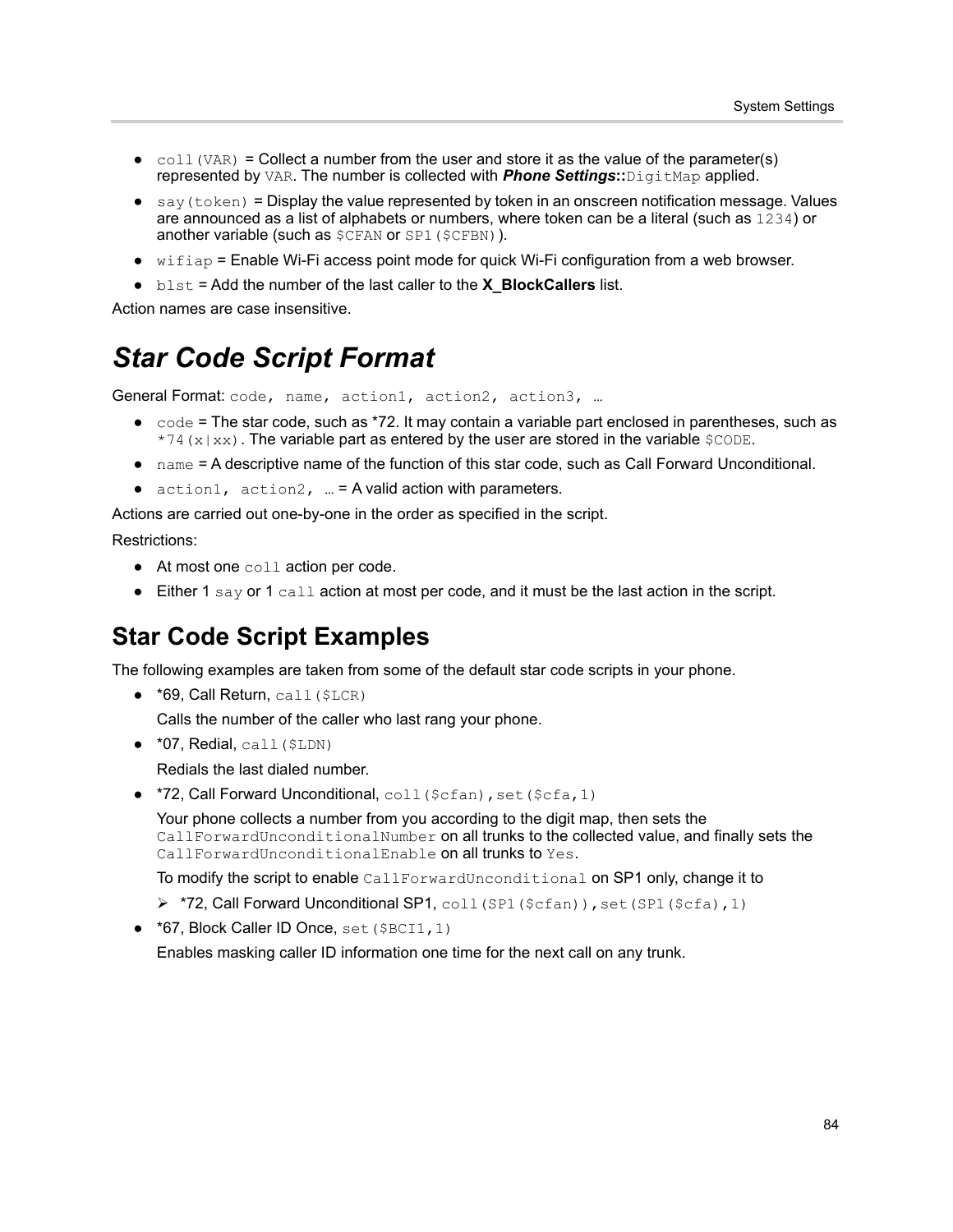- `coll(VAR)` = Collect a number from the user and store it as the value of the parameter(s) represented by `VAR`. The number is collected with ***Phone Settings*::**`DigitMap` applied.
- `say(token)` = Display the value represented by token in an onscreen notification message. Values are announced as a list of alphabets or numbers, where token can be a literal (such as `1234`) or another variable (such as `$CFAN` or `SP1($CFBN)`).
- `wifiap` = Enable Wi-Fi access point mode for quick Wi-Fi configuration from a web browser.
- `blst` = Add the number of the last caller to the **X_BlockCallers** list.

Action names are case insensitive.

# *Star Code Script Format*

General Format: `code, name, action1, action2, action3, …`

- `code` = The star code, such as *72. It may contain a variable part enclosed in parentheses, such as `*74(x|xx)`. The variable part as entered by the user are stored in the variable `$CODE`.
- `name` = A descriptive name of the function of this star code, such as Call Forward Unconditional.
- `action1, action2, …` = A valid action with parameters.

Actions are carried out one-by-one in the order as specified in the script.

Restrictions:

- At most one `coll` action per code.
- Either 1 `say` or 1 `call` action at most per code, and it must be the last action in the script.

## Star Code Script Examples

The following examples are taken from some of the default star code scripts in your phone.

- *69, Call Return, `call($LCR)`

  Calls the number of the caller who last rang your phone.
- *07, Redial, `call($LDN)`

  Redials the last dialed number.
- *72, Call Forward Unconditional, `coll($cfan),set($cfa,1)`

  Your phone collects a number from you according to the digit map, then sets the `CallForwardUnconditionalNumber` on all trunks to the collected value, and finally sets the `CallForwardUnconditionalEnable` on all trunks to `Yes`.

  To modify the script to enable `CallForwardUnconditional` on SP1 only, change it to

  - *72, Call Forward Unconditional SP1, `coll(SP1($cfan)),set(SP1($cfa),1)`
- *67, Block Caller ID Once, `set($BCI1,1)`

  Enables masking caller ID information one time for the next call on any trunk.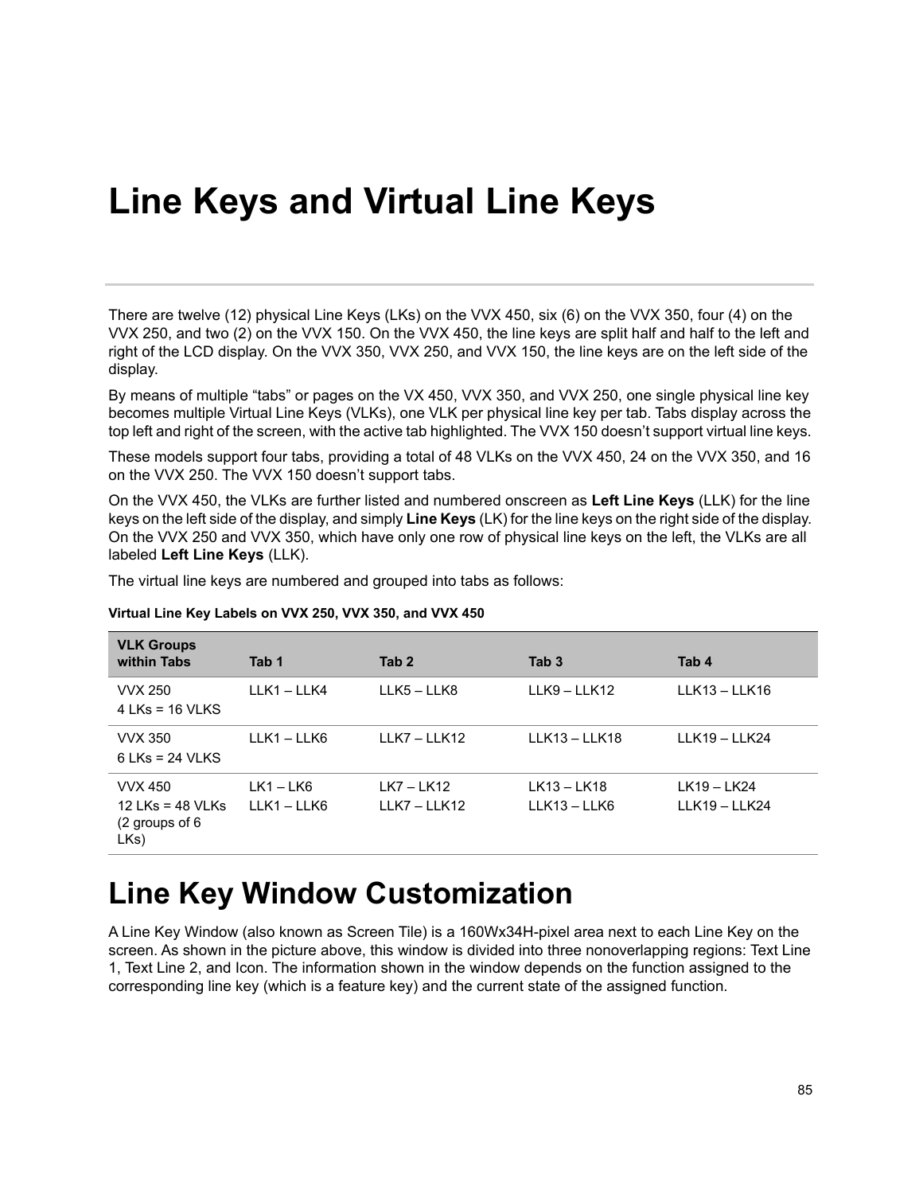# Line Keys and Virtual Line Keys

There are twelve (12) physical Line Keys (LKs) on the VVX 450, six (6) on the VVX 350, four (4) on the VVX 250, and two (2) on the VVX 150. On the VVX 450, the line keys are split half and half to the left and right of the LCD display. On the VVX 350, VVX 250, and VVX 150, the line keys are on the left side of the display.

By means of multiple "tabs" or pages on the VX 450, VVX 350, and VVX 250, one single physical line key becomes multiple Virtual Line Keys (VLKs), one VLK per physical line key per tab. Tabs display across the top left and right of the screen, with the active tab highlighted. The VVX 150 doesn't support virtual line keys.

These models support four tabs, providing a total of 48 VLKs on the VVX 450, 24 on the VVX 350, and 16 on the VVX 250. The VVX 150 doesn't support tabs.

On the VVX 450, the VLKs are further listed and numbered onscreen as **Left Line Keys** (LLK) for the line keys on the left side of the display, and simply **Line Keys** (LK) for the line keys on the right side of the display. On the VVX 250 and VVX 350, which have only one row of physical line keys on the left, the VLKs are all labeled **Left Line Keys** (LLK).

The virtual line keys are numbered and grouped into tabs as follows:

**Virtual Line Key Labels on VVX 250, VVX 350, and VVX 450**

| VLK Groups within Tabs | Tab 1 | Tab 2 | Tab 3 | Tab 4 |
|---|---|---|---|---|
| VVX 250<br>4 LKs = 16 VLKS | LLK1 – LLK4 | LLK5 – LLK8 | LLK9 – LLK12 | LLK13 – LLK16 |
| VVX 350<br>6 LKs = 24 VLKS | LLK1 – LLK6 | LLK7 – LLK12 | LLK13 – LLK18 | LLK19 – LLK24 |
| VVX 450<br>12 LKs = 48 VLKs (2 groups of 6 LKs) | LK1 – LK6<br>LLK1 – LLK6 | LK7 – LK12<br>LLK7 – LLK12 | LK13 – LK18<br>LLK13 – LLK6 | LK19 – LK24<br>LLK19 – LLK24 |

# Line Key Window Customization

A Line Key Window (also known as Screen Tile) is a 160Wx34H-pixel area next to each Line Key on the screen. As shown in the picture above, this window is divided into three nonoverlapping regions: Text Line 1, Text Line 2, and Icon. The information shown in the window depends on the function assigned to the corresponding line key (which is a feature key) and the current state of the assigned function.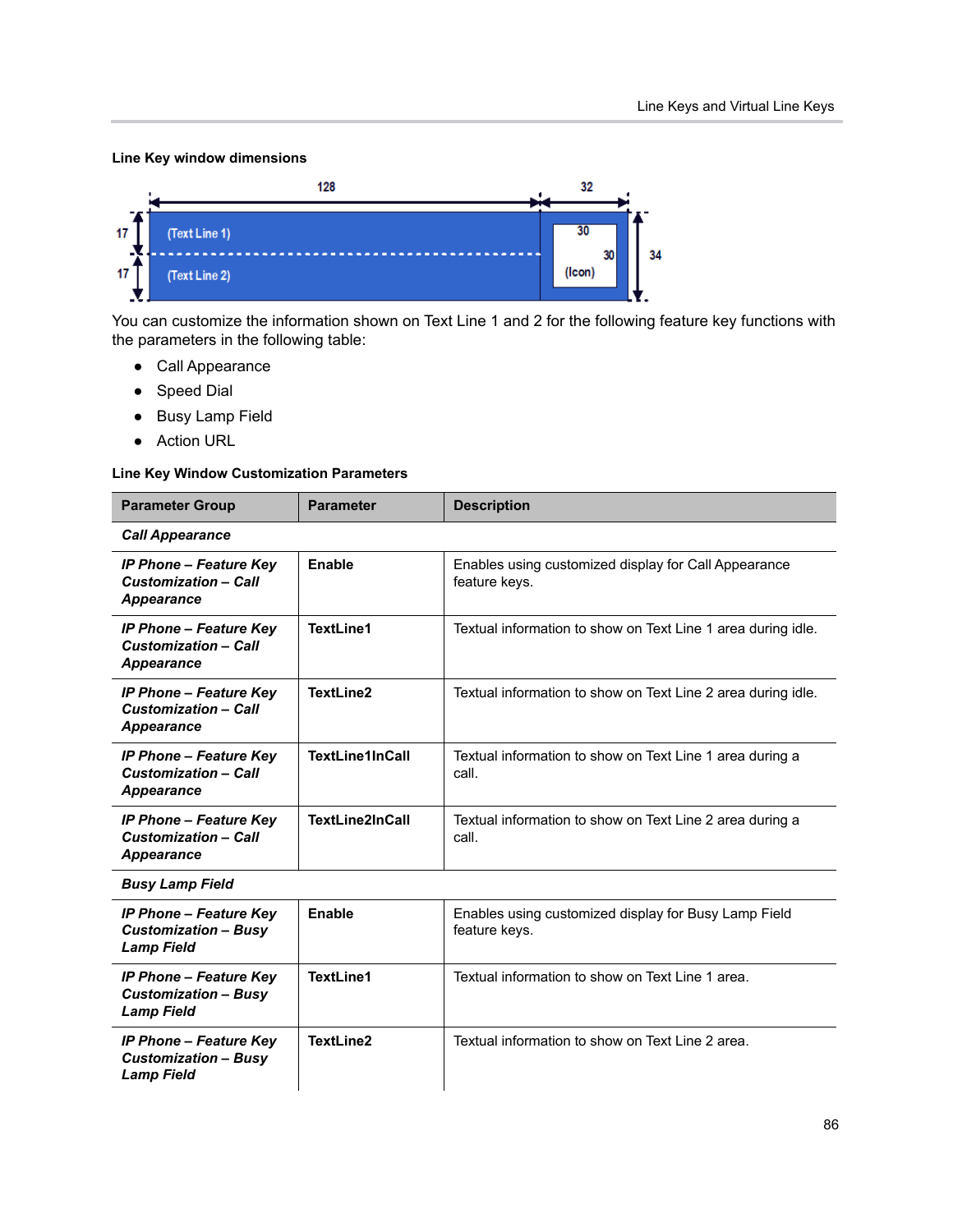**Line Key window dimensions**

You can customize the information shown on Text Line 1 and 2 for the following feature key functions with the parameters in the following table:

- Call Appearance
- Speed Dial
- Busy Lamp Field
- Action URL

**Line Key Window Customization Parameters**

| Parameter Group | Parameter | Description |
|---|---|---|
| ***Call Appearance*** | | |
| ***IP Phone – Feature Key Customization – Call Appearance*** | **Enable** | Enables using customized display for Call Appearance feature keys. |
| ***IP Phone – Feature Key Customization – Call Appearance*** | **TextLine1** | Textual information to show on Text Line 1 area during idle. |
| ***IP Phone – Feature Key Customization – Call Appearance*** | **TextLine2** | Textual information to show on Text Line 2 area during idle. |
| ***IP Phone – Feature Key Customization – Call Appearance*** | **TextLine1InCall** | Textual information to show on Text Line 1 area during a call. |
| ***IP Phone – Feature Key Customization – Call Appearance*** | **TextLine2InCall** | Textual information to show on Text Line 2 area during a call. |
| ***Busy Lamp Field*** | | |
| ***IP Phone – Feature Key Customization – Busy Lamp Field*** | **Enable** | Enables using customized display for Busy Lamp Field feature keys. |
| ***IP Phone – Feature Key Customization – Busy Lamp Field*** | **TextLine1** | Textual information to show on Text Line 1 area. |
| ***IP Phone – Feature Key Customization – Busy Lamp Field*** | **TextLine2** | Textual information to show on Text Line 2 area. |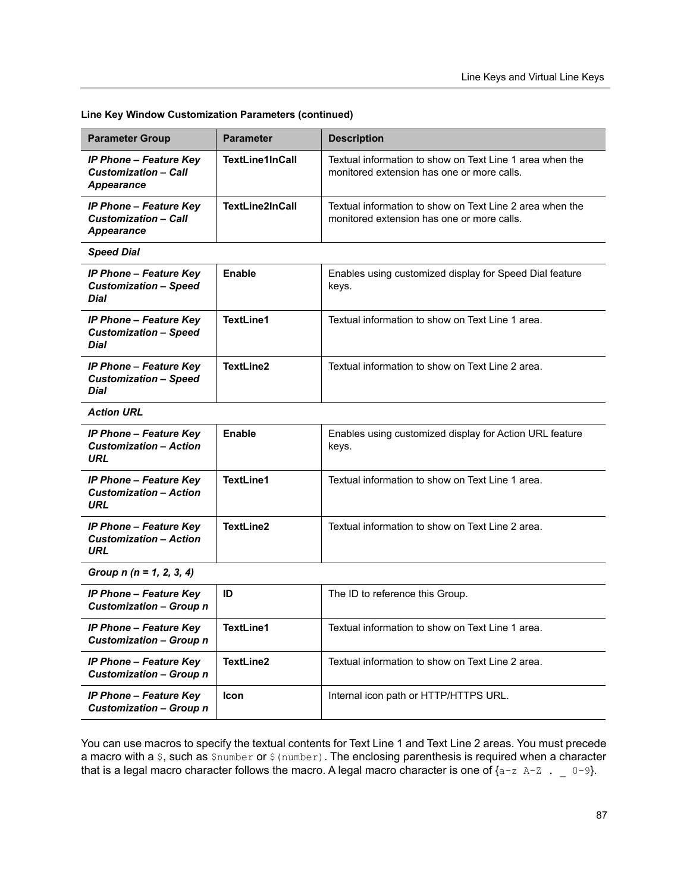**Line Key Window Customization Parameters (continued)**

| Parameter Group | Parameter | Description |
|---|---|---|
| *IP Phone – Feature Key Customization – Call Appearance* | **TextLine1InCall** | Textual information to show on Text Line 1 area when the monitored extension has one or more calls. |
| *IP Phone – Feature Key Customization – Call Appearance* | **TextLine2InCall** | Textual information to show on Text Line 2 area when the monitored extension has one or more calls. |
| ***Speed Dial*** | | |
| *IP Phone – Feature Key Customization – Speed Dial* | **Enable** | Enables using customized display for Speed Dial feature keys. |
| *IP Phone – Feature Key Customization – Speed Dial* | **TextLine1** | Textual information to show on Text Line 1 area. |
| *IP Phone – Feature Key Customization – Speed Dial* | **TextLine2** | Textual information to show on Text Line 2 area. |
| ***Action URL*** | | |
| *IP Phone – Feature Key Customization – Action URL* | **Enable** | Enables using customized display for Action URL feature keys. |
| *IP Phone – Feature Key Customization – Action URL* | **TextLine1** | Textual information to show on Text Line 1 area. |
| *IP Phone – Feature Key Customization – Action URL* | **TextLine2** | Textual information to show on Text Line 2 area. |
| ***Group n (n = 1, 2, 3, 4)*** | | |
| *IP Phone – Feature Key Customization – Group n* | **ID** | The ID to reference this Group. |
| *IP Phone – Feature Key Customization – Group n* | **TextLine1** | Textual information to show on Text Line 1 area. |
| *IP Phone – Feature Key Customization – Group n* | **TextLine2** | Textual information to show on Text Line 2 area. |
| *IP Phone – Feature Key Customization – Group n* | **Icon** | Internal icon path or HTTP/HTTPS URL. |

You can use macros to specify the textual contents for Text Line 1 and Text Line 2 areas. You must precede a macro with a `$`, such as `$number` or `$(number)`. The enclosing parenthesis is required when a character that is a legal macro character follows the macro. A legal macro character is one of {`a-z A-Z . _ 0-9`}.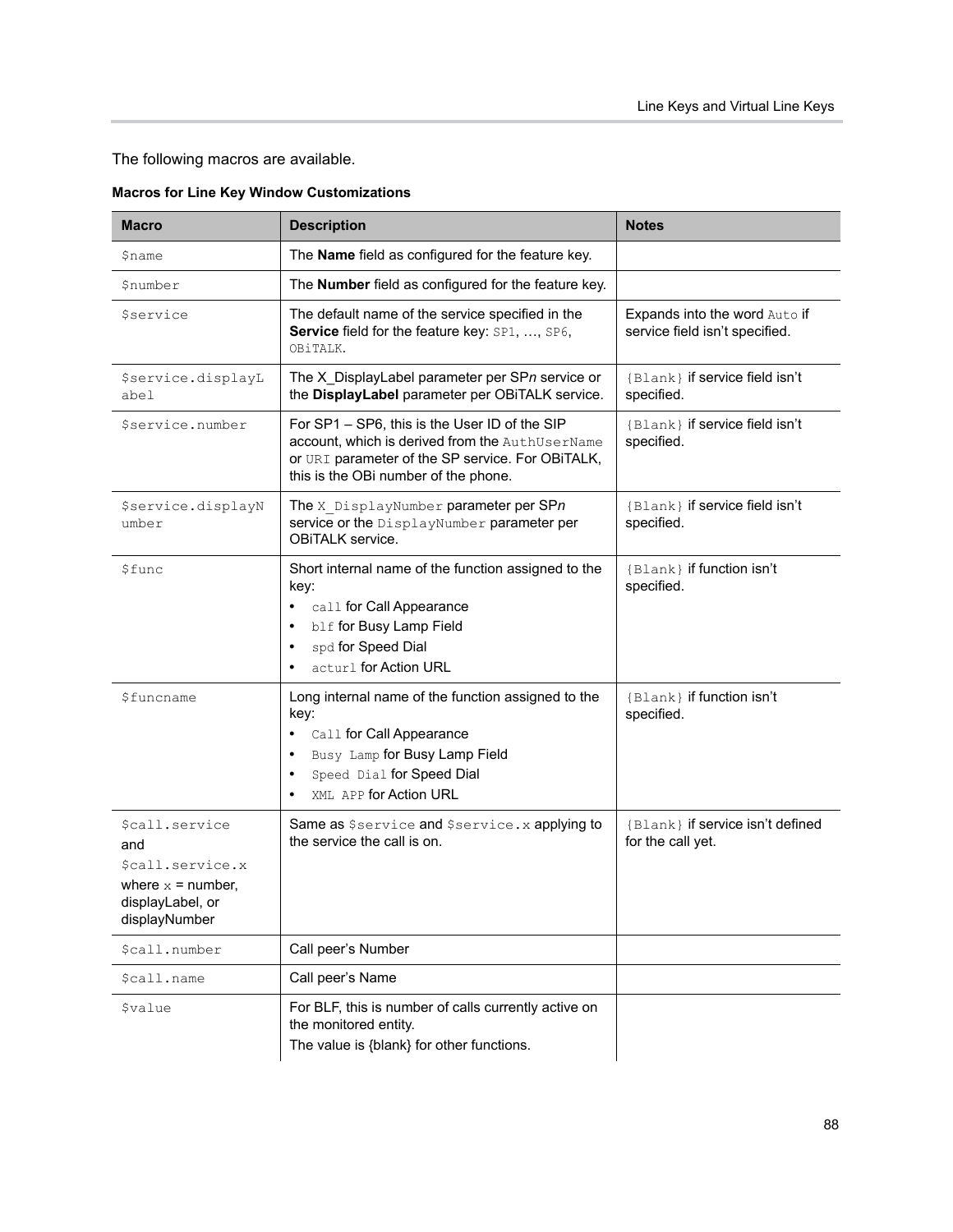The following macros are available.

**Macros for Line Key Window Customizations**

| Macro | Description | Notes |
|---|---|---|
| `$name` | The **Name** field as configured for the feature key. | |
| `$number` | The **Number** field as configured for the feature key. | |
| `$service` | The default name of the service specified in the **Service** field for the feature key: `SP1`, …, `SP6`, `OBiTALK`. | Expands into the word `Auto` if service field isn't specified. |
| `$service.displayLabel` | The X_DisplayLabel parameter per SP*n* service or the **DisplayLabel** parameter per OBiTALK service. | `{Blank}` if service field isn't specified. |
| `$service.number` | For SP1 – SP6, this is the User ID of the SIP account, which is derived from the `AuthUserName` or `URI` parameter of the SP service. For OBiTALK, this is the OBi number of the phone. | `{Blank}` if service field isn't specified. |
| `$service.displayNumber` | The `X_DisplayNumber` parameter per SP*n* service or the `DisplayNumber` parameter per OBiTALK service. | `{Blank}` if service field isn't specified. |
| `$func` | Short internal name of the function assigned to the key:<br>• `call` for Call Appearance<br>• `blf` for Busy Lamp Field<br>• `spd` for Speed Dial<br>• `acturl` for Action URL | `{Blank}` if function isn't specified. |
| `$funcname` | Long internal name of the function assigned to the key:<br>• `Call` for Call Appearance<br>• `Busy Lamp` for Busy Lamp Field<br>• `Speed Dial` for Speed Dial<br>• `XML APP` for Action URL | `{Blank}` if function isn't specified. |
| `$call.service` and `$call.service.x` where `x` = number, displayLabel, or displayNumber | Same as `$service` and `$service.x` applying to the service the call is on. | `{Blank}` if service isn't defined for the call yet. |
| `$call.number` | Call peer's Number | |
| `$call.name` | Call peer's Name | |
| `$value` | For BLF, this is number of calls currently active on the monitored entity.<br>The value is {blank} for other functions. | |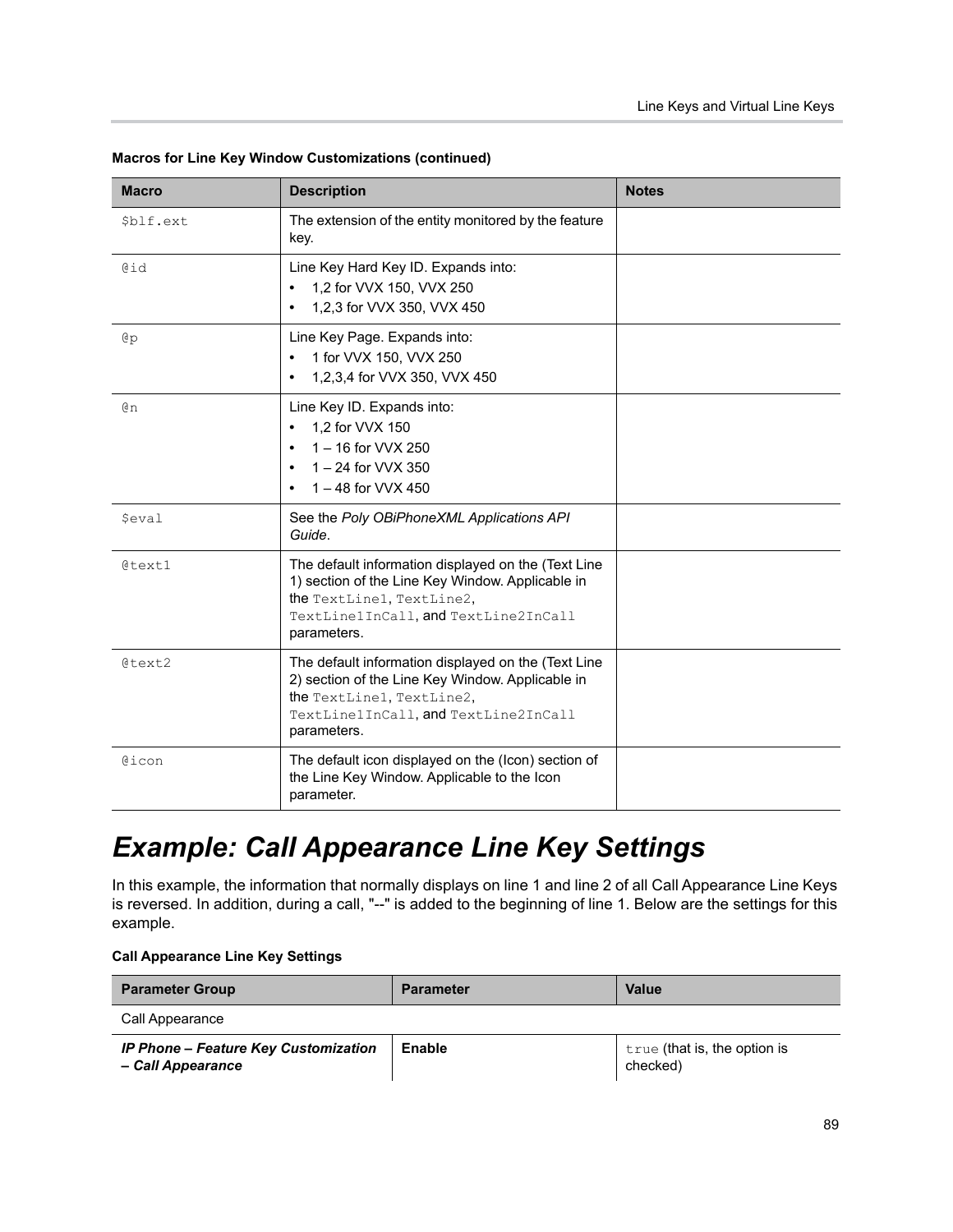**Macros for Line Key Window Customizations (continued)**

| Macro | Description | Notes |
|---|---|---|
| `$blf.ext` | The extension of the entity monitored by the feature key. | |
| `@id` | Line Key Hard Key ID. Expands into:<br>• 1,2 for VVX 150, VVX 250<br>• 1,2,3 for VVX 350, VVX 450 | |
| `@p` | Line Key Page. Expands into:<br>• 1 for VVX 150, VVX 250<br>• 1,2,3,4 for VVX 350, VVX 450 | |
| `@n` | Line Key ID. Expands into:<br>• 1,2 for VVX 150<br>• 1 – 16 for VVX 250<br>• 1 – 24 for VVX 350<br>• 1 – 48 for VVX 450 | |
| `$eval` | See the *Poly OBiPhoneXML Applications API Guide*. | |
| `@text1` | The default information displayed on the (Text Line 1) section of the Line Key Window. Applicable in the `TextLine1`, `TextLine2`, `TextLine1InCall`, and `TextLine2InCall` parameters. | |
| `@text2` | The default information displayed on the (Text Line 2) section of the Line Key Window. Applicable in the `TextLine1`, `TextLine2`, `TextLine1InCall`, and `TextLine2InCall` parameters. | |
| `@icon` | The default icon displayed on the (Icon) section of the Line Key Window. Applicable to the Icon parameter. | |

# Example: Call Appearance Line Key Settings

In this example, the information that normally displays on line 1 and line 2 of all Call Appearance Line Keys is reversed. In addition, during a call, "--" is added to the beginning of line 1. Below are the settings for this example.

**Call Appearance Line Key Settings**

| Parameter Group | Parameter | Value |
|---|---|---|
| Call Appearance | | |
| ***IP Phone – Feature Key Customization – Call Appearance*** | **Enable** | `true` (that is, the option is checked) |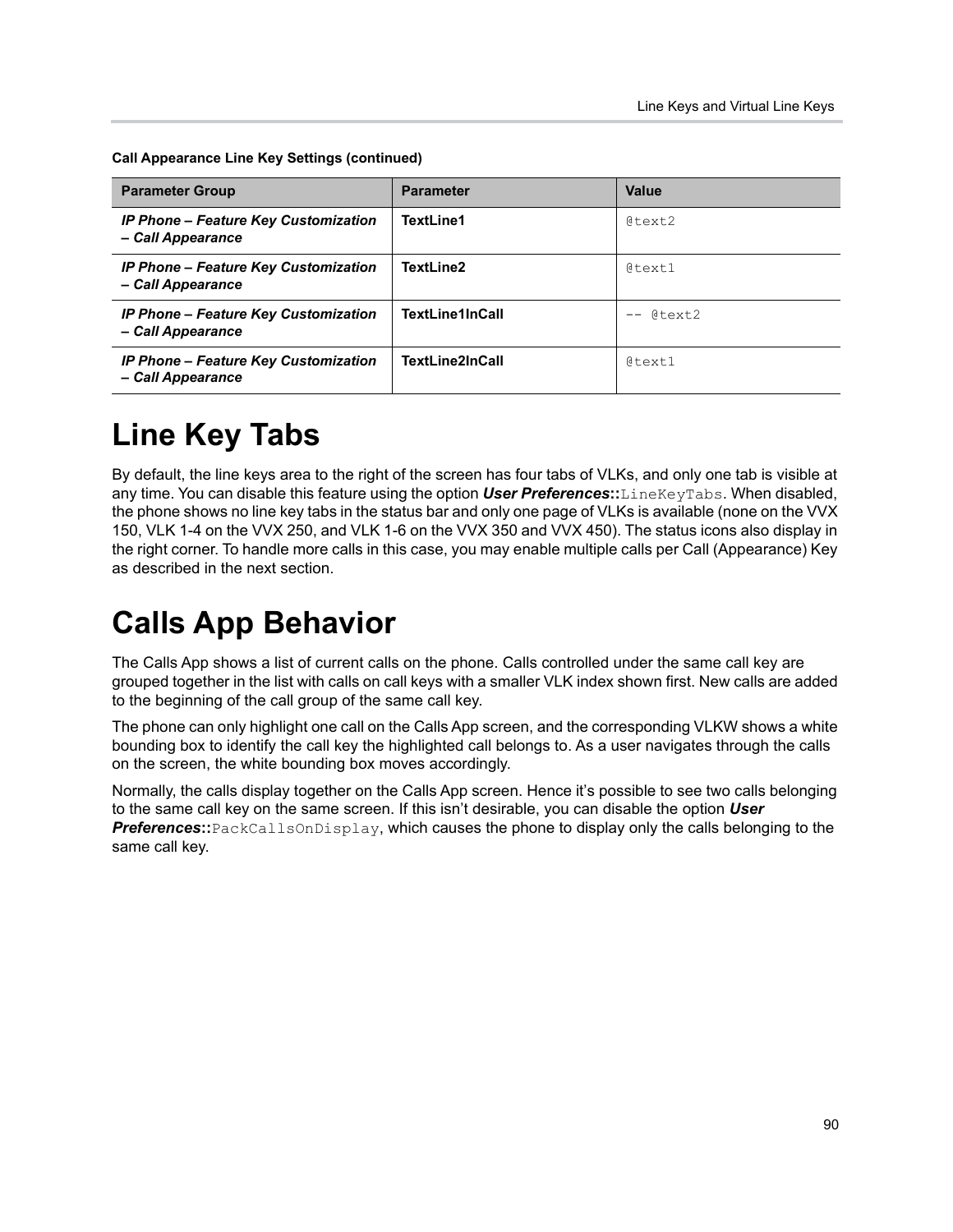**Call Appearance Line Key Settings (continued)**

| Parameter Group | Parameter | Value |
|---|---|---|
| ***IP Phone – Feature Key Customization – Call Appearance*** | **TextLine1** | `@text2` |
| ***IP Phone – Feature Key Customization – Call Appearance*** | **TextLine2** | `@text1` |
| ***IP Phone – Feature Key Customization – Call Appearance*** | **TextLine1InCall** | `-- @text2` |
| ***IP Phone – Feature Key Customization – Call Appearance*** | **TextLine2InCall** | `@text1` |

# Line Key Tabs

By default, the line keys area to the right of the screen has four tabs of VLKs, and only one tab is visible at any time. You can disable this feature using the option ***User Preferences*****::**`LineKeyTabs`. When disabled, the phone shows no line key tabs in the status bar and only one page of VLKs is available (none on the VVX 150, VLK 1-4 on the VVX 250, and VLK 1-6 on the VVX 350 and VVX 450). The status icons also display in the right corner. To handle more calls in this case, you may enable multiple calls per Call (Appearance) Key as described in the next section.

# Calls App Behavior

The Calls App shows a list of current calls on the phone. Calls controlled under the same call key are grouped together in the list with calls on call keys with a smaller VLK index shown first. New calls are added to the beginning of the call group of the same call key.

The phone can only highlight one call on the Calls App screen, and the corresponding VLKW shows a white bounding box to identify the call key the highlighted call belongs to. As a user navigates through the calls on the screen, the white bounding box moves accordingly.

Normally, the calls display together on the Calls App screen. Hence it's possible to see two calls belonging to the same call key on the same screen. If this isn't desirable, you can disable the option ***User Preferences*****::**`PackCallsOnDisplay`, which causes the phone to display only the calls belonging to the same call key.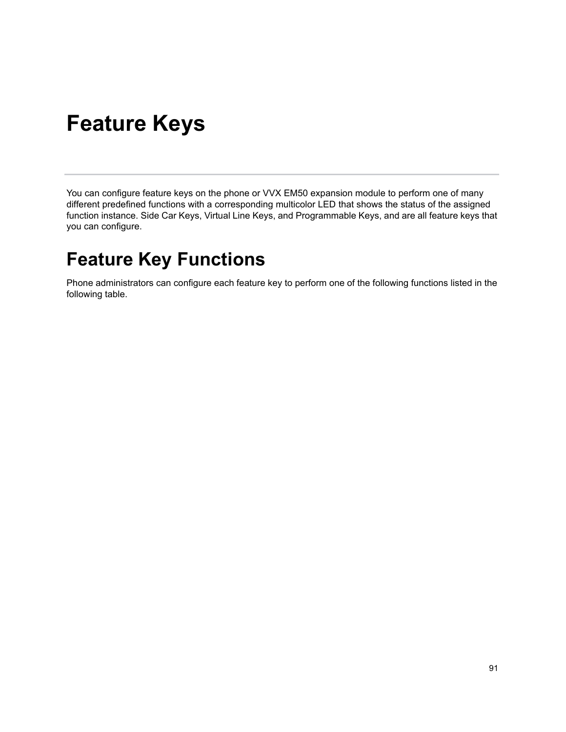# Feature Keys

You can configure feature keys on the phone or VVX EM50 expansion module to perform one of many different predefined functions with a corresponding multicolor LED that shows the status of the assigned function instance. Side Car Keys, Virtual Line Keys, and Programmable Keys, and are all feature keys that you can configure.

## Feature Key Functions

Phone administrators can configure each feature key to perform one of the following functions listed in the following table.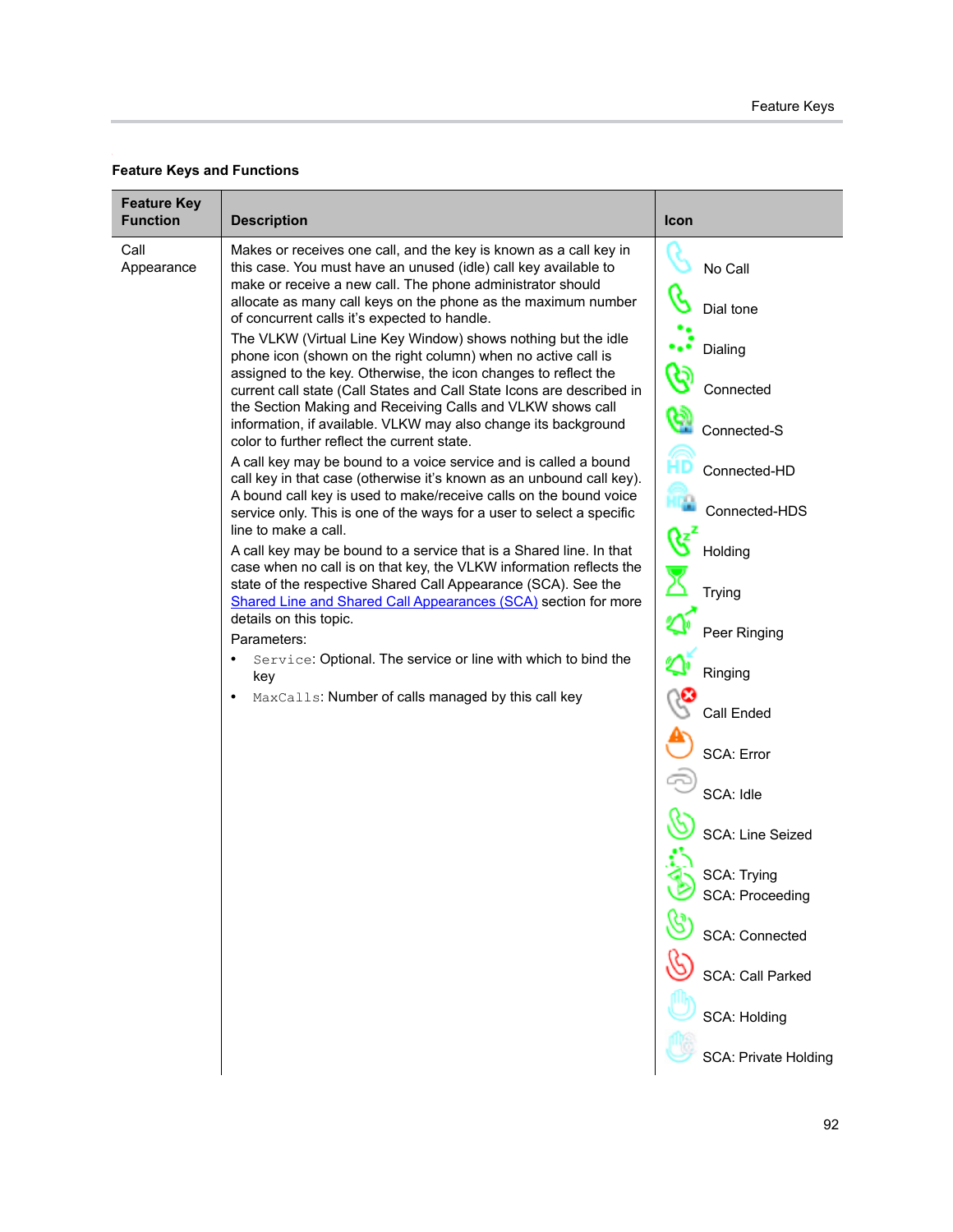**Feature Keys and Functions**

| Feature Key Function | Description | Icon |
|---|---|---|
| Call Appearance | Makes or receives one call, and the key is known as a call key in this case. You must have an unused (idle) call key available to make or receive a new call. The phone administrator should allocate as many call keys on the phone as the maximum number of concurrent calls it's expected to handle.<br>The VLKW (Virtual Line Key Window) shows nothing but the idle phone icon (shown on the right column) when no active call is assigned to the key. Otherwise, the icon changes to reflect the current call state (Call States and Call State Icons are described in the Section Making and Receiving Calls and VLKW shows call information, if available. VLKW may also change its background color to further reflect the current state.<br>A call key may be bound to a voice service and is called a bound call key in that case (otherwise it's known as an unbound call key). A bound call key is used to make/receive calls on the bound voice service only. This is one of the ways for a user to select a specific line to make a call.<br>A call key may be bound to a service that is a Shared line. In that case when no call is on that key, the VLKW information reflects the state of the respective Shared Call Appearance (SCA). See the Shared Line and Shared Call Appearances (SCA) section for more details on this topic.<br>Parameters:<br>• `Service`: Optional. The service or line with which to bind the key<br>• `MaxCalls`: Number of calls managed by this call key | No Call<br>Dial tone<br>Dialing<br>Connected<br>Connected-S<br>Connected-HD<br>Connected-HDS<br>Holding<br>Trying<br>Peer Ringing<br>Ringing<br>Call Ended<br>SCA: Error<br>SCA: Idle<br>SCA: Line Seized<br>SCA: Trying<br>SCA: Proceeding<br>SCA: Connected<br>SCA: Call Parked<br>SCA: Holding<br>SCA: Private Holding |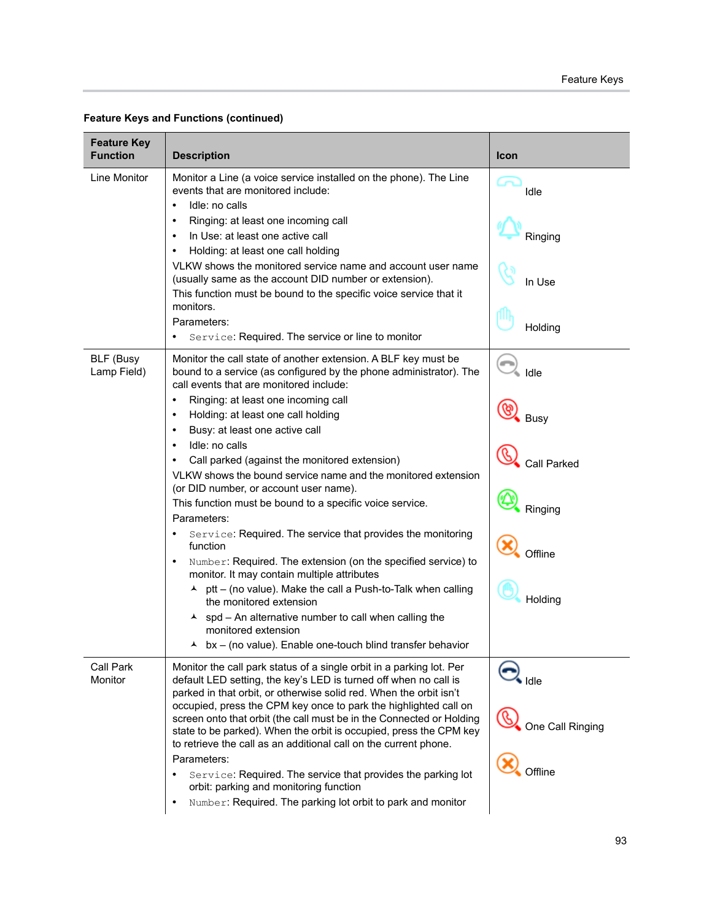**Feature Keys and Functions (continued)**

| Feature Key Function | Description | Icon |
|---|---|---|
| Line Monitor | Monitor a Line (a voice service installed on the phone). The Line events that are monitored include:<br>• Idle: no calls<br>• Ringing: at least one incoming call<br>• In Use: at least one active call<br>• Holding: at least one call holding<br>VLKW shows the monitored service name and account user name (usually same as the account DID number or extension).<br>This function must be bound to the specific voice service that it monitors.<br>Parameters:<br>• `Service`: Required. The service or line to monitor | Idle<br>Ringing<br>In Use<br>Holding |
| BLF (Busy Lamp Field) | Monitor the call state of another extension. A BLF key must be bound to a service (as configured by the phone administrator). The call events that are monitored include:<br>• Ringing: at least one incoming call<br>• Holding: at least one call holding<br>• Busy: at least one active call<br>• Idle: no calls<br>• Call parked (against the monitored extension)<br>VLKW shows the bound service name and the monitored extension (or DID number, or account user name).<br>This function must be bound to a specific voice service.<br>Parameters:<br>• `Service`: Required. The service that provides the monitoring function<br>• `Number`: Required. The extension (on the specified service) to monitor. It may contain multiple attributes<br>  ⅄ ptt – (no value). Make the call a Push-to-Talk when calling the monitored extension<br>  ⅄ spd – An alternative number to call when calling the monitored extension<br>  ⅄ bx – (no value). Enable one-touch blind transfer behavior | Idle<br>Busy<br>Call Parked<br>Ringing<br>Offline<br>Holding |
| Call Park Monitor | Monitor the call park status of a single orbit in a parking lot. Per default LED setting, the key's LED is turned off when no call is parked in that orbit, or otherwise solid red. When the orbit isn't occupied, press the CPM key once to park the highlighted call on screen onto that orbit (the call must be in the Connected or Holding state to be parked). When the orbit is occupied, press the CPM key to retrieve the call as an additional call on the current phone.<br>Parameters:<br>• `Service`: Required. The service that provides the parking lot orbit: parking and monitoring function<br>• `Number`: Required. The parking lot orbit to park and monitor | Idle<br>One Call Ringing<br>Offline |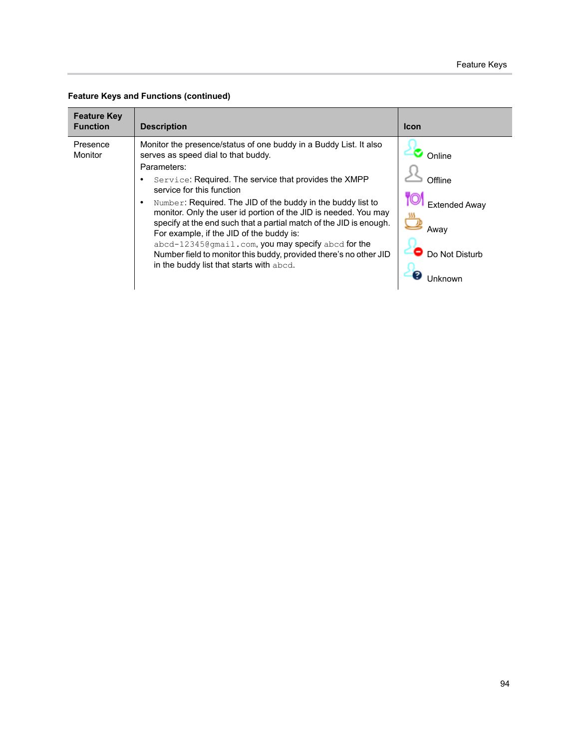**Feature Keys and Functions (continued)**

| Feature Key Function | Description | Icon |
|---|---|---|
| Presence Monitor | Monitor the presence/status of one buddy in a Buddy List. It also serves as speed dial to that buddy.<br>Parameters:<br>• `Service`: Required. The service that provides the XMPP service for this function<br>• `Number`: Required. The JID of the buddy in the buddy list to monitor. Only the user id portion of the JID is needed. You may specify at the end such that a partial match of the JID is enough. For example, if the JID of the buddy is: `abcd-12345@gmail.com`, you may specify `abcd` for the Number field to monitor this buddy, provided there's no other JID in the buddy list that starts with `abcd`. | Online<br>Offline<br>Extended Away<br>Away<br>Do Not Disturb<br>Unknown |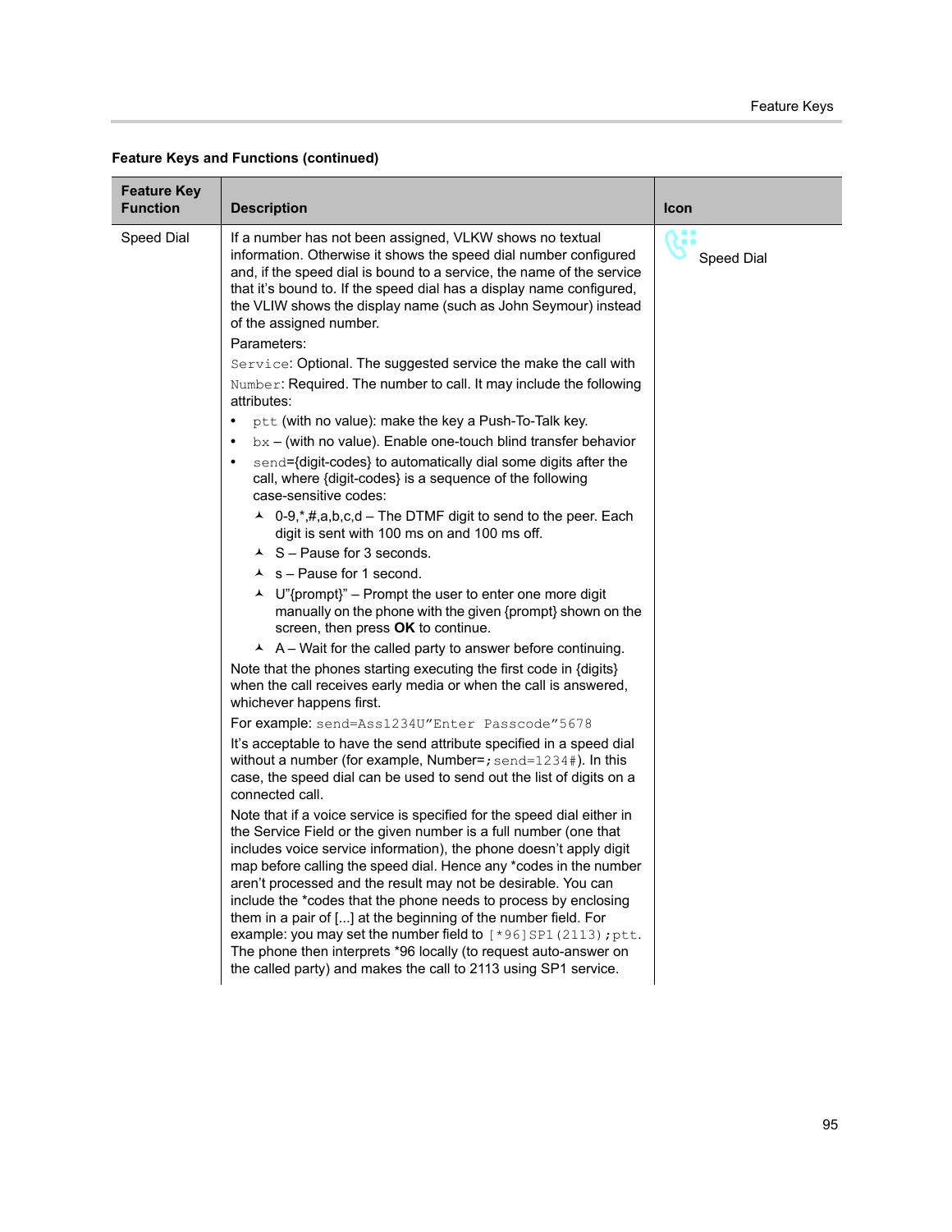**Feature Keys and Functions (continued)**

| Feature Key Function | Description | Icon |
|---|---|---|
| Speed Dial | If a number has not been assigned, VLKW shows no textual information. Otherwise it shows the speed dial number configured and, if the speed dial is bound to a service, the name of the service that it's bound to. If the speed dial has a display name configured, the VLIW shows the display name (such as John Seymour) instead of the assigned number.<br>Parameters:<br>`Service`: Optional. The suggested service the make the call with<br>`Number`: Required. The number to call. It may include the following attributes:<br>• `ptt` (with no value): make the key a Push-To-Talk key.<br>• `bx` – (with no value). Enable one-touch blind transfer behavior<br>• `send`={digit-codes} to automatically dial some digits after the call, where {digit-codes} is a sequence of the following case-sensitive codes:<br>  ⅄ 0-9,*,#,a,b,c,d – The DTMF digit to send to the peer. Each digit is sent with 100 ms on and 100 ms off.<br>  ⅄ S – Pause for 3 seconds.<br>  ⅄ s – Pause for 1 second.<br>  ⅄ U"{prompt}" – Prompt the user to enter one more digit manually on the phone with the given {prompt} shown on the screen, then press **OK** to continue.<br>  ⅄ A – Wait for the called party to answer before continuing.<br>Note that the phones starting executing the first code in {digits} when the call receives early media or when the call is answered, whichever happens first.<br>For example: `send=Ass1234U"Enter Passcode"5678`<br>It's acceptable to have the send attribute specified in a speed dial without a number (for example, Number=`;send=1234#`). In this case, the speed dial can be used to send out the list of digits on a connected call.<br>Note that if a voice service is specified for the speed dial either in the Service Field or the given number is a full number (one that includes voice service information), the phone doesn't apply digit map before calling the speed dial. Hence any *codes in the number aren't processed and the result may not be desirable. You can include the *codes that the phone needs to process by enclosing them in a pair of [...] at the beginning of the number field. For example: you may set the number field to `[*96]SP1(2113);ptt`. The phone then interprets *96 locally (to request auto-answer on the called party) and makes the call to 2113 using SP1 service. | Speed Dial |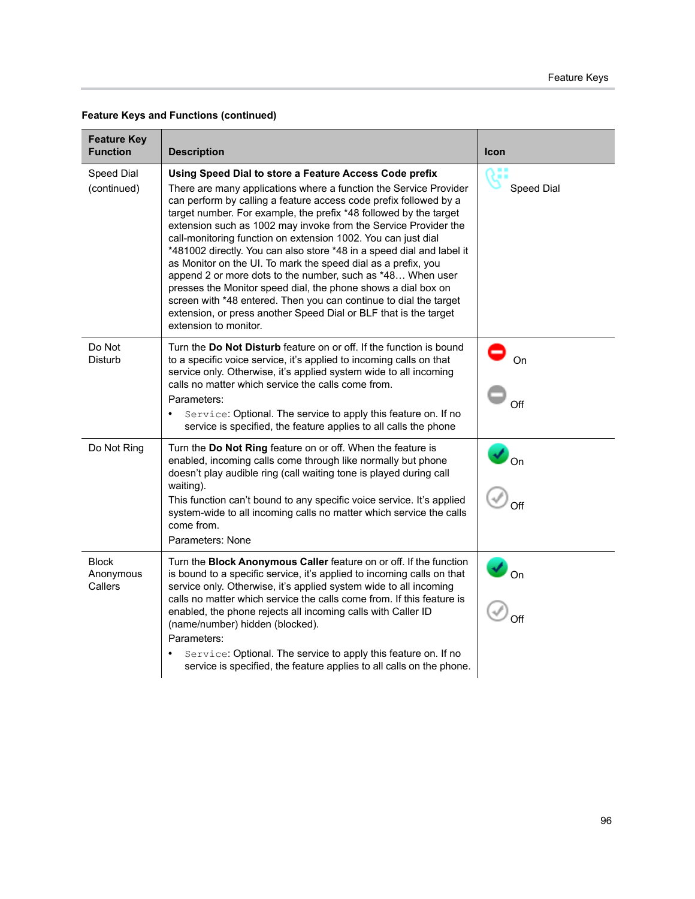**Feature Keys and Functions (continued)**

| Feature Key Function | Description | Icon |
|---|---|---|
| Speed Dial (continued) | **Using Speed Dial to store a Feature Access Code prefix**<br>There are many applications where a function the Service Provider can perform by calling a feature access code prefix followed by a target number. For example, the prefix *48 followed by the target extension such as 1002 may invoke from the Service Provider the call-monitoring function on extension 1002. You can just dial *481002 directly. You can also store *48 in a speed dial and label it as Monitor on the UI. To mark the speed dial as a prefix, you append 2 or more dots to the number, such as *48… When user presses the Monitor speed dial, the phone shows a dial box on screen with *48 entered. Then you can continue to dial the target extension, or press another Speed Dial or BLF that is the target extension to monitor. | Speed Dial |
| Do Not Disturb | Turn the **Do Not Disturb** feature on or off. If the function is bound to a specific voice service, it's applied to incoming calls on that service only. Otherwise, it's applied system wide to all incoming calls no matter which service the calls come from.<br>Parameters:<br>• `Service`: Optional. The service to apply this feature on. If no service is specified, the feature applies to all calls the phone | On<br>Off |
| Do Not Ring | Turn the **Do Not Ring** feature on or off. When the feature is enabled, incoming calls come through like normally but phone doesn't play audible ring (call waiting tone is played during call waiting).<br>This function can't bound to any specific voice service. It's applied system-wide to all incoming calls no matter which service the calls come from.<br>Parameters: None | On<br>Off |
| Block Anonymous Callers | Turn the **Block Anonymous Caller** feature on or off. If the function is bound to a specific service, it's applied to incoming calls on that service only. Otherwise, it's applied system wide to all incoming calls no matter which service the calls come from. If this feature is enabled, the phone rejects all incoming calls with Caller ID (name/number) hidden (blocked).<br>Parameters:<br>• `Service`: Optional. The service to apply this feature on. If no service is specified, the feature applies to all calls on the phone. | On<br>Off |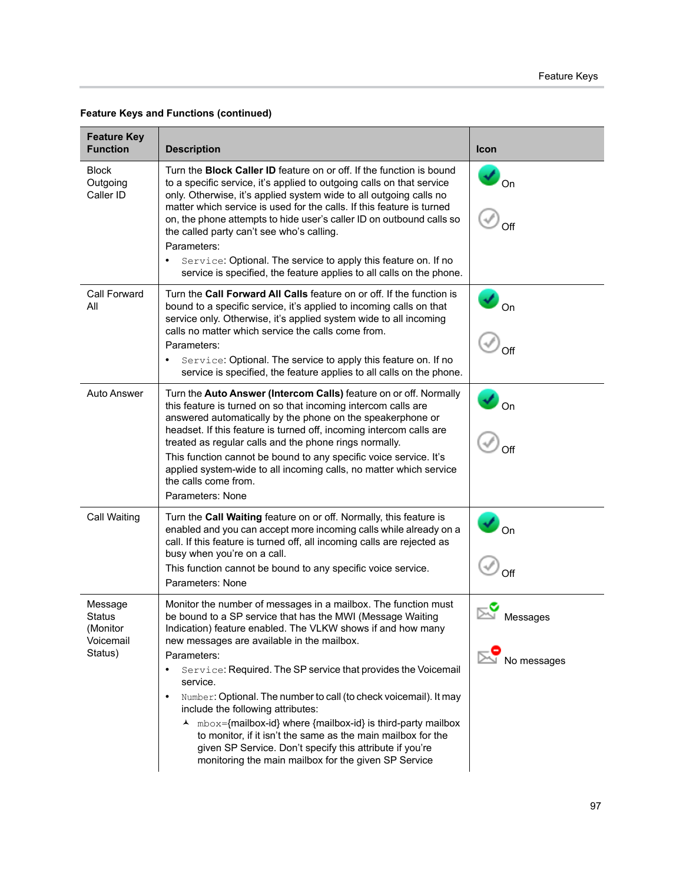**Feature Keys and Functions (continued)**

| Feature Key Function | Description | Icon |
|---|---|---|
| Block Outgoing Caller ID | Turn the **Block Caller ID** feature on or off. If the function is bound to a specific service, it's applied to outgoing calls on that service only. Otherwise, it's applied system wide to all outgoing calls no matter which service is used for the calls. If this feature is turned on, the phone attempts to hide user's caller ID on outbound calls so the called party can't see who's calling.<br>Parameters:<br>• `Service`: Optional. The service to apply this feature on. If no service is specified, the feature applies to all calls on the phone. | On<br>Off |
| Call Forward All | Turn the **Call Forward All Calls** feature on or off. If the function is bound to a specific service, it's applied to incoming calls on that service only. Otherwise, it's applied system wide to all incoming calls no matter which service the calls come from.<br>Parameters:<br>• `Service`: Optional. The service to apply this feature on. If no service is specified, the feature applies to all calls on the phone. | On<br>Off |
| Auto Answer | Turn the **Auto Answer (Intercom Calls)** feature on or off. Normally this feature is turned on so that incoming intercom calls are answered automatically by the phone on the speakerphone or headset. If this feature is turned off, incoming intercom calls are treated as regular calls and the phone rings normally.<br>This function cannot be bound to any specific voice service. It's applied system-wide to all incoming calls, no matter which service the calls come from.<br>Parameters: None | On<br>Off |
| Call Waiting | Turn the **Call Waiting** feature on or off. Normally, this feature is enabled and you can accept more incoming calls while already on a call. If this feature is turned off, all incoming calls are rejected as busy when you're on a call.<br>This function cannot be bound to any specific voice service.<br>Parameters: None | On<br>Off |
| Message Status (Monitor Voicemail Status) | Monitor the number of messages in a mailbox. The function must be bound to a SP service that has the MWI (Message Waiting Indication) feature enabled. The VLKW shows if and how many new messages are available in the mailbox.<br>Parameters:<br>• `Service`: Required. The SP service that provides the Voicemail service.<br>• `Number`: Optional. The number to call (to check voicemail). It may include the following attributes:<br>  ▸ `mbox=`{mailbox-id} where {mailbox-id} is third-party mailbox to monitor, if it isn't the same as the main mailbox for the given SP Service. Don't specify this attribute if you're monitoring the main mailbox for the given SP Service | Messages<br>No messages |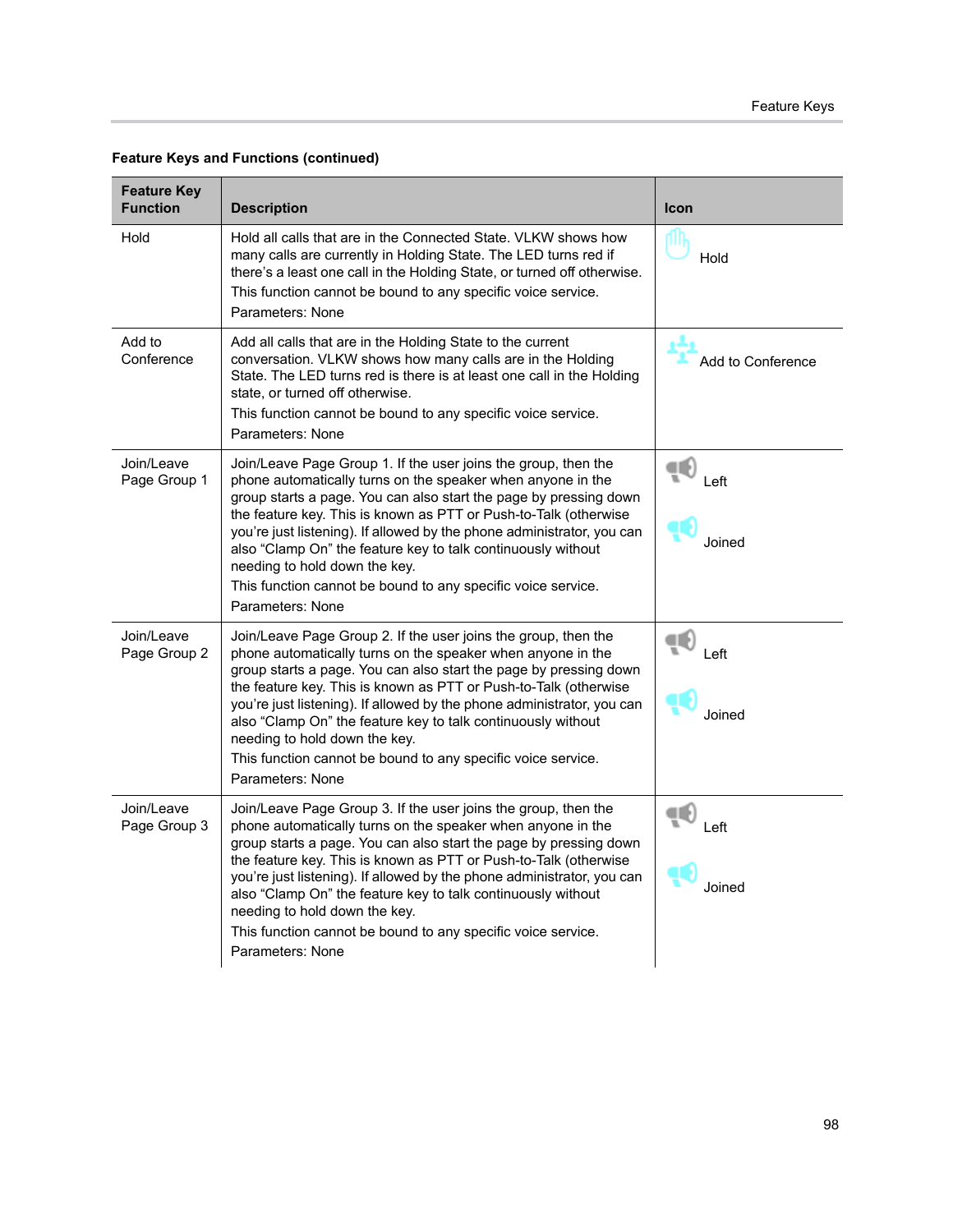**Feature Keys and Functions (continued)**

| Feature Key Function | Description | Icon |
|---|---|---|
| Hold | Hold all calls that are in the Connected State. VLKW shows how many calls are currently in Holding State. The LED turns red if there's a least one call in the Holding State, or turned off otherwise.<br>This function cannot be bound to any specific voice service.<br>Parameters: None | Hold |
| Add to Conference | Add all calls that are in the Holding State to the current conversation. VLKW shows how many calls are in the Holding State. The LED turns red is there is at least one call in the Holding state, or turned off otherwise.<br>This function cannot be bound to any specific voice service.<br>Parameters: None | Add to Conference |
| Join/Leave Page Group 1 | Join/Leave Page Group 1. If the user joins the group, then the phone automatically turns on the speaker when anyone in the group starts a page. You can also start the page by pressing down the feature key. This is known as PTT or Push-to-Talk (otherwise you're just listening). If allowed by the phone administrator, you can also "Clamp On" the feature key to talk continuously without needing to hold down the key.<br>This function cannot be bound to any specific voice service.<br>Parameters: None | Left<br>Joined |
| Join/Leave Page Group 2 | Join/Leave Page Group 2. If the user joins the group, then the phone automatically turns on the speaker when anyone in the group starts a page. You can also start the page by pressing down the feature key. This is known as PTT or Push-to-Talk (otherwise you're just listening). If allowed by the phone administrator, you can also "Clamp On" the feature key to talk continuously without needing to hold down the key.<br>This function cannot be bound to any specific voice service.<br>Parameters: None | Left<br>Joined |
| Join/Leave Page Group 3 | Join/Leave Page Group 3. If the user joins the group, then the phone automatically turns on the speaker when anyone in the group starts a page. You can also start the page by pressing down the feature key. This is known as PTT or Push-to-Talk (otherwise you're just listening). If allowed by the phone administrator, you can also "Clamp On" the feature key to talk continuously without needing to hold down the key.<br>This function cannot be bound to any specific voice service.<br>Parameters: None | Left<br>Joined |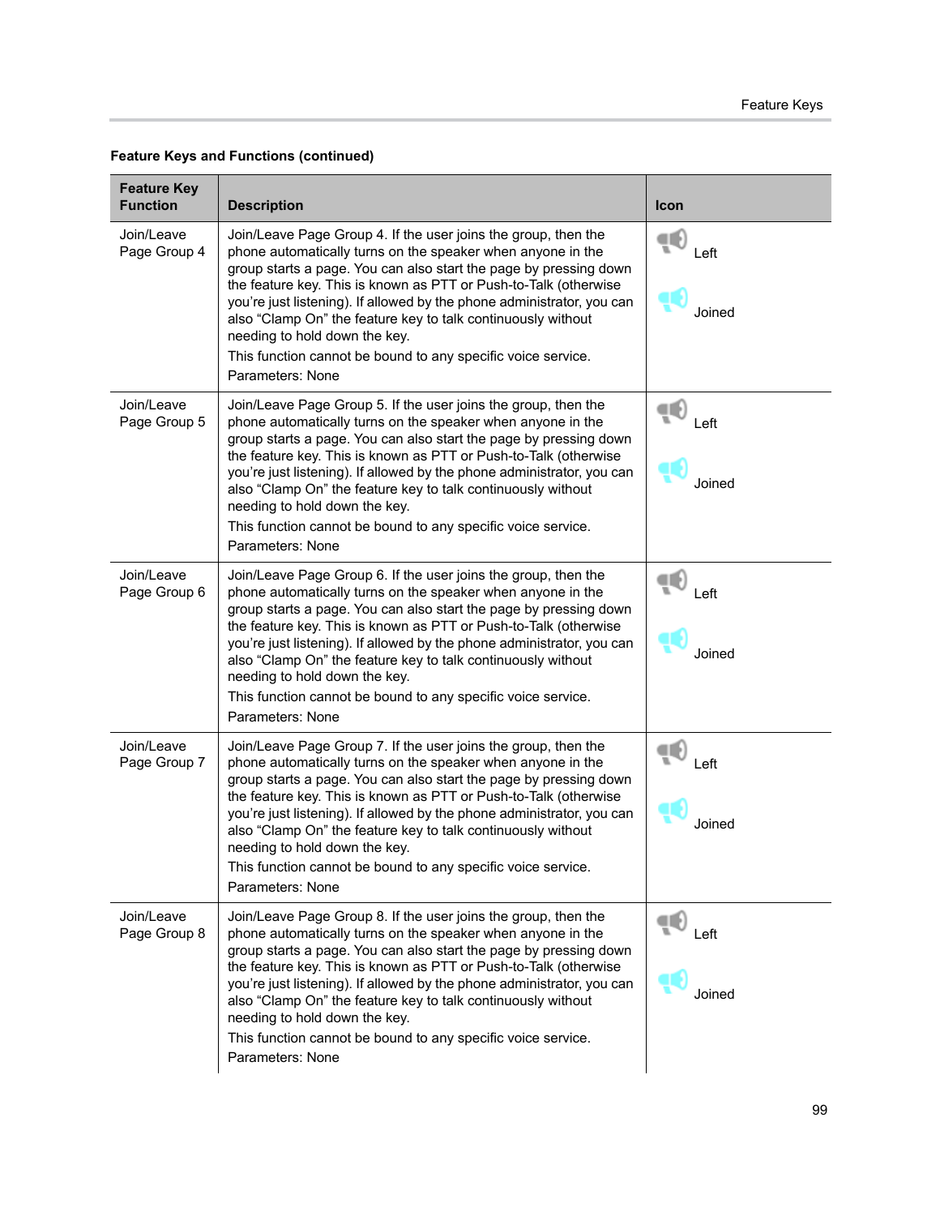**Feature Keys and Functions (continued)**

| Feature Key Function | Description | Icon |
|---|---|---|
| Join/Leave Page Group 4 | Join/Leave Page Group 4. If the user joins the group, then the phone automatically turns on the speaker when anyone in the group starts a page. You can also start the page by pressing down the feature key. This is known as PTT or Push-to-Talk (otherwise you're just listening). If allowed by the phone administrator, you can also "Clamp On" the feature key to talk continuously without needing to hold down the key.<br>This function cannot be bound to any specific voice service.<br>Parameters: None | Left<br>Joined |
| Join/Leave Page Group 5 | Join/Leave Page Group 5. If the user joins the group, then the phone automatically turns on the speaker when anyone in the group starts a page. You can also start the page by pressing down the feature key. This is known as PTT or Push-to-Talk (otherwise you're just listening). If allowed by the phone administrator, you can also "Clamp On" the feature key to talk continuously without needing to hold down the key.<br>This function cannot be bound to any specific voice service.<br>Parameters: None | Left<br>Joined |
| Join/Leave Page Group 6 | Join/Leave Page Group 6. If the user joins the group, then the phone automatically turns on the speaker when anyone in the group starts a page. You can also start the page by pressing down the feature key. This is known as PTT or Push-to-Talk (otherwise you're just listening). If allowed by the phone administrator, you can also "Clamp On" the feature key to talk continuously without needing to hold down the key.<br>This function cannot be bound to any specific voice service.<br>Parameters: None | Left<br>Joined |
| Join/Leave Page Group 7 | Join/Leave Page Group 7. If the user joins the group, then the phone automatically turns on the speaker when anyone in the group starts a page. You can also start the page by pressing down the feature key. This is known as PTT or Push-to-Talk (otherwise you're just listening). If allowed by the phone administrator, you can also "Clamp On" the feature key to talk continuously without needing to hold down the key.<br>This function cannot be bound to any specific voice service.<br>Parameters: None | Left<br>Joined |
| Join/Leave Page Group 8 | Join/Leave Page Group 8. If the user joins the group, then the phone automatically turns on the speaker when anyone in the group starts a page. You can also start the page by pressing down the feature key. This is known as PTT or Push-to-Talk (otherwise you're just listening). If allowed by the phone administrator, you can also "Clamp On" the feature key to talk continuously without needing to hold down the key.<br>This function cannot be bound to any specific voice service.<br>Parameters: None | Left<br>Joined |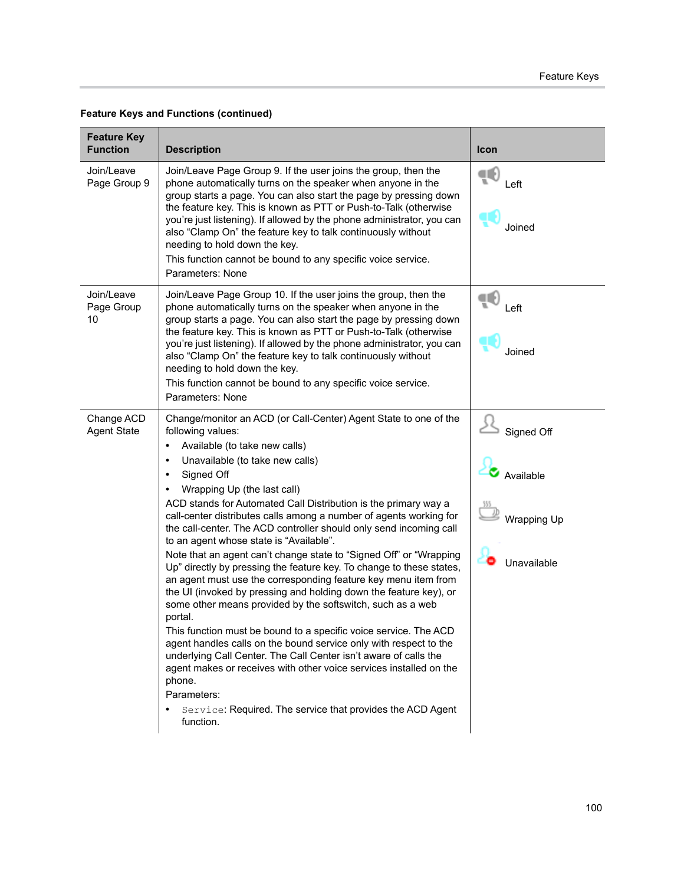**Feature Keys and Functions (continued)**

| Feature Key Function | Description | Icon |
|---|---|---|
| Join/Leave Page Group 9 | Join/Leave Page Group 9. If the user joins the group, then the phone automatically turns on the speaker when anyone in the group starts a page. You can also start the page by pressing down the feature key. This is known as PTT or Push-to-Talk (otherwise you're just listening). If allowed by the phone administrator, you can also "Clamp On" the feature key to talk continuously without needing to hold down the key.<br>This function cannot be bound to any specific voice service.<br>Parameters: None | Left<br>Joined |
| Join/Leave Page Group 10 | Join/Leave Page Group 10. If the user joins the group, then the phone automatically turns on the speaker when anyone in the group starts a page. You can also start the page by pressing down the feature key. This is known as PTT or Push-to-Talk (otherwise you're just listening). If allowed by the phone administrator, you can also "Clamp On" the feature key to talk continuously without needing to hold down the key.<br>This function cannot be bound to any specific voice service.<br>Parameters: None | Left<br>Joined |
| Change ACD Agent State | Change/monitor an ACD (or Call-Center) Agent State to one of the following values:<br>• Available (to take new calls)<br>• Unavailable (to take new calls)<br>• Signed Off<br>• Wrapping Up (the last call)<br>ACD stands for Automated Call Distribution is the primary way a call-center distributes calls among a number of agents working for the call-center. The ACD controller should only send incoming call to an agent whose state is "Available".<br>Note that an agent can't change state to "Signed Off" or "Wrapping Up" directly by pressing the feature key. To change to these states, an agent must use the corresponding feature key menu item from the UI (invoked by pressing and holding down the feature key), or some other means provided by the softswitch, such as a web portal.<br>This function must be bound to a specific voice service. The ACD agent handles calls on the bound service only with respect to the underlying Call Center. The Call Center isn't aware of calls the agent makes or receives with other voice services installed on the phone.<br>Parameters:<br>• `Service`: Required. The service that provides the ACD Agent function. | Signed Off<br>Available<br>Wrapping Up<br>Unavailable |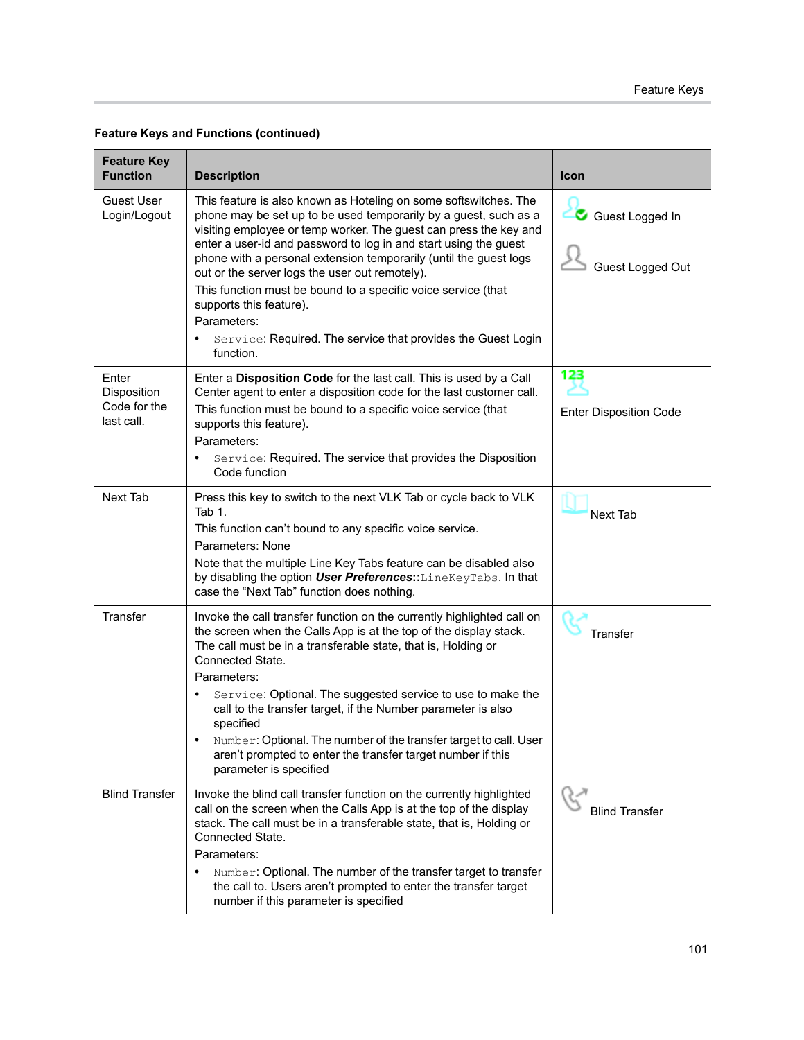**Feature Keys and Functions (continued)**

| Feature Key Function | Description | Icon |
| --- | --- | --- |
| Guest User Login/Logout | This feature is also known as Hoteling on some softswitches. The phone may be set up to be used temporarily by a guest, such as a visiting employee or temp worker. The guest can press the key and enter a user-id and password to log in and start using the guest phone with a personal extension temporarily (until the guest logs out or the server logs the user out remotely).<br>This function must be bound to a specific voice service (that supports this feature).<br>Parameters:<br>• `Service`: Required. The service that provides the Guest Login function. | Guest Logged In<br>Guest Logged Out |
| Enter Disposition Code for the last call. | Enter a **Disposition Code** for the last call. This is used by a Call Center agent to enter a disposition code for the last customer call.<br>This function must be bound to a specific voice service (that supports this feature).<br>Parameters:<br>• `Service`: Required. The service that provides the Disposition Code function | Enter Disposition Code |
| Next Tab | Press this key to switch to the next VLK Tab or cycle back to VLK Tab 1.<br>This function can't bound to any specific voice service.<br>Parameters: None<br>Note that the multiple Line Key Tabs feature can be disabled also by disabling the option ***User Preferences***::`LineKeyTabs`. In that case the "Next Tab" function does nothing. | Next Tab |
| Transfer | Invoke the call transfer function on the currently highlighted call on the screen when the Calls App is at the top of the display stack. The call must be in a transferable state, that is, Holding or Connected State.<br>Parameters:<br>• `Service`: Optional. The suggested service to use to make the call to the transfer target, if the Number parameter is also specified<br>• `Number`: Optional. The number of the transfer target to call. User aren't prompted to enter the transfer target number if this parameter is specified | Transfer |
| Blind Transfer | Invoke the blind call transfer function on the currently highlighted call on the screen when the Calls App is at the top of the display stack. The call must be in a transferable state, that is, Holding or Connected State.<br>Parameters:<br>• `Number`: Optional. The number of the transfer target to transfer the call to. Users aren't prompted to enter the transfer target number if this parameter is specified | Blind Transfer |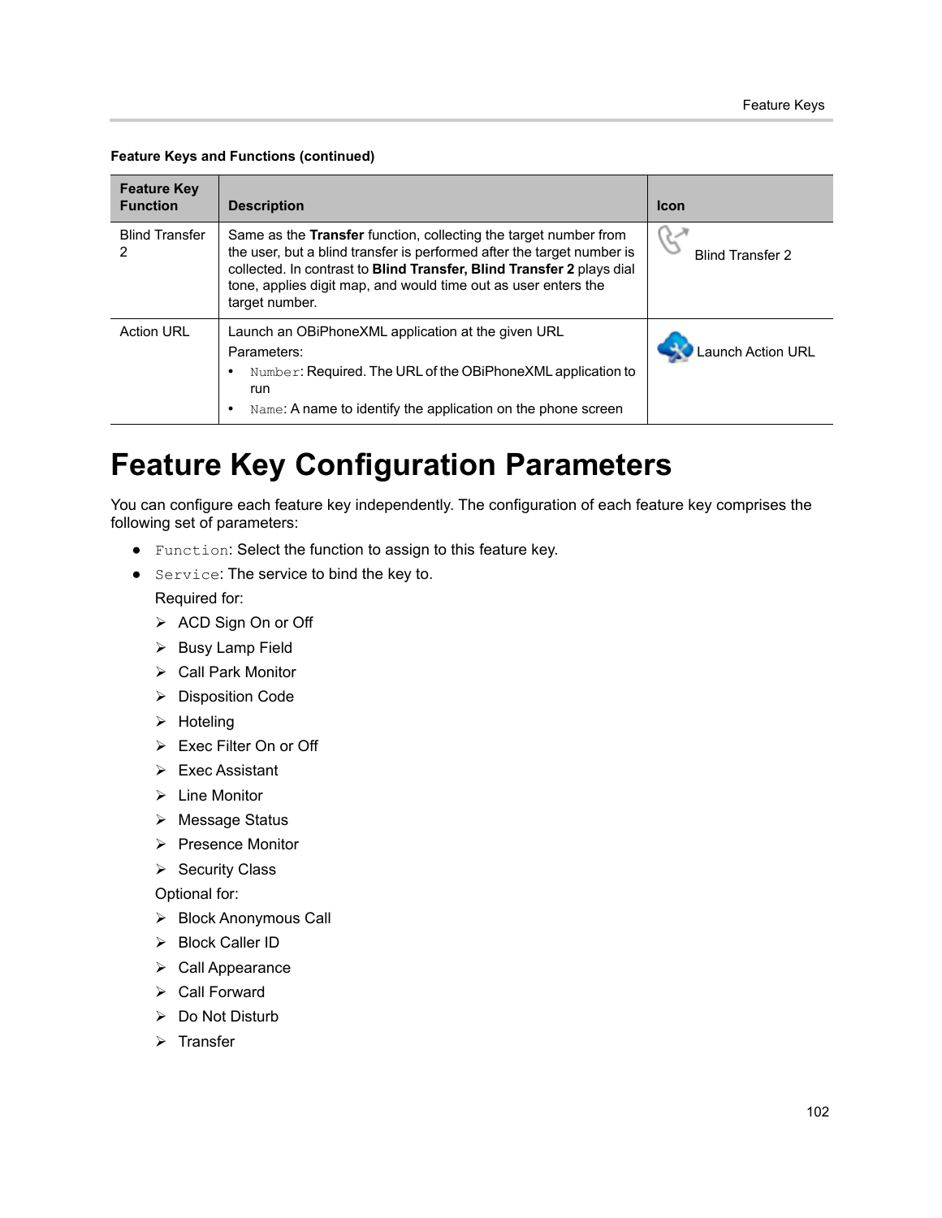**Feature Keys and Functions (continued)**

| Feature Key Function | Description | Icon |
|---|---|---|
| Blind Transfer 2 | Same as the **Transfer** function, collecting the target number from the user, but a blind transfer is performed after the target number is collected. In contrast to **Blind Transfer, Blind Transfer 2** plays dial tone, applies digit map, and would time out as user enters the target number. | Blind Transfer 2 |
| Action URL | Launch an OBiPhoneXML application at the given URL<br>Parameters:<br>• `Number`: Required. The URL of the OBiPhoneXML application to run<br>• `Name`: A name to identify the application on the phone screen | Launch Action URL |

# Feature Key Configuration Parameters

You can configure each feature key independently. The configuration of each feature key comprises the following set of parameters:

- `Function`: Select the function to assign to this feature key.
- `Service`: The service to bind the key to.

  Required for:

  - ACD Sign On or Off
  - Busy Lamp Field
  - Call Park Monitor
  - Disposition Code
  - Hoteling
  - Exec Filter On or Off
  - Exec Assistant
  - Line Monitor
  - Message Status
  - Presence Monitor
  - Security Class

  Optional for:

  - Block Anonymous Call
  - Block Caller ID
  - Call Appearance
  - Call Forward
  - Do Not Disturb
  - Transfer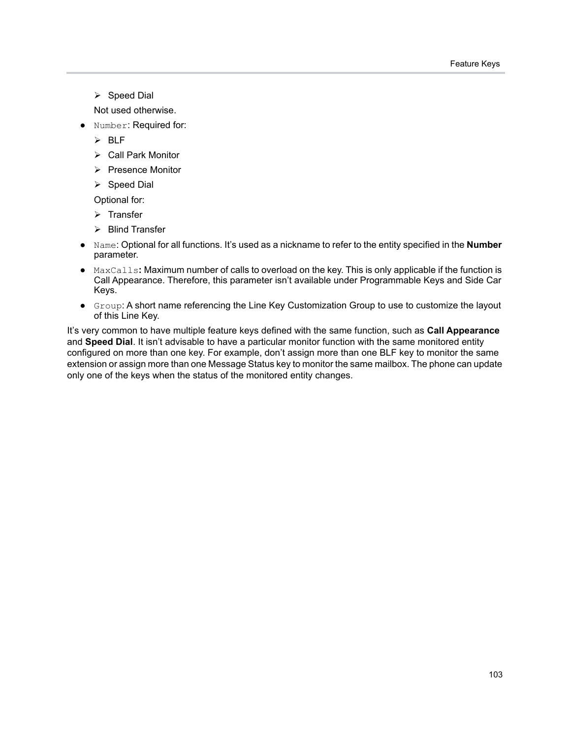- Speed Dial

  Not used otherwise.

- `Number`: Required for:
  - BLF
  - Call Park Monitor
  - Presence Monitor
  - Speed Dial

  Optional for:

  - Transfer
  - Blind Transfer
- `Name`: Optional for all functions. It's used as a nickname to refer to the entity specified in the **Number** parameter.
- `MaxCalls`**:** Maximum number of calls to overload on the key. This is only applicable if the function is Call Appearance. Therefore, this parameter isn't available under Programmable Keys and Side Car Keys.
- `Group`: A short name referencing the Line Key Customization Group to use to customize the layout of this Line Key.

It's very common to have multiple feature keys defined with the same function, such as **Call Appearance** and **Speed Dial**. It isn't advisable to have a particular monitor function with the same monitored entity configured on more than one key. For example, don't assign more than one BLF key to monitor the same extension or assign more than one Message Status key to monitor the same mailbox. The phone can update only one of the keys when the status of the monitored entity changes.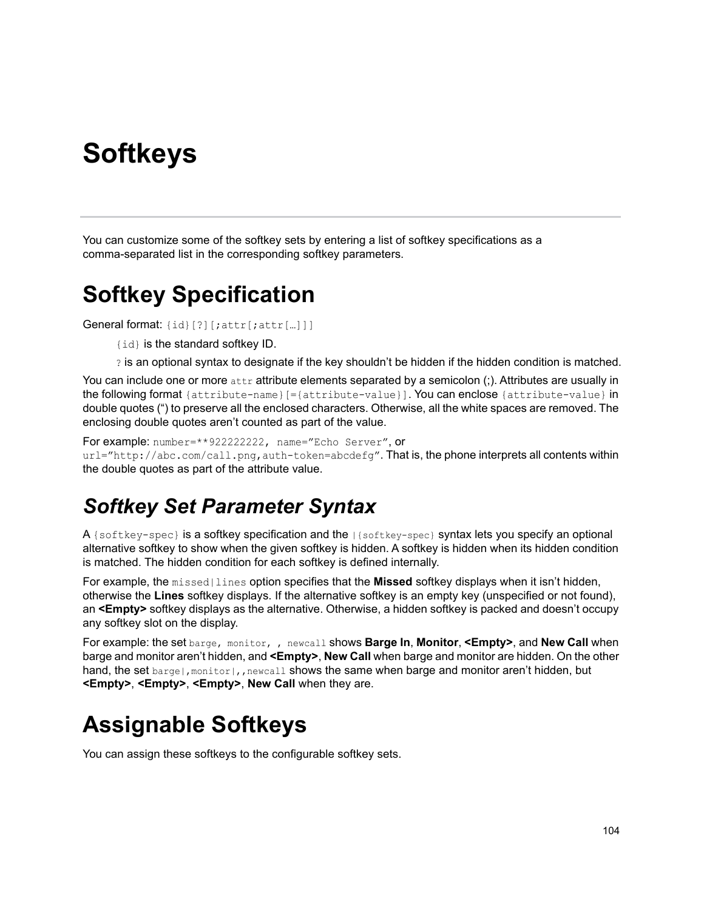# Softkeys

You can customize some of the softkey sets by entering a list of softkey specifications as a comma-separated list in the corresponding softkey parameters.

# Softkey Specification

General format: `{id}[?][;attr[;attr[…]]]`

> `{id}` is the standard softkey ID.
>
> `?` is an optional syntax to designate if the key shouldn't be hidden if the hidden condition is matched.

You can include one or more `attr` attribute elements separated by a semicolon (;). Attributes are usually in the following format `{attribute-name}[={attribute-value}]`. You can enclose `{attribute-value}` in double quotes (") to preserve all the enclosed characters. Otherwise, all the white spaces are removed. The enclosing double quotes aren't counted as part of the value.

For example: `number=**922222222`, `name="Echo Server"`, or `url="http://abc.com/call.png,auth-token=abcdefg"`. That is, the phone interprets all contents within the double quotes as part of the attribute value.

## *Softkey Set Parameter Syntax*

A `{softkey-spec}` is a softkey specification and the `|{softkey-spec}` syntax lets you specify an optional alternative softkey to show when the given softkey is hidden. A softkey is hidden when its hidden condition is matched. The hidden condition for each softkey is defined internally.

For example, the `missed|lines` option specifies that the **Missed** softkey displays when it isn't hidden, otherwise the **Lines** softkey displays. If the alternative softkey is an empty key (unspecified or not found), an **<Empty>** softkey displays as the alternative. Otherwise, a hidden softkey is packed and doesn't occupy any softkey slot on the display.

For example: the set `barge, monitor, , newcall` shows **Barge In**, **Monitor**, **<Empty>**, and **New Call** when barge and monitor aren't hidden, and **<Empty>**, **New Call** when barge and monitor are hidden. On the other hand, the set `barge|,monitor|,,newcall` shows the same when barge and monitor aren't hidden, but **<Empty>**, **<Empty>**, **<Empty>**, **New Call** when they are.

# Assignable Softkeys

You can assign these softkeys to the configurable softkey sets.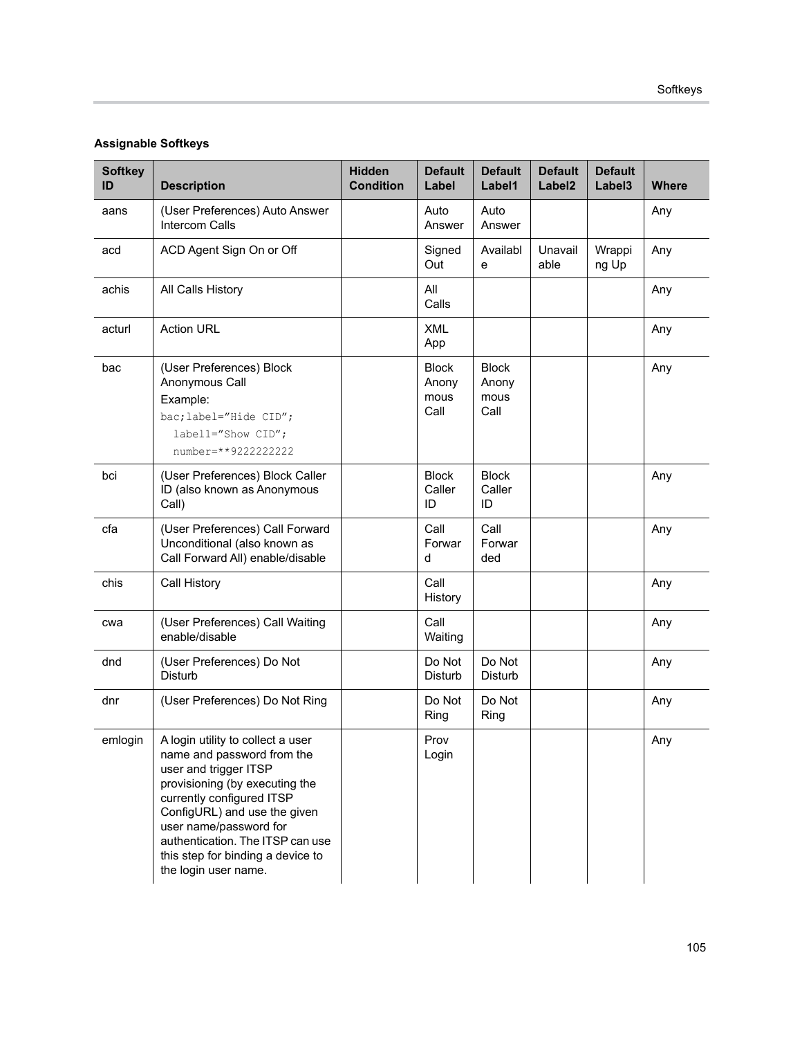**Assignable Softkeys**

| Softkey ID | Description | Hidden Condition | Default Label | Default Label1 | Default Label2 | Default Label3 | Where |
|---|---|---|---|---|---|---|---|
| aans | (User Preferences) Auto Answer Intercom Calls | | Auto Answer | Auto Answer | | | Any |
| acd | ACD Agent Sign On or Off | | Signed Out | Available | Unavailable | Wrapping Up | Any |
| achis | All Calls History | | All Calls | | | | Any |
| acturl | Action URL | | XML App | | | | Any |
| bac | (User Preferences) Block Anonymous Call<br>Example:<br>`bac;label="Hide CID";`<br>`label1="Show CID";`<br>`number=**9222222222` | | Block Anonymous Call | Block Anonymous Call | | | Any |
| bci | (User Preferences) Block Caller ID (also known as Anonymous Call) | | Block Caller ID | Block Caller ID | | | Any |
| cfa | (User Preferences) Call Forward Unconditional (also known as Call Forward All) enable/disable | | Call Forward | Call Forwarded | | | Any |
| chis | Call History | | Call History | | | | Any |
| cwa | (User Preferences) Call Waiting enable/disable | | Call Waiting | | | | Any |
| dnd | (User Preferences) Do Not Disturb | | Do Not Disturb | Do Not Disturb | | | Any |
| dnr | (User Preferences) Do Not Ring | | Do Not Ring | Do Not Ring | | | Any |
| emlogin | A login utility to collect a user name and password from the user and trigger ITSP provisioning (by executing the currently configured ITSP ConfigURL) and use the given user name/password for authentication. The ITSP can use this step for binding a device to the login user name. | | Prov Login | | | | Any |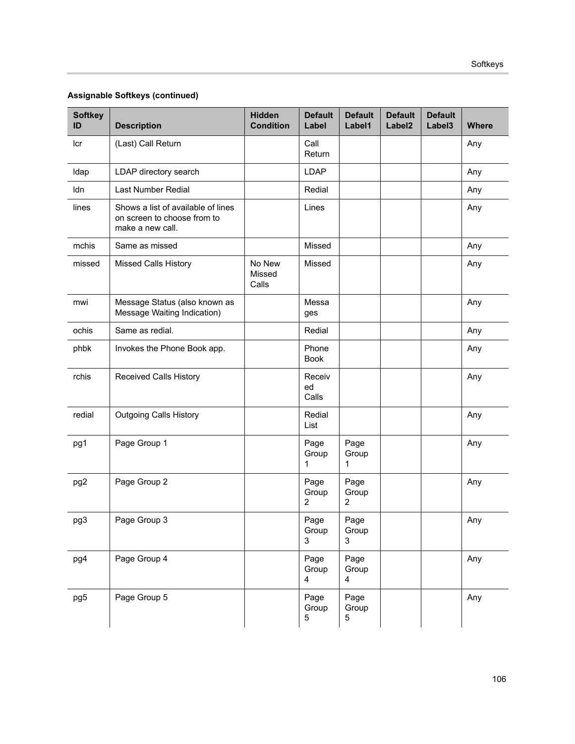**Assignable Softkeys (continued)**

| Softkey ID | Description | Hidden Condition | Default Label | Default Label1 | Default Label2 | Default Label3 | Where |
|---|---|---|---|---|---|---|---|
| lcr | (Last) Call Return | | Call Return | | | | Any |
| ldap | LDAP directory search | | LDAP | | | | Any |
| ldn | Last Number Redial | | Redial | | | | Any |
| lines | Shows a list of available of lines on screen to choose from to make a new call. | | Lines | | | | Any |
| mchis | Same as missed | | Missed | | | | Any |
| missed | Missed Calls History | No New Missed Calls | Missed | | | | Any |
| mwi | Message Status (also known as Message Waiting Indication) | | Messages | | | | Any |
| ochis | Same as redial. | | Redial | | | | Any |
| phbk | Invokes the Phone Book app. | | Phone Book | | | | Any |
| rchis | Received Calls History | | Received Calls | | | | Any |
| redial | Outgoing Calls History | | Redial List | | | | Any |
| pg1 | Page Group 1 | | Page Group 1 | Page Group 1 | | | Any |
| pg2 | Page Group 2 | | Page Group 2 | Page Group 2 | | | Any |
| pg3 | Page Group 3 | | Page Group 3 | Page Group 3 | | | Any |
| pg4 | Page Group 4 | | Page Group 4 | Page Group 4 | | | Any |
| pg5 | Page Group 5 | | Page Group 5 | Page Group 5 | | | Any |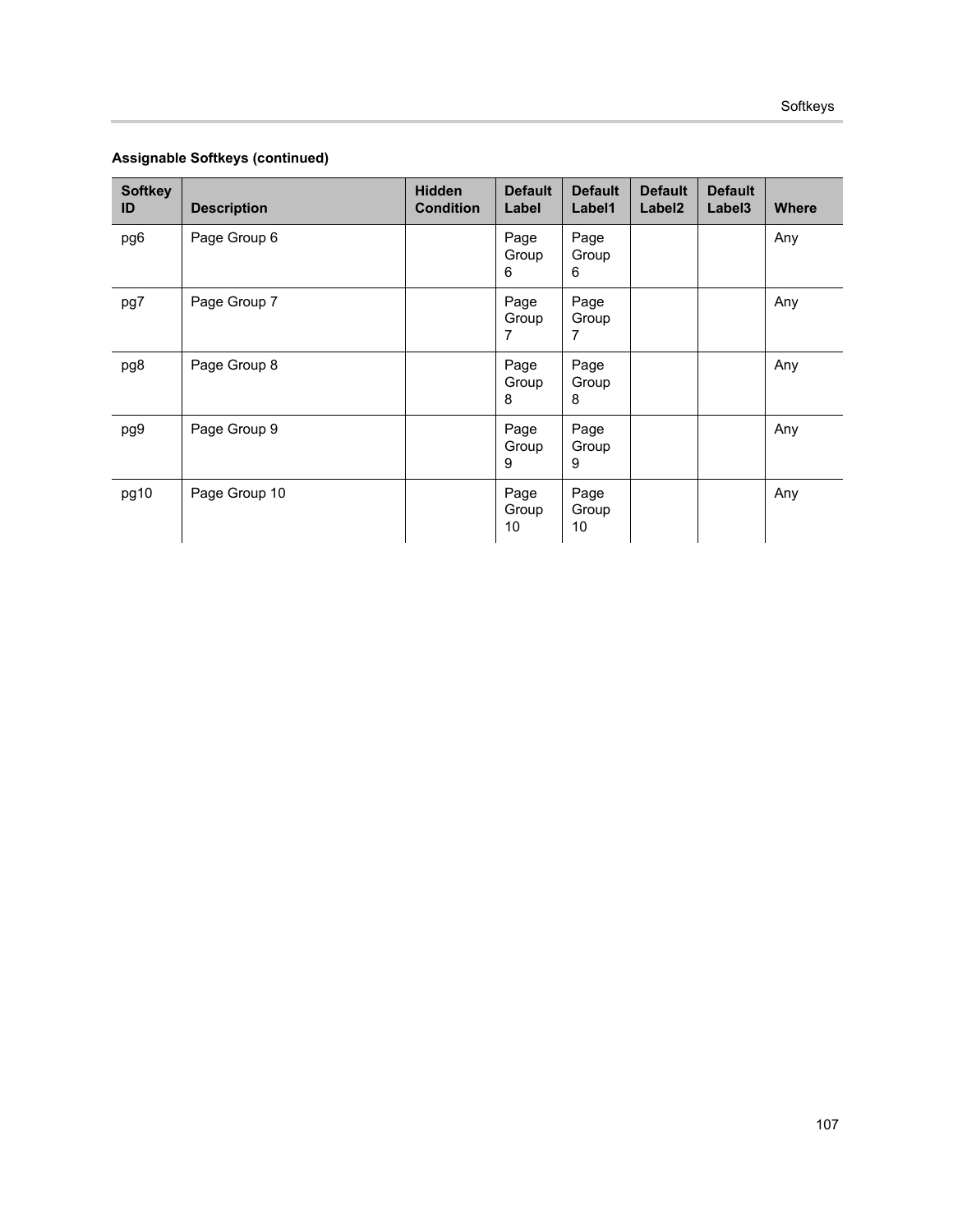**Assignable Softkeys (continued)**

| Softkey ID | Description | Hidden Condition | Default Label | Default Label1 | Default Label2 | Default Label3 | Where |
|---|---|---|---|---|---|---|---|
| pg6 | Page Group 6 | | Page Group 6 | Page Group 6 | | | Any |
| pg7 | Page Group 7 | | Page Group 7 | Page Group 7 | | | Any |
| pg8 | Page Group 8 | | Page Group 8 | Page Group 8 | | | Any |
| pg9 | Page Group 9 | | Page Group 9 | Page Group 9 | | | Any |
| pg10 | Page Group 10 | | Page Group 10 | Page Group 10 | | | Any |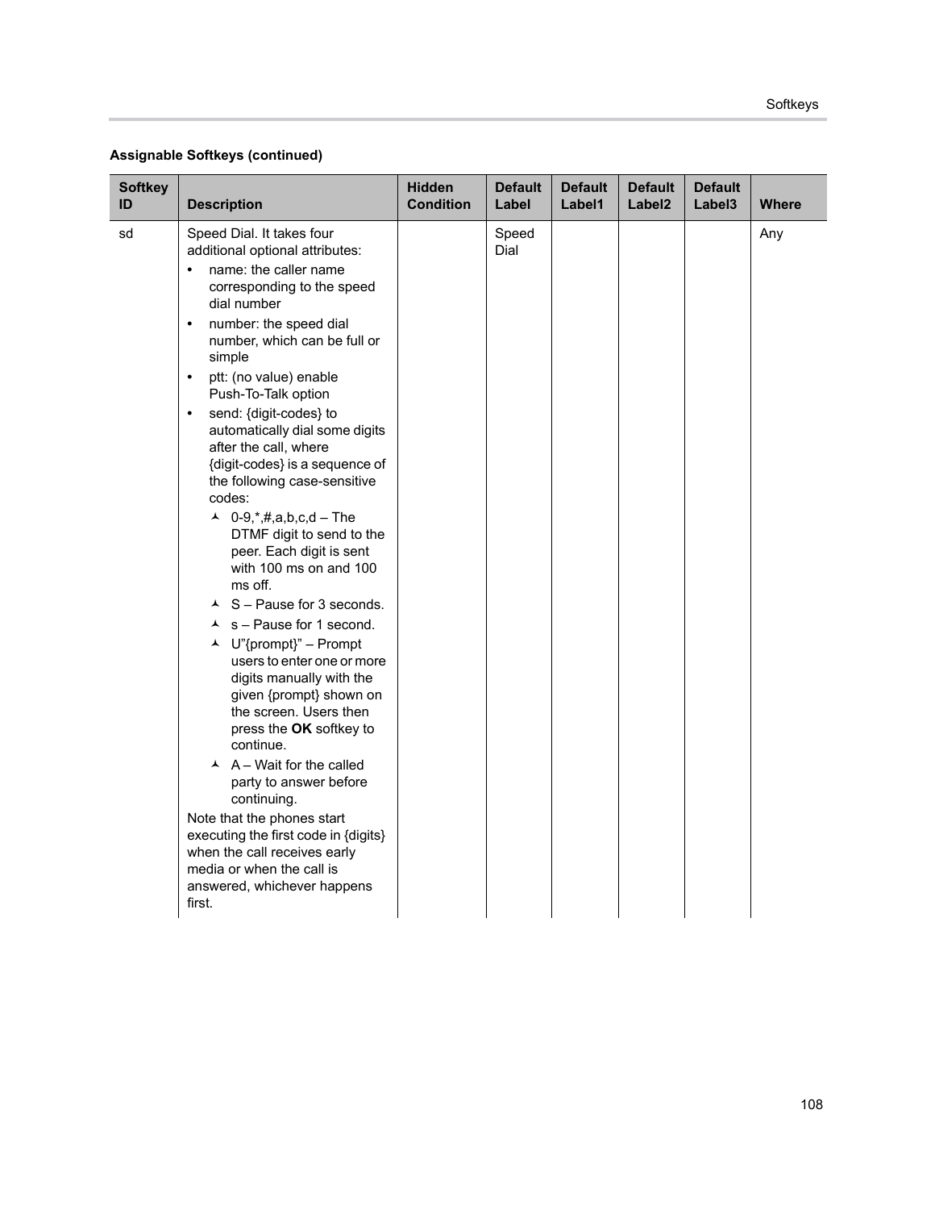**Assignable Softkeys (continued)**

| Softkey ID | Description | Hidden Condition | Default Label | Default Label1 | Default Label2 | Default Label3 | Where |
|---|---|---|---|---|---|---|---|
| sd | Speed Dial. It takes four additional optional attributes:<br>• name: the caller name corresponding to the speed dial number<br>• number: the speed dial number, which can be full or simple<br>• ptt: (no value) enable Push-To-Talk option<br>• send: {digit-codes} to automatically dial some digits after the call, where {digit-codes} is a sequence of the following case-sensitive codes:<br>  ‣ 0-9,*,#,a,b,c,d – The DTMF digit to send to the peer. Each digit is sent with 100 ms on and 100 ms off.<br>  ‣ S – Pause for 3 seconds.<br>  ‣ s – Pause for 1 second.<br>  ‣ U"{prompt}" – Prompt users to enter one or more digits manually with the given {prompt} shown on the screen. Users then press the **OK** softkey to continue.<br>  ‣ A – Wait for the called party to answer before continuing.<br>Note that the phones start executing the first code in {digits} when the call receives early media or when the call is answered, whichever happens first. | | Speed Dial | | | | Any |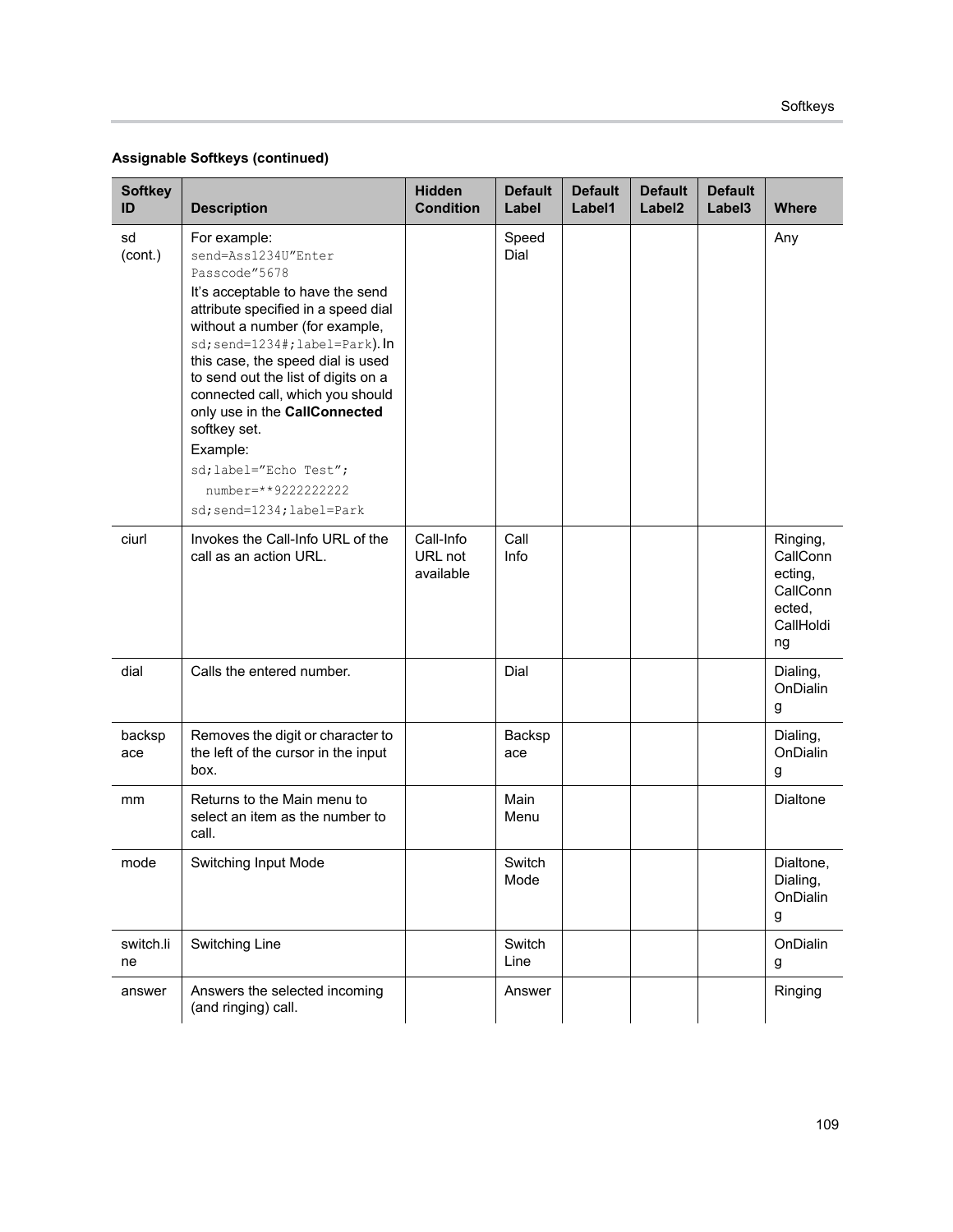**Assignable Softkeys (continued)**

| Softkey ID | Description | Hidden Condition | Default Label | Default Label1 | Default Label2 | Default Label3 | Where |
|---|---|---|---|---|---|---|---|
| sd (cont.) | For example: `send=Ass1234U"Enter Passcode"5678` It's acceptable to have the send attribute specified in a speed dial without a number (for example, `sd;send=1234#;label=Park`). In this case, the speed dial is used to send out the list of digits on a connected call, which you should only use in the **CallConnected** softkey set. Example: `sd;label="Echo Test"; number=**9222222222` `sd;send=1234;label=Park` | | Speed Dial | | | | Any |
| ciurl | Invokes the Call-Info URL of the call as an action URL. | Call-Info URL not available | Call Info | | | | Ringing, CallConnecting, CallConnected, CallHolding |
| dial | Calls the entered number. | | Dial | | | | Dialing, OnDialing |
| backspace | Removes the digit or character to the left of the cursor in the input box. | | Backspace | | | | Dialing, OnDialing |
| mm | Returns to the Main menu to select an item as the number to call. | | Main Menu | | | | Dialtone |
| mode | Switching Input Mode | | Switch Mode | | | | Dialtone, Dialing, OnDialing |
| switch.line | Switching Line | | Switch Line | | | | OnDialing |
| answer | Answers the selected incoming (and ringing) call. | | Answer | | | | Ringing |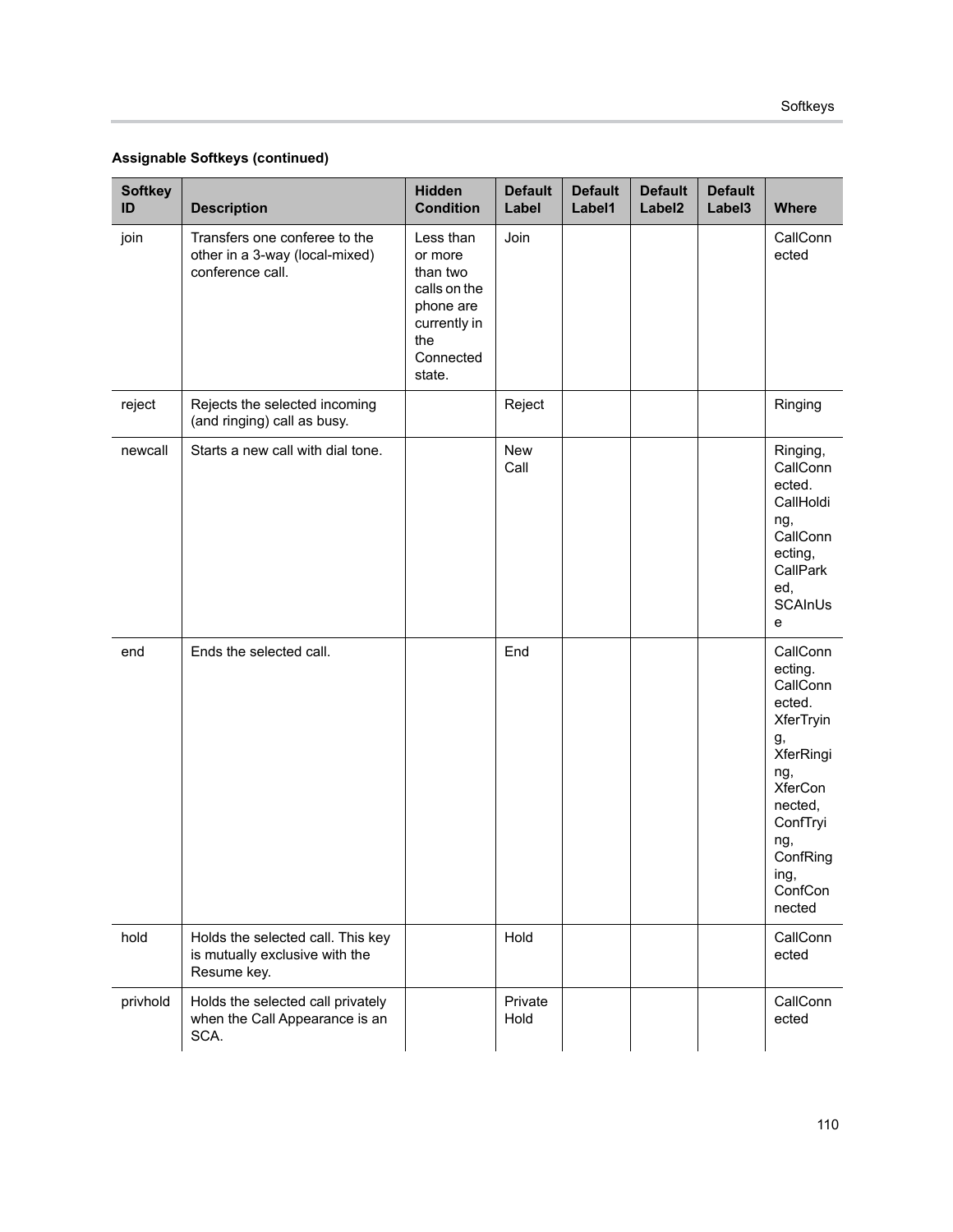**Assignable Softkeys (continued)**

| Softkey ID | Description | Hidden Condition | Default Label | Default Label1 | Default Label2 | Default Label3 | Where |
|---|---|---|---|---|---|---|---|
| join | Transfers one conferee to the other in a 3-way (local-mixed) conference call. | Less than or more than two calls on the phone are currently in the Connected state. | Join | | | | CallConnected |
| reject | Rejects the selected incoming (and ringing) call as busy. | | Reject | | | | Ringing |
| newcall | Starts a new call with dial tone. | | New Call | | | | Ringing, CallConnected. CallHolding, CallConnecting, CallParked, SCAInUse |
| end | Ends the selected call. | | End | | | | CallConnecting. CallConnected. XferTrying, XferRinging, XferConnected, ConfTrying, ConfRinging, ConfConnected |
| hold | Holds the selected call. This key is mutually exclusive with the Resume key. | | Hold | | | | CallConnected |
| privhold | Holds the selected call privately when the Call Appearance is an SCA. | | Private Hold | | | | CallConnected |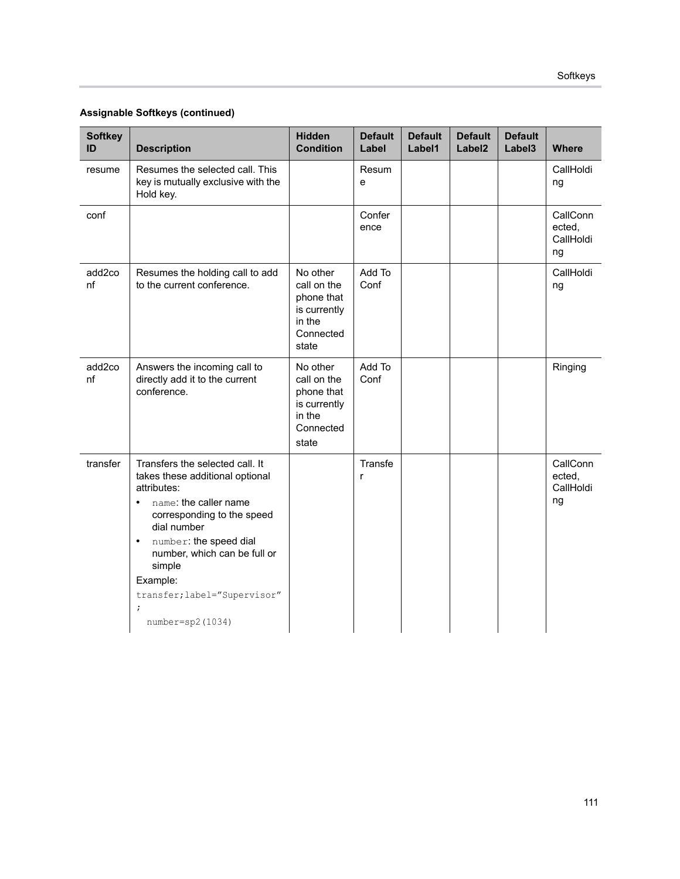**Assignable Softkeys (continued)**

| Softkey ID | Description | Hidden Condition | Default Label | Default Label1 | Default Label2 | Default Label3 | Where |
|---|---|---|---|---|---|---|---|
| resume | Resumes the selected call. This key is mutually exclusive with the Hold key. | | Resume | | | | CallHolding |
| conf | | | Conference | | | | CallConnected, CallHolding |
| add2conf | Resumes the holding call to add to the current conference. | No other call on the phone that is currently in the Connected state | Add To Conf | | | | CallHolding |
| add2conf | Answers the incoming call to directly add it to the current conference. | No other call on the phone that is currently in the Connected state | Add To Conf | | | | Ringing |
| transfer | Transfers the selected call. It takes these additional optional attributes:<br>• `name`: the caller name corresponding to the speed dial number<br>• `number`: the speed dial number, which can be full or simple<br>Example:<br>`transfer;label="Supervisor";`<br>`number=sp2(1034)` | | Transfer | | | | CallConnected, CallHolding |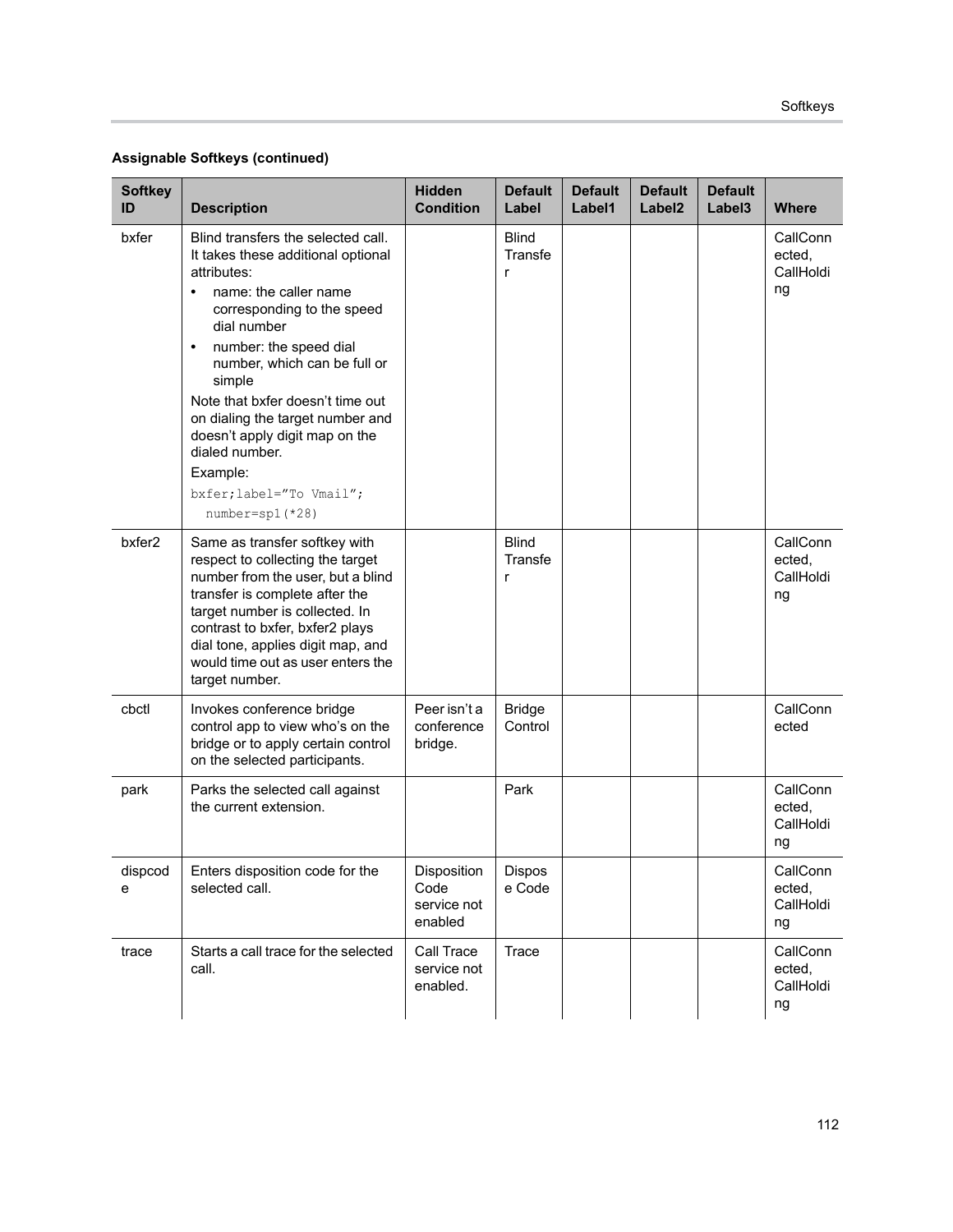**Assignable Softkeys (continued)**

| Softkey ID | Description | Hidden Condition | Default Label | Default Label1 | Default Label2 | Default Label3 | Where |
|---|---|---|---|---|---|---|---|
| bxfer | Blind transfers the selected call. It takes these additional optional attributes:<br>• name: the caller name corresponding to the speed dial number<br>• number: the speed dial number, which can be full or simple<br>Note that bxfer doesn't time out on dialing the target number and doesn't apply digit map on the dialed number.<br>Example:<br>`bxfer;label="To Vmail";`<br>`number=sp1(*28)` | | Blind Transfer | | | | CallConnected, CallHolding |
| bxfer2 | Same as transfer softkey with respect to collecting the target number from the user, but a blind transfer is complete after the target number is collected. In contrast to bxfer, bxfer2 plays dial tone, applies digit map, and would time out as user enters the target number. | | Blind Transfer | | | | CallConnected, CallHolding |
| cbctl | Invokes conference bridge control app to view who's on the bridge or to apply certain control on the selected participants. | Peer isn't a conference bridge. | Bridge Control | | | | CallConnected |
| park | Parks the selected call against the current extension. | | Park | | | | CallConnected, CallHolding |
| dispcode | Enters disposition code for the selected call. | Disposition Code service not enabled | Dispose Code | | | | CallConnected, CallHolding |
| trace | Starts a call trace for the selected call. | Call Trace service not enabled. | Trace | | | | CallConnected, CallHolding |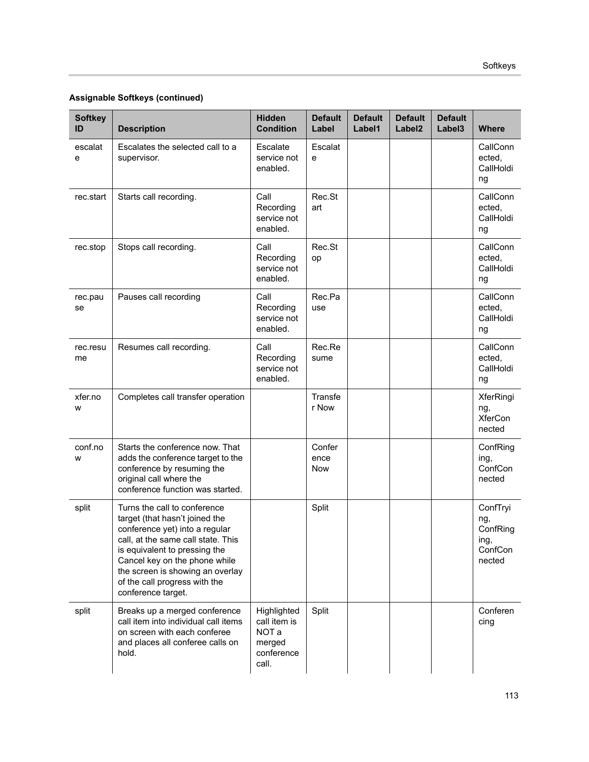**Assignable Softkeys (continued)**

| Softkey ID | Description | Hidden Condition | Default Label | Default Label1 | Default Label2 | Default Label3 | Where |
|---|---|---|---|---|---|---|---|
| escalate | Escalates the selected call to a supervisor. | Escalate service not enabled. | Escalate | | | | CallConnected, CallHolding |
| rec.start | Starts call recording. | Call Recording service not enabled. | Rec.Start | | | | CallConnected, CallHolding |
| rec.stop | Stops call recording. | Call Recording service not enabled. | Rec.Stop | | | | CallConnected, CallHolding |
| rec.pause | Pauses call recording | Call Recording service not enabled. | Rec.Pause | | | | CallConnected, CallHolding |
| rec.resume | Resumes call recording. | Call Recording service not enabled. | Rec.Resume | | | | CallConnected, CallHolding |
| xfer.now | Completes call transfer operation | | Transfer Now | | | | XferRinging, XferConnected |
| conf.now | Starts the conference now. That adds the conference target to the conference by resuming the original call where the conference function was started. | | Conference Now | | | | ConfRinging, ConfConnected |
| split | Turns the call to conference target (that hasn't joined the conference yet) into a regular call, at the same call state. This is equivalent to pressing the Cancel key on the phone while the screen is showing an overlay of the call progress with the conference target. | | Split | | | | ConfTrying, ConfRinging, ConfConnected |
| split | Breaks up a merged conference call item into individual call items on screen with each conferee and places all conferee calls on hold. | Highlighted call item is NOT a merged conference call. | Split | | | | Conferencing |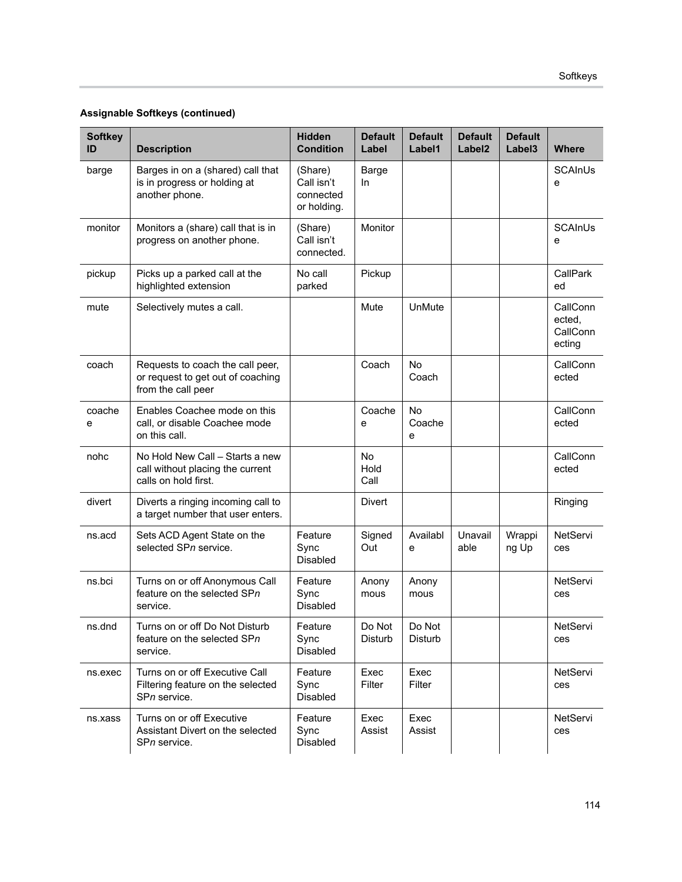**Assignable Softkeys (continued)**

| Softkey ID | Description | Hidden Condition | Default Label | Default Label1 | Default Label2 | Default Label3 | Where |
|---|---|---|---|---|---|---|---|
| barge | Barges in on a (shared) call that is in progress or holding at another phone. | (Share) Call isn't connected or holding. | Barge In | | | | SCAInUse |
| monitor | Monitors a (share) call that is in progress on another phone. | (Share) Call isn't connected. | Monitor | | | | SCAInUse |
| pickup | Picks up a parked call at the highlighted extension | No call parked | Pickup | | | | CallParked |
| mute | Selectively mutes a call. | | Mute | UnMute | | | CallConnected, CallConnecting |
| coach | Requests to coach the call peer, or request to get out of coaching from the call peer | | Coach | No Coach | | | CallConnected |
| coachee | Enables Coachee mode on this call, or disable Coachee mode on this call. | | Coachee | No Coachee | | | CallConnected |
| nohc | No Hold New Call – Starts a new call without placing the current calls on hold first. | | No Hold Call | | | | CallConnected |
| divert | Diverts a ringing incoming call to a target number that user enters. | | Divert | | | | Ringing |
| ns.acd | Sets ACD Agent State on the selected SP*n* service. | Feature Sync Disabled | Signed Out | Available | Unavailable | Wrapping Up | NetServices |
| ns.bci | Turns on or off Anonymous Call feature on the selected SP*n* service. | Feature Sync Disabled | Anonymous | Anonymous | | | NetServices |
| ns.dnd | Turns on or off Do Not Disturb feature on the selected SP*n* service. | Feature Sync Disabled | Do Not Disturb | Do Not Disturb | | | NetServices |
| ns.exec | Turns on or off Executive Call Filtering feature on the selected SP*n* service. | Feature Sync Disabled | Exec Filter | Exec Filter | | | NetServices |
| ns.xass | Turns on or off Executive Assistant Divert on the selected SP*n* service. | Feature Sync Disabled | Exec Assist | Exec Assist | | | NetServices |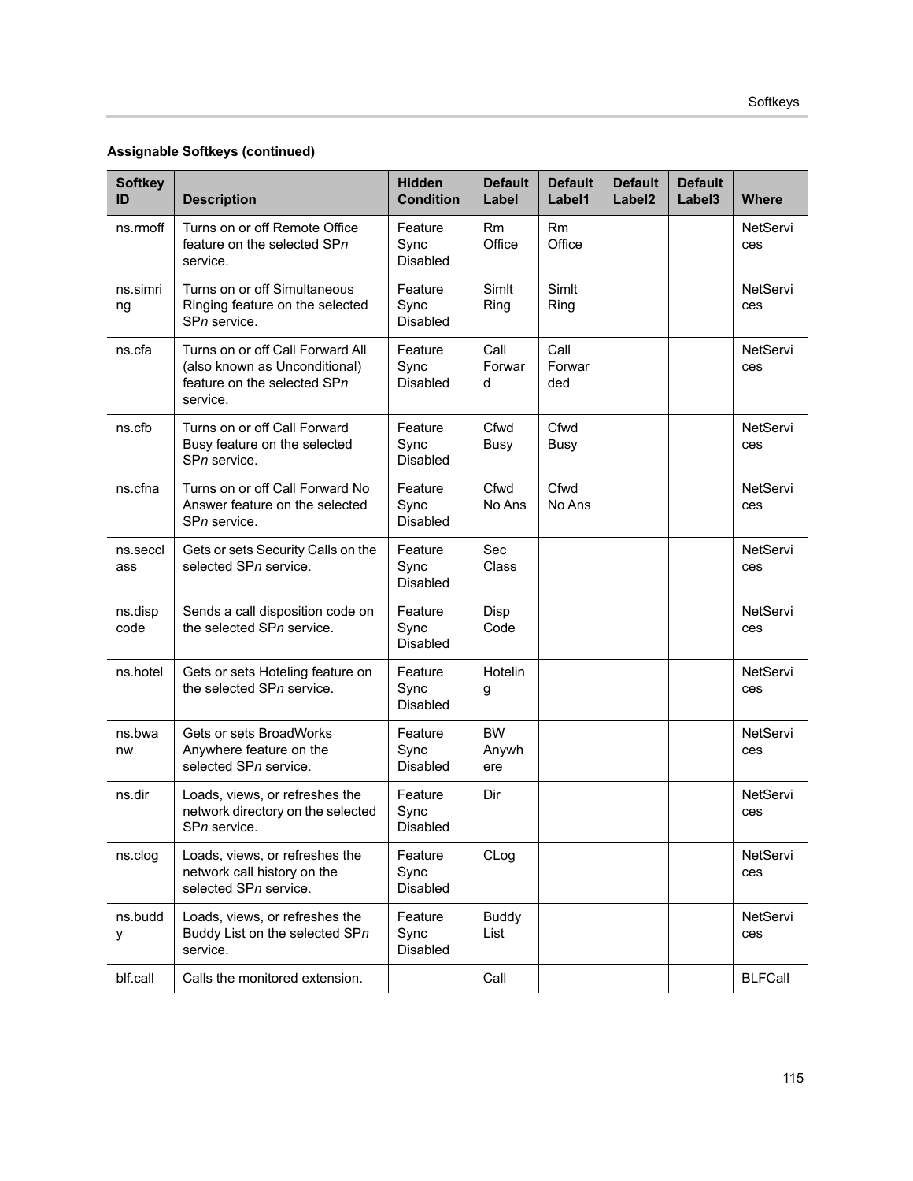**Assignable Softkeys (continued)**

| Softkey ID | Description | Hidden Condition | Default Label | Default Label1 | Default Label2 | Default Label3 | Where |
|---|---|---|---|---|---|---|---|
| ns.rmoff | Turns on or off Remote Office feature on the selected SP*n* service. | Feature Sync Disabled | Rm Office | Rm Office | | | NetServices |
| ns.simring | Turns on or off Simultaneous Ringing feature on the selected SP*n* service. | Feature Sync Disabled | Simlt Ring | Simlt Ring | | | NetServices |
| ns.cfa | Turns on or off Call Forward All (also known as Unconditional) feature on the selected SP*n* service. | Feature Sync Disabled | Call Forward | Call Forwarded | | | NetServices |
| ns.cfb | Turns on or off Call Forward Busy feature on the selected SP*n* service. | Feature Sync Disabled | Cfwd Busy | Cfwd Busy | | | NetServices |
| ns.cfna | Turns on or off Call Forward No Answer feature on the selected SP*n* service. | Feature Sync Disabled | Cfwd No Ans | Cfwd No Ans | | | NetServices |
| ns.seccl ass | Gets or sets Security Calls on the selected SP*n* service. | Feature Sync Disabled | Sec Class | | | | NetServices |
| ns.dispcode | Sends a call disposition code on the selected SP*n* service. | Feature Sync Disabled | Disp Code | | | | NetServices |
| ns.hotel | Gets or sets Hoteling feature on the selected SP*n* service. | Feature Sync Disabled | Hoteling | | | | NetServices |
| ns.bwanw | Gets or sets BroadWorks Anywhere feature on the selected SP*n* service. | Feature Sync Disabled | BW Anywhere | | | | NetServices |
| ns.dir | Loads, views, or refreshes the network directory on the selected SP*n* service. | Feature Sync Disabled | Dir | | | | NetServices |
| ns.clog | Loads, views, or refreshes the network call history on the selected SP*n* service. | Feature Sync Disabled | CLog | | | | NetServices |
| ns.buddy | Loads, views, or refreshes the Buddy List on the selected SP*n* service. | Feature Sync Disabled | Buddy List | | | | NetServices |
| blf.call | Calls the monitored extension. | | Call | | | | BLFCall |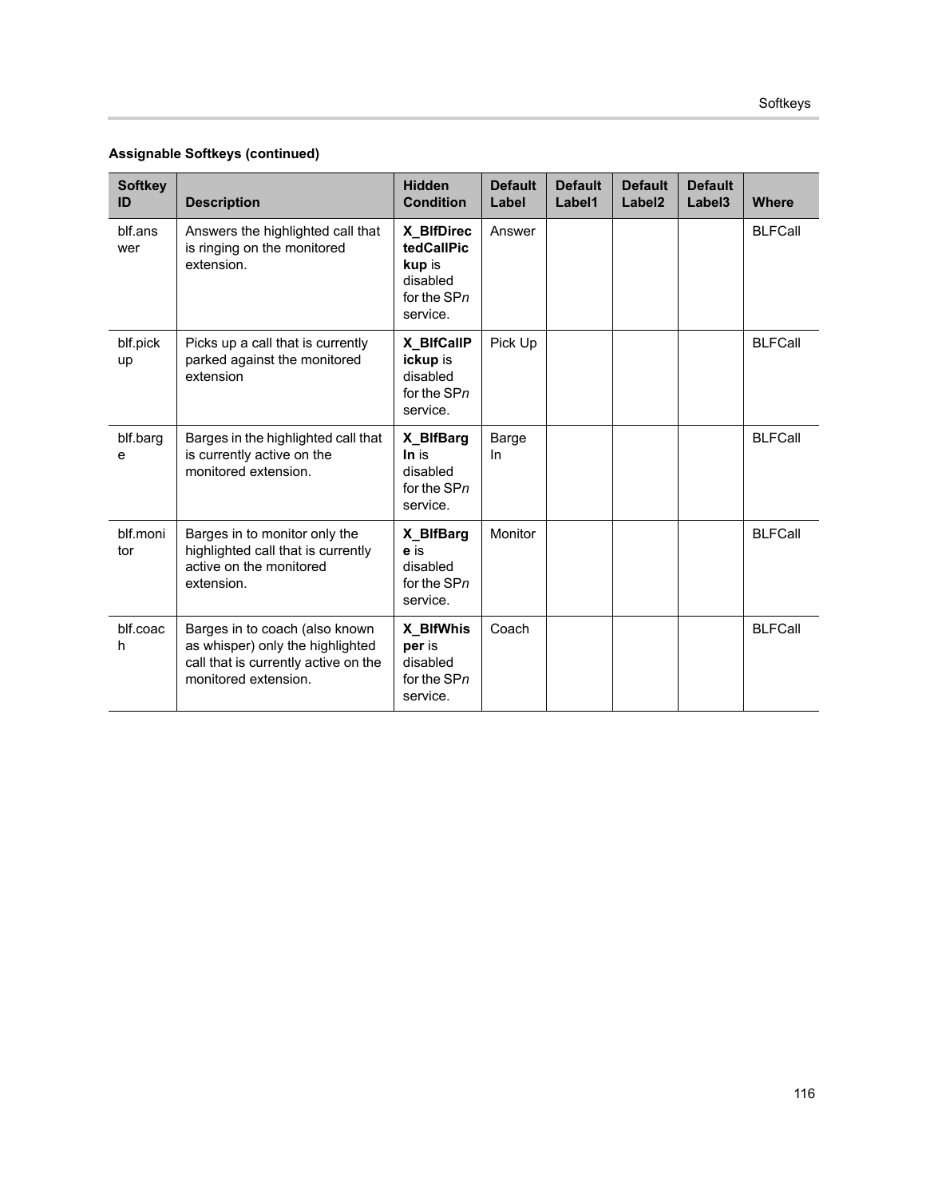**Assignable Softkeys (continued)**

| Softkey ID | Description | Hidden Condition | Default Label | Default Label1 | Default Label2 | Default Label3 | Where |
|---|---|---|---|---|---|---|---|
| blf.answer | Answers the highlighted call that is ringing on the monitored extension. | **X_BlfDirectedCallPickup** is disabled for the SP*n* service. | Answer | | | | BLFCall |
| blf.pickup | Picks up a call that is currently parked against the monitored extension | **X_BlfCallPickup** is disabled for the SP*n* service. | Pick Up | | | | BLFCall |
| blf.barge | Barges in the highlighted call that is currently active on the monitored extension. | **X_BlfBargIn** is disabled for the SP*n* service. | Barge In | | | | BLFCall |
| blf.monitor | Barges in to monitor only the highlighted call that is currently active on the monitored extension. | **X_BlfBarge** is disabled for the SP*n* service. | Monitor | | | | BLFCall |
| blf.coach | Barges in to coach (also known as whisper) only the highlighted call that is currently active on the monitored extension. | **X_BlfWhisper** is disabled for the SP*n* service. | Coach | | | | BLFCall |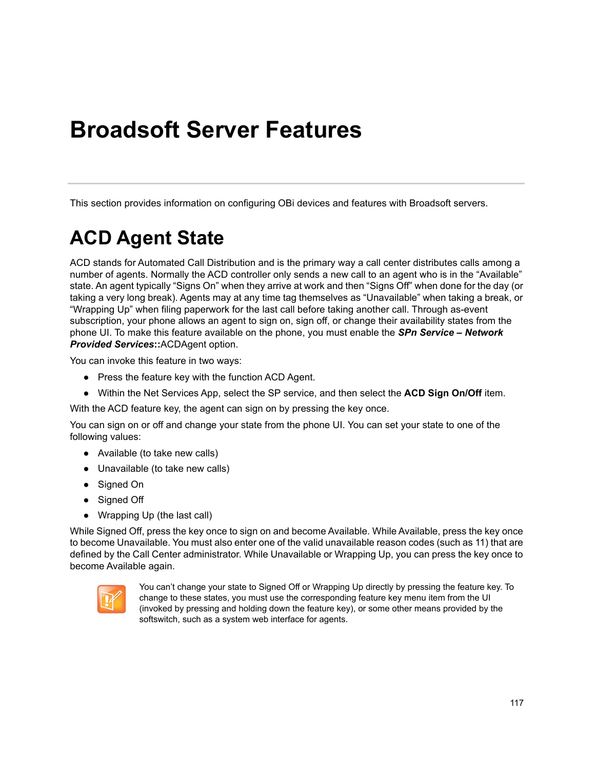# Broadsoft Server Features

This section provides information on configuring OBi devices and features with Broadsoft servers.

## ACD Agent State

ACD stands for Automated Call Distribution and is the primary way a call center distributes calls among a number of agents. Normally the ACD controller only sends a new call to an agent who is in the "Available" state. An agent typically "Signs On" when they arrive at work and then "Signs Off" when done for the day (or taking a very long break). Agents may at any time tag themselves as "Unavailable" when taking a break, or "Wrapping Up" when filing paperwork for the last call before taking another call. Through as-event subscription, your phone allows an agent to sign on, sign off, or change their availability states from the phone UI. To make this feature available on the phone, you must enable the ***SPn Service – Network Provided Services*****::**ACDAgent option.

You can invoke this feature in two ways:

- Press the feature key with the function ACD Agent.
- Within the Net Services App, select the SP service, and then select the **ACD Sign On/Off** item.

With the ACD feature key, the agent can sign on by pressing the key once.

You can sign on or off and change your state from the phone UI. You can set your state to one of the following values:

- Available (to take new calls)
- Unavailable (to take new calls)
- Signed On
- Signed Off
- Wrapping Up (the last call)

While Signed Off, press the key once to sign on and become Available. While Available, press the key once to become Unavailable. You must also enter one of the valid unavailable reason codes (such as 11) that are defined by the Call Center administrator. While Unavailable or Wrapping Up, you can press the key once to become Available again.

You can't change your state to Signed Off or Wrapping Up directly by pressing the feature key. To change to these states, you must use the corresponding feature key menu item from the UI (invoked by pressing and holding down the feature key), or some other means provided by the softswitch, such as a system web interface for agents.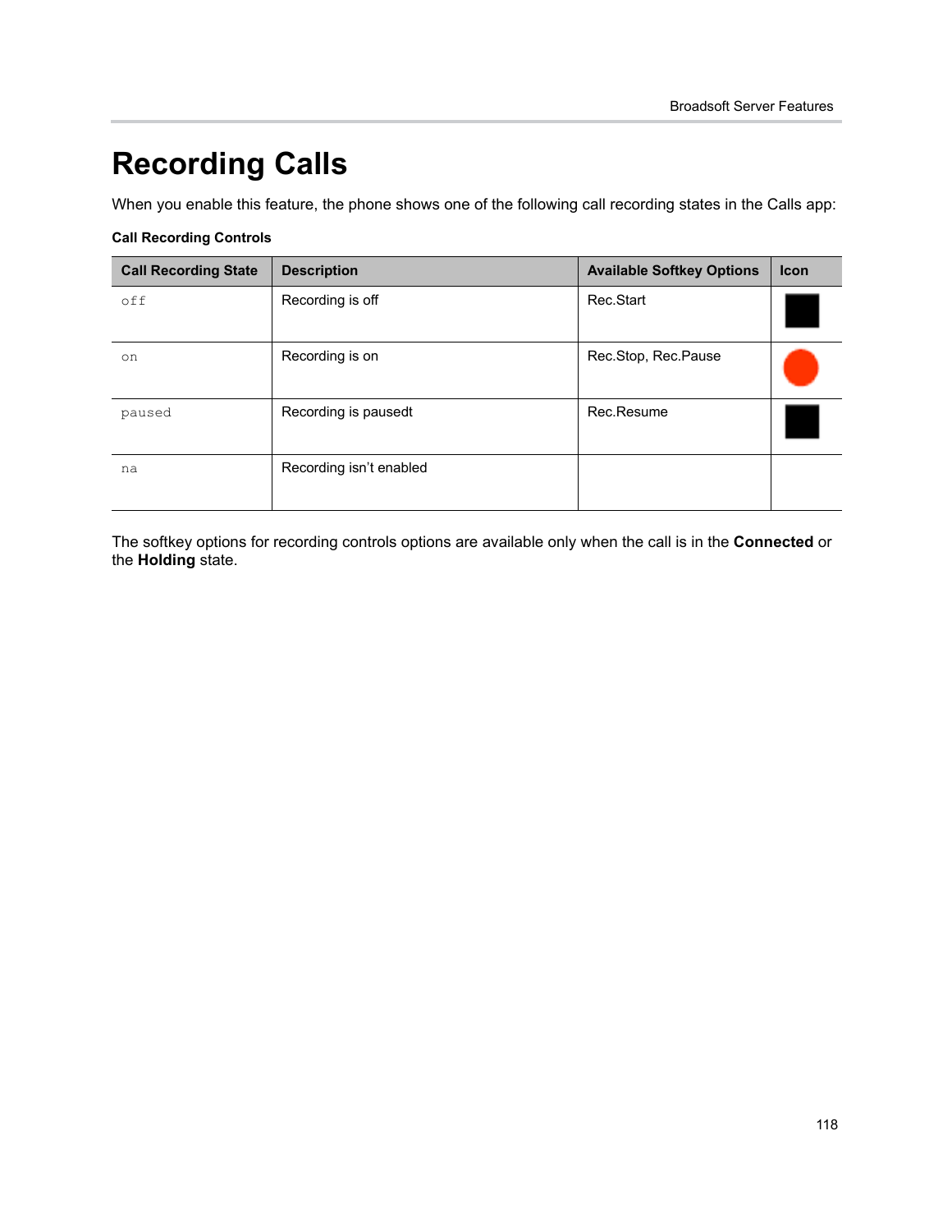# Recording Calls

When you enable this feature, the phone shows one of the following call recording states in the Calls app:

**Call Recording Controls**

| Call Recording State | Description | Available Softkey Options | Icon |
|---|---|---|---|
| off | Recording is off | Rec.Start | ■ |
| on | Recording is on | Rec.Stop, Rec.Pause | ● |
| paused | Recording is pausedt | Rec.Resume | ■ |
| na | Recording isn't enabled | | |

The softkey options for recording controls options are available only when the call is in the **Connected** or the **Holding** state.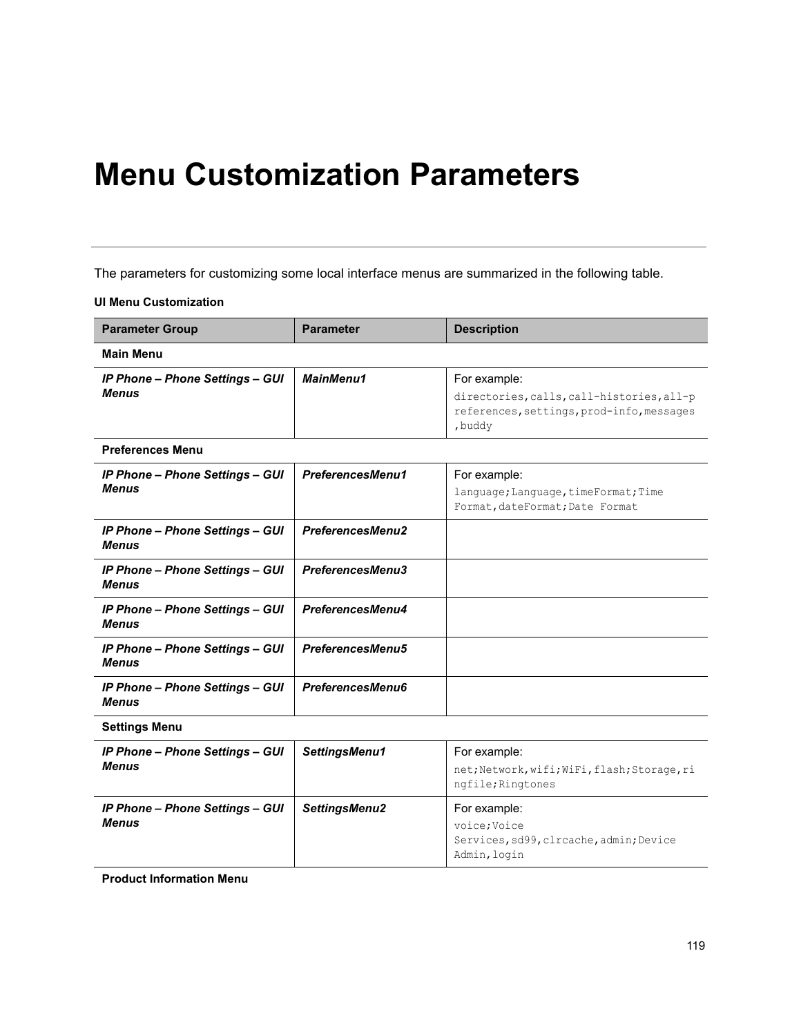# Menu Customization Parameters

The parameters for customizing some local interface menus are summarized in the following table.

**UI Menu Customization**

| Parameter Group | Parameter | Description |
|---|---|---|
| **Main Menu** | | |
| ***IP Phone – Phone Settings – GUI Menus*** | ***MainMenu1*** | For example: `directories,calls,call-histories,all-preferences,settings,prod-info,messages,buddy` |
| **Preferences Menu** | | |
| ***IP Phone – Phone Settings – GUI Menus*** | ***PreferencesMenu1*** | For example: `language;Language,timeFormat;Time Format,dateFormat;Date Format` |
| ***IP Phone – Phone Settings – GUI Menus*** | ***PreferencesMenu2*** | |
| ***IP Phone – Phone Settings – GUI Menus*** | ***PreferencesMenu3*** | |
| ***IP Phone – Phone Settings – GUI Menus*** | ***PreferencesMenu4*** | |
| ***IP Phone – Phone Settings – GUI Menus*** | ***PreferencesMenu5*** | |
| ***IP Phone – Phone Settings – GUI Menus*** | ***PreferencesMenu6*** | |
| **Settings Menu** | | |
| ***IP Phone – Phone Settings – GUI Menus*** | ***SettingsMenu1*** | For example: `net;Network,wifi;WiFi,flash;Storage,ringfile;Ringtones` |
| ***IP Phone – Phone Settings – GUI Menus*** | ***SettingsMenu2*** | For example: `voice;Voice Services,sd99,clrcache,admin;Device Admin,login` |
| **Product Information Menu** | | |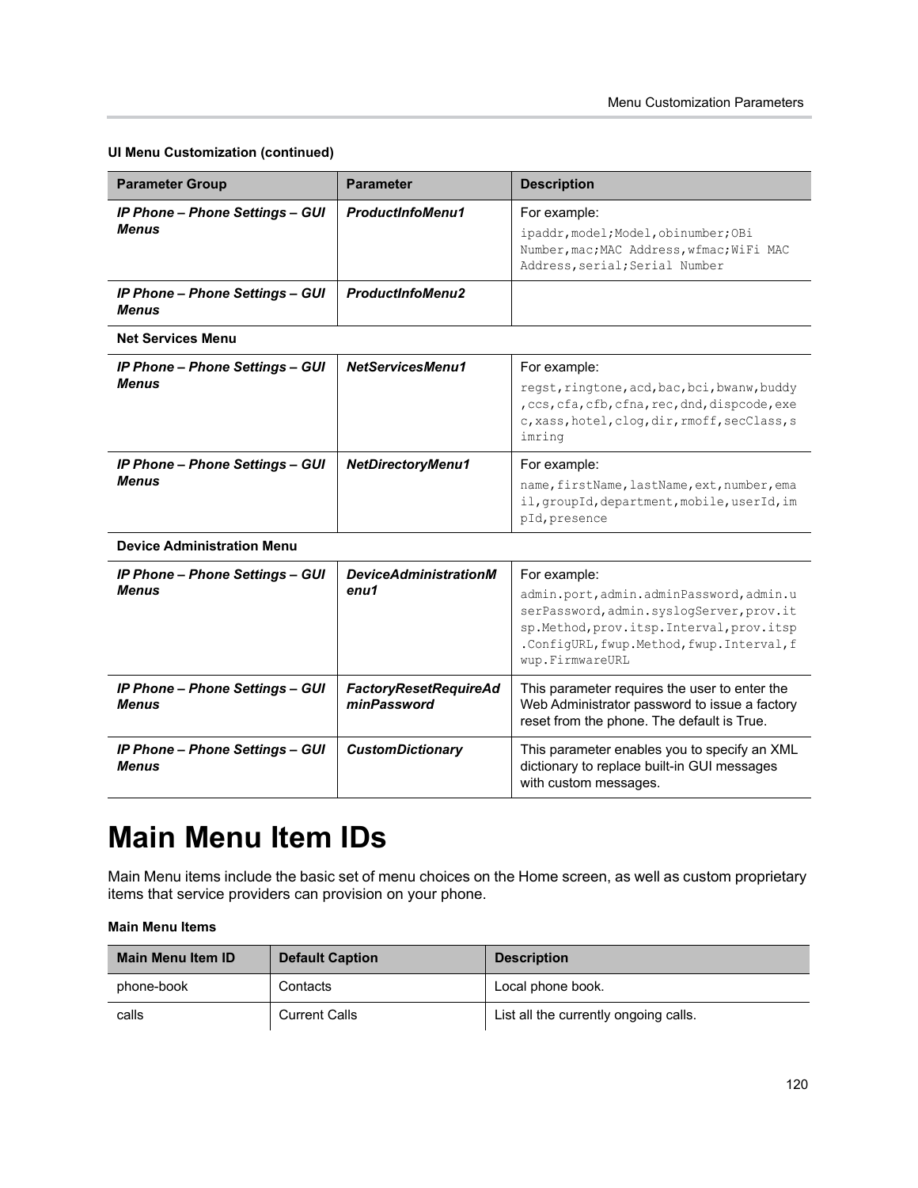**UI Menu Customization (continued)**

| Parameter Group | Parameter | Description |
|---|---|---|
| ***IP Phone – Phone Settings – GUI Menus*** | ***ProductInfoMenu1*** | For example: `ipaddr,model;Model,obinumber;OBi Number,mac;MAC Address,wfmac;WiFi MAC Address,serial;Serial Number` |
| ***IP Phone – Phone Settings – GUI Menus*** | ***ProductInfoMenu2*** | |
| **Net Services Menu** | | |
| ***IP Phone – Phone Settings – GUI Menus*** | ***NetServicesMenu1*** | For example: `regst,ringtone,acd,bac,bci,bwanw,buddy,ccs,cfa,cfb,cfna,rec,dnd,dispcode,exec,xass,hotel,clog,dir,rmoff,secClass,simring` |
| ***IP Phone – Phone Settings – GUI Menus*** | ***NetDirectoryMenu1*** | For example: `name,firstName,lastName,ext,number,email,groupId,department,mobile,userId,impId,presence` |
| **Device Administration Menu** | | |
| ***IP Phone – Phone Settings – GUI Menus*** | ***DeviceAdministrationMenu1*** | For example: `admin.port,admin.adminPassword,admin.userPassword,admin.syslogServer,prov.itsp.Method,prov.itsp.Interval,prov.itsp.ConfigURL,fwup.Method,fwup.Interval,fwup.FirmwareURL` |
| ***IP Phone – Phone Settings – GUI Menus*** | ***FactoryResetRequireAdminPassword*** | This parameter requires the user to enter the Web Administrator password to issue a factory reset from the phone. The default is True. |
| ***IP Phone – Phone Settings – GUI Menus*** | ***CustomDictionary*** | This parameter enables you to specify an XML dictionary to replace built-in GUI messages with custom messages. |

# Main Menu Item IDs

Main Menu items include the basic set of menu choices on the Home screen, as well as custom proprietary items that service providers can provision on your phone.

**Main Menu Items**

| Main Menu Item ID | Default Caption | Description |
|---|---|---|
| phone-book | Contacts | Local phone book. |
| calls | Current Calls | List all the currently ongoing calls. |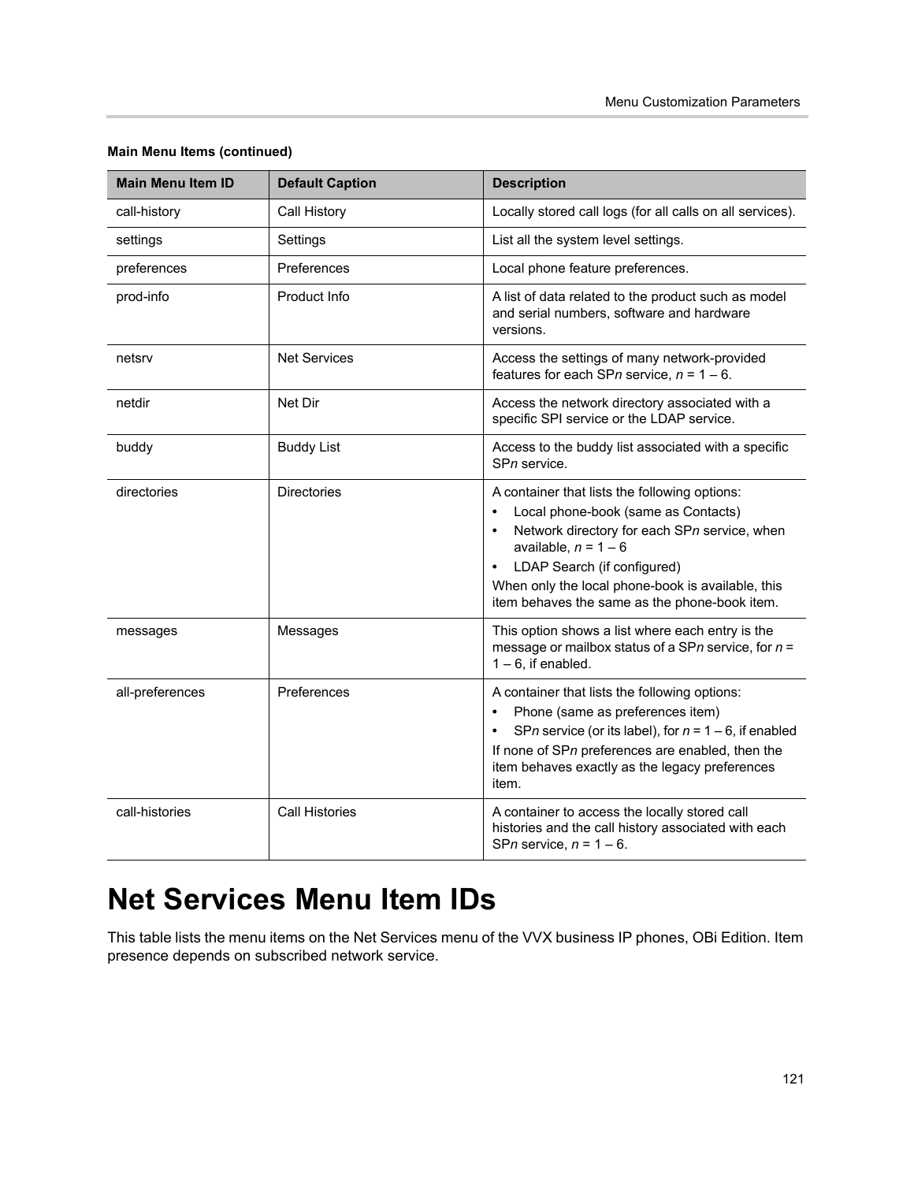**Main Menu Items (continued)**

| Main Menu Item ID | Default Caption | Description |
| --- | --- | --- |
| call-history | Call History | Locally stored call logs (for all calls on all services). |
| settings | Settings | List all the system level settings. |
| preferences | Preferences | Local phone feature preferences. |
| prod-info | Product Info | A list of data related to the product such as model and serial numbers, software and hardware versions. |
| netsrv | Net Services | Access the settings of many network-provided features for each SP*n* service, *n* = 1 – 6. |
| netdir | Net Dir | Access the network directory associated with a specific SPI service or the LDAP service. |
| buddy | Buddy List | Access to the buddy list associated with a specific SP*n* service. |
| directories | Directories | A container that lists the following options:<br>• Local phone-book (same as Contacts)<br>• Network directory for each SP*n* service, when available, *n* = 1 – 6<br>• LDAP Search (if configured)<br>When only the local phone-book is available, this item behaves the same as the phone-book item. |
| messages | Messages | This option shows a list where each entry is the message or mailbox status of a SP*n* service, for *n* = 1 – 6, if enabled. |
| all-preferences | Preferences | A container that lists the following options:<br>• Phone (same as preferences item)<br>• SP*n* service (or its label), for *n* = 1 – 6, if enabled<br>If none of SP*n* preferences are enabled, then the item behaves exactly as the legacy preferences item. |
| call-histories | Call Histories | A container to access the locally stored call histories and the call history associated with each SP*n* service, *n* = 1 – 6. |

# Net Services Menu Item IDs

This table lists the menu items on the Net Services menu of the VVX business IP phones, OBi Edition. Item presence depends on subscribed network service.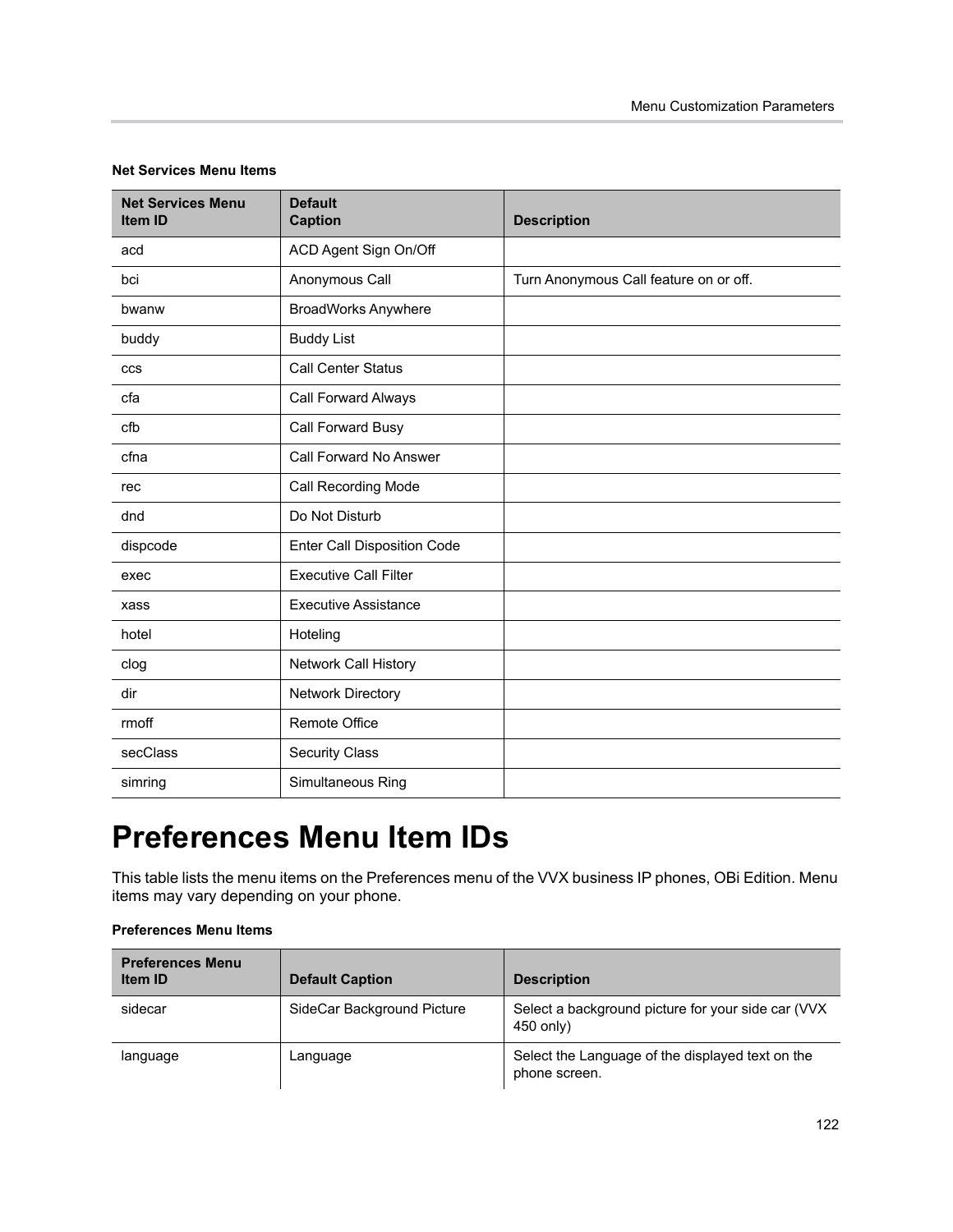**Net Services Menu Items**

| Net Services Menu Item ID | Default Caption | Description |
| --- | --- | --- |
| acd | ACD Agent Sign On/Off | |
| bci | Anonymous Call | Turn Anonymous Call feature on or off. |
| bwanw | BroadWorks Anywhere | |
| buddy | Buddy List | |
| ccs | Call Center Status | |
| cfa | Call Forward Always | |
| cfb | Call Forward Busy | |
| cfna | Call Forward No Answer | |
| rec | Call Recording Mode | |
| dnd | Do Not Disturb | |
| dispcode | Enter Call Disposition Code | |
| exec | Executive Call Filter | |
| xass | Executive Assistance | |
| hotel | Hoteling | |
| clog | Network Call History | |
| dir | Network Directory | |
| rmoff | Remote Office | |
| secClass | Security Class | |
| simring | Simultaneous Ring | |

# Preferences Menu Item IDs

This table lists the menu items on the Preferences menu of the VVX business IP phones, OBi Edition. Menu items may vary depending on your phone.

**Preferences Menu Items**

| Preferences Menu Item ID | Default Caption | Description |
| --- | --- | --- |
| sidecar | SideCar Background Picture | Select a background picture for your side car (VVX 450 only) |
| language | Language | Select the Language of the displayed text on the phone screen. |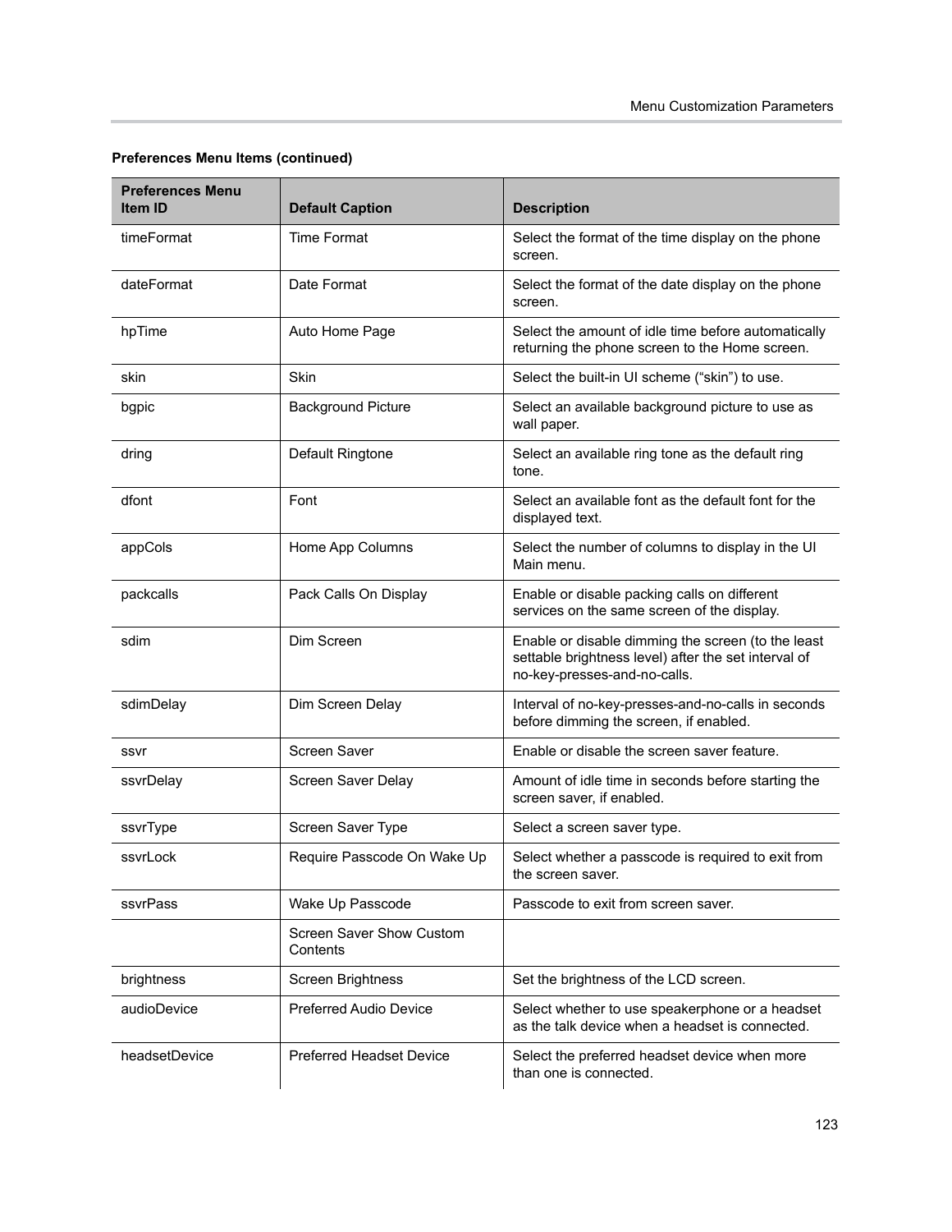**Preferences Menu Items (continued)**

| Preferences Menu Item ID | Default Caption | Description |
|---|---|---|
| timeFormat | Time Format | Select the format of the time display on the phone screen. |
| dateFormat | Date Format | Select the format of the date display on the phone screen. |
| hpTime | Auto Home Page | Select the amount of idle time before automatically returning the phone screen to the Home screen. |
| skin | Skin | Select the built-in UI scheme ("skin") to use. |
| bgpic | Background Picture | Select an available background picture to use as wall paper. |
| dring | Default Ringtone | Select an available ring tone as the default ring tone. |
| dfont | Font | Select an available font as the default font for the displayed text. |
| appCols | Home App Columns | Select the number of columns to display in the UI Main menu. |
| packcalls | Pack Calls On Display | Enable or disable packing calls on different services on the same screen of the display. |
| sdim | Dim Screen | Enable or disable dimming the screen (to the least settable brightness level) after the set interval of no-key-presses-and-no-calls. |
| sdimDelay | Dim Screen Delay | Interval of no-key-presses-and-no-calls in seconds before dimming the screen, if enabled. |
| ssvr | Screen Saver | Enable or disable the screen saver feature. |
| ssvrDelay | Screen Saver Delay | Amount of idle time in seconds before starting the screen saver, if enabled. |
| ssvrType | Screen Saver Type | Select a screen saver type. |
| ssvrLock | Require Passcode On Wake Up | Select whether a passcode is required to exit from the screen saver. |
| ssvrPass | Wake Up Passcode | Passcode to exit from screen saver. |
| | Screen Saver Show Custom Contents | |
| brightness | Screen Brightness | Set the brightness of the LCD screen. |
| audioDevice | Preferred Audio Device | Select whether to use speakerphone or a headset as the talk device when a headset is connected. |
| headsetDevice | Preferred Headset Device | Select the preferred headset device when more than one is connected. |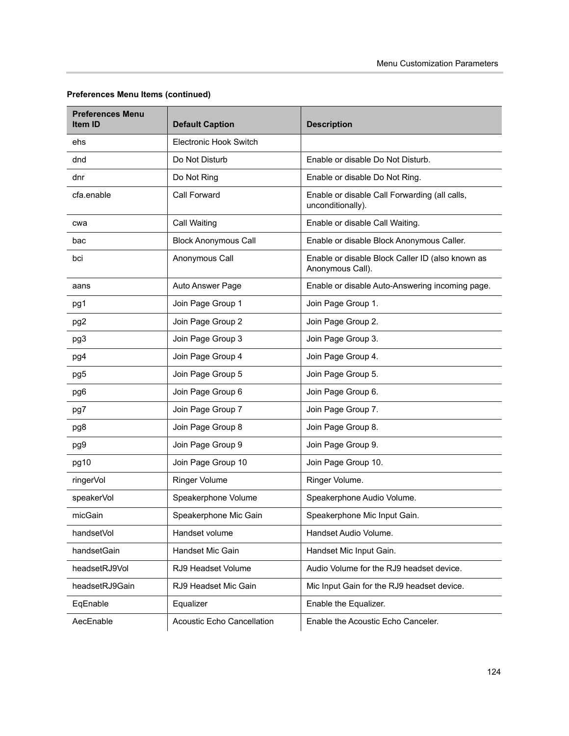**Preferences Menu Items (continued)**

| Preferences Menu Item ID | Default Caption | Description |
|---|---|---|
| ehs | Electronic Hook Switch | |
| dnd | Do Not Disturb | Enable or disable Do Not Disturb. |
| dnr | Do Not Ring | Enable or disable Do Not Ring. |
| cfa.enable | Call Forward | Enable or disable Call Forwarding (all calls, unconditionally). |
| cwa | Call Waiting | Enable or disable Call Waiting. |
| bac | Block Anonymous Call | Enable or disable Block Anonymous Caller. |
| bci | Anonymous Call | Enable or disable Block Caller ID (also known as Anonymous Call). |
| aans | Auto Answer Page | Enable or disable Auto-Answering incoming page. |
| pg1 | Join Page Group 1 | Join Page Group 1. |
| pg2 | Join Page Group 2 | Join Page Group 2. |
| pg3 | Join Page Group 3 | Join Page Group 3. |
| pg4 | Join Page Group 4 | Join Page Group 4. |
| pg5 | Join Page Group 5 | Join Page Group 5. |
| pg6 | Join Page Group 6 | Join Page Group 6. |
| pg7 | Join Page Group 7 | Join Page Group 7. |
| pg8 | Join Page Group 8 | Join Page Group 8. |
| pg9 | Join Page Group 9 | Join Page Group 9. |
| pg10 | Join Page Group 10 | Join Page Group 10. |
| ringerVol | Ringer Volume | Ringer Volume. |
| speakerVol | Speakerphone Volume | Speakerphone Audio Volume. |
| micGain | Speakerphone Mic Gain | Speakerphone Mic Input Gain. |
| handsetVol | Handset volume | Handset Audio Volume. |
| handsetGain | Handset Mic Gain | Handset Mic Input Gain. |
| headsetRJ9Vol | RJ9 Headset Volume | Audio Volume for the RJ9 headset device. |
| headsetRJ9Gain | RJ9 Headset Mic Gain | Mic Input Gain for the RJ9 headset device. |
| EqEnable | Equalizer | Enable the Equalizer. |
| AecEnable | Acoustic Echo Cancellation | Enable the Acoustic Echo Canceler. |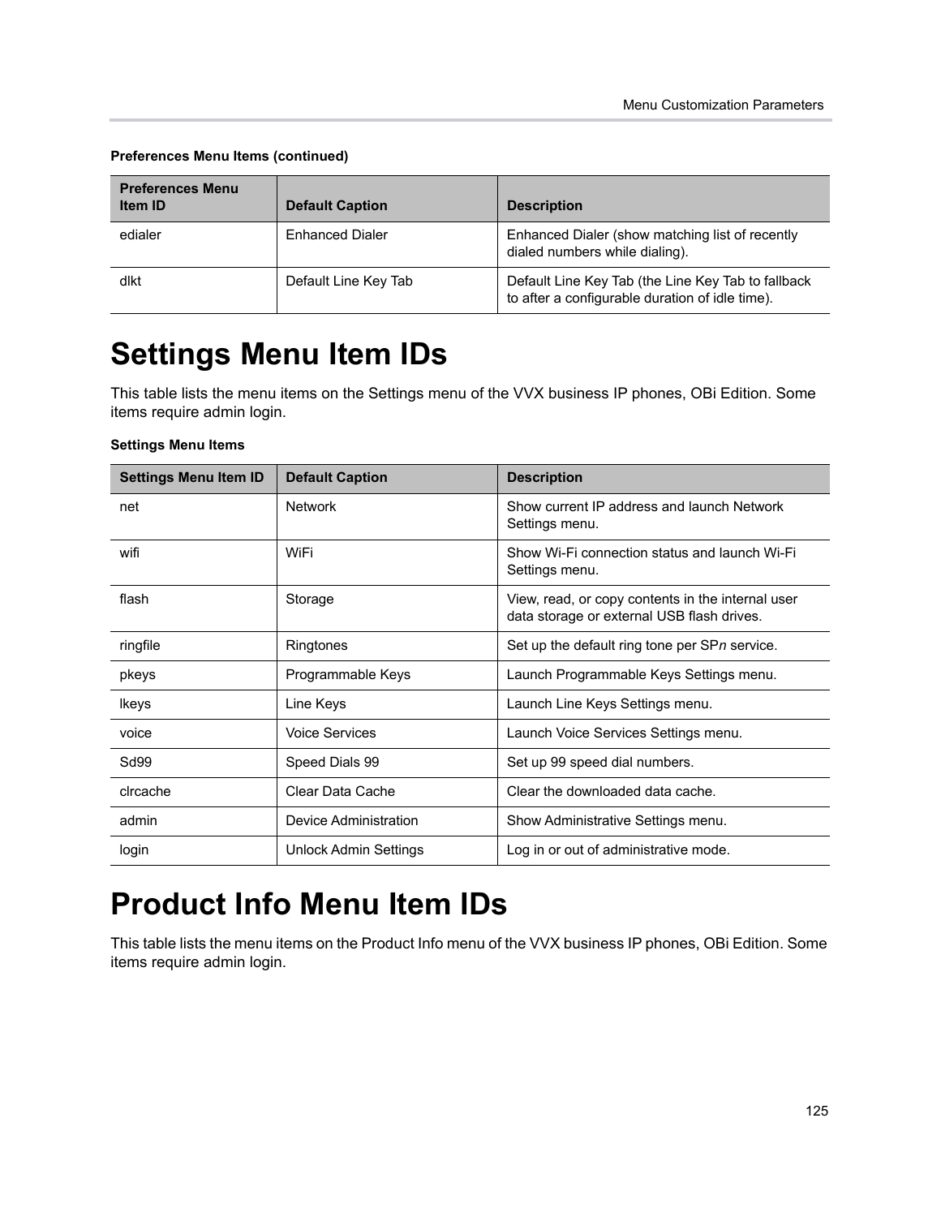**Preferences Menu Items (continued)**

| Preferences Menu Item ID | Default Caption | Description |
| --- | --- | --- |
| edialer | Enhanced Dialer | Enhanced Dialer (show matching list of recently dialed numbers while dialing). |
| dlkt | Default Line Key Tab | Default Line Key Tab (the Line Key Tab to fallback to after a configurable duration of idle time). |

# Settings Menu Item IDs

This table lists the menu items on the Settings menu of the VVX business IP phones, OBi Edition. Some items require admin login.

**Settings Menu Items**

| Settings Menu Item ID | Default Caption | Description |
| --- | --- | --- |
| net | Network | Show current IP address and launch Network Settings menu. |
| wifi | WiFi | Show Wi-Fi connection status and launch Wi-Fi Settings menu. |
| flash | Storage | View, read, or copy contents in the internal user data storage or external USB flash drives. |
| ringfile | Ringtones | Set up the default ring tone per SP*n* service. |
| pkeys | Programmable Keys | Launch Programmable Keys Settings menu. |
| lkeys | Line Keys | Launch Line Keys Settings menu. |
| voice | Voice Services | Launch Voice Services Settings menu. |
| Sd99 | Speed Dials 99 | Set up 99 speed dial numbers. |
| clrcache | Clear Data Cache | Clear the downloaded data cache. |
| admin | Device Administration | Show Administrative Settings menu. |
| login | Unlock Admin Settings | Log in or out of administrative mode. |

# Product Info Menu Item IDs

This table lists the menu items on the Product Info menu of the VVX business IP phones, OBi Edition. Some items require admin login.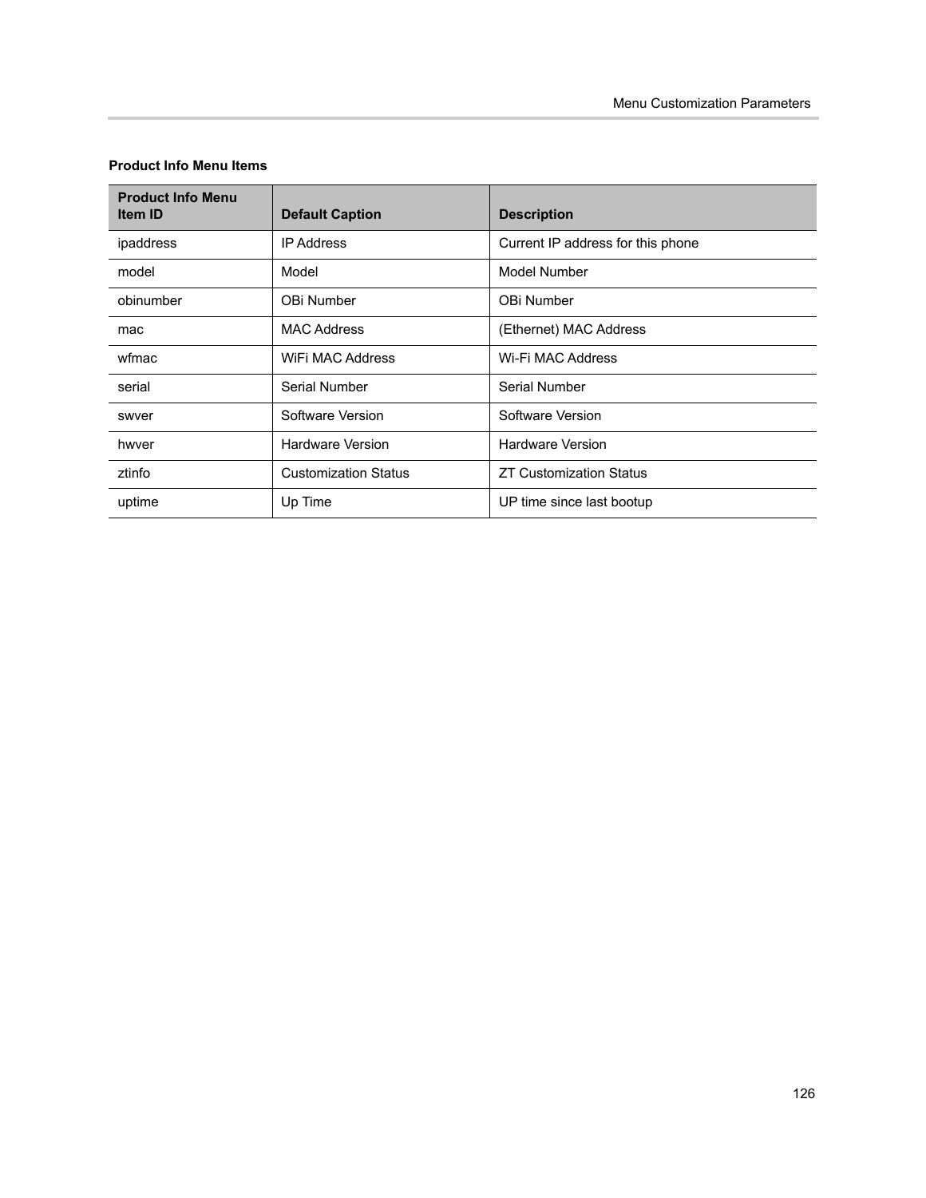**Product Info Menu Items**

| Product Info Menu Item ID | Default Caption | Description |
|---|---|---|
| ipaddress | IP Address | Current IP address for this phone |
| model | Model | Model Number |
| obinumber | OBi Number | OBi Number |
| mac | MAC Address | (Ethernet) MAC Address |
| wfmac | WiFi MAC Address | Wi-Fi MAC Address |
| serial | Serial Number | Serial Number |
| swver | Software Version | Software Version |
| hwver | Hardware Version | Hardware Version |
| ztinfo | Customization Status | ZT Customization Status |
| uptime | Up Time | UP time since last bootup |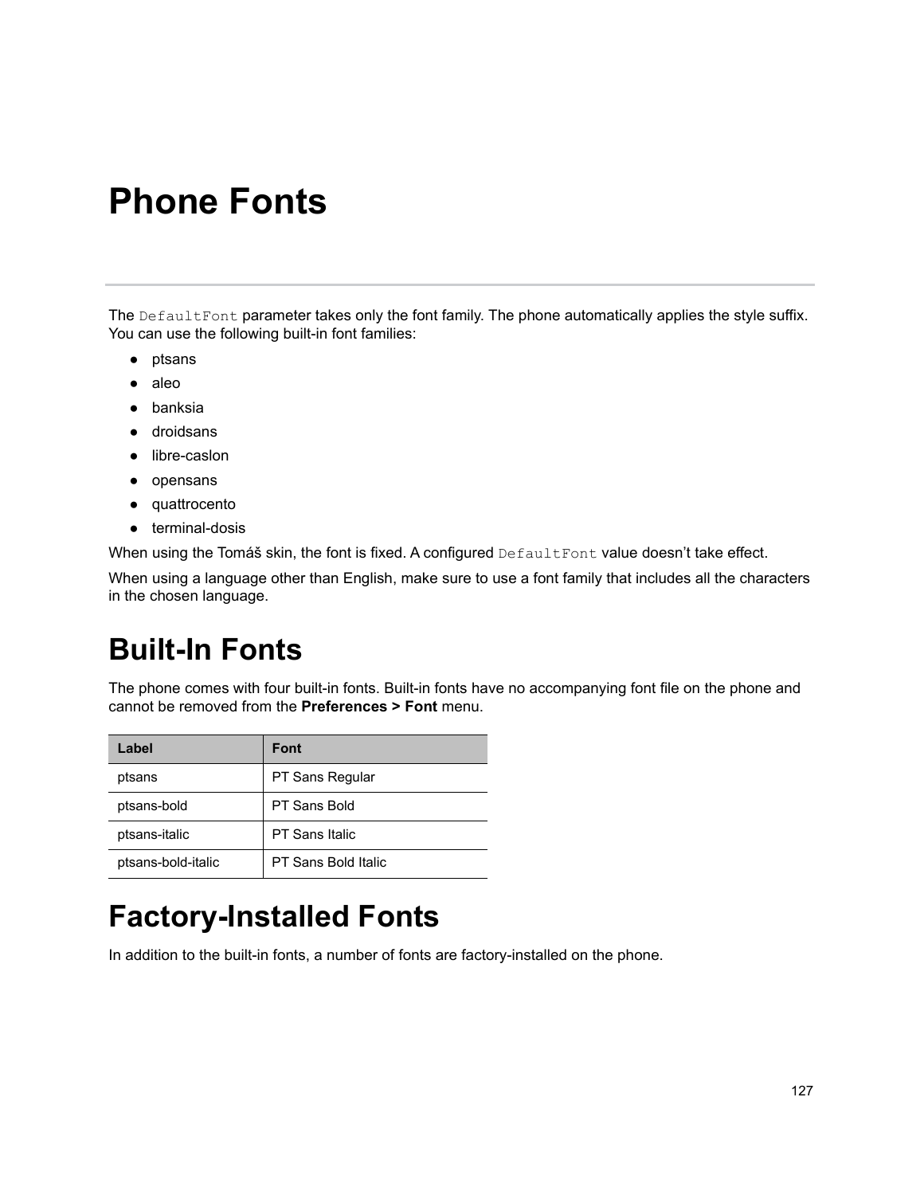# Phone Fonts

The `DefaultFont` parameter takes only the font family. The phone automatically applies the style suffix. You can use the following built-in font families:

- ptsans
- aleo
- banksia
- droidsans
- libre-caslon
- opensans
- quattrocento
- terminal-dosis

When using the Tomáš skin, the font is fixed. A configured `DefaultFont` value doesn’t take effect.

When using a language other than English, make sure to use a font family that includes all the characters in the chosen language.

## Built-In Fonts

The phone comes with four built-in fonts. Built-in fonts have no accompanying font file on the phone and cannot be removed from the **Preferences > Font** menu.

| Label | Font |
|---|---|
| ptsans | PT Sans Regular |
| ptsans-bold | PT Sans Bold |
| ptsans-italic | PT Sans Italic |
| ptsans-bold-italic | PT Sans Bold Italic |

## Factory-Installed Fonts

In addition to the built-in fonts, a number of fonts are factory-installed on the phone.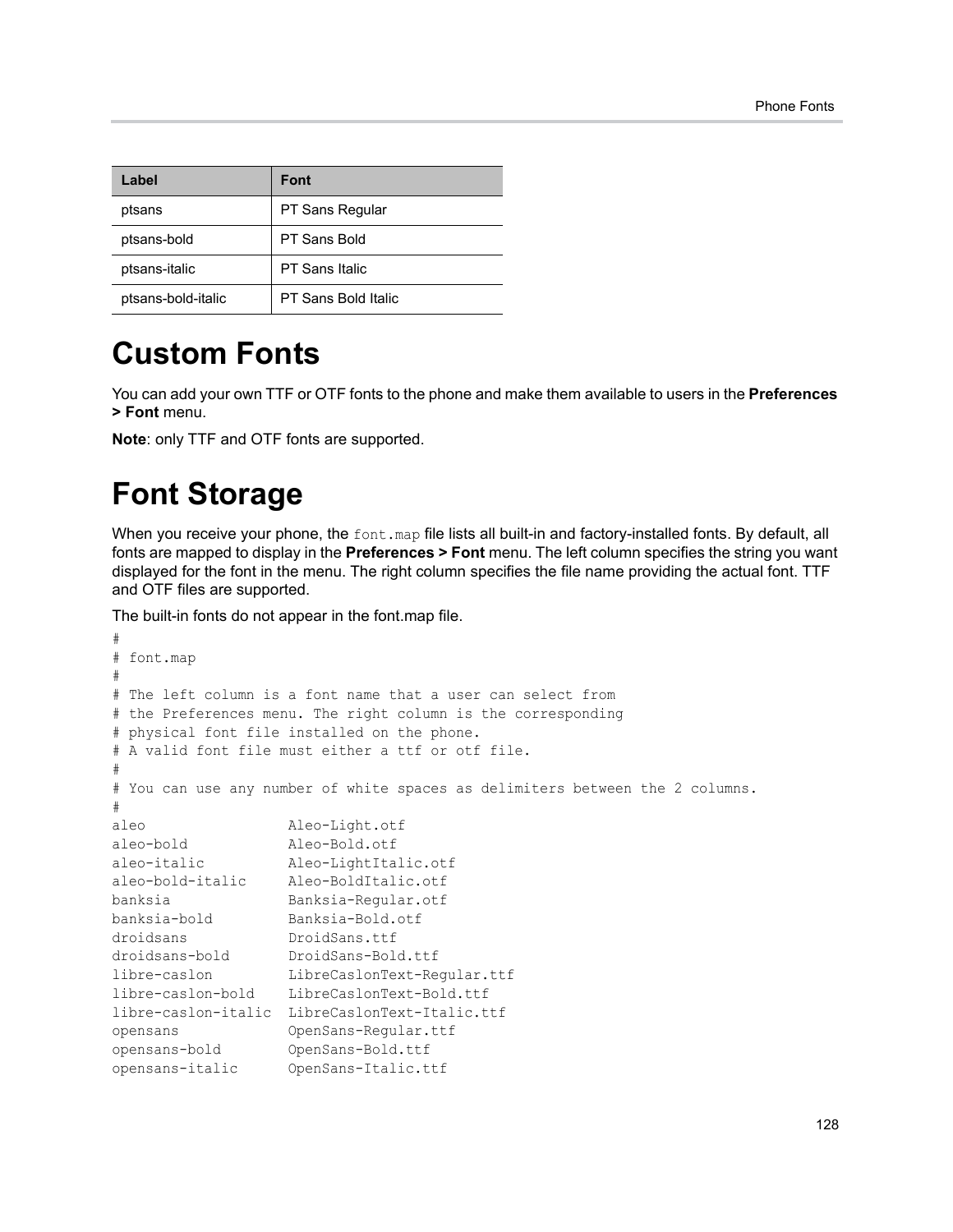| Label | Font |
| --- | --- |
| ptsans | PT Sans Regular |
| ptsans-bold | PT Sans Bold |
| ptsans-italic | PT Sans Italic |
| ptsans-bold-italic | PT Sans Bold Italic |

# Custom Fonts

You can add your own TTF or OTF fonts to the phone and make them available to users in the **Preferences > Font** menu.

**Note**: only TTF and OTF fonts are supported.

# Font Storage

When you receive your phone, the `font.map` file lists all built-in and factory-installed fonts. By default, all fonts are mapped to display in the **Preferences > Font** menu. The left column specifies the string you want displayed for the font in the menu. The right column specifies the file name providing the actual font. TTF and OTF files are supported.

The built-in fonts do not appear in the font.map file.

```
#
# font.map
#
# The left column is a font name that a user can select from
# the Preferences menu. The right column is the corresponding
# physical font file installed on the phone.
# A valid font file must either a ttf or otf file.
#
# You can use any number of white spaces as delimiters between the 2 columns.
#
aleo                Aleo-Light.otf
aleo-bold           Aleo-Bold.otf
aleo-italic         Aleo-LightItalic.otf
aleo-bold-italic    Aleo-BoldItalic.otf
banksia             Banksia-Regular.otf
banksia-bold        Banksia-Bold.otf
droidsans           DroidSans.ttf
droidsans-bold      DroidSans-Bold.ttf
libre-caslon        LibreCaslonText-Regular.ttf
libre-caslon-bold   LibreCaslonText-Bold.ttf
libre-caslon-italic LibreCaslonText-Italic.ttf
opensans            OpenSans-Regular.ttf
opensans-bold       OpenSans-Bold.ttf
opensans-italic     OpenSans-Italic.ttf
```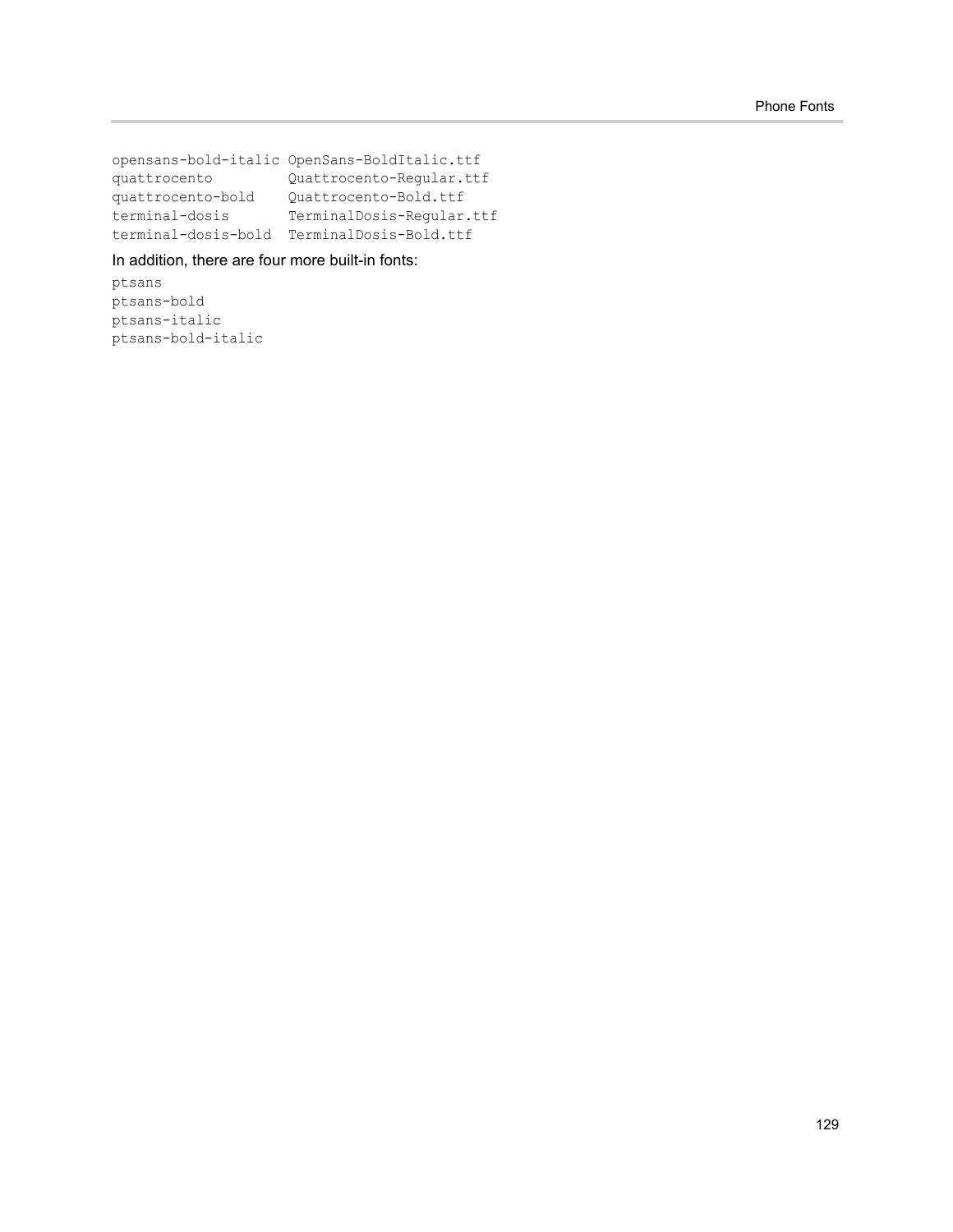```
opensans-bold-italic OpenSans-BoldItalic.ttf
quattrocento         Quattrocento-Regular.ttf
quattrocento-bold    Quattrocento-Bold.ttf
terminal-dosis       TerminalDosis-Regular.ttf
terminal-dosis-bold  TerminalDosis-Bold.ttf
```

In addition, there are four more built-in fonts:

```
ptsans
ptsans-bold
ptsans-italic
ptsans-bold-italic
```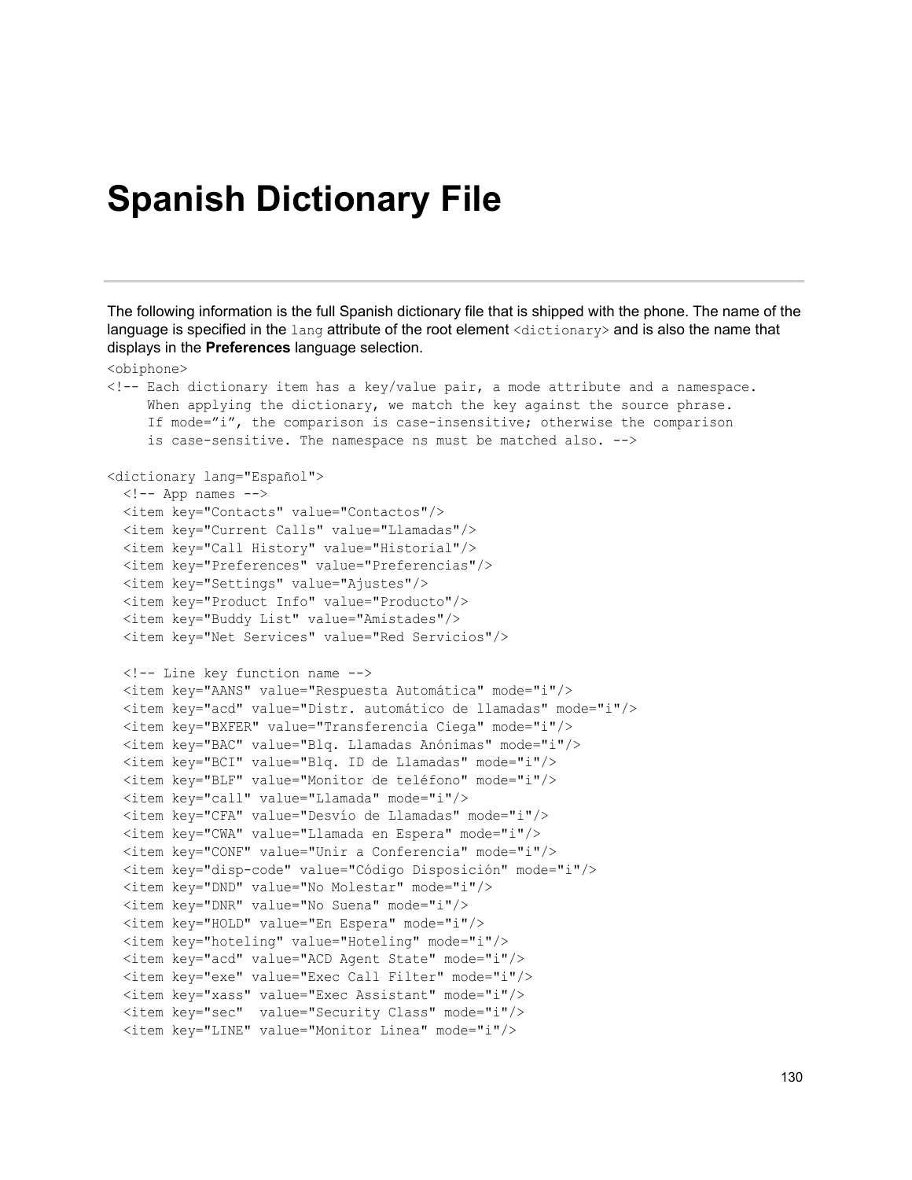# Spanish Dictionary File

The following information is the full Spanish dictionary file that is shipped with the phone. The name of the language is specified in the `lang` attribute of the root element `<dictionary>` and is also the name that displays in the **Preferences** language selection.

```
<obiphone>
<!-- Each dictionary item has a key/value pair, a mode attribute and a namespace.
     When applying the dictionary, we match the key against the source phrase.
     If mode="i", the comparison is case-insensitive; otherwise the comparison
     is case-sensitive. The namespace ns must be matched also. -->

<dictionary lang="Español">
  <!-- App names -->
  <item key="Contacts" value="Contactos"/>
  <item key="Current Calls" value="Llamadas"/>
  <item key="Call History" value="Historial"/>
  <item key="Preferences" value="Preferencias"/>
  <item key="Settings" value="Ajustes"/>
  <item key="Product Info" value="Producto"/>
  <item key="Buddy List" value="Amistades"/>
  <item key="Net Services" value="Red Servicios"/>

  <!-- Line key function name -->
  <item key="AANS" value="Respuesta Automática" mode="i"/>
  <item key="acd" value="Distr. automático de llamadas" mode="i"/>
  <item key="BXFER" value="Transferencia Ciega" mode="i"/>
  <item key="BAC" value="Blq. Llamadas Anónimas" mode="i"/>
  <item key="BCI" value="Blq. ID de Llamadas" mode="i"/>
  <item key="BLF" value="Monitor de teléfono" mode="i"/>
  <item key="call" value="Llamada" mode="i"/>
  <item key="CFA" value="Desvío de Llamadas" mode="i"/>
  <item key="CWA" value="Llamada en Espera" mode="i"/>
  <item key="CONF" value="Unir a Conferencia" mode="i"/>
  <item key="disp-code" value="Código Disposición" mode="i"/>
  <item key="DND" value="No Molestar" mode="i"/>
  <item key="DNR" value="No Suena" mode="i"/>
  <item key="HOLD" value="En Espera" mode="i"/>
  <item key="hoteling" value="Hoteling" mode="i"/>
  <item key="acd" value="ACD Agent State" mode="i"/>
  <item key="exe" value="Exec Call Filter" mode="i"/>
  <item key="xass" value="Exec Assistant" mode="i"/>
  <item key="sec"  value="Security Class" mode="i"/>
  <item key="LINE" value="Monitor Linea" mode="i"/>
```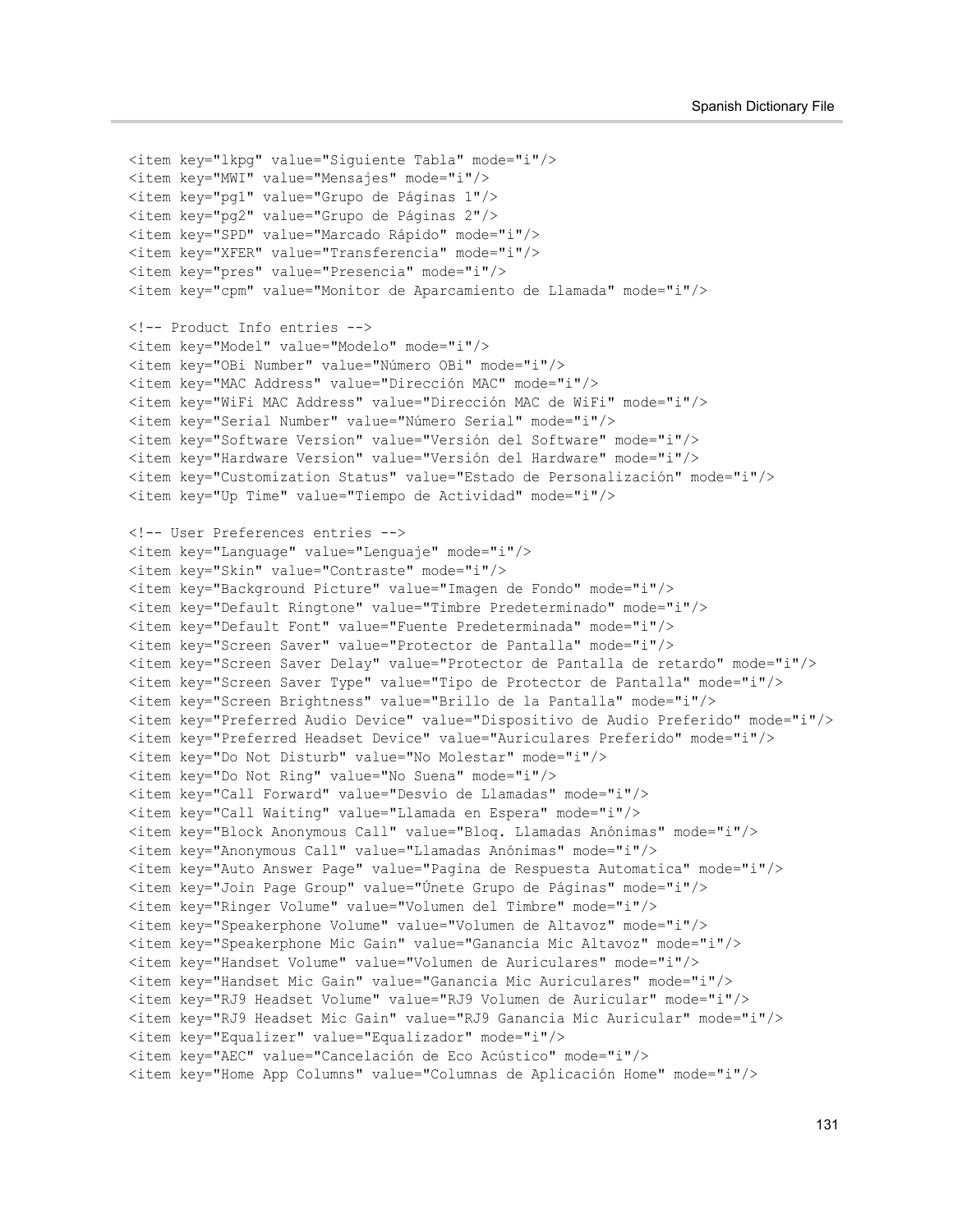```
<item key="lkpg" value="Siguiente Tabla" mode="i"/>
<item key="MWI" value="Mensajes" mode="i"/>
<item key="pg1" value="Grupo de Páginas 1"/>
<item key="pg2" value="Grupo de Páginas 2"/>
<item key="SPD" value="Marcado Rápido" mode="i"/>
<item key="XFER" value="Transferencia" mode="i"/>
<item key="pres" value="Presencia" mode="i"/>
<item key="cpm" value="Monitor de Aparcamiento de Llamada" mode="i"/>

<!-- Product Info entries -->
<item key="Model" value="Modelo" mode="i"/>
<item key="OBi Number" value="Número OBi" mode="i"/>
<item key="MAC Address" value="Dirección MAC" mode="i"/>
<item key="WiFi MAC Address" value="Dirección MAC de WiFi" mode="i"/>
<item key="Serial Number" value="Número Serial" mode="i"/>
<item key="Software Version" value="Versión del Software" mode="i"/>
<item key="Hardware Version" value="Versión del Hardware" mode="i"/>
<item key="Customization Status" value="Estado de Personalización" mode="i"/>
<item key="Up Time" value="Tiempo de Actividad" mode="i"/>

<!-- User Preferences entries -->
<item key="Language" value="Lenguaje" mode="i"/>
<item key="Skin" value="Contraste" mode="i"/>
<item key="Background Picture" value="Imagen de Fondo" mode="i"/>
<item key="Default Ringtone" value="Timbre Predeterminado" mode="i"/>
<item key="Default Font" value="Fuente Predeterminada" mode="i"/>
<item key="Screen Saver" value="Protector de Pantalla" mode="i"/>
<item key="Screen Saver Delay" value="Protector de Pantalla de retardo" mode="i"/>
<item key="Screen Saver Type" value="Tipo de Protector de Pantalla" mode="i"/>
<item key="Screen Brightness" value="Brillo de la Pantalla" mode="i"/>
<item key="Preferred Audio Device" value="Dispositivo de Audio Preferido" mode="i"/>
<item key="Preferred Headset Device" value="Auriculares Preferido" mode="i"/>
<item key="Do Not Disturb" value="No Molestar" mode="i"/>
<item key="Do Not Ring" value="No Suena" mode="i"/>
<item key="Call Forward" value="Desvío de Llamadas" mode="i"/>
<item key="Call Waiting" value="Llamada en Espera" mode="i"/>
<item key="Block Anonymous Call" value="Bloq. Llamadas Anónimas" mode="i"/>
<item key="Anonymous Call" value="Llamadas Anónimas" mode="i"/>
<item key="Auto Answer Page" value="Pagina de Respuesta Automatica" mode="i"/>
<item key="Join Page Group" value="Únete Grupo de Páginas" mode="i"/>
<item key="Ringer Volume" value="Volumen del Timbre" mode="i"/>
<item key="Speakerphone Volume" value="Volumen de Altavoz" mode="i"/>
<item key="Speakerphone Mic Gain" value="Ganancia Mic Altavoz" mode="i"/>
<item key="Handset Volume" value="Volumen de Auriculares" mode="i"/>
<item key="Handset Mic Gain" value="Ganancia Mic Auriculares" mode="i"/>
<item key="RJ9 Headset Volume" value="RJ9 Volumen de Auricular" mode="i"/>
<item key="RJ9 Headset Mic Gain" value="RJ9 Ganancia Mic Auricular" mode="i"/>
<item key="Equalizer" value="Equalizador" mode="i"/>
<item key="AEC" value="Cancelación de Eco Acústico" mode="i"/>
<item key="Home App Columns" value="Columnas de Aplicación Home" mode="i"/>
```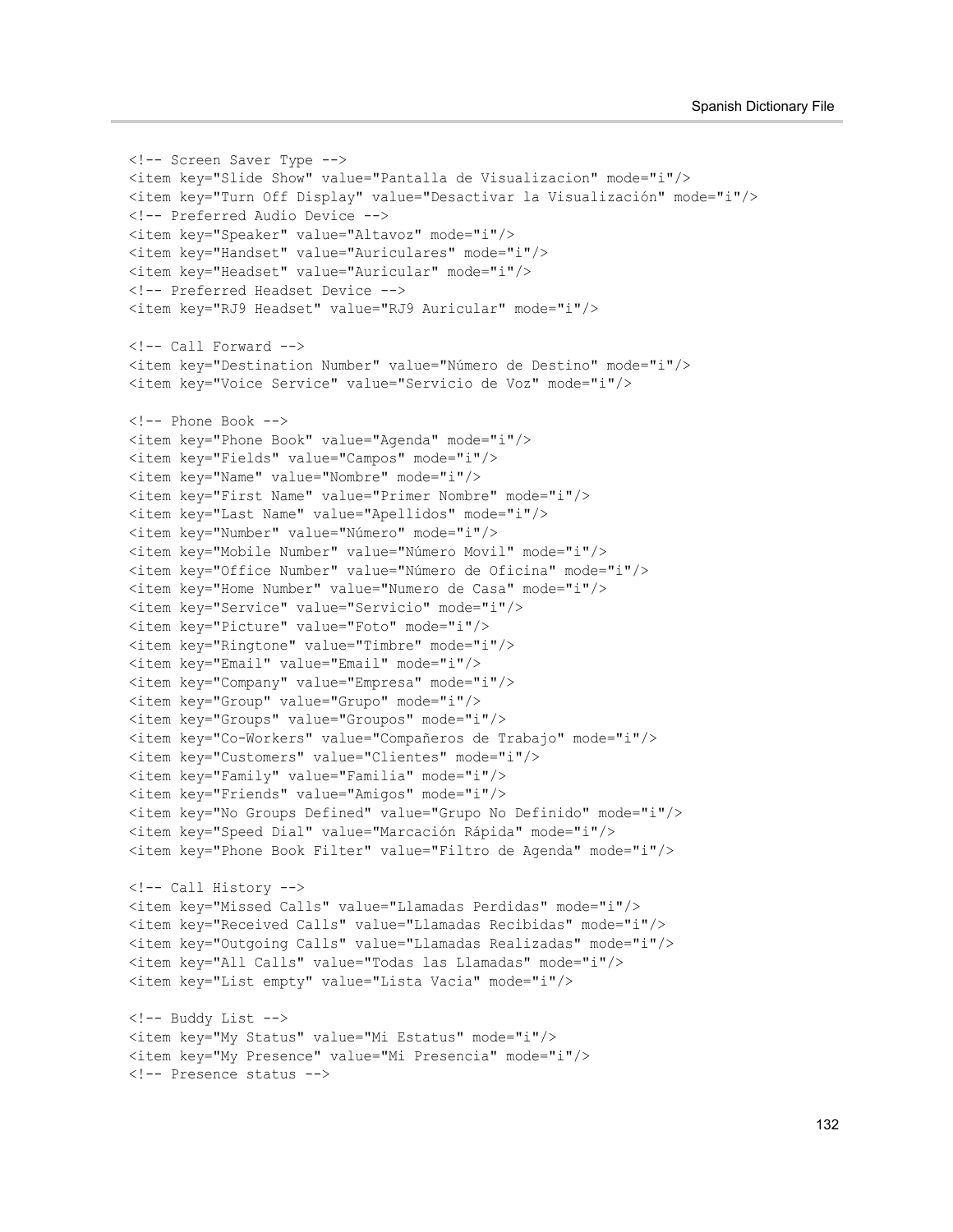```
<!-- Screen Saver Type -->
<item key="Slide Show" value="Pantalla de Visualizacion" mode="i"/>
<item key="Turn Off Display" value="Desactivar la Visualización" mode="i"/>
<!-- Preferred Audio Device -->
<item key="Speaker" value="Altavoz" mode="i"/>
<item key="Handset" value="Auriculares" mode="i"/>
<item key="Headset" value="Auricular" mode="i"/>
<!-- Preferred Headset Device -->
<item key="RJ9 Headset" value="RJ9 Auricular" mode="i"/>

<!-- Call Forward -->
<item key="Destination Number" value="Número de Destino" mode="i"/>
<item key="Voice Service" value="Servicio de Voz" mode="i"/>

<!-- Phone Book -->
<item key="Phone Book" value="Agenda" mode="i"/>
<item key="Fields" value="Campos" mode="i"/>
<item key="Name" value="Nombre" mode="i"/>
<item key="First Name" value="Primer Nombre" mode="i"/>
<item key="Last Name" value="Apellidos" mode="i"/>
<item key="Number" value="Número" mode="i"/>
<item key="Mobile Number" value="Número Movil" mode="i"/>
<item key="Office Number" value="Número de Oficina" mode="i"/>
<item key="Home Number" value="Numero de Casa" mode="i"/>
<item key="Service" value="Servicio" mode="i"/>
<item key="Picture" value="Foto" mode="i"/>
<item key="Ringtone" value="Timbre" mode="i"/>
<item key="Email" value="Email" mode="i"/>
<item key="Company" value="Empresa" mode="i"/>
<item key="Group" value="Grupo" mode="i"/>
<item key="Groups" value="Groupos" mode="i"/>
<item key="Co-Workers" value="Compañeros de Trabajo" mode="i"/>
<item key="Customers" value="Clientes" mode="i"/>
<item key="Family" value="Familia" mode="i"/>
<item key="Friends" value="Amigos" mode="i"/>
<item key="No Groups Defined" value="Grupo No Definido" mode="i"/>
<item key="Speed Dial" value="Marcación Rápida" mode="i"/>
<item key="Phone Book Filter" value="Filtro de Agenda" mode="i"/>

<!-- Call History -->
<item key="Missed Calls" value="Llamadas Perdidas" mode="i"/>
<item key="Received Calls" value="Llamadas Recibidas" mode="i"/>
<item key="Outgoing Calls" value="Llamadas Realizadas" mode="i"/>
<item key="All Calls" value="Todas las Llamadas" mode="i"/>
<item key="List empty" value="Lista Vacia" mode="i"/>

<!-- Buddy List -->
<item key="My Status" value="Mi Estatus" mode="i"/>
<item key="My Presence" value="Mi Presencia" mode="i"/>
<!-- Presence status -->
```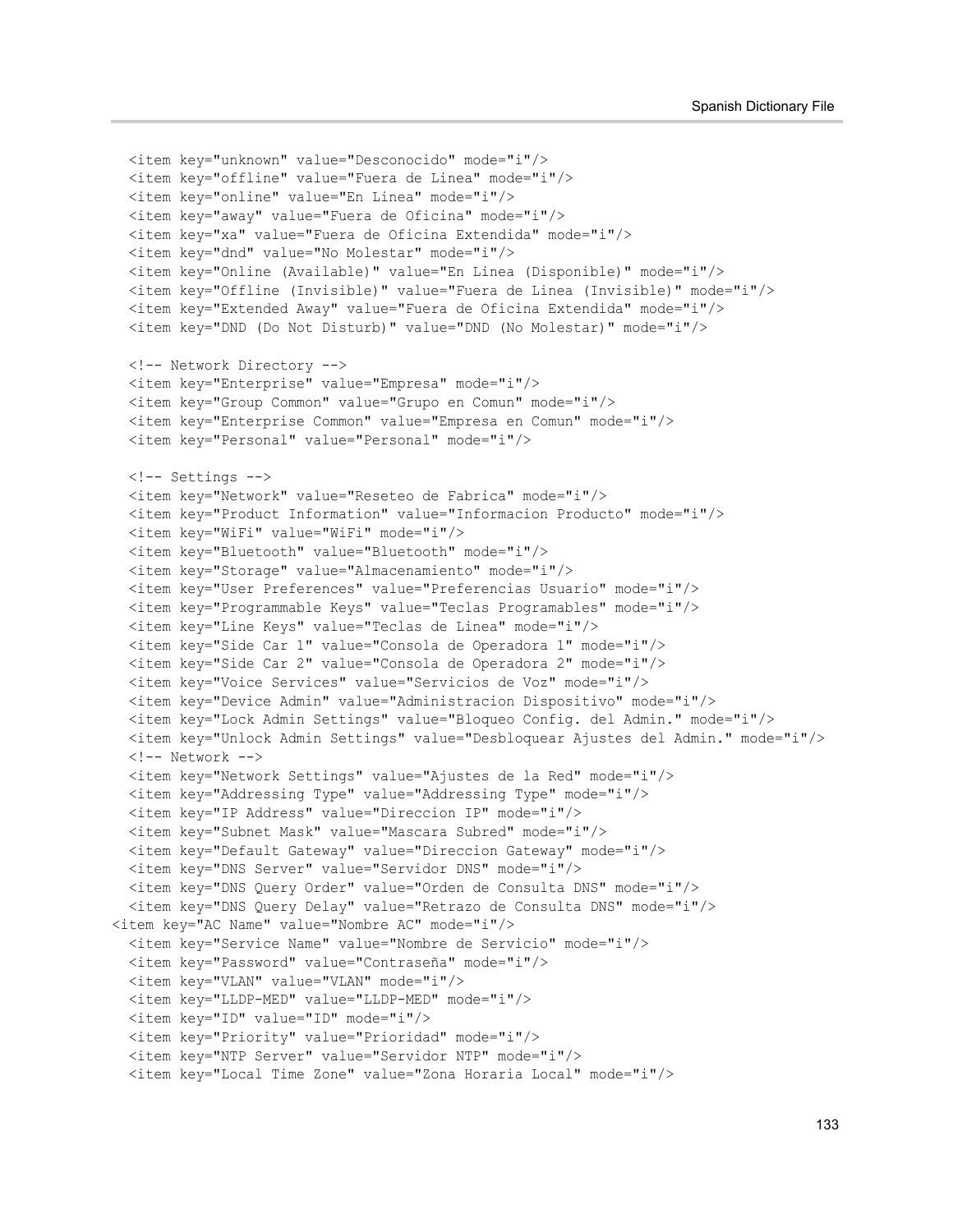```
  <item key="unknown" value="Desconocido" mode="i"/>
  <item key="offline" value="Fuera de Linea" mode="i"/>
  <item key="online" value="En Linea" mode="i"/>
  <item key="away" value="Fuera de Oficina" mode="i"/>
  <item key="xa" value="Fuera de Oficina Extendida" mode="i"/>
  <item key="dnd" value="No Molestar" mode="i"/>
  <item key="Online (Available)" value="En Linea (Disponible)" mode="i"/>
  <item key="Offline (Invisible)" value="Fuera de Linea (Invisible)" mode="i"/>
  <item key="Extended Away" value="Fuera de Oficina Extendida" mode="i"/>
  <item key="DND (Do Not Disturb)" value="DND (No Molestar)" mode="i"/>

  <!-- Network Directory -->
  <item key="Enterprise" value="Empresa" mode="i"/>
  <item key="Group Common" value="Grupo en Comun" mode="i"/>
  <item key="Enterprise Common" value="Empresa en Comun" mode="i"/>
  <item key="Personal" value="Personal" mode="i"/>

  <!-- Settings -->
  <item key="Network" value="Reseteo de Fabrica" mode="i"/>
  <item key="Product Information" value="Informacion Producto" mode="i"/>
  <item key="WiFi" value="WiFi" mode="i"/>
  <item key="Bluetooth" value="Bluetooth" mode="i"/>
  <item key="Storage" value="Almacenamiento" mode="i"/>
  <item key="User Preferences" value="Preferencias Usuario" mode="i"/>
  <item key="Programmable Keys" value="Teclas Programables" mode="i"/>
  <item key="Line Keys" value="Teclas de Linea" mode="i"/>
  <item key="Side Car 1" value="Consola de Operadora 1" mode="i"/>
  <item key="Side Car 2" value="Consola de Operadora 2" mode="i"/>
  <item key="Voice Services" value="Servicios de Voz" mode="i"/>
  <item key="Device Admin" value="Administracion Dispositivo" mode="i"/>
  <item key="Lock Admin Settings" value="Bloqueo Config. del Admin." mode="i"/>
  <item key="Unlock Admin Settings" value="Desbloquear Ajustes del Admin." mode="i"/>
  <!-- Network -->
  <item key="Network Settings" value="Ajustes de la Red" mode="i"/>
  <item key="Addressing Type" value="Addressing Type" mode="i"/>
  <item key="IP Address" value="Direccion IP" mode="i"/>
  <item key="Subnet Mask" value="Mascara Subred" mode="i"/>
  <item key="Default Gateway" value="Direccion Gateway" mode="i"/>
  <item key="DNS Server" value="Servidor DNS" mode="i"/>
  <item key="DNS Query Order" value="Orden de Consulta DNS" mode="i"/>
  <item key="DNS Query Delay" value="Retrazo de Consulta DNS" mode="i"/>
<item key="AC Name" value="Nombre AC" mode="i"/>
  <item key="Service Name" value="Nombre de Servicio" mode="i"/>
  <item key="Password" value="Contraseña" mode="i"/>
  <item key="VLAN" value="VLAN" mode="i"/>
  <item key="LLDP-MED" value="LLDP-MED" mode="i"/>
  <item key="ID" value="ID" mode="i"/>
  <item key="Priority" value="Prioridad" mode="i"/>
  <item key="NTP Server" value="Servidor NTP" mode="i"/>
  <item key="Local Time Zone" value="Zona Horaria Local" mode="i"/>
```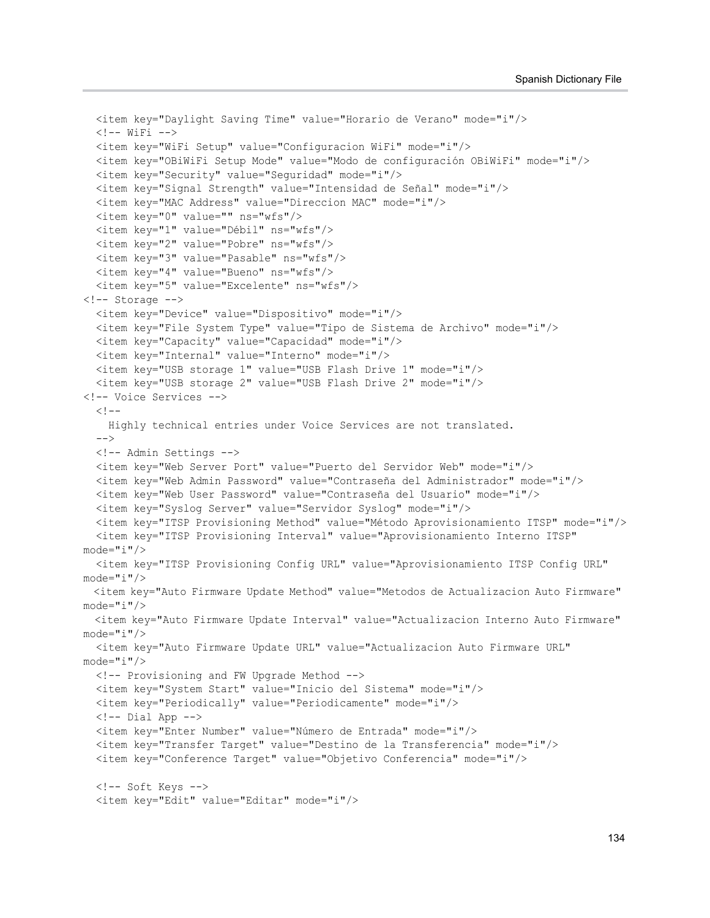```
  <item key="Daylight Saving Time" value="Horario de Verano" mode="i"/>
  <!-- WiFi -->
  <item key="WiFi Setup" value="Configuracion WiFi" mode="i"/>
  <item key="OBiWiFi Setup Mode" value="Modo de configuración OBiWiFi" mode="i"/>
  <item key="Security" value="Seguridad" mode="i"/>
  <item key="Signal Strength" value="Intensidad de Señal" mode="i"/>
  <item key="MAC Address" value="Direccion MAC" mode="i"/>
  <item key="0" value="" ns="wfs"/>
  <item key="1" value="Débil" ns="wfs"/>
  <item key="2" value="Pobre" ns="wfs"/>
  <item key="3" value="Pasable" ns="wfs"/>
  <item key="4" value="Bueno" ns="wfs"/>
  <item key="5" value="Excelente" ns="wfs"/>
<!-- Storage -->
  <item key="Device" value="Dispositivo" mode="i"/>
  <item key="File System Type" value="Tipo de Sistema de Archivo" mode="i"/>
  <item key="Capacity" value="Capacidad" mode="i"/>
  <item key="Internal" value="Interno" mode="i"/>
  <item key="USB storage 1" value="USB Flash Drive 1" mode="i"/>
  <item key="USB storage 2" value="USB Flash Drive 2" mode="i"/>
<!-- Voice Services -->
  <!--
    Highly technical entries under Voice Services are not translated.
  -->
  <!-- Admin Settings -->
  <item key="Web Server Port" value="Puerto del Servidor Web" mode="i"/>
  <item key="Web Admin Password" value="Contraseña del Administrador" mode="i"/>
  <item key="Web User Password" value="Contraseña del Usuario" mode="i"/>
  <item key="Syslog Server" value="Servidor Syslog" mode="i"/>
  <item key="ITSP Provisioning Method" value="Método Aprovisionamiento ITSP" mode="i"/>
  <item key="ITSP Provisioning Interval" value="Aprovisionamiento Interno ITSP"
mode="i"/>
  <item key="ITSP Provisioning Config URL" value="Aprovisionamiento ITSP Config URL"
mode="i"/>
  <item key="Auto Firmware Update Method" value="Metodos de Actualizacion Auto Firmware"
mode="i"/>
  <item key="Auto Firmware Update Interval" value="Actualizacion Interno Auto Firmware"
mode="i"/>
  <item key="Auto Firmware Update URL" value="Actualizacion Auto Firmware URL"
mode="i"/>
  <!-- Provisioning and FW Upgrade Method -->
  <item key="System Start" value="Inicio del Sistema" mode="i"/>
  <item key="Periodically" value="Periodicamente" mode="i"/>
  <!-- Dial App -->
  <item key="Enter Number" value="Número de Entrada" mode="i"/>
  <item key="Transfer Target" value="Destino de la Transferencia" mode="i"/>
  <item key="Conference Target" value="Objetivo Conferencia" mode="i"/>

  <!-- Soft Keys -->
  <item key="Edit" value="Editar" mode="i"/>
```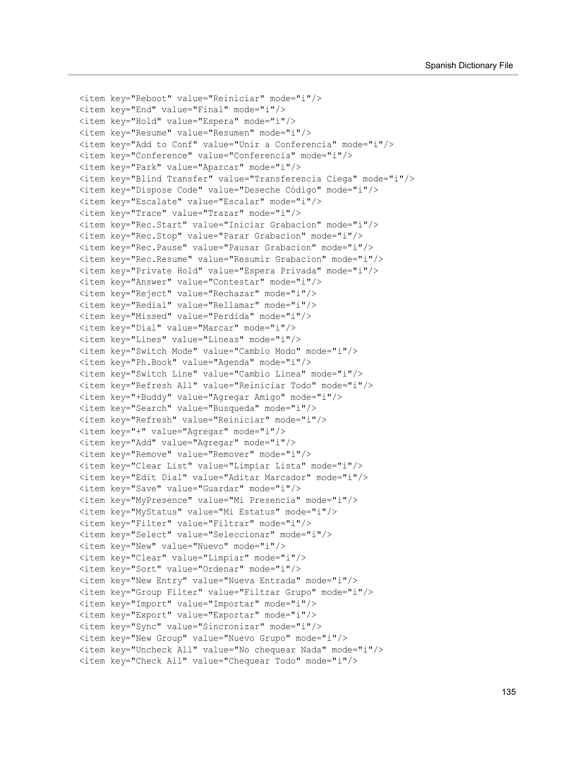```
<item key="Reboot" value="Reiniciar" mode="i"/>
<item key="End" value="Final" mode="i"/>
<item key="Hold" value="Espera" mode="i"/>
<item key="Resume" value="Resumen" mode="i"/>
<item key="Add to Conf" value="Unir a Conferencia" mode="i"/>
<item key="Conference" value="Conferencia" mode="i"/>
<item key="Park" value="Aparcar" mode="i"/>
<item key="Blind Transfer" value="Transferencia Ciega" mode="i"/>
<item key="Dispose Code" value="Deseche Código" mode="i"/>
<item key="Escalate" value="Escalar" mode="i"/>
<item key="Trace" value="Trazar" mode="i"/>
<item key="Rec.Start" value="Iniciar Grabacion" mode="i"/>
<item key="Rec.Stop" value="Parar Grabacion" mode="i"/>
<item key="Rec.Pause" value="Pausar Grabacion" mode="i"/>
<item key="Rec.Resume" value="Resumir Grabacion" mode="i"/>
<item key="Private Hold" value="Espera Privada" mode="i"/>
<item key="Answer" value="Contestar" mode="i"/>
<item key="Reject" value="Rechazar" mode="i"/>
<item key="Redial" value="Rellamar" mode="i"/>
<item key="Missed" value="Perdida" mode="i"/>
<item key="Dial" value="Marcar" mode="i"/>
<item key="Lines" value="Lineas" mode="i"/>
<item key="Switch Mode" value="Cambio Modo" mode="i"/>
<item key="Ph.Book" value="Agenda" mode="i"/>
<item key="Switch Line" value="Cambio Linea" mode="i"/>
<item key="Refresh All" value="Reiniciar Todo" mode="i"/>
<item key="+Buddy" value="Agregar Amigo" mode="i"/>
<item key="Search" value="Busqueda" mode="i"/>
<item key="Refresh" value="Reiniciar" mode="i"/>
<item key="+" value="Agregar" mode="i"/>
<item key="Add" value="Agregar" mode="i"/>
<item key="Remove" value="Remover" mode="i"/>
<item key="Clear List" value="Limpiar Lista" mode="i"/>
<item key="Edit Dial" value="Aditar Marcador" mode="i"/>
<item key="Save" value="Guardar" mode="i"/>
<item key="MyPresence" value="Mi Presencia" mode="i"/>
<item key="MyStatus" value="Mi Estatus" mode="i"/>
<item key="Filter" value="Filtrar" mode="i"/>
<item key="Select" value="Seleccionar" mode="i"/>
<item key="New" value="Nuevo" mode="i"/>
<item key="Clear" value="Limpiar" mode="i"/>
<item key="Sort" value="Ordenar" mode="i"/>
<item key="New Entry" value="Nueva Entrada" mode="i"/>
<item key="Group Filter" value="Filtrar Grupo" mode="i"/>
<item key="Import" value="Importar" mode="i"/>
<item key="Export" value="Exportar" mode="i"/>
<item key="Sync" value="Sincronizar" mode="i"/>
<item key="New Group" value="Nuevo Grupo" mode="i"/>
<item key="Uncheck All" value="No chequear Nada" mode="i"/>
<item key="Check All" value="Chequear Todo" mode="i"/>
```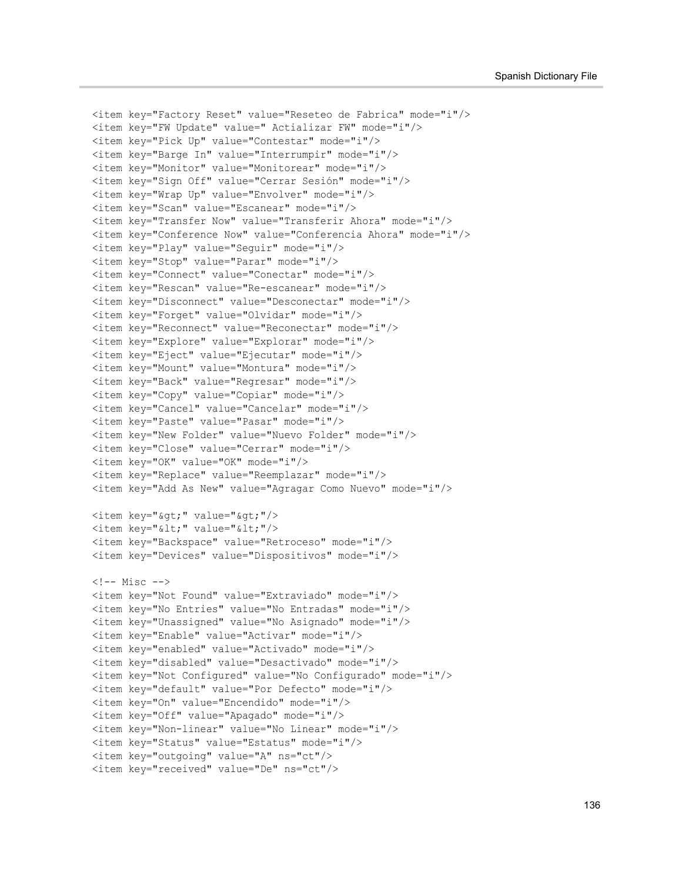```
<item key="Factory Reset" value="Reseteo de Fabrica" mode="i"/>
<item key="FW Update" value=" Actializar FW" mode="i"/>
<item key="Pick Up" value="Contestar" mode="i"/>
<item key="Barge In" value="Interrumpir" mode="i"/>
<item key="Monitor" value="Monitorear" mode="i"/>
<item key="Sign Off" value="Cerrar Sesión" mode="i"/>
<item key="Wrap Up" value="Envolver" mode="i"/>
<item key="Scan" value="Escanear" mode="i"/>
<item key="Transfer Now" value="Transferir Ahora" mode="i"/>
<item key="Conference Now" value="Conferencia Ahora" mode="i"/>
<item key="Play" value="Seguir" mode="i"/>
<item key="Stop" value="Parar" mode="i"/>
<item key="Connect" value="Conectar" mode="i"/>
<item key="Rescan" value="Re-escanear" mode="i"/>
<item key="Disconnect" value="Desconectar" mode="i"/>
<item key="Forget" value="Olvidar" mode="i"/>
<item key="Reconnect" value="Reconectar" mode="i"/>
<item key="Explore" value="Explorar" mode="i"/>
<item key="Eject" value="Ejecutar" mode="i"/>
<item key="Mount" value="Montura" mode="i"/>
<item key="Back" value="Regresar" mode="i"/>
<item key="Copy" value="Copiar" mode="i"/>
<item key="Cancel" value="Cancelar" mode="i"/>
<item key="Paste" value="Pasar" mode="i"/>
<item key="New Folder" value="Nuevo Folder" mode="i"/>
<item key="Close" value="Cerrar" mode="i"/>
<item key="OK" value="OK" mode="i"/>
<item key="Replace" value="Reemplazar" mode="i"/>
<item key="Add As New" value="Agragar Como Nuevo" mode="i"/>

<item key="&gt;" value="&gt;"/>
<item key="&lt;" value="&lt;"/>
<item key="Backspace" value="Retroceso" mode="i"/>
<item key="Devices" value="Dispositivos" mode="i"/>

<!-- Misc -->
<item key="Not Found" value="Extraviado" mode="i"/>
<item key="No Entries" value="No Entradas" mode="i"/>
<item key="Unassigned" value="No Asignado" mode="i"/>
<item key="Enable" value="Activar" mode="i"/>
<item key="enabled" value="Activado" mode="i"/>
<item key="disabled" value="Desactivado" mode="i"/>
<item key="Not Configured" value="No Configurado" mode="i"/>
<item key="default" value="Por Defecto" mode="i"/>
<item key="On" value="Encendido" mode="i"/>
<item key="Off" value="Apagado" mode="i"/>
<item key="Non-linear" value="No Linear" mode="i"/>
<item key="Status" value="Estatus" mode="i"/>
<item key="outgoing" value="A" ns="ct"/>
<item key="received" value="De" ns="ct"/>
```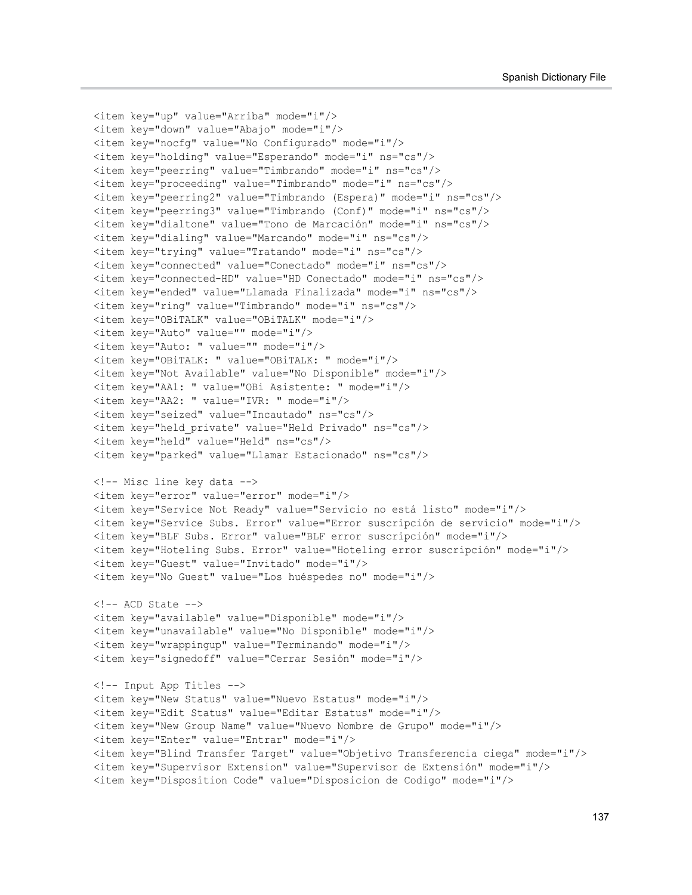```
<item key="up" value="Arriba" mode="i"/>
<item key="down" value="Abajo" mode="i"/>
<item key="nocfg" value="No Configurado" mode="i"/>
<item key="holding" value="Esperando" mode="i" ns="cs"/>
<item key="peerring" value="Timbrando" mode="i" ns="cs"/>
<item key="proceeding" value="Timbrando" mode="i" ns="cs"/>
<item key="peerring2" value="Timbrando (Espera)" mode="i" ns="cs"/>
<item key="peerring3" value="Timbrando (Conf)" mode="i" ns="cs"/>
<item key="dialtone" value="Tono de Marcación" mode="i" ns="cs"/>
<item key="dialing" value="Marcando" mode="i" ns="cs"/>
<item key="trying" value="Tratando" mode="i" ns="cs"/>
<item key="connected" value="Conectado" mode="i" ns="cs"/>
<item key="connected-HD" value="HD Conectado" mode="i" ns="cs"/>
<item key="ended" value="Llamada Finalizada" mode="i" ns="cs"/>
<item key="ring" value="Timbrando" mode="i" ns="cs"/>
<item key="OBiTALK" value="OBiTALK" mode="i"/>
<item key="Auto" value="" mode="i"/>
<item key="Auto: " value="" mode="i"/>
<item key="OBiTALK: " value="OBiTALK: " mode="i"/>
<item key="Not Available" value="No Disponible" mode="i"/>
<item key="AA1: " value="OBi Asistente: " mode="i"/>
<item key="AA2: " value="IVR: " mode="i"/>
<item key="seized" value="Incautado" ns="cs"/>
<item key="held_private" value="Held Privado" ns="cs"/>
<item key="held" value="Held" ns="cs"/>
<item key="parked" value="Llamar Estacionado" ns="cs"/>

<!-- Misc line key data -->
<item key="error" value="error" mode="i"/>
<item key="Service Not Ready" value="Servicio no está listo" mode="i"/>
<item key="Service Subs. Error" value="Error suscripción de servicio" mode="i"/>
<item key="BLF Subs. Error" value="BLF error suscripción" mode="i"/>
<item key="Hoteling Subs. Error" value="Hoteling error suscripción" mode="i"/>
<item key="Guest" value="Invitado" mode="i"/>
<item key="No Guest" value="Los huéspedes no" mode="i"/>

<!-- ACD State -->
<item key="available" value="Disponible" mode="i"/>
<item key="unavailable" value="No Disponible" mode="i"/>
<item key="wrappingup" value="Terminando" mode="i"/>
<item key="signedoff" value="Cerrar Sesión" mode="i"/>

<!-- Input App Titles -->
<item key="New Status" value="Nuevo Estatus" mode="i"/>
<item key="Edit Status" value="Editar Estatus" mode="i"/>
<item key="New Group Name" value="Nuevo Nombre de Grupo" mode="i"/>
<item key="Enter" value="Entrar" mode="i"/>
<item key="Blind Transfer Target" value="Objetivo Transferencia ciega" mode="i"/>
<item key="Supervisor Extension" value="Supervisor de Extensión" mode="i"/>
<item key="Disposition Code" value="Disposicion de Codigo" mode="i"/>
```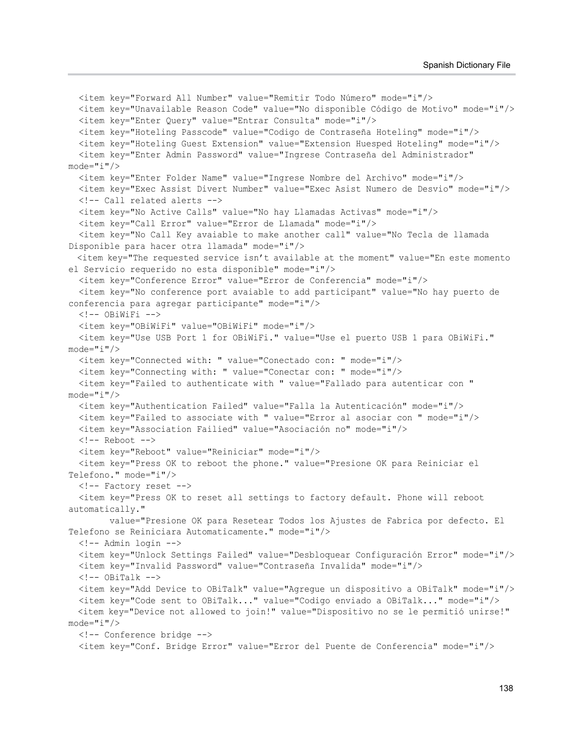```
  <item key="Forward All Number" value="Remitir Todo Número" mode="i"/>
  <item key="Unavailable Reason Code" value="No disponible Código de Motivo" mode="i"/>
  <item key="Enter Query" value="Entrar Consulta" mode="i"/>
  <item key="Hoteling Passcode" value="Codigo de Contraseña Hoteling" mode="i"/>
  <item key="Hoteling Guest Extension" value="Extension Huesped Hoteling" mode="i"/>
  <item key="Enter Admin Password" value="Ingrese Contraseña del Administrador"
mode="i"/>
  <item key="Enter Folder Name" value="Ingrese Nombre del Archivo" mode="i"/>
  <item key="Exec Assist Divert Number" value="Exec Asist Numero de Desvio" mode="i"/>
  <!-- Call related alerts -->
  <item key="No Active Calls" value="No hay Llamadas Activas" mode="i"/>
  <item key="Call Error" value="Error de Llamada" mode="i"/>
  <item key="No Call Key avaiable to make another call" value="No Tecla de llamada
Disponible para hacer otra llamada" mode="i"/>
 <item key="The requested service isn't available at the moment" value="En este momento
el Servicio requerido no esta disponible" mode="i"/>
  <item key="Conference Error" value="Error de Conferencia" mode="i"/>
  <item key="No conference port avaiable to add participant" value="No hay puerto de
conferencia para agregar participante" mode="i"/>
  <!-- OBiWiFi -->
  <item key="OBiWiFi" value="OBiWiFi" mode="i"/>
  <item key="Use USB Port 1 for OBiWiFi." value="Use el puerto USB 1 para OBiWiFi."
mode="i"/>
  <item key="Connected with: " value="Conectado con: " mode="i"/>
  <item key="Connecting with: " value="Conectar con: " mode="i"/>
  <item key="Failed to authenticate with " value="Fallado para autenticar con "
mode="i"/>
  <item key="Authentication Failed" value="Falla la Autenticación" mode="i"/>
  <item key="Failed to associate with " value="Error al asociar con " mode="i"/>
  <item key="Association Failied" value="Asociación no" mode="i"/>
  <!-- Reboot -->
  <item key="Reboot" value="Reiniciar" mode="i"/>
  <item key="Press OK to reboot the phone." value="Presione OK para Reiniciar el
Telefono." mode="i"/>
  <!-- Factory reset -->
  <item key="Press OK to reset all settings to factory default. Phone will reboot
automatically."
        value="Presione OK para Resetear Todos los Ajustes de Fabrica por defecto. El
Telefono se Reiniciara Automaticamente." mode="i"/>
  <!-- Admin login -->
  <item key="Unlock Settings Failed" value="Desbloquear Configuración Error" mode="i"/>
  <item key="Invalid Password" value="Contraseña Invalida" mode="i"/>
  <!-- OBiTalk -->
  <item key="Add Device to OBiTalk" value="Agregue un dispositivo a OBiTalk" mode="i"/>
  <item key="Code sent to OBiTalk..." value="Codigo enviado a OBiTalk..." mode="i"/>
 <item key="Device not allowed to join!" value="Dispositivo no se le permitió unirse!"
mode="i"/>
  <!-- Conference bridge -->
  <item key="Conf. Bridge Error" value="Error del Puente de Conferencia" mode="i"/>
```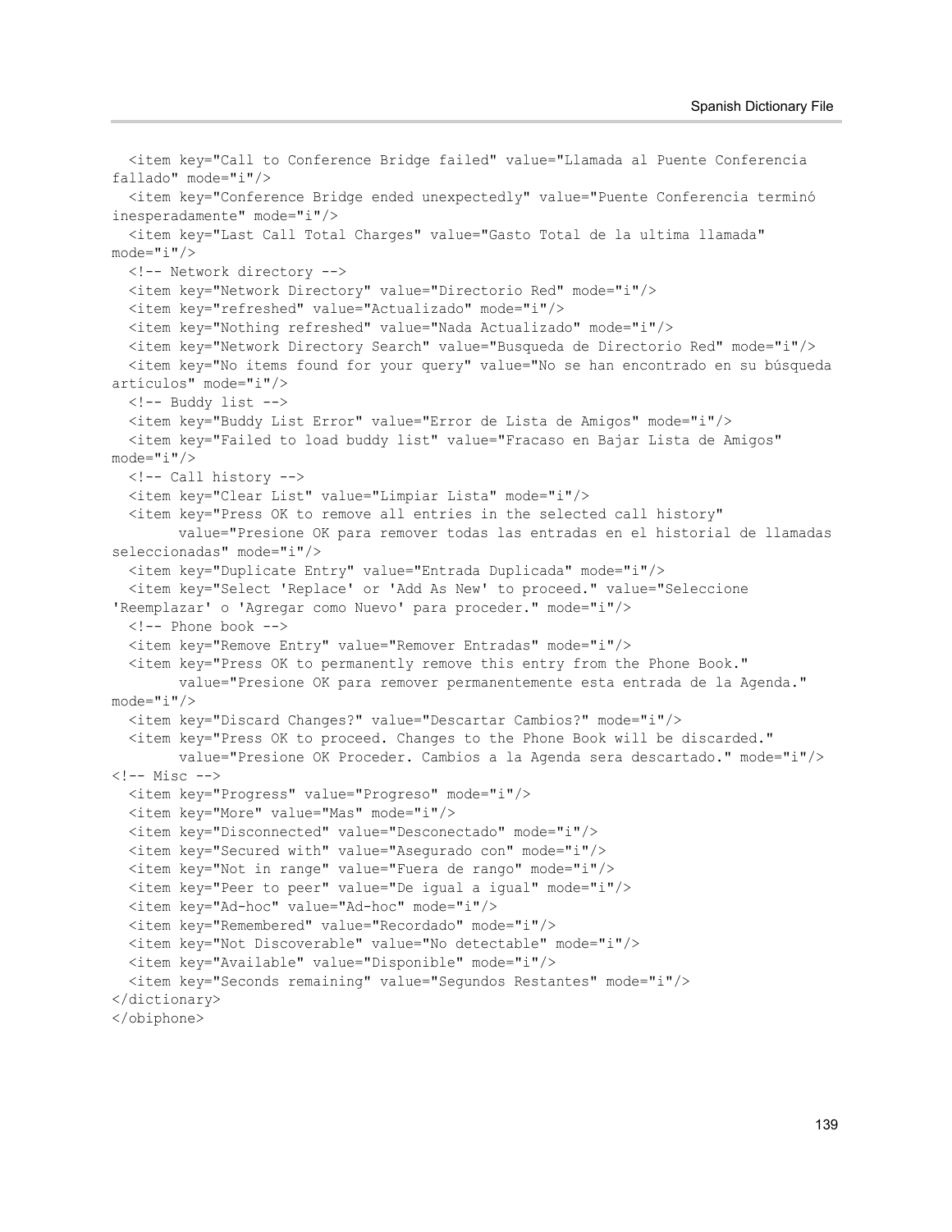```
  <item key="Call to Conference Bridge failed" value="Llamada al Puente Conferencia
fallado" mode="i"/>
  <item key="Conference Bridge ended unexpectedly" value="Puente Conferencia terminó
inesperadamente" mode="i"/>
  <item key="Last Call Total Charges" value="Gasto Total de la ultima llamada"
mode="i"/>
  <!-- Network directory -->
  <item key="Network Directory" value="Directorio Red" mode="i"/>
  <item key="refreshed" value="Actualizado" mode="i"/>
  <item key="Nothing refreshed" value="Nada Actualizado" mode="i"/>
  <item key="Network Directory Search" value="Busqueda de Directorio Red" mode="i"/>
  <item key="No items found for your query" value="No se han encontrado en su búsqueda
artículos" mode="i"/>
  <!-- Buddy list -->
  <item key="Buddy List Error" value="Error de Lista de Amigos" mode="i"/>
  <item key="Failed to load buddy list" value="Fracaso en Bajar Lista de Amigos"
mode="i"/>
  <!-- Call history -->
  <item key="Clear List" value="Limpiar Lista" mode="i"/>
  <item key="Press OK to remove all entries in the selected call history"
        value="Presione OK para remover todas las entradas en el historial de llamadas
seleccionadas" mode="i"/>
  <item key="Duplicate Entry" value="Entrada Duplicada" mode="i"/>
  <item key="Select 'Replace' or 'Add As New' to proceed." value="Seleccione
'Reemplazar' o 'Agregar como Nuevo' para proceder." mode="i"/>
  <!-- Phone book -->
  <item key="Remove Entry" value="Remover Entradas" mode="i"/>
  <item key="Press OK to permanently remove this entry from the Phone Book."
        value="Presione OK para remover permanentemente esta entrada de la Agenda."
mode="i"/>
  <item key="Discard Changes?" value="Descartar Cambios?" mode="i"/>
  <item key="Press OK to proceed. Changes to the Phone Book will be discarded."
        value="Presione OK Proceder. Cambios a la Agenda sera descartado." mode="i"/>
<!-- Misc -->
  <item key="Progress" value="Progreso" mode="i"/>
  <item key="More" value="Mas" mode="i"/>
  <item key="Disconnected" value="Desconectado" mode="i"/>
  <item key="Secured with" value="Asegurado con" mode="i"/>
  <item key="Not in range" value="Fuera de rango" mode="i"/>
  <item key="Peer to peer" value="De igual a igual" mode="i"/>
  <item key="Ad-hoc" value="Ad-hoc" mode="i"/>
  <item key="Remembered" value="Recordado" mode="i"/>
  <item key="Not Discoverable" value="No detectable" mode="i"/>
  <item key="Available" value="Disponible" mode="i"/>
  <item key="Seconds remaining" value="Segundos Restantes" mode="i"/>
</dictionary>
</obiphone>
```